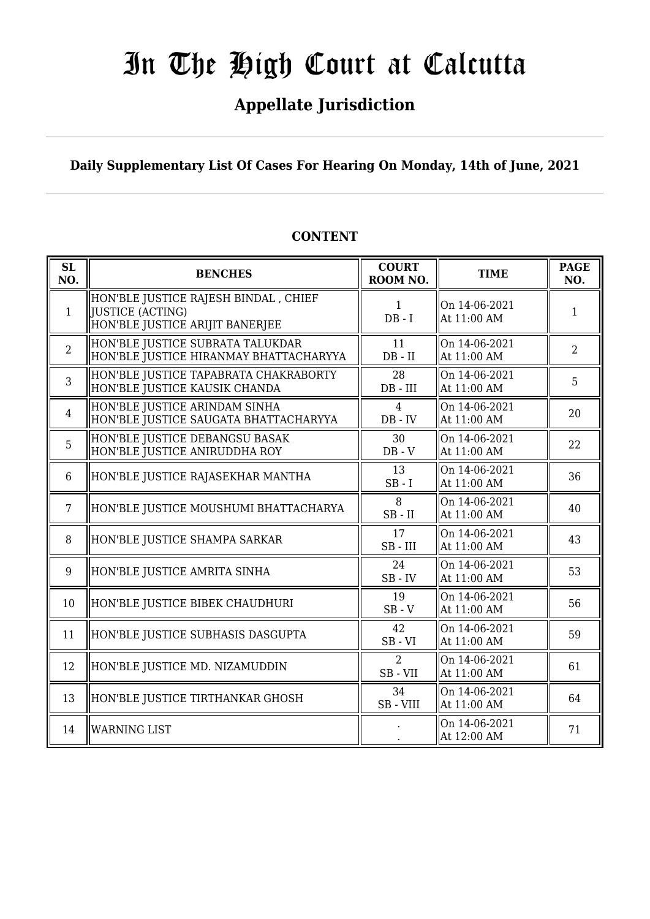# In The High Court at Calcutta

## Appellate Jurisdiction

**Daily Supplementary List Of Cases For Hearing On Monday, 14th of June, 2021**

**CONTENT**

| SL NO. | BENCHES | COURT ROOM NO. | TIME | PAGE NO. |
|---|---|---|---|---|
| 1 | HON'BLE JUSTICE RAJESH BINDAL , CHIEF JUSTICE (ACTING)<br>HON'BLE JUSTICE ARIJIT BANERJEE | 1<br>DB - I | On 14-06-2021<br>At 11:00 AM | 1 |
| 2 | HON'BLE JUSTICE SUBRATA TALUKDAR<br>HON'BLE JUSTICE HIRANMAY BHATTACHARYYA | 11<br>DB - II | On 14-06-2021<br>At 11:00 AM | 2 |
| 3 | HON'BLE JUSTICE TAPABRATA CHAKRABORTY<br>HON'BLE JUSTICE KAUSIK CHANDA | 28<br>DB - III | On 14-06-2021<br>At 11:00 AM | 5 |
| 4 | HON'BLE JUSTICE ARINDAM SINHA<br>HON'BLE JUSTICE SAUGATA BHATTACHARYYA | 4<br>DB - IV | On 14-06-2021<br>At 11:00 AM | 20 |
| 5 | HON'BLE JUSTICE DEBANGSU BASAK<br>HON'BLE JUSTICE ANIRUDDHA ROY | 30<br>DB - V | On 14-06-2021<br>At 11:00 AM | 22 |
| 6 | HON'BLE JUSTICE RAJASEKHAR MANTHA | 13<br>SB - I | On 14-06-2021<br>At 11:00 AM | 36 |
| 7 | HON'BLE JUSTICE MOUSHUMI BHATTACHARYA | 8<br>SB - II | On 14-06-2021<br>At 11:00 AM | 40 |
| 8 | HON'BLE JUSTICE SHAMPA SARKAR | 17<br>SB - III | On 14-06-2021<br>At 11:00 AM | 43 |
| 9 | HON'BLE JUSTICE AMRITA SINHA | 24<br>SB - IV | On 14-06-2021<br>At 11:00 AM | 53 |
| 10 | HON'BLE JUSTICE BIBEK CHAUDHURI | 19<br>SB - V | On 14-06-2021<br>At 11:00 AM | 56 |
| 11 | HON'BLE JUSTICE SUBHASIS DASGUPTA | 42<br>SB - VI | On 14-06-2021<br>At 11:00 AM | 59 |
| 12 | HON'BLE JUSTICE MD. NIZAMUDDIN | 2<br>SB - VII | On 14-06-2021<br>At 11:00 AM | 61 |
| 13 | HON'BLE JUSTICE TIRTHANKAR GHOSH | 34<br>SB - VIII | On 14-06-2021<br>At 11:00 AM | 64 |
| 14 | WARNING LIST | .<br>. | On 14-06-2021<br>At 12:00 AM | 71 |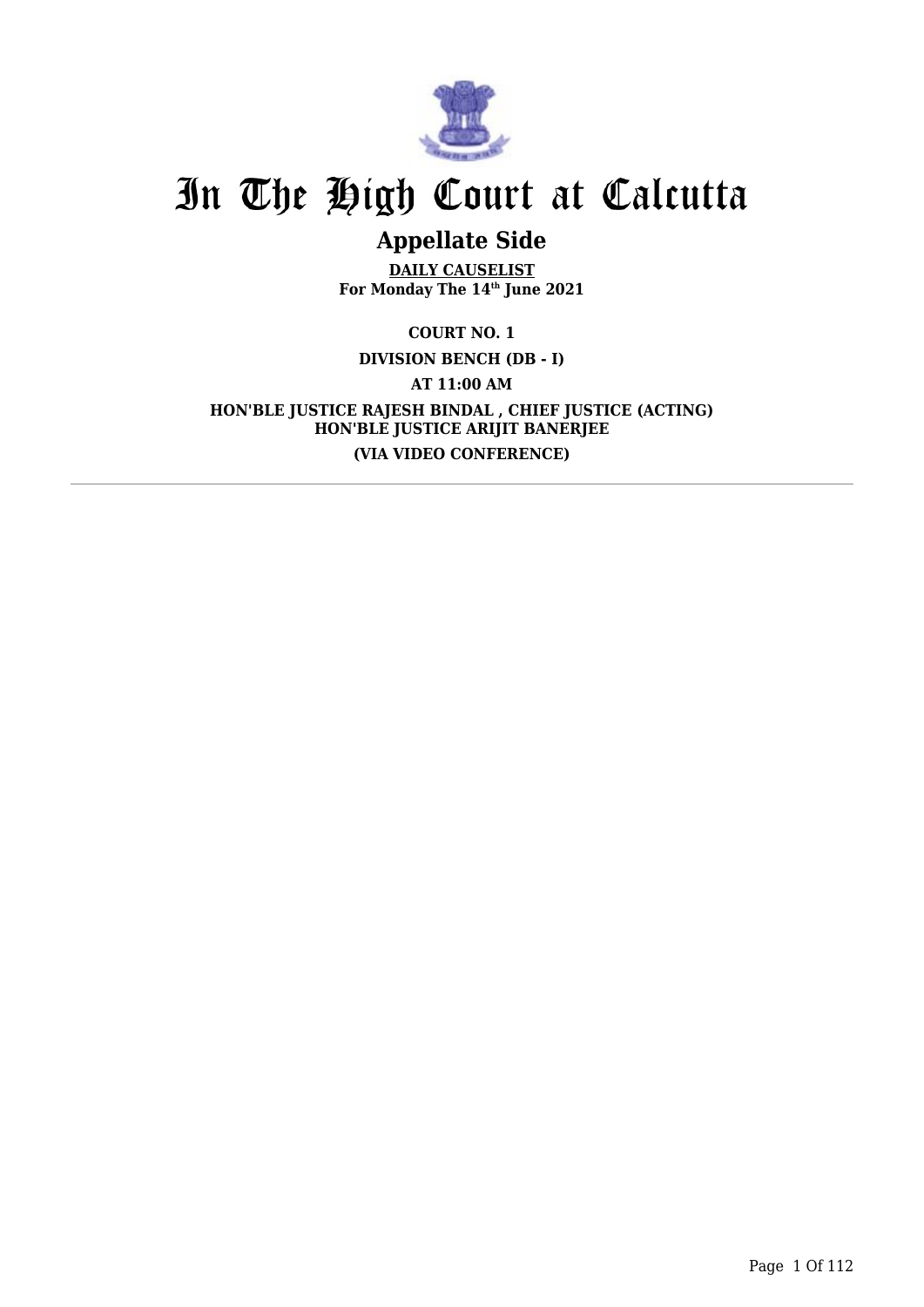# In The High Court at Calcutta

## Appellate Side

**DAILY CAUSELIST**
**For Monday The 14th June 2021**

**COURT NO. 1**

**DIVISION BENCH (DB - I)**

**AT 11:00 AM**

**HON'BLE JUSTICE RAJESH BINDAL , CHIEF JUSTICE (ACTING)**
**HON'BLE JUSTICE ARIJIT BANERJEE**

**(VIA VIDEO CONFERENCE)**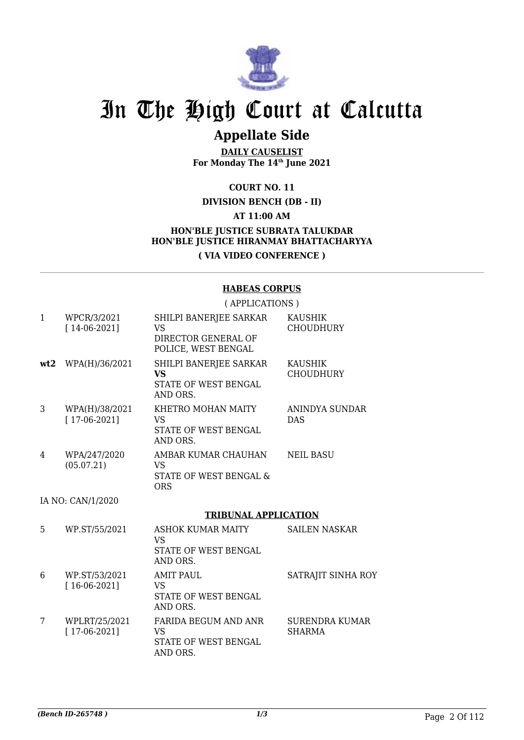# In The High Court at Calcutta

## Appellate Side

**DAILY CAUSELIST**
**For Monday The 14th June 2021**

**COURT NO. 11**

**DIVISION BENCH (DB - II)**

**AT 11:00 AM**

**HON'BLE JUSTICE SUBRATA TALUKDAR**
**HON'BLE JUSTICE HIRANMAY BHATTACHARYYA**

**( VIA VIDEO CONFERENCE )**

### HABEAS CORPUS

( APPLICATIONS )

| | | | |
|---|---|---|---|
| 1 | WPCR/3/2021 [ 14-06-2021] | SHILPI BANERJEE SARKAR VS DIRECTOR GENERAL OF POLICE, WEST BENGAL | KAUSHIK CHOUDHURY |
| **wt2** | WPA(H)/36/2021 | SHILPI BANERJEE SARKAR **VS** STATE OF WEST BENGAL AND ORS. | KAUSHIK CHOUDHURY |
| 3 | WPA(H)/38/2021 [ 17-06-2021] | KHETRO MOHAN MAITY VS STATE OF WEST BENGAL AND ORS. | ANINDYA SUNDAR DAS |
| 4 | WPA/247/2020 (05.07.21) | AMBAR KUMAR CHAUHAN VS STATE OF WEST BENGAL & ORS | NEIL BASU |

IA NO: CAN/1/2020

### TRIBUNAL APPLICATION

| | | | |
|---|---|---|---|
| 5 | WP.ST/55/2021 | ASHOK KUMAR MAITY VS STATE OF WEST BENGAL AND ORS. | SAILEN NASKAR |
| 6 | WP.ST/53/2021 [ 16-06-2021] | AMIT PAUL VS STATE OF WEST BENGAL AND ORS. | SATRAJIT SINHA ROY |
| 7 | WPLRT/25/2021 [ 17-06-2021] | FARIDA BEGUM AND ANR VS STATE OF WEST BENGAL AND ORS. | SURENDRA KUMAR SHARMA |

*(Bench ID-265748 )* 1/3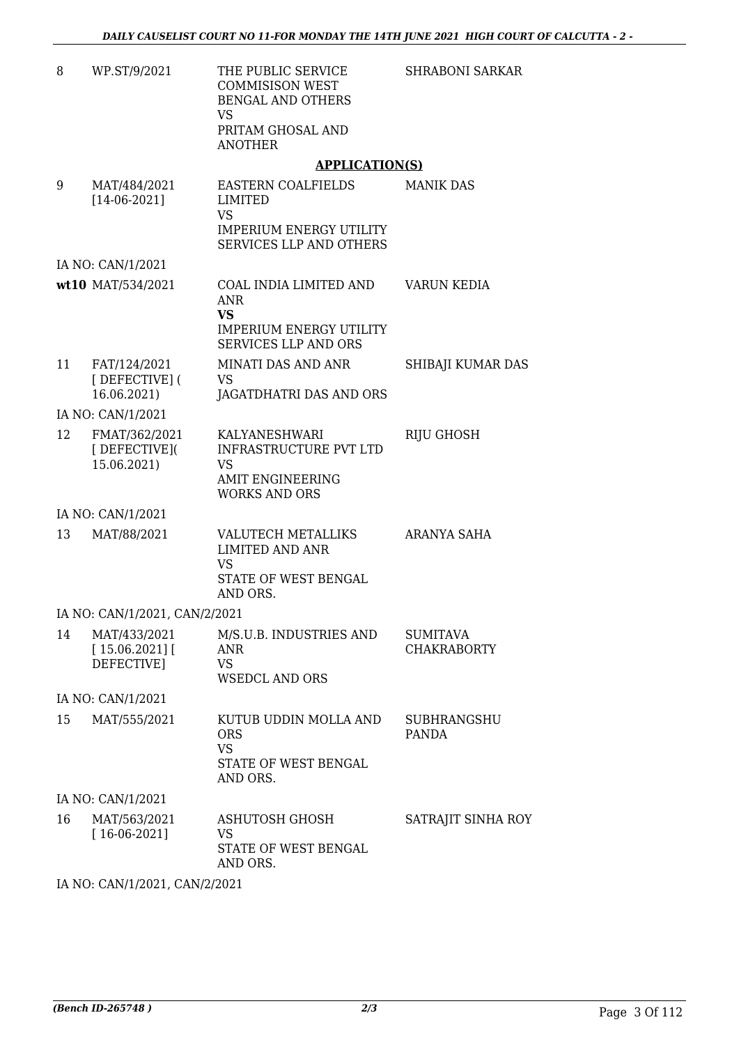| | | | |
|---|---|---|---|
| 8 | WP.ST/9/2021 | THE PUBLIC SERVICE COMMISISON WEST BENGAL AND OTHERS<br>VS<br>PRITAM GHOSAL AND ANOTHER | SHRABONI SARKAR |

**APPLICATION(S)**

| | | | |
|---|---|---|---|
| 9 | MAT/484/2021<br>[14-06-2021] | EASTERN COALFIELDS LIMITED<br>VS<br>IMPERIUM ENERGY UTILITY SERVICES LLP AND OTHERS | MANIK DAS |
| | IA NO: CAN/1/2021 | | |
| **wt10** | MAT/534/2021 | COAL INDIA LIMITED AND ANR<br>**VS**<br>IMPERIUM ENERGY UTILITY SERVICES LLP AND ORS | VARUN KEDIA |
| 11 | FAT/124/2021<br>[ DEFECTIVE] ( 16.06.2021) | MINATI DAS AND ANR<br>VS<br>JAGATDHATRI DAS AND ORS | SHIBAJI KUMAR DAS |
| | IA NO: CAN/1/2021 | | |
| 12 | FMAT/362/2021<br>[ DEFECTIVE]( 15.06.2021) | KALYANESHWARI INFRASTRUCTURE PVT LTD<br>VS<br>AMIT ENGINEERING WORKS AND ORS | RIJU GHOSH |
| | IA NO: CAN/1/2021 | | |
| 13 | MAT/88/2021 | VALUTECH METALLIKS LIMITED AND ANR<br>VS<br>STATE OF WEST BENGAL AND ORS. | ARANYA SAHA |
| | IA NO: CAN/1/2021, CAN/2/2021 | | |
| 14 | MAT/433/2021<br>[ 15.06.2021] [ DEFECTIVE] | M/S.U.B. INDUSTRIES AND ANR<br>VS<br>WSEDCL AND ORS | SUMITAVA CHAKRABORTY |
| | IA NO: CAN/1/2021 | | |
| 15 | MAT/555/2021 | KUTUB UDDIN MOLLA AND ORS<br>VS<br>STATE OF WEST BENGAL AND ORS. | SUBHRANGSHU PANDA |
| | IA NO: CAN/1/2021 | | |
| 16 | MAT/563/2021<br>[ 16-06-2021] | ASHUTOSH GHOSH<br>VS<br>STATE OF WEST BENGAL AND ORS. | SATRAJIT SINHA ROY |
| | IA NO: CAN/1/2021, CAN/2/2021 | | |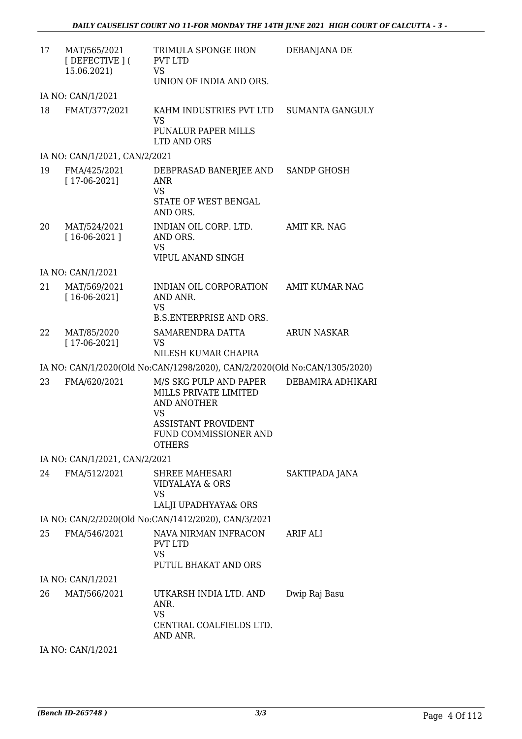| | | | |
|---|---|---|---|
| 17 | MAT/565/2021 [ DEFECTIVE ] ( 15.06.2021) | TRIMULA SPONGE IRON PVT LTD<br>VS<br>UNION OF INDIA AND ORS. | DEBANJANA DE |
| IA NO: CAN/1/2021 | | | |
| 18 | FMAT/377/2021 | KAHM INDUSTRIES PVT LTD<br>VS<br>PUNALUR PAPER MILLS LTD AND ORS | SUMANTA GANGULY |
| IA NO: CAN/1/2021, CAN/2/2021 | | | |
| 19 | FMA/425/2021 [ 17-06-2021] | DEBPRASAD BANERJEE AND ANR<br>VS<br>STATE OF WEST BENGAL AND ORS. | SANDP GHOSH |
| 20 | MAT/524/2021 [ 16-06-2021 ] | INDIAN OIL CORP. LTD. AND ORS.<br>VS<br>VIPUL ANAND SINGH | AMIT KR. NAG |
| IA NO: CAN/1/2021 | | | |
| 21 | MAT/569/2021 [ 16-06-2021] | INDIAN OIL CORPORATION AND ANR.<br>VS<br>B.S.ENTERPRISE AND ORS. | AMIT KUMAR NAG |
| 22 | MAT/85/2020 [ 17-06-2021] | SAMARENDRA DATTA<br>VS<br>NILESH KUMAR CHAPRA | ARUN NASKAR |
| IA NO: CAN/1/2020(Old No:CAN/1298/2020), CAN/2/2020(Old No:CAN/1305/2020) | | | |
| 23 | FMA/620/2021 | M/S SKG PULP AND PAPER MILLS PRIVATE LIMITED AND ANOTHER<br>VS<br>ASSISTANT PROVIDENT FUND COMMISSIONER AND OTHERS | DEBAMIRA ADHIKARI |
| IA NO: CAN/1/2021, CAN/2/2021 | | | |
| 24 | FMA/512/2021 | SHREE MAHESARI VIDYALAYA & ORS<br>VS<br>LALJI UPADHYAYA& ORS | SAKTIPADA JANA |
| IA NO: CAN/2/2020(Old No:CAN/1412/2020), CAN/3/2021 | | | |
| 25 | FMA/546/2021 | NAVA NIRMAN INFRACON PVT LTD<br>VS<br>PUTUL BHAKAT AND ORS | ARIF ALI |
| IA NO: CAN/1/2021 | | | |
| 26 | MAT/566/2021 | UTKARSH INDIA LTD. AND ANR.<br>VS<br>CENTRAL COALFIELDS LTD. AND ANR. | Dwip Raj Basu |
| IA NO: CAN/1/2021 | | | |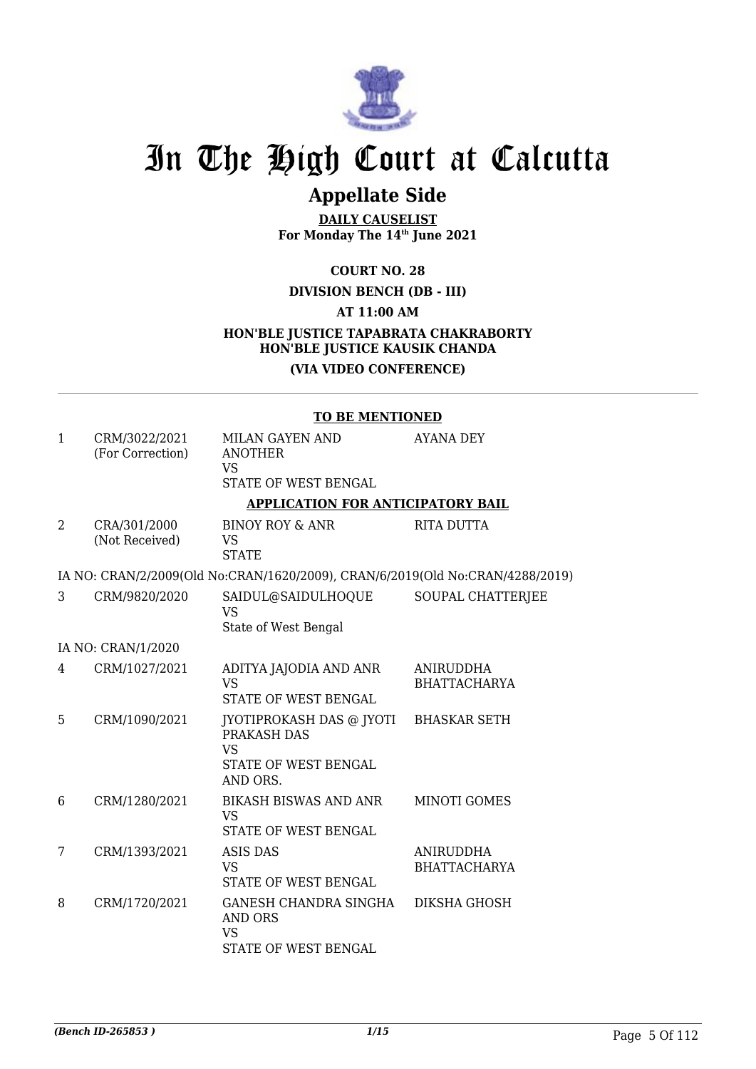# In The High Court at Calcutta

## Appellate Side

**DAILY CAUSELIST**
**For Monday The 14th June 2021**

**COURT NO. 28**

**DIVISION BENCH (DB - III)**

**AT 11:00 AM**

**HON'BLE JUSTICE TAPABRATA CHAKRABORTY**
**HON'BLE JUSTICE KAUSIK CHANDA**

**(VIA VIDEO CONFERENCE)**

**TO BE MENTIONED**

| | | | |
|---|---|---|---|
| 1 | CRM/3022/2021 (For Correction) | MILAN GAYEN AND ANOTHER VS STATE OF WEST BENGAL | AYANA DEY |

**APPLICATION FOR ANTICIPATORY BAIL**

| | | | |
|---|---|---|---|
| 2 | CRA/301/2000 (Not Received) | BINOY ROY & ANR VS STATE | RITA DUTTA |
| | IA NO: CRAN/2/2009(Old No:CRAN/1620/2009), CRAN/6/2019(Old No:CRAN/4288/2019) | | |
| 3 | CRM/9820/2020 | SAIDUL@SAIDULHOQUE VS State of West Bengal | SOUPAL CHATTERJEE |
| | IA NO: CRAN/1/2020 | | |
| 4 | CRM/1027/2021 | ADITYA JAJODIA AND ANR VS STATE OF WEST BENGAL | ANIRUDDHA BHATTACHARYA |
| 5 | CRM/1090/2021 | JYOTIPROKASH DAS @ JYOTI PRAKASH DAS VS STATE OF WEST BENGAL AND ORS. | BHASKAR SETH |
| 6 | CRM/1280/2021 | BIKASH BISWAS AND ANR VS STATE OF WEST BENGAL | MINOTI GOMES |
| 7 | CRM/1393/2021 | ASIS DAS VS STATE OF WEST BENGAL | ANIRUDDHA BHATTACHARYA |
| 8 | CRM/1720/2021 | GANESH CHANDRA SINGHA AND ORS VS STATE OF WEST BENGAL | DIKSHA GHOSH |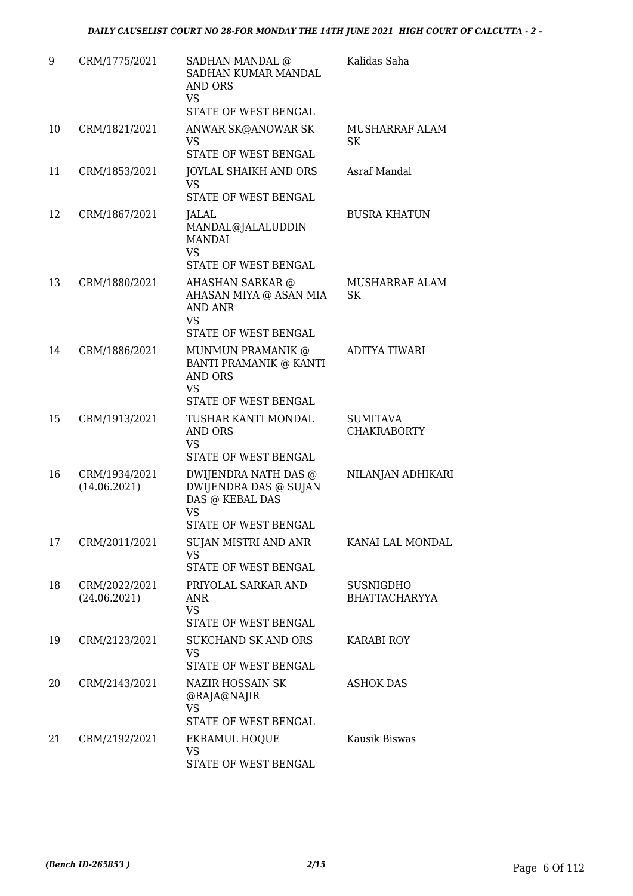| 9 | CRM/1775/2021 | SADHAN MANDAL @ SADHAN KUMAR MANDAL AND ORS<br>VS<br>STATE OF WEST BENGAL | Kalidas Saha |
|---|---|---|---|
| 10 | CRM/1821/2021 | ANWAR SK@ANOWAR SK<br>VS<br>STATE OF WEST BENGAL | MUSHARRAF ALAM SK |
| 11 | CRM/1853/2021 | JOYLAL SHAIKH AND ORS<br>VS<br>STATE OF WEST BENGAL | Asraf Mandal |
| 12 | CRM/1867/2021 | JALAL MANDAL@JALALUDDIN MANDAL<br>VS<br>STATE OF WEST BENGAL | BUSRA KHATUN |
| 13 | CRM/1880/2021 | AHASHAN SARKAR @ AHASAN MIYA @ ASAN MIA AND ANR<br>VS<br>STATE OF WEST BENGAL | MUSHARRAF ALAM SK |
| 14 | CRM/1886/2021 | MUNMUN PRAMANIK @ BANTI PRAMANIK @ KANTI AND ORS<br>VS<br>STATE OF WEST BENGAL | ADITYA TIWARI |
| 15 | CRM/1913/2021 | TUSHAR KANTI MONDAL AND ORS<br>VS<br>STATE OF WEST BENGAL | SUMITAVA CHAKRABORTY |
| 16 | CRM/1934/2021 (14.06.2021) | DWIJENDRA NATH DAS @ DWIJENDRA DAS @ SUJAN DAS @ KEBAL DAS<br>VS<br>STATE OF WEST BENGAL | NILANJAN ADHIKARI |
| 17 | CRM/2011/2021 | SUJAN MISTRI AND ANR<br>VS<br>STATE OF WEST BENGAL | KANAI LAL MONDAL |
| 18 | CRM/2022/2021 (24.06.2021) | PRIYOLAL SARKAR AND ANR<br>VS<br>STATE OF WEST BENGAL | SUSNIGDHO BHATTACHARYYA |
| 19 | CRM/2123/2021 | SUKCHAND SK AND ORS<br>VS<br>STATE OF WEST BENGAL | KARABI ROY |
| 20 | CRM/2143/2021 | NAZIR HOSSAIN SK @RAJA@NAJIR<br>VS<br>STATE OF WEST BENGAL | ASHOK DAS |
| 21 | CRM/2192/2021 | EKRAMUL HOQUE<br>VS<br>STATE OF WEST BENGAL | Kausik Biswas |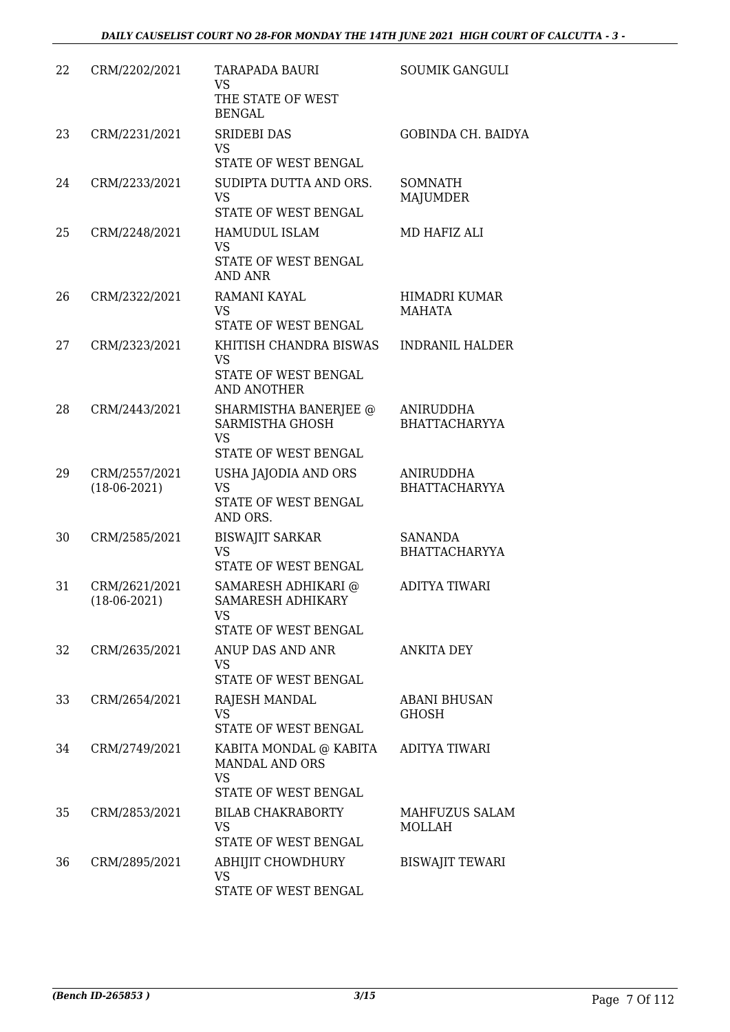| | | | |
|---|---|---|---|
| 22 | CRM/2202/2021 | TARAPADA BAURI<br>VS<br>THE STATE OF WEST BENGAL | SOUMIK GANGULI |
| 23 | CRM/2231/2021 | SRIDEBI DAS<br>VS<br>STATE OF WEST BENGAL | GOBINDA CH. BAIDYA |
| 24 | CRM/2233/2021 | SUDIPTA DUTTA AND ORS.<br>VS<br>STATE OF WEST BENGAL | SOMNATH MAJUMDER |
| 25 | CRM/2248/2021 | HAMUDUL ISLAM<br>VS<br>STATE OF WEST BENGAL AND ANR | MD HAFIZ ALI |
| 26 | CRM/2322/2021 | RAMANI KAYAL<br>VS<br>STATE OF WEST BENGAL | HIMADRI KUMAR MAHATA |
| 27 | CRM/2323/2021 | KHITISH CHANDRA BISWAS<br>VS<br>STATE OF WEST BENGAL AND ANOTHER | INDRANIL HALDER |
| 28 | CRM/2443/2021 | SHARMISTHA BANERJEE @ SARMISTHA GHOSH<br>VS<br>STATE OF WEST BENGAL | ANIRUDDHA BHATTACHARYYA |
| 29 | CRM/2557/2021<br>(18-06-2021) | USHA JAJODIA AND ORS<br>VS<br>STATE OF WEST BENGAL AND ORS. | ANIRUDDHA BHATTACHARYYA |
| 30 | CRM/2585/2021 | BISWAJIT SARKAR<br>VS<br>STATE OF WEST BENGAL | SANANDA BHATTACHARYYA |
| 31 | CRM/2621/2021<br>(18-06-2021) | SAMARESH ADHIKARI @ SAMARESH ADHIKARY<br>VS<br>STATE OF WEST BENGAL | ADITYA TIWARI |
| 32 | CRM/2635/2021 | ANUP DAS AND ANR<br>VS<br>STATE OF WEST BENGAL | ANKITA DEY |
| 33 | CRM/2654/2021 | RAJESH MANDAL<br>VS<br>STATE OF WEST BENGAL | ABANI BHUSAN GHOSH |
| 34 | CRM/2749/2021 | KABITA MONDAL @ KABITA MANDAL AND ORS<br>VS<br>STATE OF WEST BENGAL | ADITYA TIWARI |
| 35 | CRM/2853/2021 | BILAB CHAKRABORTY<br>VS<br>STATE OF WEST BENGAL | MAHFUZUS SALAM MOLLAH |
| 36 | CRM/2895/2021 | ABHIJIT CHOWDHURY<br>VS<br>STATE OF WEST BENGAL | BISWAJIT TEWARI |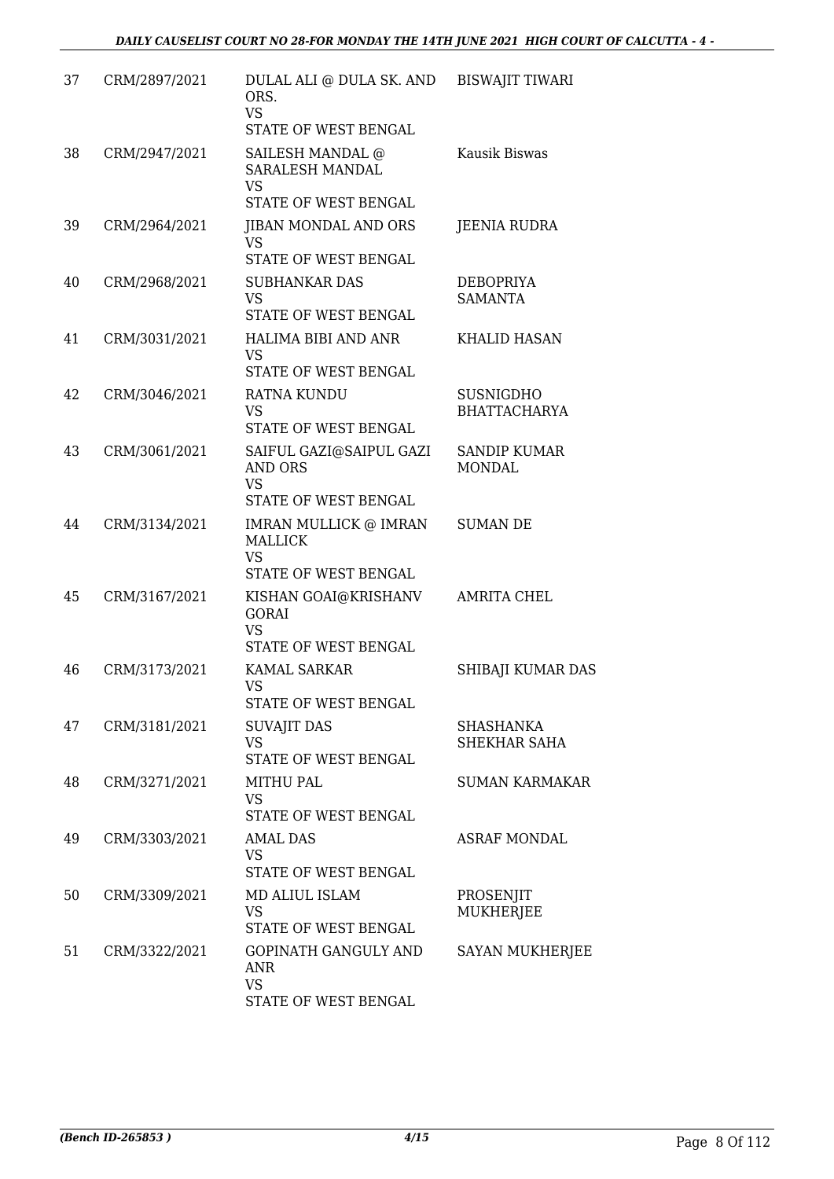| 37 | CRM/2897/2021 | DULAL ALI @ DULA SK. AND ORS.<br>VS<br>STATE OF WEST BENGAL | BISWAJIT TIWARI |
|---|---|---|---|
| 38 | CRM/2947/2021 | SAILESH MANDAL @ SARALESH MANDAL<br>VS<br>STATE OF WEST BENGAL | Kausik Biswas |
| 39 | CRM/2964/2021 | JIBAN MONDAL AND ORS<br>VS<br>STATE OF WEST BENGAL | JEENIA RUDRA |
| 40 | CRM/2968/2021 | SUBHANKAR DAS<br>VS<br>STATE OF WEST BENGAL | DEBOPRIYA SAMANTA |
| 41 | CRM/3031/2021 | HALIMA BIBI AND ANR<br>VS<br>STATE OF WEST BENGAL | KHALID HASAN |
| 42 | CRM/3046/2021 | RATNA KUNDU<br>VS<br>STATE OF WEST BENGAL | SUSNIGDHO BHATTACHARYA |
| 43 | CRM/3061/2021 | SAIFUL GAZI@SAIPUL GAZI AND ORS<br>VS<br>STATE OF WEST BENGAL | SANDIP KUMAR MONDAL |
| 44 | CRM/3134/2021 | IMRAN MULLICK @ IMRAN MALLICK<br>VS<br>STATE OF WEST BENGAL | SUMAN DE |
| 45 | CRM/3167/2021 | KISHAN GOAI@KRISHANV GORAI<br>VS<br>STATE OF WEST BENGAL | AMRITA CHEL |
| 46 | CRM/3173/2021 | KAMAL SARKAR<br>VS<br>STATE OF WEST BENGAL | SHIBAJI KUMAR DAS |
| 47 | CRM/3181/2021 | SUVAJIT DAS<br>VS<br>STATE OF WEST BENGAL | SHASHANKA SHEKHAR SAHA |
| 48 | CRM/3271/2021 | MITHU PAL<br>VS<br>STATE OF WEST BENGAL | SUMAN KARMAKAR |
| 49 | CRM/3303/2021 | AMAL DAS<br>VS<br>STATE OF WEST BENGAL | ASRAF MONDAL |
| 50 | CRM/3309/2021 | MD ALIUL ISLAM<br>VS<br>STATE OF WEST BENGAL | PROSENJIT MUKHERJEE |
| 51 | CRM/3322/2021 | GOPINATH GANGULY AND ANR<br>VS<br>STATE OF WEST BENGAL | SAYAN MUKHERJEE |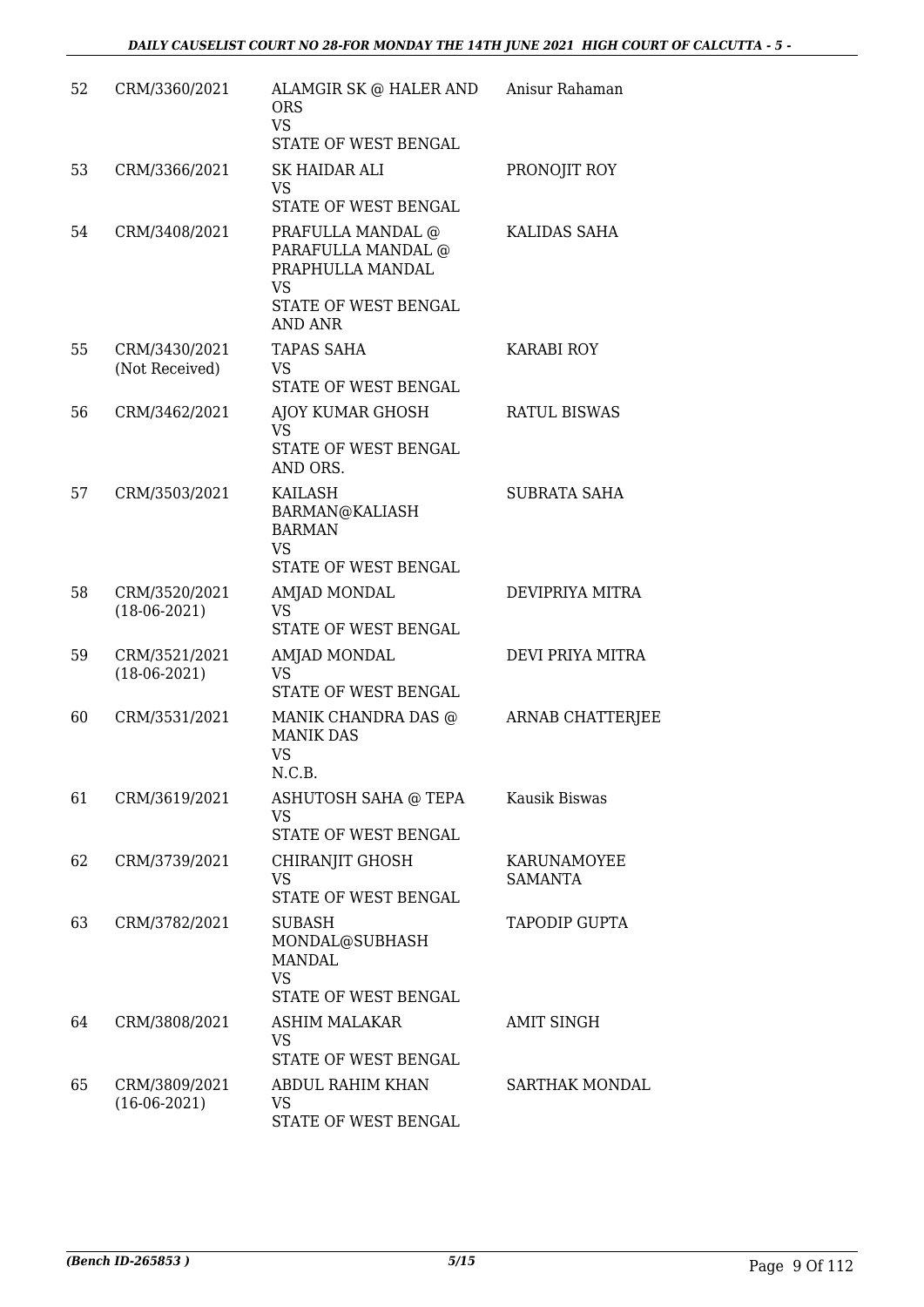| 52 | CRM/3360/2021 | ALAMGIR SK @ HALER AND ORS<br>VS<br>STATE OF WEST BENGAL | Anisur Rahaman |
|---|---|---|---|
| 53 | CRM/3366/2021 | SK HAIDAR ALI<br>VS<br>STATE OF WEST BENGAL | PRONOJIT ROY |
| 54 | CRM/3408/2021 | PRAFULLA MANDAL @ PARAFULLA MANDAL @ PRAPHULLA MANDAL<br>VS<br>STATE OF WEST BENGAL AND ANR | KALIDAS SAHA |
| 55 | CRM/3430/2021 (Not Received) | TAPAS SAHA<br>VS<br>STATE OF WEST BENGAL | KARABI ROY |
| 56 | CRM/3462/2021 | AJOY KUMAR GHOSH<br>VS<br>STATE OF WEST BENGAL AND ORS. | RATUL BISWAS |
| 57 | CRM/3503/2021 | KAILASH BARMAN@KALIASH BARMAN<br>VS<br>STATE OF WEST BENGAL | SUBRATA SAHA |
| 58 | CRM/3520/2021 (18-06-2021) | AMJAD MONDAL<br>VS<br>STATE OF WEST BENGAL | DEVIPRIYA MITRA |
| 59 | CRM/3521/2021 (18-06-2021) | AMJAD MONDAL<br>VS<br>STATE OF WEST BENGAL | DEVI PRIYA MITRA |
| 60 | CRM/3531/2021 | MANIK CHANDRA DAS @ MANIK DAS<br>VS<br>N.C.B. | ARNAB CHATTERJEE |
| 61 | CRM/3619/2021 | ASHUTOSH SAHA @ TEPA<br>VS<br>STATE OF WEST BENGAL | Kausik Biswas |
| 62 | CRM/3739/2021 | CHIRANJIT GHOSH<br>VS<br>STATE OF WEST BENGAL | KARUNAMOYEE SAMANTA |
| 63 | CRM/3782/2021 | SUBASH MONDAL@SUBHASH MANDAL<br>VS<br>STATE OF WEST BENGAL | TAPODIP GUPTA |
| 64 | CRM/3808/2021 | ASHIM MALAKAR<br>VS<br>STATE OF WEST BENGAL | AMIT SINGH |
| 65 | CRM/3809/2021 (16-06-2021) | ABDUL RAHIM KHAN<br>VS<br>STATE OF WEST BENGAL | SARTHAK MONDAL |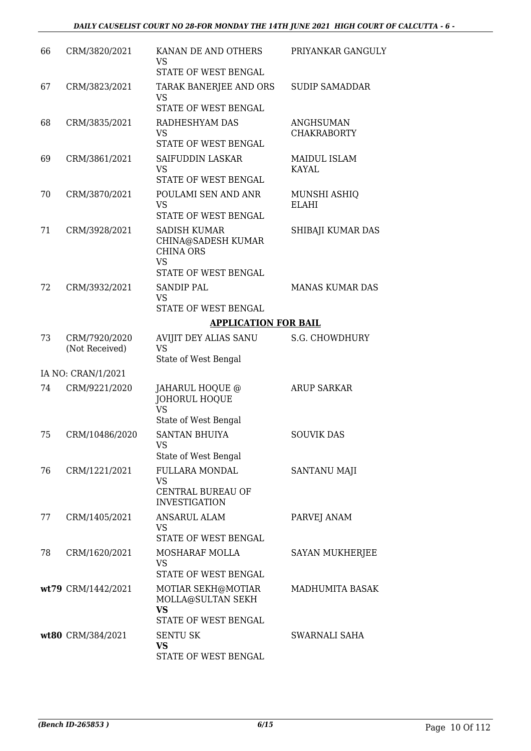| | | | |
|---|---|---|---|
| 66 | CRM/3820/2021 | KANAN DE AND OTHERS<br>VS<br>STATE OF WEST BENGAL | PRIYANKAR GANGULY |
| 67 | CRM/3823/2021 | TARAK BANERJEE AND ORS<br>VS<br>STATE OF WEST BENGAL | SUDIP SAMADDAR |
| 68 | CRM/3835/2021 | RADHESHYAM DAS<br>VS<br>STATE OF WEST BENGAL | ANGHSUMAN CHAKRABORTY |
| 69 | CRM/3861/2021 | SAIFUDDIN LASKAR<br>VS<br>STATE OF WEST BENGAL | MAIDUL ISLAM KAYAL |
| 70 | CRM/3870/2021 | POULAMI SEN AND ANR<br>VS<br>STATE OF WEST BENGAL | MUNSHI ASHIQ ELAHI |
| 71 | CRM/3928/2021 | SADISH KUMAR CHINA@SADESH KUMAR CHINA ORS<br>VS<br>STATE OF WEST BENGAL | SHIBAJI KUMAR DAS |
| 72 | CRM/3932/2021 | SANDIP PAL<br>VS<br>STATE OF WEST BENGAL | MANAS KUMAR DAS |

**APPLICATION FOR BAIL**

| | | | |
|---|---|---|---|
| 73 | CRM/7920/2020 (Not Received) | AVIJIT DEY ALIAS SANU<br>VS<br>State of West Bengal | S.G. CHOWDHURY |
| | IA NO: CRAN/1/2021 | | |
| 74 | CRM/9221/2020 | JAHARUL HOQUE @ JOHORUL HOQUE<br>VS<br>State of West Bengal | ARUP SARKAR |
| 75 | CRM/10486/2020 | SANTAN BHUIYA<br>VS<br>State of West Bengal | SOUVIK DAS |
| 76 | CRM/1221/2021 | FULLARA MONDAL<br>VS<br>CENTRAL BUREAU OF INVESTIGATION | SANTANU MAJI |
| 77 | CRM/1405/2021 | ANSARUL ALAM<br>VS<br>STATE OF WEST BENGAL | PARVEJ ANAM |
| 78 | CRM/1620/2021 | MOSHARAF MOLLA<br>VS<br>STATE OF WEST BENGAL | SAYAN MUKHERJEE |
| **wt79** | CRM/1442/2021 | MOTIAR SEKH@MOTIAR MOLLA@SULTAN SEKH<br>**VS**<br>STATE OF WEST BENGAL | MADHUMITA BASAK |
| **wt80** | CRM/384/2021 | SENTU SK<br>**VS**<br>STATE OF WEST BENGAL | SWARNALI SAHA |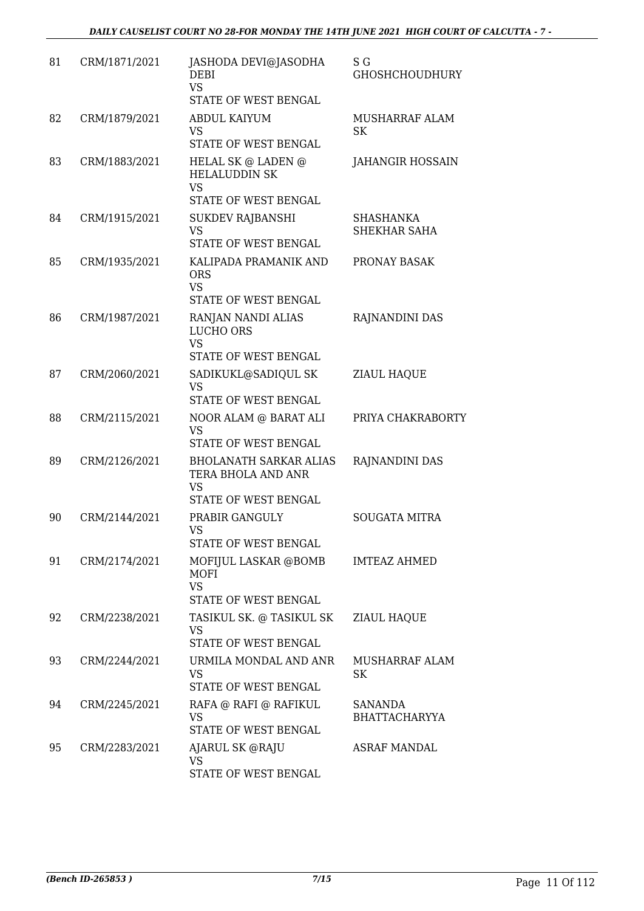| 81 | CRM/1871/2021 | JASHODA DEVI@JASODHA DEBI VS STATE OF WEST BENGAL | S G GHOSHCHOUDHURY |
|---|---|---|---|
| 82 | CRM/1879/2021 | ABDUL KAIYUM VS STATE OF WEST BENGAL | MUSHARRAF ALAM SK |
| 83 | CRM/1883/2021 | HELAL SK @ LADEN @ HELALUDDIN SK VS STATE OF WEST BENGAL | JAHANGIR HOSSAIN |
| 84 | CRM/1915/2021 | SUKDEV RAJBANSHI VS STATE OF WEST BENGAL | SHASHANKA SHEKHAR SAHA |
| 85 | CRM/1935/2021 | KALIPADA PRAMANIK AND ORS VS STATE OF WEST BENGAL | PRONAY BASAK |
| 86 | CRM/1987/2021 | RANJAN NANDI ALIAS LUCHO ORS VS STATE OF WEST BENGAL | RAJNANDINI DAS |
| 87 | CRM/2060/2021 | SADIKUKL@SADIQUL SK VS STATE OF WEST BENGAL | ZIAUL HAQUE |
| 88 | CRM/2115/2021 | NOOR ALAM @ BARAT ALI VS STATE OF WEST BENGAL | PRIYA CHAKRABORTY |
| 89 | CRM/2126/2021 | BHOLANATH SARKAR ALIAS TERA BHOLA AND ANR VS STATE OF WEST BENGAL | RAJNANDINI DAS |
| 90 | CRM/2144/2021 | PRABIR GANGULY VS STATE OF WEST BENGAL | SOUGATA MITRA |
| 91 | CRM/2174/2021 | MOFIJUL LASKAR @BOMB MOFI VS STATE OF WEST BENGAL | IMTEAZ AHMED |
| 92 | CRM/2238/2021 | TASIKUL SK. @ TASIKUL SK VS STATE OF WEST BENGAL | ZIAUL HAQUE |
| 93 | CRM/2244/2021 | URMILA MONDAL AND ANR VS STATE OF WEST BENGAL | MUSHARRAF ALAM SK |
| 94 | CRM/2245/2021 | RAFA @ RAFI @ RAFIKUL VS STATE OF WEST BENGAL | SANANDA BHATTACHARYYA |
| 95 | CRM/2283/2021 | AJARUL SK @RAJU VS STATE OF WEST BENGAL | ASRAF MANDAL |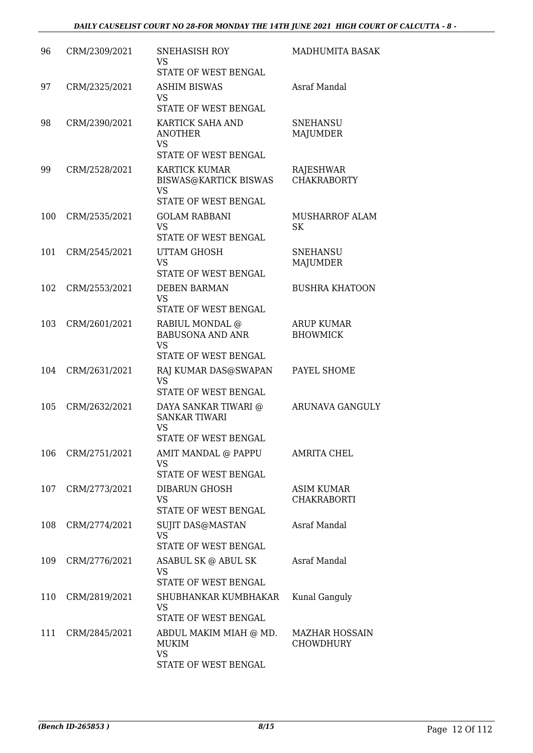| 96 | CRM/2309/2021 | SNEHASISH ROY<br>VS<br>STATE OF WEST BENGAL | MADHUMITA BASAK |
|---|---|---|---|
| 97 | CRM/2325/2021 | ASHIM BISWAS<br>VS<br>STATE OF WEST BENGAL | Asraf Mandal |
| 98 | CRM/2390/2021 | KARTICK SAHA AND ANOTHER<br>VS<br>STATE OF WEST BENGAL | SNEHANSU MAJUMDER |
| 99 | CRM/2528/2021 | KARTICK KUMAR BISWAS@KARTICK BISWAS<br>VS<br>STATE OF WEST BENGAL | RAJESHWAR CHAKRABORTY |
| 100 | CRM/2535/2021 | GOLAM RABBANI<br>VS<br>STATE OF WEST BENGAL | MUSHARROF ALAM SK |
| 101 | CRM/2545/2021 | UTTAM GHOSH<br>VS<br>STATE OF WEST BENGAL | SNEHANSU MAJUMDER |
| 102 | CRM/2553/2021 | DEBEN BARMAN<br>VS<br>STATE OF WEST BENGAL | BUSHRA KHATOON |
| 103 | CRM/2601/2021 | RABIUL MONDAL @ BABUSONA AND ANR<br>VS<br>STATE OF WEST BENGAL | ARUP KUMAR BHOWMICK |
| 104 | CRM/2631/2021 | RAJ KUMAR DAS@SWAPAN<br>VS<br>STATE OF WEST BENGAL | PAYEL SHOME |
| 105 | CRM/2632/2021 | DAYA SANKAR TIWARI @ SANKAR TIWARI<br>VS<br>STATE OF WEST BENGAL | ARUNAVA GANGULY |
| 106 | CRM/2751/2021 | AMIT MANDAL @ PAPPU<br>VS<br>STATE OF WEST BENGAL | AMRITA CHEL |
| 107 | CRM/2773/2021 | DIBARUN GHOSH<br>VS<br>STATE OF WEST BENGAL | ASIM KUMAR CHAKRABORTI |
| 108 | CRM/2774/2021 | SUJIT DAS@MASTAN<br>VS<br>STATE OF WEST BENGAL | Asraf Mandal |
| 109 | CRM/2776/2021 | ASABUL SK @ ABUL SK<br>VS<br>STATE OF WEST BENGAL | Asraf Mandal |
| 110 | CRM/2819/2021 | SHUBHANKAR KUMBHAKAR<br>VS<br>STATE OF WEST BENGAL | Kunal Ganguly |
| 111 | CRM/2845/2021 | ABDUL MAKIM MIAH @ MD. MUKIM<br>VS<br>STATE OF WEST BENGAL | MAZHAR HOSSAIN CHOWDHURY |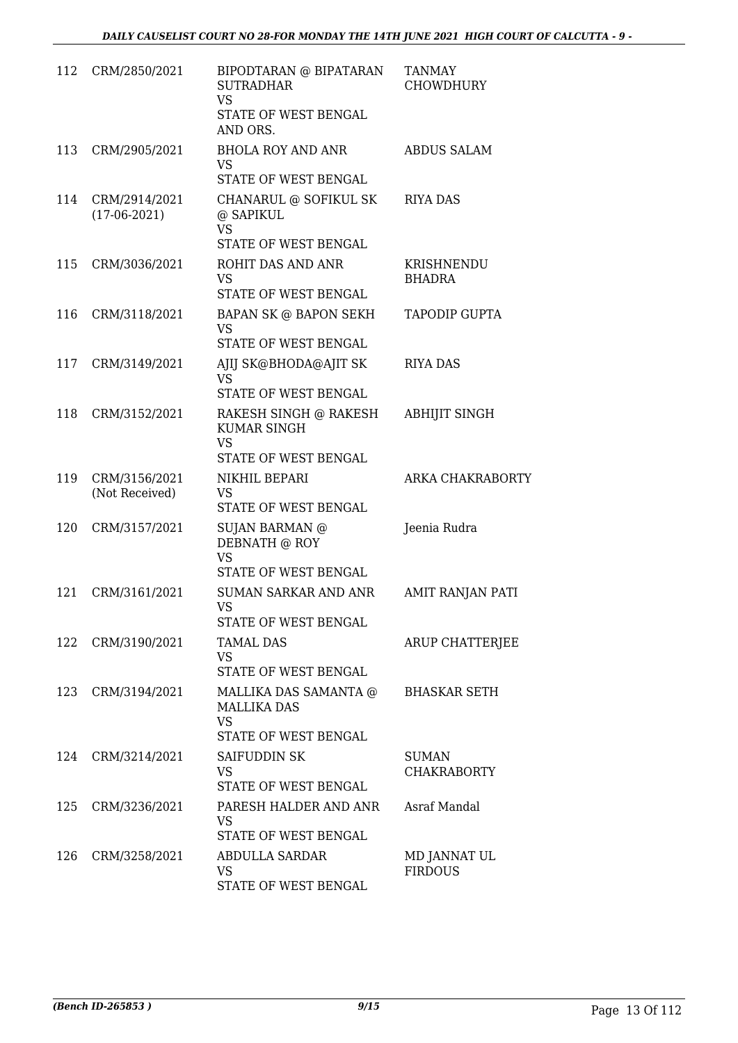| | | | |
|---|---|---|---|
| 112 | CRM/2850/2021 | BIPODTARAN @ BIPATARAN SUTRADHAR<br>VS<br>STATE OF WEST BENGAL AND ORS. | TANMAY CHOWDHURY |
| 113 | CRM/2905/2021 | BHOLA ROY AND ANR<br>VS<br>STATE OF WEST BENGAL | ABDUS SALAM |
| 114 | CRM/2914/2021<br>(17-06-2021) | CHANARUL @ SOFIKUL SK @ SAPIKUL<br>VS<br>STATE OF WEST BENGAL | RIYA DAS |
| 115 | CRM/3036/2021 | ROHIT DAS AND ANR<br>VS<br>STATE OF WEST BENGAL | KRISHNENDU BHADRA |
| 116 | CRM/3118/2021 | BAPAN SK @ BAPON SEKH<br>VS<br>STATE OF WEST BENGAL | TAPODIP GUPTA |
| 117 | CRM/3149/2021 | AJIJ SK@BHODA@AJIT SK<br>VS<br>STATE OF WEST BENGAL | RIYA DAS |
| 118 | CRM/3152/2021 | RAKESH SINGH @ RAKESH KUMAR SINGH<br>VS<br>STATE OF WEST BENGAL | ABHIJIT SINGH |
| 119 | CRM/3156/2021<br>(Not Received) | NIKHIL BEPARI<br>VS<br>STATE OF WEST BENGAL | ARKA CHAKRABORTY |
| 120 | CRM/3157/2021 | SUJAN BARMAN @ DEBNATH @ ROY<br>VS<br>STATE OF WEST BENGAL | Jeenia Rudra |
| 121 | CRM/3161/2021 | SUMAN SARKAR AND ANR<br>VS<br>STATE OF WEST BENGAL | AMIT RANJAN PATI |
| 122 | CRM/3190/2021 | TAMAL DAS<br>VS<br>STATE OF WEST BENGAL | ARUP CHATTERJEE |
| 123 | CRM/3194/2021 | MALLIKA DAS SAMANTA @ MALLIKA DAS<br>VS<br>STATE OF WEST BENGAL | BHASKAR SETH |
| 124 | CRM/3214/2021 | SAIFUDDIN SK<br>VS<br>STATE OF WEST BENGAL | SUMAN CHAKRABORTY |
| 125 | CRM/3236/2021 | PARESH HALDER AND ANR<br>VS<br>STATE OF WEST BENGAL | Asraf Mandal |
| 126 | CRM/3258/2021 | ABDULLA SARDAR<br>VS<br>STATE OF WEST BENGAL | MD JANNAT UL FIRDOUS |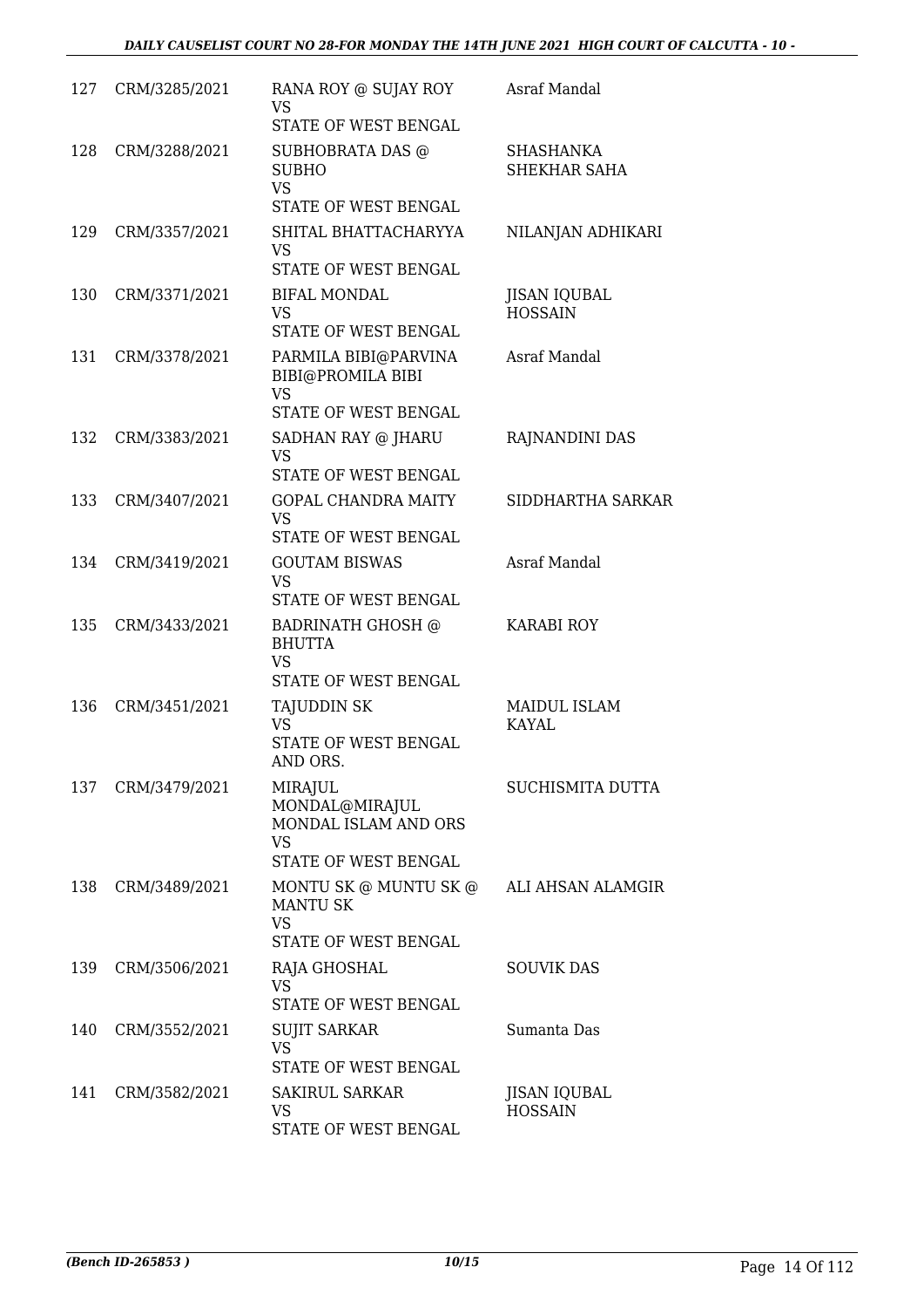| | | | |
|---|---|---|---|
| 127 | CRM/3285/2021 | RANA ROY @ SUJAY ROY<br>VS<br>STATE OF WEST BENGAL | Asraf Mandal |
| 128 | CRM/3288/2021 | SUBHOBRATA DAS @ SUBHO<br>VS<br>STATE OF WEST BENGAL | SHASHANKA SHEKHAR SAHA |
| 129 | CRM/3357/2021 | SHITAL BHATTACHARYYA<br>VS<br>STATE OF WEST BENGAL | NILANJAN ADHIKARI |
| 130 | CRM/3371/2021 | BIFAL MONDAL<br>VS<br>STATE OF WEST BENGAL | JISAN IQUBAL HOSSAIN |
| 131 | CRM/3378/2021 | PARMILA BIBI@PARVINA BIBI@PROMILA BIBI<br>VS<br>STATE OF WEST BENGAL | Asraf Mandal |
| 132 | CRM/3383/2021 | SADHAN RAY @ JHARU<br>VS<br>STATE OF WEST BENGAL | RAJNANDINI DAS |
| 133 | CRM/3407/2021 | GOPAL CHANDRA MAITY<br>VS<br>STATE OF WEST BENGAL | SIDDHARTHA SARKAR |
| 134 | CRM/3419/2021 | GOUTAM BISWAS<br>VS<br>STATE OF WEST BENGAL | Asraf Mandal |
| 135 | CRM/3433/2021 | BADRINATH GHOSH @ BHUTTA<br>VS<br>STATE OF WEST BENGAL | KARABI ROY |
| 136 | CRM/3451/2021 | TAJUDDIN SK<br>VS<br>STATE OF WEST BENGAL AND ORS. | MAIDUL ISLAM KAYAL |
| 137 | CRM/3479/2021 | MIRAJUL MONDAL@MIRAJUL MONDAL ISLAM AND ORS<br>VS<br>STATE OF WEST BENGAL | SUCHISMITA DUTTA |
| 138 | CRM/3489/2021 | MONTU SK @ MUNTU SK @ MANTU SK<br>VS<br>STATE OF WEST BENGAL | ALI AHSAN ALAMGIR |
| 139 | CRM/3506/2021 | RAJA GHOSHAL<br>VS<br>STATE OF WEST BENGAL | SOUVIK DAS |
| 140 | CRM/3552/2021 | SUJIT SARKAR<br>VS<br>STATE OF WEST BENGAL | Sumanta Das |
| 141 | CRM/3582/2021 | SAKIRUL SARKAR<br>VS<br>STATE OF WEST BENGAL | JISAN IQUBAL HOSSAIN |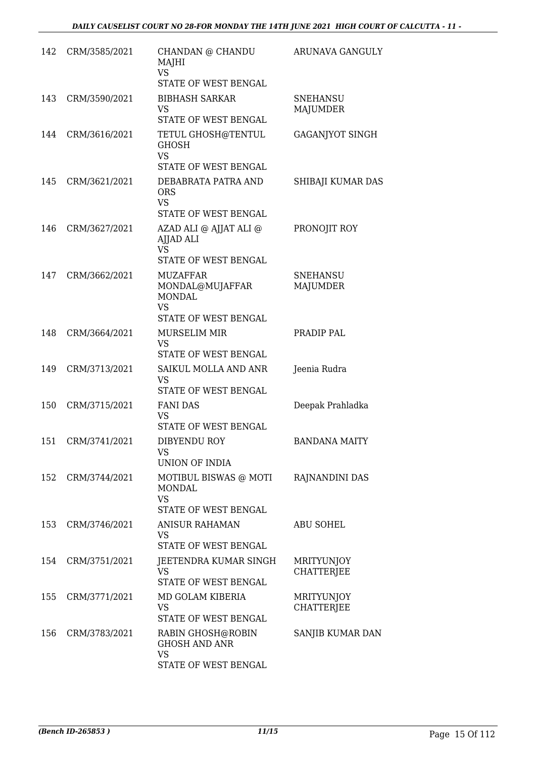| 142 | CRM/3585/2021 | CHANDAN @ CHANDU MAJHI<br>VS<br>STATE OF WEST BENGAL | ARUNAVA GANGULY |
|---|---|---|---|
| 143 | CRM/3590/2021 | BIBHASH SARKAR<br>VS<br>STATE OF WEST BENGAL | SNEHANSU MAJUMDER |
| 144 | CRM/3616/2021 | TETUL GHOSH@TENTUL GHOSH<br>VS<br>STATE OF WEST BENGAL | GAGANJYOT SINGH |
| 145 | CRM/3621/2021 | DEBABRATA PATRA AND ORS<br>VS<br>STATE OF WEST BENGAL | SHIBAJI KUMAR DAS |
| 146 | CRM/3627/2021 | AZAD ALI @ AJJAT ALI @ AJJAD ALI<br>VS<br>STATE OF WEST BENGAL | PRONOJIT ROY |
| 147 | CRM/3662/2021 | MUZAFFAR MONDAL@MUJAFFAR MONDAL<br>VS<br>STATE OF WEST BENGAL | SNEHANSU MAJUMDER |
| 148 | CRM/3664/2021 | MURSELIM MIR<br>VS<br>STATE OF WEST BENGAL | PRADIP PAL |
| 149 | CRM/3713/2021 | SAIKUL MOLLA AND ANR<br>VS<br>STATE OF WEST BENGAL | Jeenia Rudra |
| 150 | CRM/3715/2021 | FANI DAS<br>VS<br>STATE OF WEST BENGAL | Deepak Prahladka |
| 151 | CRM/3741/2021 | DIBYENDU ROY<br>VS<br>UNION OF INDIA | BANDANA MAITY |
| 152 | CRM/3744/2021 | MOTIBUL BISWAS @ MOTI MONDAL<br>VS<br>STATE OF WEST BENGAL | RAJNANDINI DAS |
| 153 | CRM/3746/2021 | ANISUR RAHAMAN<br>VS<br>STATE OF WEST BENGAL | ABU SOHEL |
| 154 | CRM/3751/2021 | JEETENDRA KUMAR SINGH<br>VS<br>STATE OF WEST BENGAL | MRITYUNJOY CHATTERJEE |
| 155 | CRM/3771/2021 | MD GOLAM KIBERIA<br>VS<br>STATE OF WEST BENGAL | MRITYUNJOY CHATTERJEE |
| 156 | CRM/3783/2021 | RABIN GHOSH@ROBIN GHOSH AND ANR<br>VS<br>STATE OF WEST BENGAL | SANJIB KUMAR DAN |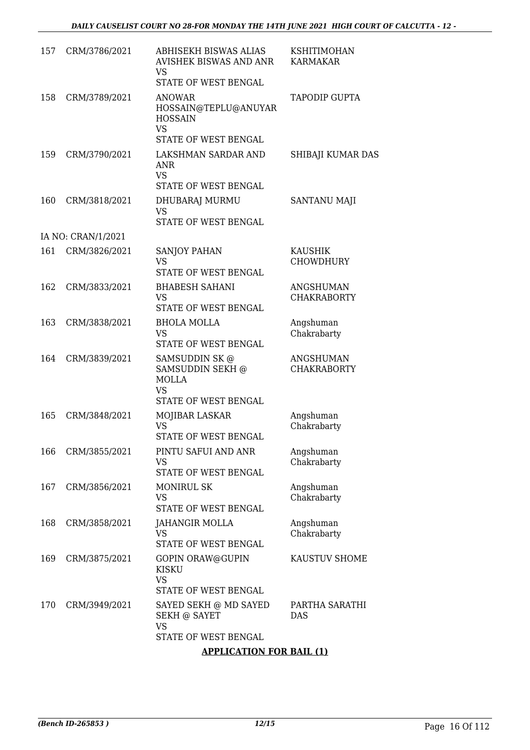| | | | |
|---|---|---|---|
| 157 | CRM/3786/2021 | ABHISEKH BISWAS ALIAS AVISHEK BISWAS AND ANR<br>VS<br>STATE OF WEST BENGAL | KSHITIMOHAN KARMAKAR |
| 158 | CRM/3789/2021 | ANOWAR HOSSAIN@TEPLU@ANUYAR HOSSAIN<br>VS<br>STATE OF WEST BENGAL | TAPODIP GUPTA |
| 159 | CRM/3790/2021 | LAKSHMAN SARDAR AND ANR<br>VS<br>STATE OF WEST BENGAL | SHIBAJI KUMAR DAS |
| 160 | CRM/3818/2021 | DHUBARAJ MURMU<br>VS<br>STATE OF WEST BENGAL | SANTANU MAJI |
| | IA NO: CRAN/1/2021 | | |
| 161 | CRM/3826/2021 | SANJOY PAHAN<br>VS<br>STATE OF WEST BENGAL | KAUSHIK CHOWDHURY |
| 162 | CRM/3833/2021 | BHABESH SAHANI<br>VS<br>STATE OF WEST BENGAL | ANGSHUMAN CHAKRABORTY |
| 163 | CRM/3838/2021 | BHOLA MOLLA<br>VS<br>STATE OF WEST BENGAL | Angshuman Chakrabarty |
| 164 | CRM/3839/2021 | SAMSUDDIN SK @ SAMSUDDIN SEKH @ MOLLA<br>VS<br>STATE OF WEST BENGAL | ANGSHUMAN CHAKRABORTY |
| 165 | CRM/3848/2021 | MOJIBAR LASKAR<br>VS<br>STATE OF WEST BENGAL | Angshuman Chakrabarty |
| 166 | CRM/3855/2021 | PINTU SAFUI AND ANR<br>VS<br>STATE OF WEST BENGAL | Angshuman Chakrabarty |
| 167 | CRM/3856/2021 | MONIRUL SK<br>VS<br>STATE OF WEST BENGAL | Angshuman Chakrabarty |
| 168 | CRM/3858/2021 | JAHANGIR MOLLA<br>VS<br>STATE OF WEST BENGAL | Angshuman Chakrabarty |
| 169 | CRM/3875/2021 | GOPIN ORAW@GUPIN KISKU<br>VS<br>STATE OF WEST BENGAL | KAUSTUV SHOME |
| 170 | CRM/3949/2021 | SAYED SEKH @ MD SAYED SEKH @ SAYET<br>VS<br>STATE OF WEST BENGAL | PARTHA SARATHI DAS |

**APPLICATION FOR BAIL (1)**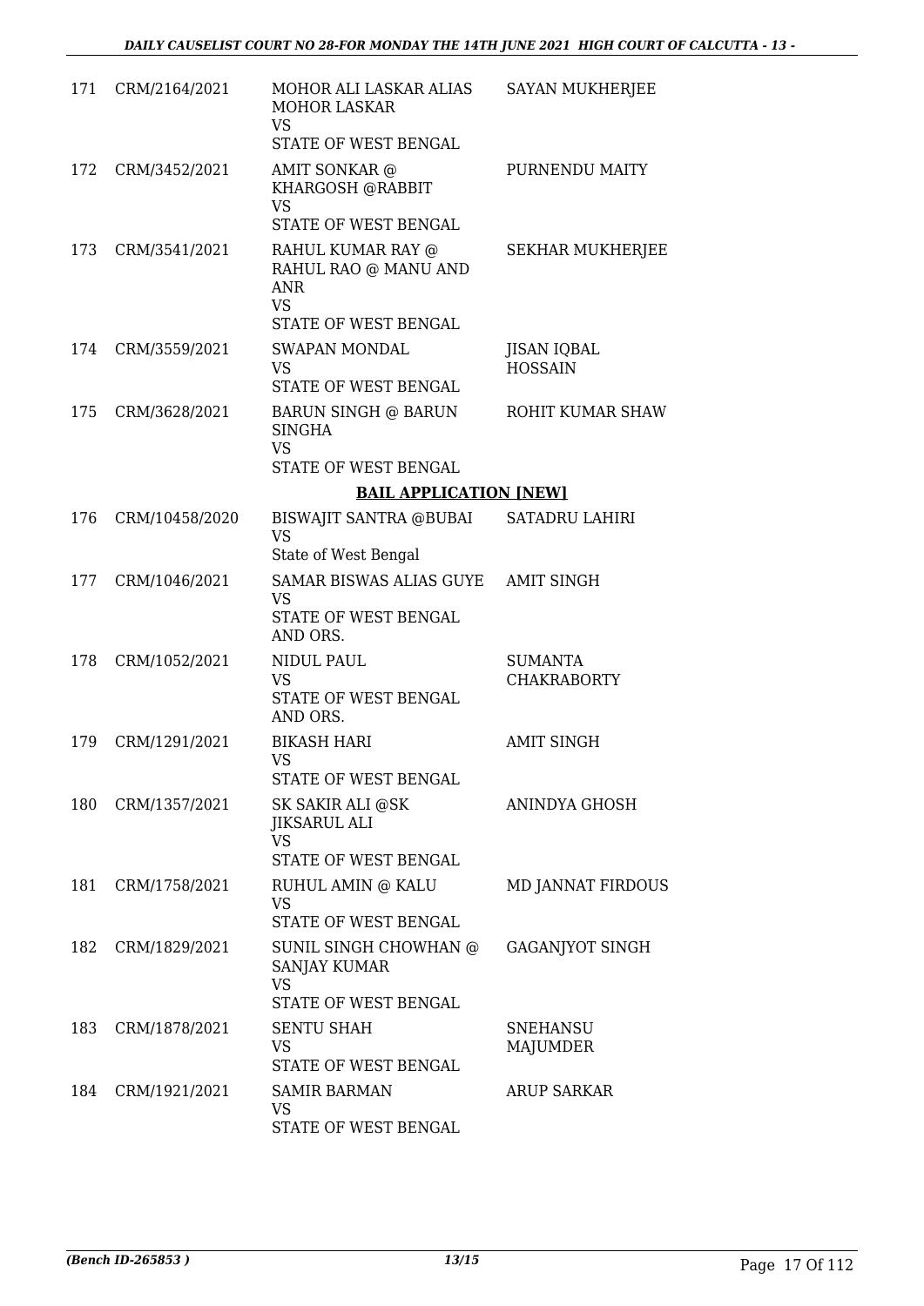| | | | |
|---|---|---|---|
| 171 | CRM/2164/2021 | MOHOR ALI LASKAR ALIAS MOHOR LASKAR<br>VS<br>STATE OF WEST BENGAL | SAYAN MUKHERJEE |
| 172 | CRM/3452/2021 | AMIT SONKAR @ KHARGOSH @RABBIT<br>VS<br>STATE OF WEST BENGAL | PURNENDU MAITY |
| 173 | CRM/3541/2021 | RAHUL KUMAR RAY @ RAHUL RAO @ MANU AND ANR<br>VS<br>STATE OF WEST BENGAL | SEKHAR MUKHERJEE |
| 174 | CRM/3559/2021 | SWAPAN MONDAL<br>VS<br>STATE OF WEST BENGAL | JISAN IQBAL HOSSAIN |
| 175 | CRM/3628/2021 | BARUN SINGH @ BARUN SINGHA<br>VS<br>STATE OF WEST BENGAL | ROHIT KUMAR SHAW |

**BAIL APPLICATION [NEW]**

| | | | |
|---|---|---|---|
| 176 | CRM/10458/2020 | BISWAJIT SANTRA @BUBAI<br>VS<br>State of West Bengal | SATADRU LAHIRI |
| 177 | CRM/1046/2021 | SAMAR BISWAS ALIAS GUYE<br>VS<br>STATE OF WEST BENGAL AND ORS. | AMIT SINGH |
| 178 | CRM/1052/2021 | NIDUL PAUL<br>VS<br>STATE OF WEST BENGAL AND ORS. | SUMANTA CHAKRABORTY |
| 179 | CRM/1291/2021 | BIKASH HARI<br>VS<br>STATE OF WEST BENGAL | AMIT SINGH |
| 180 | CRM/1357/2021 | SK SAKIR ALI @SK JIKSARUL ALI<br>VS<br>STATE OF WEST BENGAL | ANINDYA GHOSH |
| 181 | CRM/1758/2021 | RUHUL AMIN @ KALU<br>VS<br>STATE OF WEST BENGAL | MD JANNAT FIRDOUS |
| 182 | CRM/1829/2021 | SUNIL SINGH CHOWHAN @ SANJAY KUMAR<br>VS<br>STATE OF WEST BENGAL | GAGANJYOT SINGH |
| 183 | CRM/1878/2021 | SENTU SHAH<br>VS<br>STATE OF WEST BENGAL | SNEHANSU MAJUMDER |
| 184 | CRM/1921/2021 | SAMIR BARMAN<br>VS<br>STATE OF WEST BENGAL | ARUP SARKAR |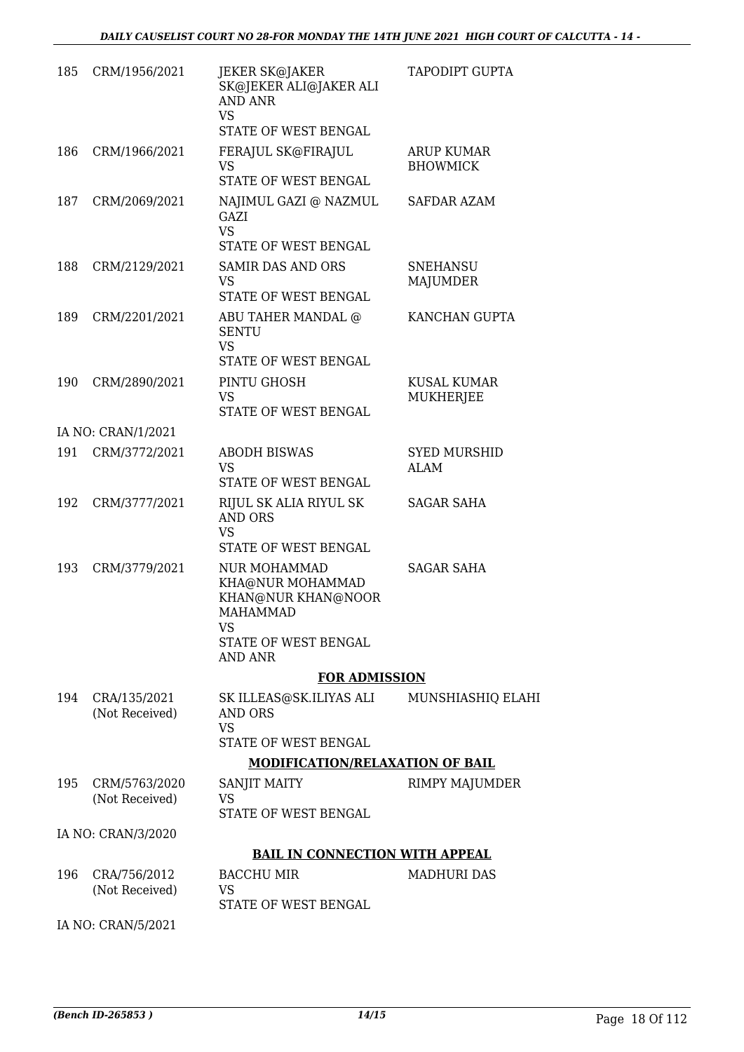| | | | |
|---|---|---|---|
| 185 | CRM/1956/2021 | JEKER SK@JAKER SK@JEKER ALI@JAKER ALI AND ANR<br>VS<br>STATE OF WEST BENGAL | TAPODIPT GUPTA |
| 186 | CRM/1966/2021 | FERAJUL SK@FIRAJUL<br>VS<br>STATE OF WEST BENGAL | ARUP KUMAR BHOWMICK |
| 187 | CRM/2069/2021 | NAJIMUL GAZI @ NAZMUL GAZI<br>VS<br>STATE OF WEST BENGAL | SAFDAR AZAM |
| 188 | CRM/2129/2021 | SAMIR DAS AND ORS<br>VS<br>STATE OF WEST BENGAL | SNEHANSU MAJUMDER |
| 189 | CRM/2201/2021 | ABU TAHER MANDAL @ SENTU<br>VS<br>STATE OF WEST BENGAL | KANCHAN GUPTA |
| 190 | CRM/2890/2021 | PINTU GHOSH<br>VS<br>STATE OF WEST BENGAL | KUSAL KUMAR MUKHERJEE |
| | IA NO: CRAN/1/2021 | | |
| 191 | CRM/3772/2021 | ABODH BISWAS<br>VS<br>STATE OF WEST BENGAL | SYED MURSHID ALAM |
| 192 | CRM/3777/2021 | RIJUL SK ALIA RIYUL SK AND ORS<br>VS<br>STATE OF WEST BENGAL | SAGAR SAHA |
| 193 | CRM/3779/2021 | NUR MOHAMMAD KHA@NUR MOHAMMAD KHAN@NUR KHAN@NOOR MAHAMMAD<br>VS<br>STATE OF WEST BENGAL AND ANR | SAGAR SAHA |

**FOR ADMISSION**

| | | | |
|---|---|---|---|
| 194 | CRA/135/2021<br>(Not Received) | SK ILLEAS@SK.ILIYAS ALI AND ORS<br>VS<br>STATE OF WEST BENGAL | MUNSHIASHIQ ELAHI |

**MODIFICATION/RELAXATION OF BAIL**

| | | | |
|---|---|---|---|
| 195 | CRM/5763/2020<br>(Not Received) | SANJIT MAITY<br>VS<br>STATE OF WEST BENGAL | RIMPY MAJUMDER |
| | IA NO: CRAN/3/2020 | | |

**BAIL IN CONNECTION WITH APPEAL**

| | | | |
|---|---|---|---|
| 196 | CRA/756/2012<br>(Not Received) | BACCHU MIR<br>VS<br>STATE OF WEST BENGAL | MADHURI DAS |
| | IA NO: CRAN/5/2021 | | |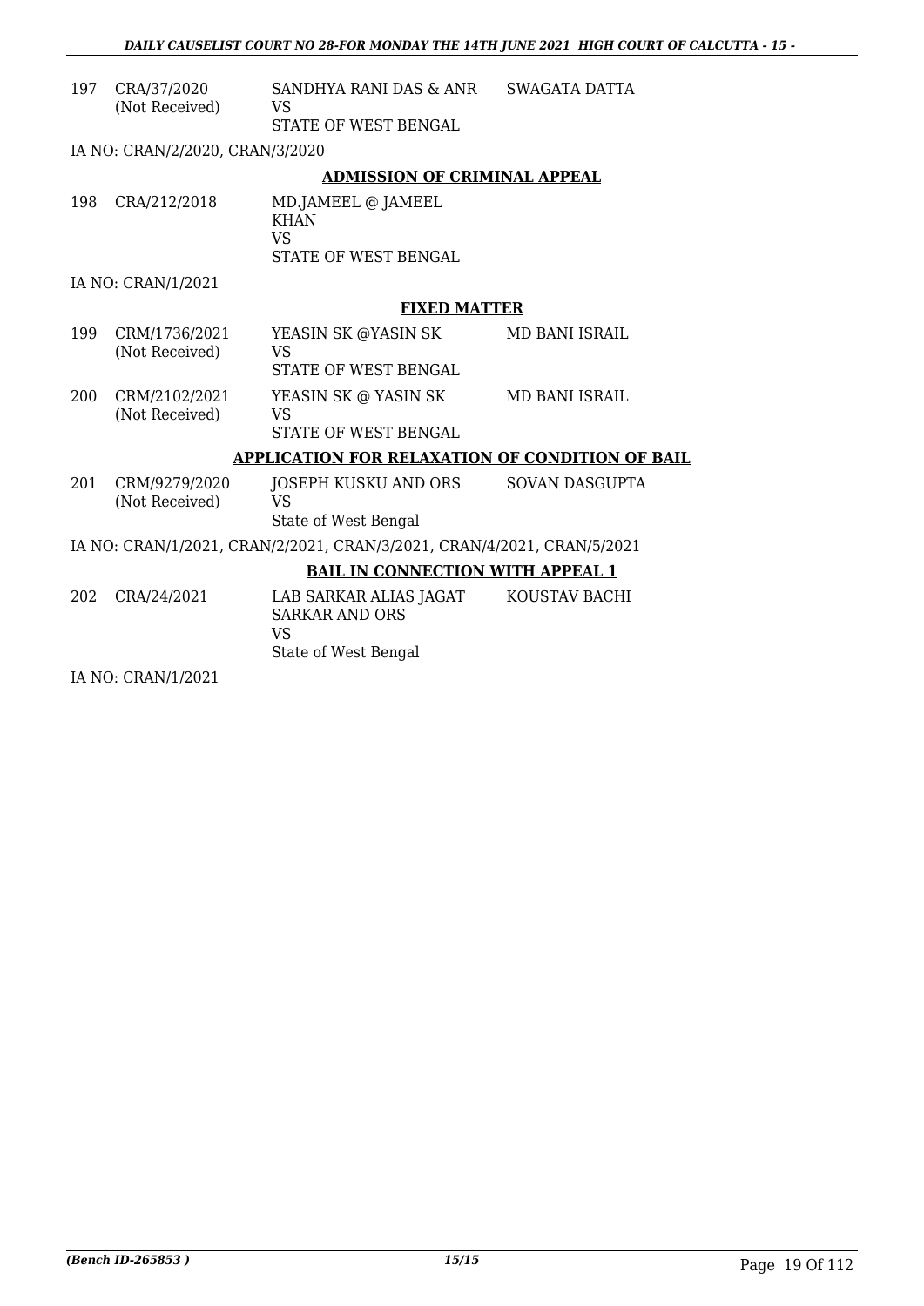| | | | |
|---|---|---|---|
| 197 | CRA/37/2020 (Not Received) | SANDHYA RANI DAS & ANR VS STATE OF WEST BENGAL | SWAGATA DATTA |

IA NO: CRAN/2/2020, CRAN/3/2020

**ADMISSION OF CRIMINAL APPEAL**

| | | | |
|---|---|---|---|
| 198 | CRA/212/2018 | MD.JAMEEL @ JAMEEL KHAN VS STATE OF WEST BENGAL | |

IA NO: CRAN/1/2021

**FIXED MATTER**

| | | | |
|---|---|---|---|
| 199 | CRM/1736/2021 (Not Received) | YEASIN SK @YASIN SK VS STATE OF WEST BENGAL | MD BANI ISRAIL |
| 200 | CRM/2102/2021 (Not Received) | YEASIN SK @ YASIN SK VS STATE OF WEST BENGAL | MD BANI ISRAIL |

**APPLICATION FOR RELAXATION OF CONDITION OF BAIL**

| | | | |
|---|---|---|---|
| 201 | CRM/9279/2020 (Not Received) | JOSEPH KUSKU AND ORS VS State of West Bengal | SOVAN DASGUPTA |

IA NO: CRAN/1/2021, CRAN/2/2021, CRAN/3/2021, CRAN/4/2021, CRAN/5/2021

**BAIL IN CONNECTION WITH APPEAL 1**

| | | | |
|---|---|---|---|
| 202 | CRA/24/2021 | LAB SARKAR ALIAS JAGAT SARKAR AND ORS VS State of West Bengal | KOUSTAV BACHI |

IA NO: CRAN/1/2021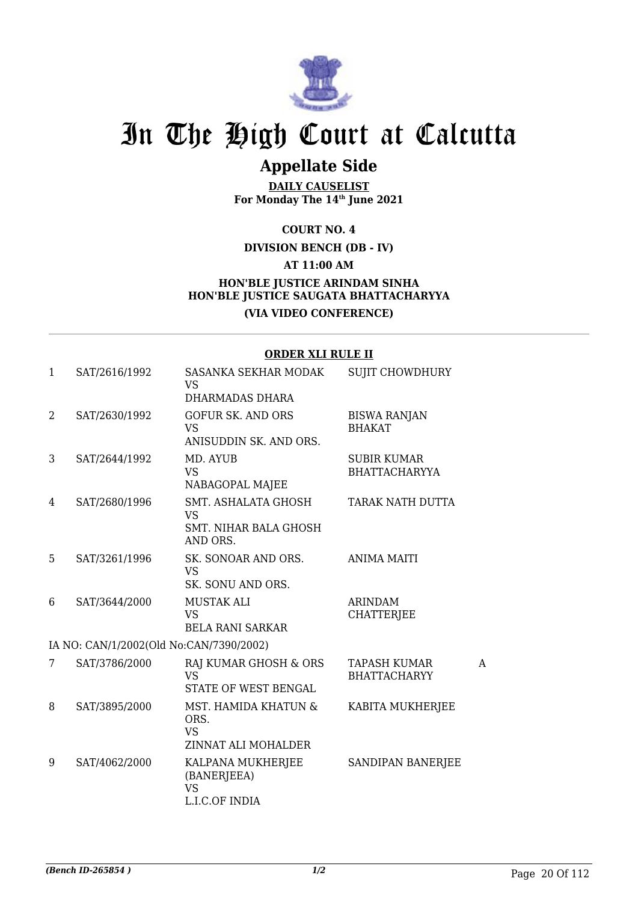# In The High Court at Calcutta

## Appellate Side

**DAILY CAUSELIST**
**For Monday The 14th June 2021**

**COURT NO. 4**

**DIVISION BENCH (DB - IV)**

**AT 11:00 AM**

**HON'BLE JUSTICE ARINDAM SINHA**
**HON'BLE JUSTICE SAUGATA BHATTACHARYYA**

**(VIA VIDEO CONFERENCE)**

**ORDER XLI RULE II**

| | | | | |
|---|---|---|---|---|
| 1 | SAT/2616/1992 | SASANKA SEKHAR MODAK<br>VS<br>DHARMADAS DHARA | SUJIT CHOWDHURY | |
| 2 | SAT/2630/1992 | GOFUR SK. AND ORS<br>VS<br>ANISUDDIN SK. AND ORS. | BISWA RANJAN BHAKAT | |
| 3 | SAT/2644/1992 | MD. AYUB<br>VS<br>NABAGOPAL MAJEE | SUBIR KUMAR BHATTACHARYYA | |
| 4 | SAT/2680/1996 | SMT. ASHALATA GHOSH<br>VS<br>SMT. NIHAR BALA GHOSH AND ORS. | TARAK NATH DUTTA | |
| 5 | SAT/3261/1996 | SK. SONOAR AND ORS.<br>VS<br>SK. SONU AND ORS. | ANIMA MAITI | |
| 6 | SAT/3644/2000 | MUSTAK ALI<br>VS<br>BELA RANI SARKAR | ARINDAM CHATTERJEE | |
| | IA NO: CAN/1/2002(Old No:CAN/7390/2002) | | | |
| 7 | SAT/3786/2000 | RAJ KUMAR GHOSH & ORS<br>VS<br>STATE OF WEST BENGAL | TAPASH KUMAR BHATTACHARYY | A |
| 8 | SAT/3895/2000 | MST. HAMIDA KHATUN & ORS.<br>VS<br>ZINNAT ALI MOHALDER | KABITA MUKHERJEE | |
| 9 | SAT/4062/2000 | KALPANA MUKHERJEE (BANERJEEA)<br>VS<br>L.I.C.OF INDIA | SANDIPAN BANERJEE | |

*(Bench ID-265854 )* 1/2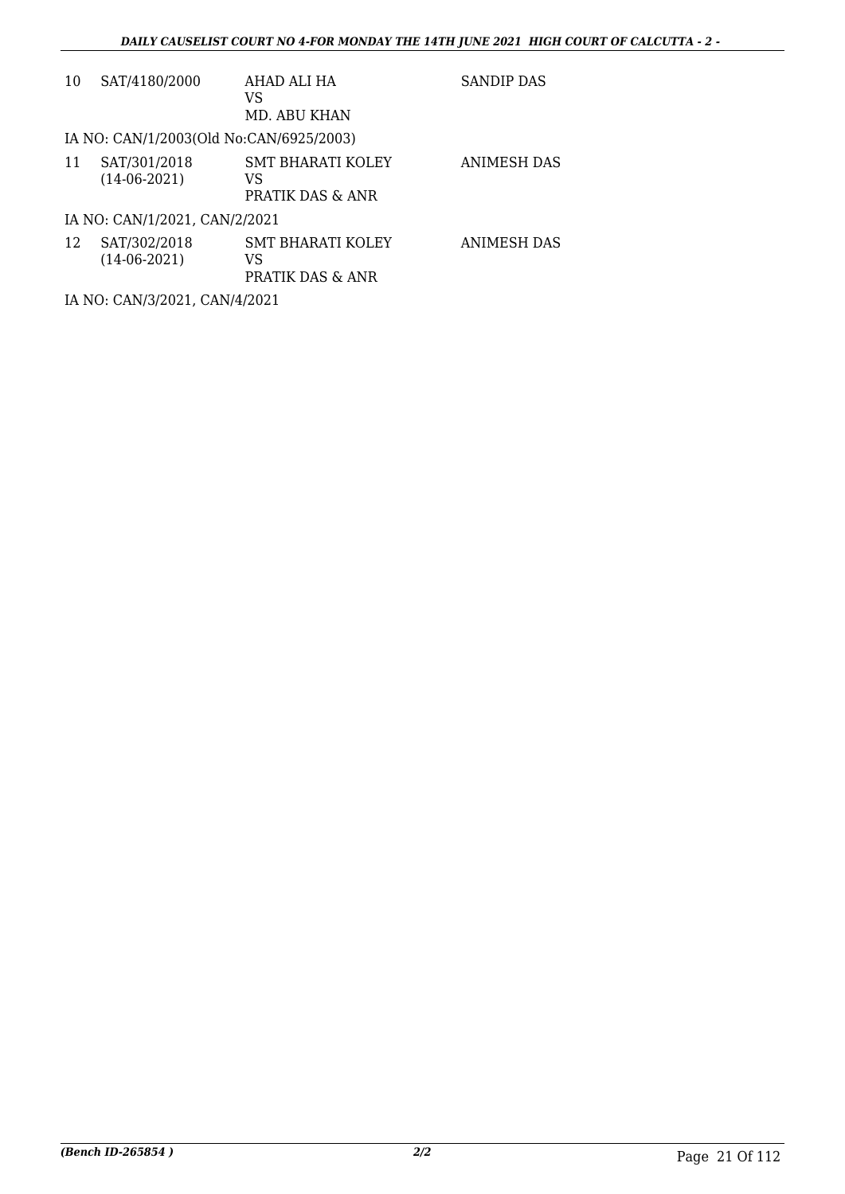| 10 | SAT/4180/2000 | AHAD ALI HA<br>VS<br>MD. ABU KHAN | SANDIP DAS |
|---|---|---|---|

IA NO: CAN/1/2003(Old No:CAN/6925/2003)

| 11 | SAT/301/2018<br>(14-06-2021) | SMT BHARATI KOLEY<br>VS<br>PRATIK DAS & ANR | ANIMESH DAS |
|---|---|---|---|

IA NO: CAN/1/2021, CAN/2/2021

| 12 | SAT/302/2018<br>(14-06-2021) | SMT BHARATI KOLEY<br>VS<br>PRATIK DAS & ANR | ANIMESH DAS |
|---|---|---|---|

IA NO: CAN/3/2021, CAN/4/2021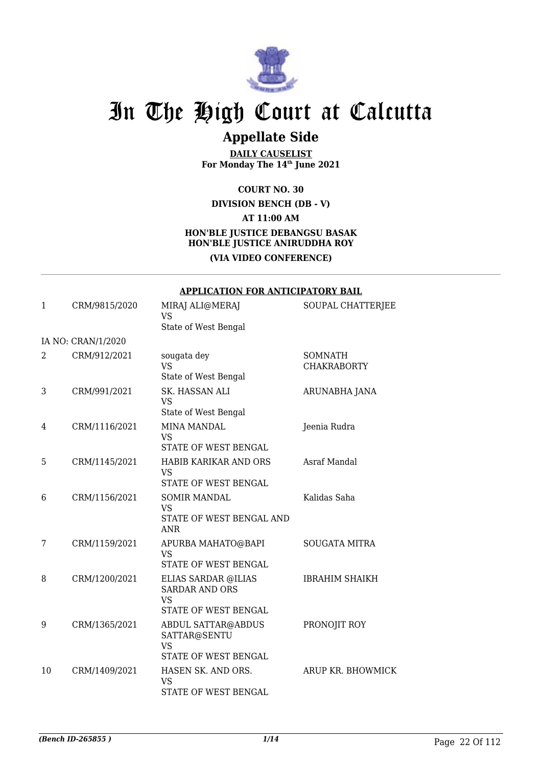# In The High Court at Calcutta

## Appellate Side

**DAILY CAUSELIST**
**For Monday The 14th June 2021**

**COURT NO. 30**

**DIVISION BENCH (DB - V)**

**AT 11:00 AM**

**HON'BLE JUSTICE DEBANGSU BASAK**
**HON'BLE JUSTICE ANIRUDDHA ROY**

**(VIA VIDEO CONFERENCE)**

**APPLICATION FOR ANTICIPATORY BAIL**

| | | | |
|---|---|---|---|
| 1 | CRM/9815/2020 | MIRAJ ALI@MERAJ<br>VS<br>State of West Bengal | SOUPAL CHATTERJEE |
| | IA NO: CRAN/1/2020 | | |
| 2 | CRM/912/2021 | sougata dey<br>VS<br>State of West Bengal | SOMNATH CHAKRABORTY |
| 3 | CRM/991/2021 | SK. HASSAN ALI<br>VS<br>State of West Bengal | ARUNABHA JANA |
| 4 | CRM/1116/2021 | MINA MANDAL<br>VS<br>STATE OF WEST BENGAL | Jeenia Rudra |
| 5 | CRM/1145/2021 | HABIB KARIKAR AND ORS<br>VS<br>STATE OF WEST BENGAL | Asraf Mandal |
| 6 | CRM/1156/2021 | SOMIR MANDAL<br>VS<br>STATE OF WEST BENGAL AND ANR | Kalidas Saha |
| 7 | CRM/1159/2021 | APURBA MAHATO@BAPI<br>VS<br>STATE OF WEST BENGAL | SOUGATA MITRA |
| 8 | CRM/1200/2021 | ELIAS SARDAR @ILIAS SARDAR AND ORS<br>VS<br>STATE OF WEST BENGAL | IBRAHIM SHAIKH |
| 9 | CRM/1365/2021 | ABDUL SATTAR@ABDUS SATTAR@SENTU<br>VS<br>STATE OF WEST BENGAL | PRONOJIT ROY |
| 10 | CRM/1409/2021 | HASEN SK. AND ORS.<br>VS<br>STATE OF WEST BENGAL | ARUP KR. BHOWMICK |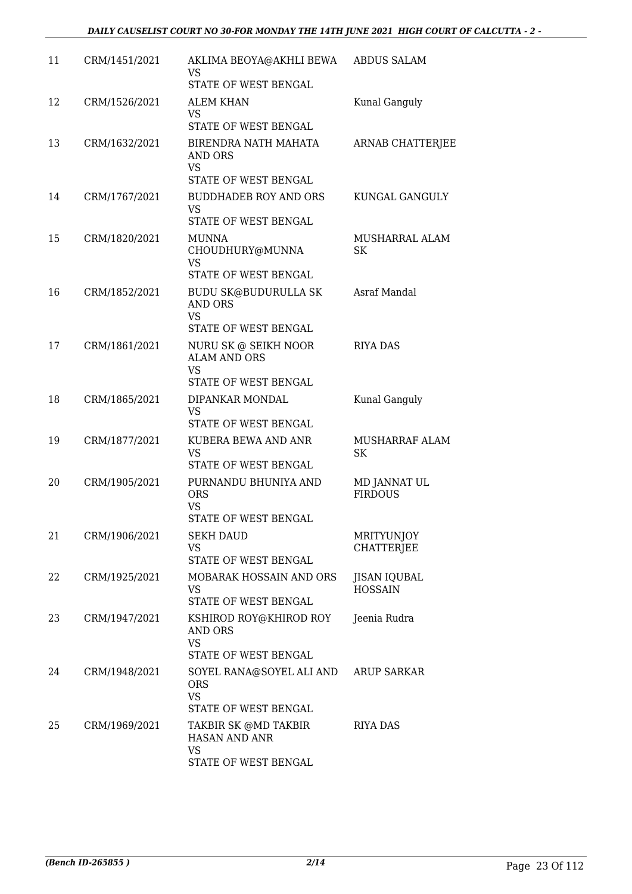| 11 | CRM/1451/2021 | AKLIMA BEOYA@AKHLI BEWA<br>VS<br>STATE OF WEST BENGAL | ABDUS SALAM |
|---|---|---|---|
| 12 | CRM/1526/2021 | ALEM KHAN<br>VS<br>STATE OF WEST BENGAL | Kunal Ganguly |
| 13 | CRM/1632/2021 | BIRENDRA NATH MAHATA AND ORS<br>VS<br>STATE OF WEST BENGAL | ARNAB CHATTERJEE |
| 14 | CRM/1767/2021 | BUDDHADEB ROY AND ORS<br>VS<br>STATE OF WEST BENGAL | KUNGAL GANGULY |
| 15 | CRM/1820/2021 | MUNNA CHOUDHURY@MUNNA<br>VS<br>STATE OF WEST BENGAL | MUSHARRAL ALAM SK |
| 16 | CRM/1852/2021 | BUDU SK@BUDURULLA SK AND ORS<br>VS<br>STATE OF WEST BENGAL | Asraf Mandal |
| 17 | CRM/1861/2021 | NURU SK @ SEIKH NOOR ALAM AND ORS<br>VS<br>STATE OF WEST BENGAL | RIYA DAS |
| 18 | CRM/1865/2021 | DIPANKAR MONDAL<br>VS<br>STATE OF WEST BENGAL | Kunal Ganguly |
| 19 | CRM/1877/2021 | KUBERA BEWA AND ANR<br>VS<br>STATE OF WEST BENGAL | MUSHARRAF ALAM SK |
| 20 | CRM/1905/2021 | PURNANDU BHUNIYA AND ORS<br>VS<br>STATE OF WEST BENGAL | MD JANNAT UL FIRDOUS |
| 21 | CRM/1906/2021 | SEKH DAUD<br>VS<br>STATE OF WEST BENGAL | MRITYUNJOY CHATTERJEE |
| 22 | CRM/1925/2021 | MOBARAK HOSSAIN AND ORS<br>VS<br>STATE OF WEST BENGAL | JISAN IQUBAL HOSSAIN |
| 23 | CRM/1947/2021 | KSHIROD ROY@KHIROD ROY AND ORS<br>VS<br>STATE OF WEST BENGAL | Jeenia Rudra |
| 24 | CRM/1948/2021 | SOYEL RANA@SOYEL ALI AND ORS<br>VS<br>STATE OF WEST BENGAL | ARUP SARKAR |
| 25 | CRM/1969/2021 | TAKBIR SK @MD TAKBIR HASAN AND ANR<br>VS<br>STATE OF WEST BENGAL | RIYA DAS |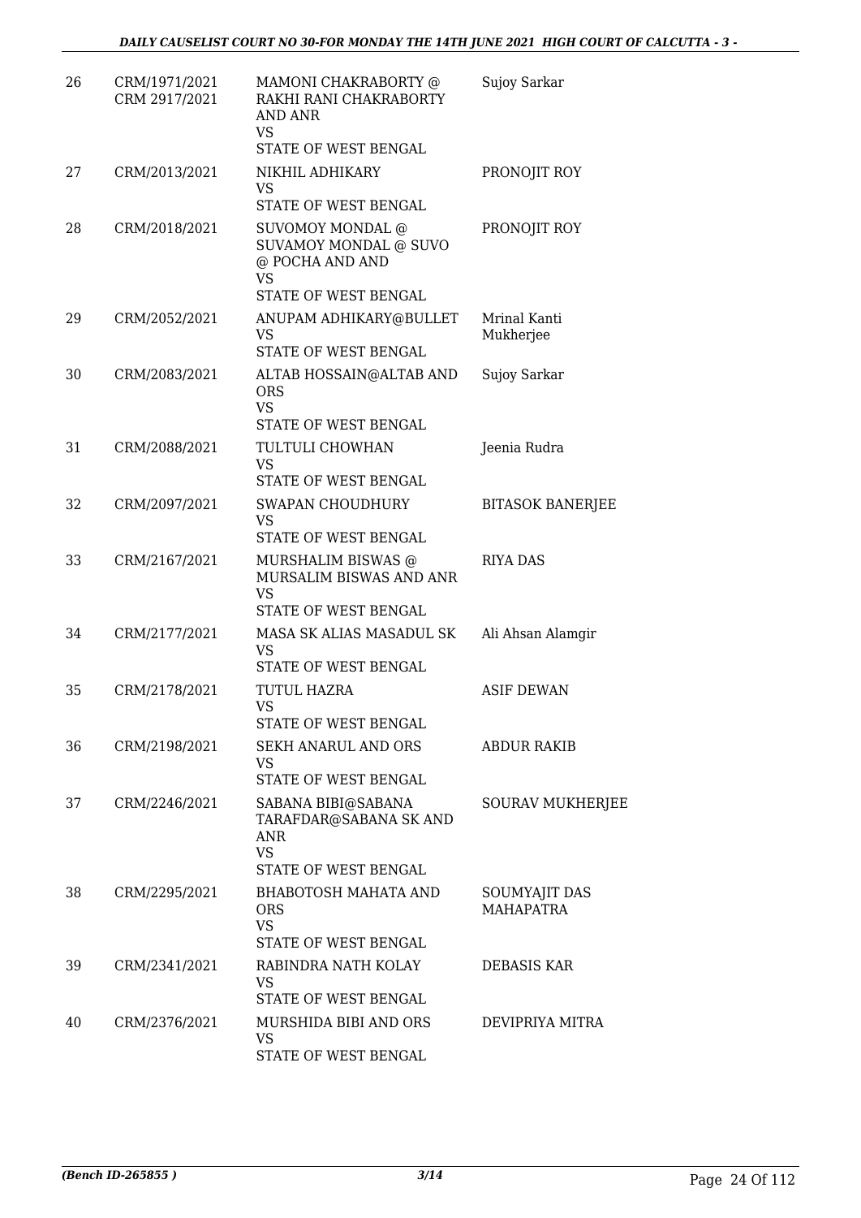| 26 | CRM/1971/2021<br>CRM 2917/2021 | MAMONI CHAKRABORTY @ RAKHI RANI CHAKRABORTY AND ANR<br>VS<br>STATE OF WEST BENGAL | Sujoy Sarkar |
|---|---|---|---|
| 27 | CRM/2013/2021 | NIKHIL ADHIKARY<br>VS<br>STATE OF WEST BENGAL | PRONOJIT ROY |
| 28 | CRM/2018/2021 | SUVOMOY MONDAL @ SUVAMOY MONDAL @ SUVO @ POCHA AND AND<br>VS<br>STATE OF WEST BENGAL | PRONOJIT ROY |
| 29 | CRM/2052/2021 | ANUPAM ADHIKARY@BULLET<br>VS<br>STATE OF WEST BENGAL | Mrinal Kanti Mukherjee |
| 30 | CRM/2083/2021 | ALTAB HOSSAIN@ALTAB AND ORS<br>VS<br>STATE OF WEST BENGAL | Sujoy Sarkar |
| 31 | CRM/2088/2021 | TULTULI CHOWHAN<br>VS<br>STATE OF WEST BENGAL | Jeenia Rudra |
| 32 | CRM/2097/2021 | SWAPAN CHOUDHURY<br>VS<br>STATE OF WEST BENGAL | BITASOK BANERJEE |
| 33 | CRM/2167/2021 | MURSHALIM BISWAS @ MURSALIM BISWAS AND ANR<br>VS<br>STATE OF WEST BENGAL | RIYA DAS |
| 34 | CRM/2177/2021 | MASA SK ALIAS MASADUL SK<br>VS<br>STATE OF WEST BENGAL | Ali Ahsan Alamgir |
| 35 | CRM/2178/2021 | TUTUL HAZRA<br>VS<br>STATE OF WEST BENGAL | ASIF DEWAN |
| 36 | CRM/2198/2021 | SEKH ANARUL AND ORS<br>VS<br>STATE OF WEST BENGAL | ABDUR RAKIB |
| 37 | CRM/2246/2021 | SABANA BIBI@SABANA TARAFDAR@SABANA SK AND ANR<br>VS<br>STATE OF WEST BENGAL | SOURAV MUKHERJEE |
| 38 | CRM/2295/2021 | BHABOTOSH MAHATA AND ORS<br>VS<br>STATE OF WEST BENGAL | SOUMYAJIT DAS MAHAPATRA |
| 39 | CRM/2341/2021 | RABINDRA NATH KOLAY<br>VS<br>STATE OF WEST BENGAL | DEBASIS KAR |
| 40 | CRM/2376/2021 | MURSHIDA BIBI AND ORS<br>VS<br>STATE OF WEST BENGAL | DEVIPRIYA MITRA |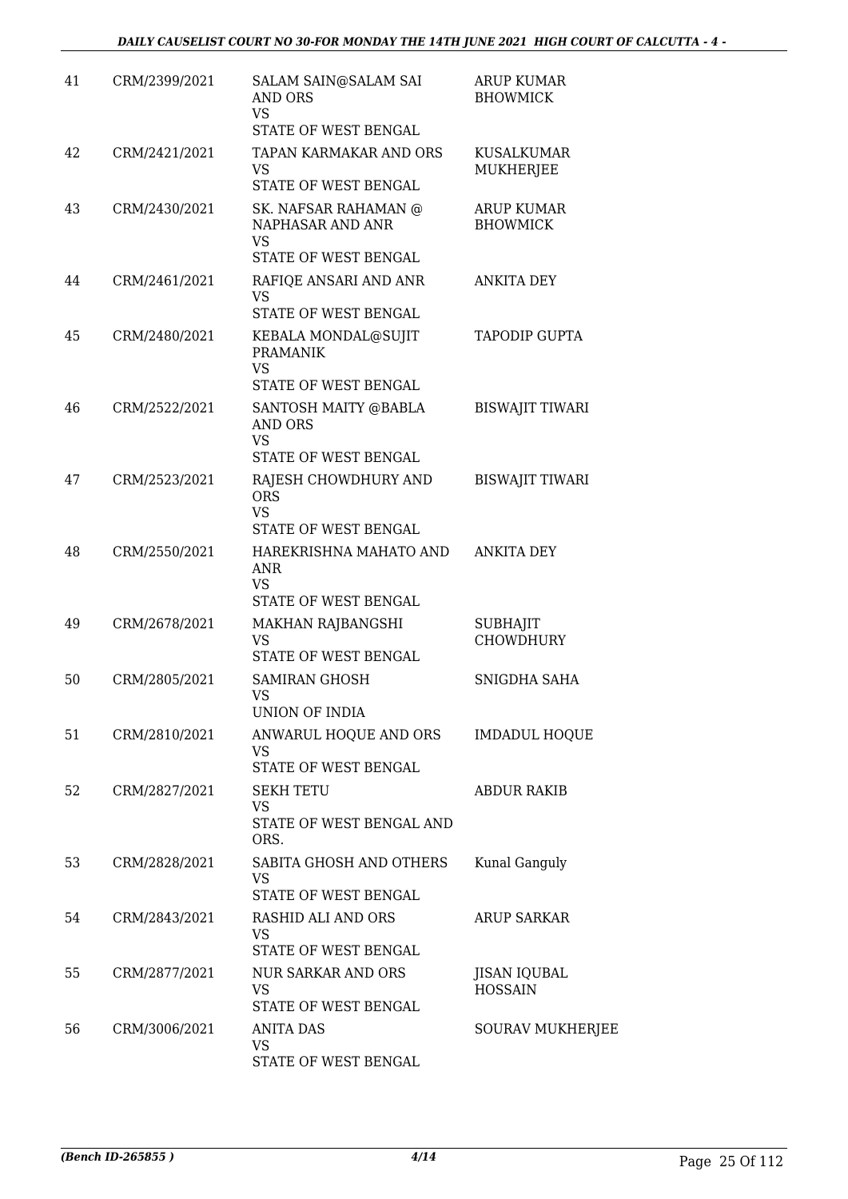| 41 | CRM/2399/2021 | SALAM SAIN@SALAM SAI AND ORS<br>VS<br>STATE OF WEST BENGAL | ARUP KUMAR BHOWMICK |
|---|---|---|---|
| 42 | CRM/2421/2021 | TAPAN KARMAKAR AND ORS<br>VS<br>STATE OF WEST BENGAL | KUSALKUMAR MUKHERJEE |
| 43 | CRM/2430/2021 | SK. NAFSAR RAHAMAN @ NAPHASAR AND ANR<br>VS<br>STATE OF WEST BENGAL | ARUP KUMAR BHOWMICK |
| 44 | CRM/2461/2021 | RAFIQE ANSARI AND ANR<br>VS<br>STATE OF WEST BENGAL | ANKITA DEY |
| 45 | CRM/2480/2021 | KEBALA MONDAL@SUJIT PRAMANIK<br>VS<br>STATE OF WEST BENGAL | TAPODIP GUPTA |
| 46 | CRM/2522/2021 | SANTOSH MAITY @BABLA AND ORS<br>VS<br>STATE OF WEST BENGAL | BISWAJIT TIWARI |
| 47 | CRM/2523/2021 | RAJESH CHOWDHURY AND ORS<br>VS<br>STATE OF WEST BENGAL | BISWAJIT TIWARI |
| 48 | CRM/2550/2021 | HAREKRISHNA MAHATO AND ANR<br>VS<br>STATE OF WEST BENGAL | ANKITA DEY |
| 49 | CRM/2678/2021 | MAKHAN RAJBANGSHI<br>VS<br>STATE OF WEST BENGAL | SUBHAJIT CHOWDHURY |
| 50 | CRM/2805/2021 | SAMIRAN GHOSH<br>VS<br>UNION OF INDIA | SNIGDHA SAHA |
| 51 | CRM/2810/2021 | ANWARUL HOQUE AND ORS<br>VS<br>STATE OF WEST BENGAL | IMDADUL HOQUE |
| 52 | CRM/2827/2021 | SEKH TETU<br>VS<br>STATE OF WEST BENGAL AND ORS. | ABDUR RAKIB |
| 53 | CRM/2828/2021 | SABITA GHOSH AND OTHERS<br>VS<br>STATE OF WEST BENGAL | Kunal Ganguly |
| 54 | CRM/2843/2021 | RASHID ALI AND ORS<br>VS<br>STATE OF WEST BENGAL | ARUP SARKAR |
| 55 | CRM/2877/2021 | NUR SARKAR AND ORS<br>VS<br>STATE OF WEST BENGAL | JISAN IQUBAL HOSSAIN |
| 56 | CRM/3006/2021 | ANITA DAS<br>VS<br>STATE OF WEST BENGAL | SOURAV MUKHERJEE |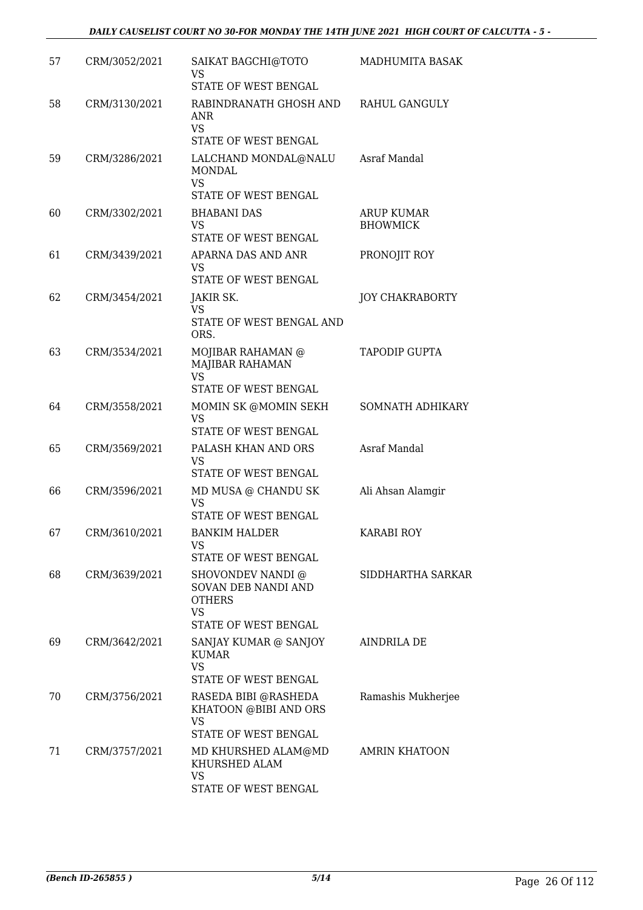| 57 | CRM/3052/2021 | SAIKAT BAGCHI@TOTO<br>VS<br>STATE OF WEST BENGAL | MADHUMITA BASAK |
|---|---|---|---|
| 58 | CRM/3130/2021 | RABINDRANATH GHOSH AND ANR<br>VS<br>STATE OF WEST BENGAL | RAHUL GANGULY |
| 59 | CRM/3286/2021 | LALCHAND MONDAL@NALU MONDAL<br>VS<br>STATE OF WEST BENGAL | Asraf Mandal |
| 60 | CRM/3302/2021 | BHABANI DAS<br>VS<br>STATE OF WEST BENGAL | ARUP KUMAR BHOWMICK |
| 61 | CRM/3439/2021 | APARNA DAS AND ANR<br>VS<br>STATE OF WEST BENGAL | PRONOJIT ROY |
| 62 | CRM/3454/2021 | JAKIR SK.<br>VS<br>STATE OF WEST BENGAL AND ORS. | JOY CHAKRABORTY |
| 63 | CRM/3534/2021 | MOJIBAR RAHAMAN @ MAJIBAR RAHAMAN<br>VS<br>STATE OF WEST BENGAL | TAPODIP GUPTA |
| 64 | CRM/3558/2021 | MOMIN SK @MOMIN SEKH<br>VS<br>STATE OF WEST BENGAL | SOMNATH ADHIKARY |
| 65 | CRM/3569/2021 | PALASH KHAN AND ORS<br>VS<br>STATE OF WEST BENGAL | Asraf Mandal |
| 66 | CRM/3596/2021 | MD MUSA @ CHANDU SK<br>VS<br>STATE OF WEST BENGAL | Ali Ahsan Alamgir |
| 67 | CRM/3610/2021 | BANKIM HALDER<br>VS<br>STATE OF WEST BENGAL | KARABI ROY |
| 68 | CRM/3639/2021 | SHOVONDEV NANDI @ SOVAN DEB NANDI AND OTHERS<br>VS<br>STATE OF WEST BENGAL | SIDDHARTHA SARKAR |
| 69 | CRM/3642/2021 | SANJAY KUMAR @ SANJOY KUMAR<br>VS<br>STATE OF WEST BENGAL | AINDRILA DE |
| 70 | CRM/3756/2021 | RASEDA BIBI @RASHEDA KHATOON @BIBI AND ORS<br>VS<br>STATE OF WEST BENGAL | Ramashis Mukherjee |
| 71 | CRM/3757/2021 | MD KHURSHED ALAM@MD KHURSHED ALAM<br>VS<br>STATE OF WEST BENGAL | AMRIN KHATOON |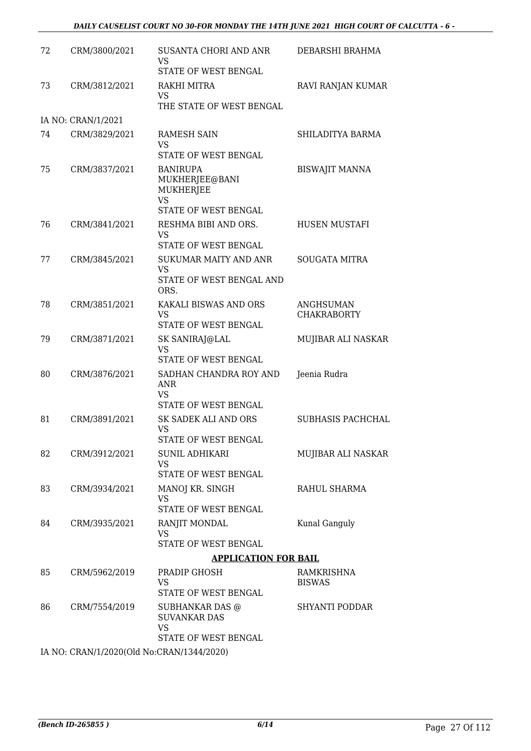| 72 | CRM/3800/2021 | SUSANTA CHORI AND ANR VS STATE OF WEST BENGAL | DEBARSHI BRAHMA |
|---|---|---|---|
| 73 | CRM/3812/2021 | RAKHI MITRA VS THE STATE OF WEST BENGAL | RAVI RANJAN KUMAR |
| | IA NO: CRAN/1/2021 | | |
| 74 | CRM/3829/2021 | RAMESH SAIN VS STATE OF WEST BENGAL | SHILADITYA BARMA |
| 75 | CRM/3837/2021 | BANIRUPA MUKHERJEE@BANI MUKHERJEE VS STATE OF WEST BENGAL | BISWAJIT MANNA |
| 76 | CRM/3841/2021 | RESHMA BIBI AND ORS. VS STATE OF WEST BENGAL | HUSEN MUSTAFI |
| 77 | CRM/3845/2021 | SUKUMAR MAITY AND ANR VS STATE OF WEST BENGAL AND ORS. | SOUGATA MITRA |
| 78 | CRM/3851/2021 | KAKALI BISWAS AND ORS VS STATE OF WEST BENGAL | ANGHSUMAN CHAKRABORTY |
| 79 | CRM/3871/2021 | SK SANIRAJ@LAL VS STATE OF WEST BENGAL | MUJIBAR ALI NASKAR |
| 80 | CRM/3876/2021 | SADHAN CHANDRA ROY AND ANR VS STATE OF WEST BENGAL | Jeenia Rudra |
| 81 | CRM/3891/2021 | SK SADEK ALI AND ORS VS STATE OF WEST BENGAL | SUBHASIS PACHCHAL |
| 82 | CRM/3912/2021 | SUNIL ADHIKARI VS STATE OF WEST BENGAL | MUJIBAR ALI NASKAR |
| 83 | CRM/3934/2021 | MANOJ KR. SINGH VS STATE OF WEST BENGAL | RAHUL SHARMA |
| 84 | CRM/3935/2021 | RANJIT MONDAL VS STATE OF WEST BENGAL | Kunal Ganguly |

**APPLICATION FOR BAIL**

| 85 | CRM/5962/2019 | PRADIP GHOSH VS STATE OF WEST BENGAL | RAMKRISHNA BISWAS |
|---|---|---|---|
| 86 | CRM/7554/2019 | SUBHANKAR DAS @ SUVANKAR DAS VS STATE OF WEST BENGAL | SHYANTI PODDAR |

IA NO: CRAN/1/2020(Old No:CRAN/1344/2020)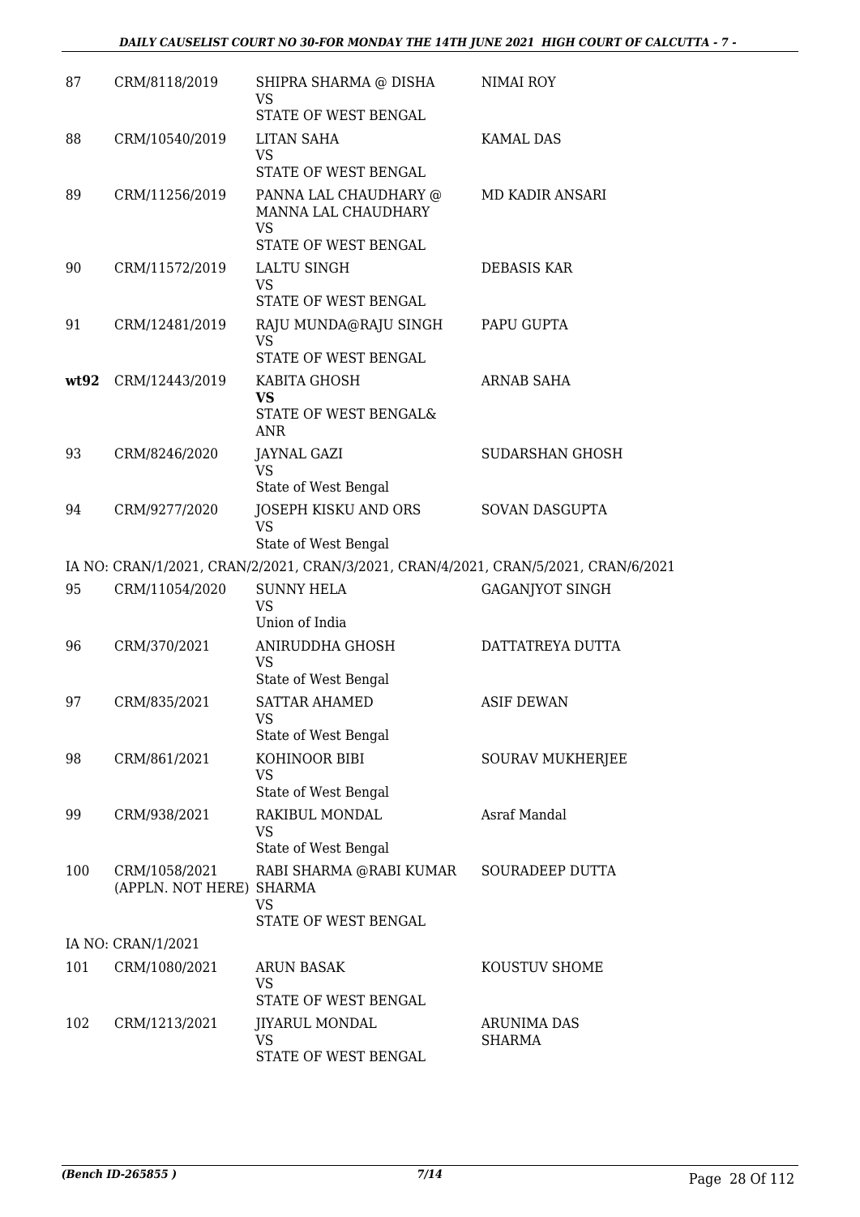| | | | |
|---|---|---|---|
| 87 | CRM/8118/2019 | SHIPRA SHARMA @ DISHA<br>VS<br>STATE OF WEST BENGAL | NIMAI ROY |
| 88 | CRM/10540/2019 | LITAN SAHA<br>VS<br>STATE OF WEST BENGAL | KAMAL DAS |
| 89 | CRM/11256/2019 | PANNA LAL CHAUDHARY @ MANNA LAL CHAUDHARY<br>VS<br>STATE OF WEST BENGAL | MD KADIR ANSARI |
| 90 | CRM/11572/2019 | LALTU SINGH<br>VS<br>STATE OF WEST BENGAL | DEBASIS KAR |
| 91 | CRM/12481/2019 | RAJU MUNDA@RAJU SINGH<br>VS<br>STATE OF WEST BENGAL | PAPU GUPTA |
| **wt92** | CRM/12443/2019 | KABITA GHOSH<br>**VS**<br>STATE OF WEST BENGAL& ANR | ARNAB SAHA |
| 93 | CRM/8246/2020 | JAYNAL GAZI<br>VS<br>State of West Bengal | SUDARSHAN GHOSH |
| 94 | CRM/9277/2020 | JOSEPH KISKU AND ORS<br>VS<br>State of West Bengal | SOVAN DASGUPTA |
| IA NO: CRAN/1/2021, CRAN/2/2021, CRAN/3/2021, CRAN/4/2021, CRAN/5/2021, CRAN/6/2021 | | | |
| 95 | CRM/11054/2020 | SUNNY HELA<br>VS<br>Union of India | GAGANJYOT SINGH |
| 96 | CRM/370/2021 | ANIRUDDHA GHOSH<br>VS<br>State of West Bengal | DATTATREYA DUTTA |
| 97 | CRM/835/2021 | SATTAR AHAMED<br>VS<br>State of West Bengal | ASIF DEWAN |
| 98 | CRM/861/2021 | KOHINOOR BIBI<br>VS<br>State of West Bengal | SOURAV MUKHERJEE |
| 99 | CRM/938/2021 | RAKIBUL MONDAL<br>VS<br>State of West Bengal | Asraf Mandal |
| 100 | CRM/1058/2021<br>(APPLN. NOT HERE) | RABI SHARMA @RABI KUMAR SHARMA<br>VS<br>STATE OF WEST BENGAL | SOURADEEP DUTTA |
| IA NO: CRAN/1/2021 | | | |
| 101 | CRM/1080/2021 | ARUN BASAK<br>VS<br>STATE OF WEST BENGAL | KOUSTUV SHOME |
| 102 | CRM/1213/2021 | JIYARUL MONDAL<br>VS<br>STATE OF WEST BENGAL | ARUNIMA DAS SHARMA |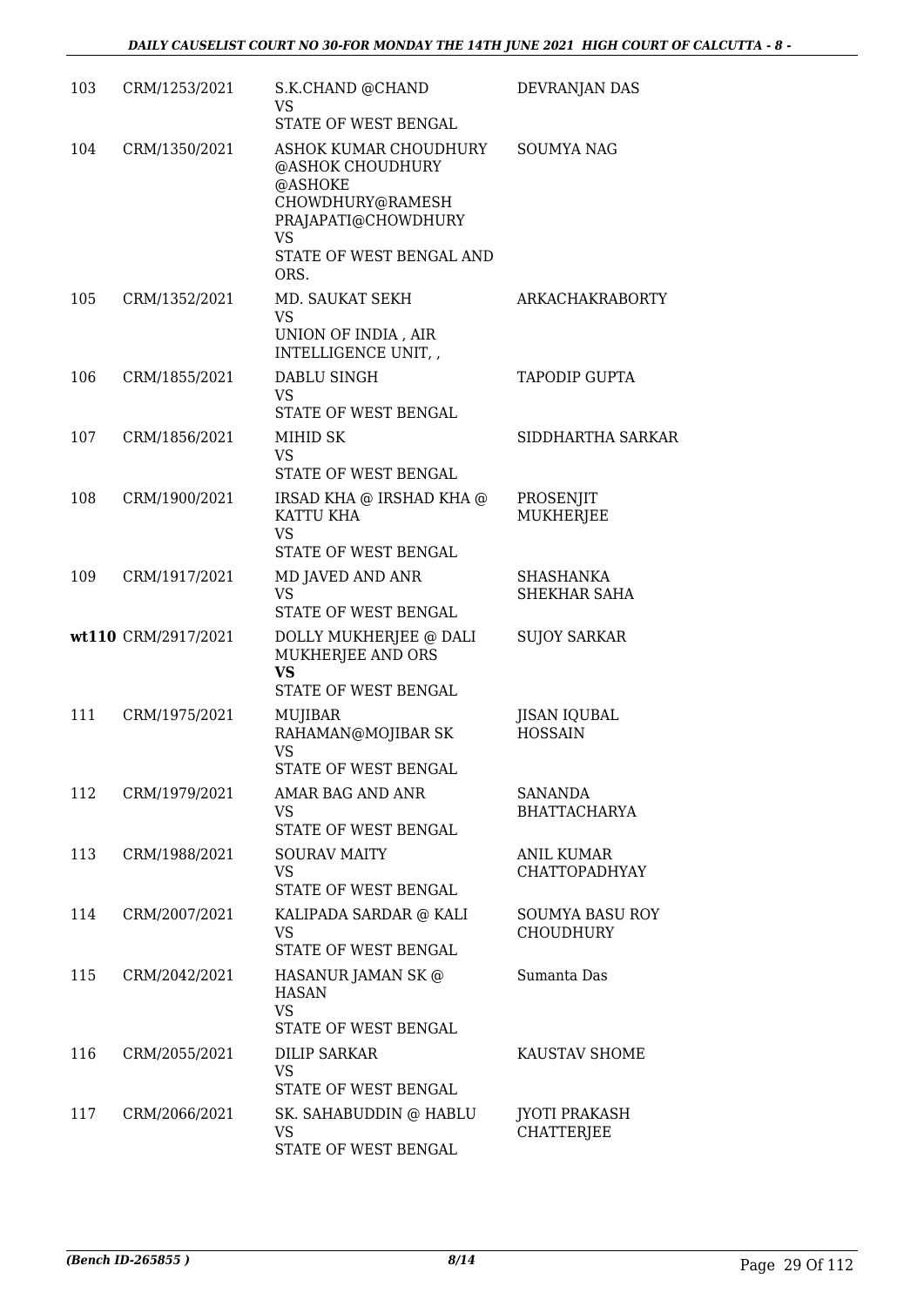| | | | |
|---|---|---|---|
| 103 | CRM/1253/2021 | S.K.CHAND @CHAND<br>VS<br>STATE OF WEST BENGAL | DEVRANJAN DAS |
| 104 | CRM/1350/2021 | ASHOK KUMAR CHOUDHURY @ASHOK CHOUDHURY @ASHOKE CHOWDHURY@RAMESH PRAJAPATI@CHOWDHURY<br>VS<br>STATE OF WEST BENGAL AND ORS. | SOUMYA NAG |
| 105 | CRM/1352/2021 | MD. SAUKAT SEKH<br>VS<br>UNION OF INDIA , AIR INTELLIGENCE UNIT, , | ARKACHAKRABORTY |
| 106 | CRM/1855/2021 | DABLU SINGH<br>VS<br>STATE OF WEST BENGAL | TAPODIP GUPTA |
| 107 | CRM/1856/2021 | MIHID SK<br>VS<br>STATE OF WEST BENGAL | SIDDHARTHA SARKAR |
| 108 | CRM/1900/2021 | IRSAD KHA @ IRSHAD KHA @ KATTU KHA<br>VS<br>STATE OF WEST BENGAL | PROSENJIT MUKHERJEE |
| 109 | CRM/1917/2021 | MD JAVED AND ANR<br>VS<br>STATE OF WEST BENGAL | SHASHANKA SHEKHAR SAHA |
| wt110 | CRM/2917/2021 | DOLLY MUKHERJEE @ DALI MUKHERJEE AND ORS<br>**VS**<br>STATE OF WEST BENGAL | SUJOY SARKAR |
| 111 | CRM/1975/2021 | MUJIBAR RAHAMAN@MOJIBAR SK<br>VS<br>STATE OF WEST BENGAL | JISAN IQUBAL HOSSAIN |
| 112 | CRM/1979/2021 | AMAR BAG AND ANR<br>VS<br>STATE OF WEST BENGAL | SANANDA BHATTACHARYA |
| 113 | CRM/1988/2021 | SOURAV MAITY<br>VS<br>STATE OF WEST BENGAL | ANIL KUMAR CHATTOPADHYAY |
| 114 | CRM/2007/2021 | KALIPADA SARDAR @ KALI<br>VS<br>STATE OF WEST BENGAL | SOUMYA BASU ROY CHOUDHURY |
| 115 | CRM/2042/2021 | HASANUR JAMAN SK @ HASAN<br>VS<br>STATE OF WEST BENGAL | Sumanta Das |
| 116 | CRM/2055/2021 | DILIP SARKAR<br>VS<br>STATE OF WEST BENGAL | KAUSTAV SHOME |
| 117 | CRM/2066/2021 | SK. SAHABUDDIN @ HABLU<br>VS<br>STATE OF WEST BENGAL | JYOTI PRAKASH CHATTERJEE |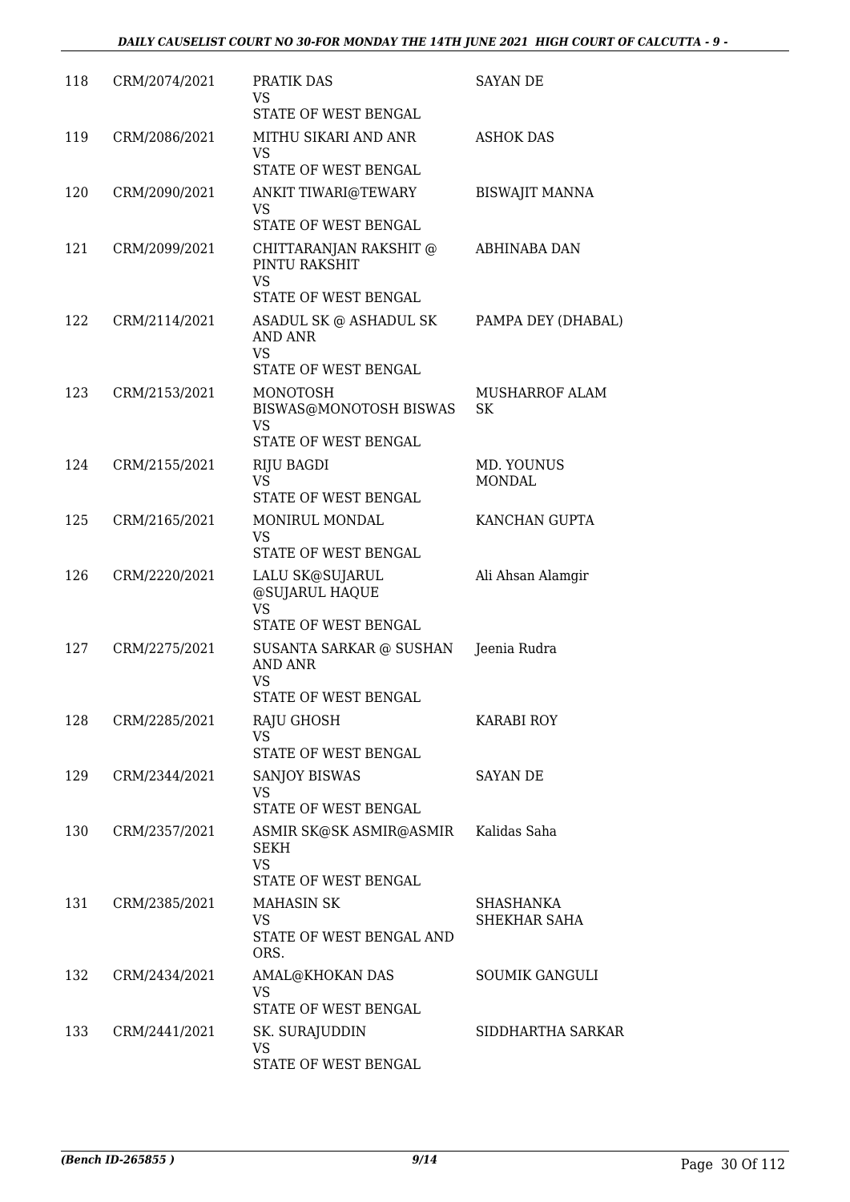| 118 | CRM/2074/2021 | PRATIK DAS<br>VS<br>STATE OF WEST BENGAL | SAYAN DE |
|---|---|---|---|
| 119 | CRM/2086/2021 | MITHU SIKARI AND ANR<br>VS<br>STATE OF WEST BENGAL | ASHOK DAS |
| 120 | CRM/2090/2021 | ANKIT TIWARI@TEWARY<br>VS<br>STATE OF WEST BENGAL | BISWAJIT MANNA |
| 121 | CRM/2099/2021 | CHITTARANJAN RAKSHIT @ PINTU RAKSHIT<br>VS<br>STATE OF WEST BENGAL | ABHINABA DAN |
| 122 | CRM/2114/2021 | ASADUL SK @ ASHADUL SK AND ANR<br>VS<br>STATE OF WEST BENGAL | PAMPA DEY (DHABAL) |
| 123 | CRM/2153/2021 | MONOTOSH BISWAS@MONOTOSH BISWAS<br>VS<br>STATE OF WEST BENGAL | MUSHARROF ALAM SK |
| 124 | CRM/2155/2021 | RIJU BAGDI<br>VS<br>STATE OF WEST BENGAL | MD. YOUNUS MONDAL |
| 125 | CRM/2165/2021 | MONIRUL MONDAL<br>VS<br>STATE OF WEST BENGAL | KANCHAN GUPTA |
| 126 | CRM/2220/2021 | LALU SK@SUJARUL @SUJARUL HAQUE<br>VS<br>STATE OF WEST BENGAL | Ali Ahsan Alamgir |
| 127 | CRM/2275/2021 | SUSANTA SARKAR @ SUSHAN AND ANR<br>VS<br>STATE OF WEST BENGAL | Jeenia Rudra |
| 128 | CRM/2285/2021 | RAJU GHOSH<br>VS<br>STATE OF WEST BENGAL | KARABI ROY |
| 129 | CRM/2344/2021 | SANJOY BISWAS<br>VS<br>STATE OF WEST BENGAL | SAYAN DE |
| 130 | CRM/2357/2021 | ASMIR SK@SK ASMIR@ASMIR SEKH<br>VS<br>STATE OF WEST BENGAL | Kalidas Saha |
| 131 | CRM/2385/2021 | MAHASIN SK<br>VS<br>STATE OF WEST BENGAL AND ORS. | SHASHANKA SHEKHAR SAHA |
| 132 | CRM/2434/2021 | AMAL@KHOKAN DAS<br>VS<br>STATE OF WEST BENGAL | SOUMIK GANGULI |
| 133 | CRM/2441/2021 | SK. SURAJUDDIN<br>VS<br>STATE OF WEST BENGAL | SIDDHARTHA SARKAR |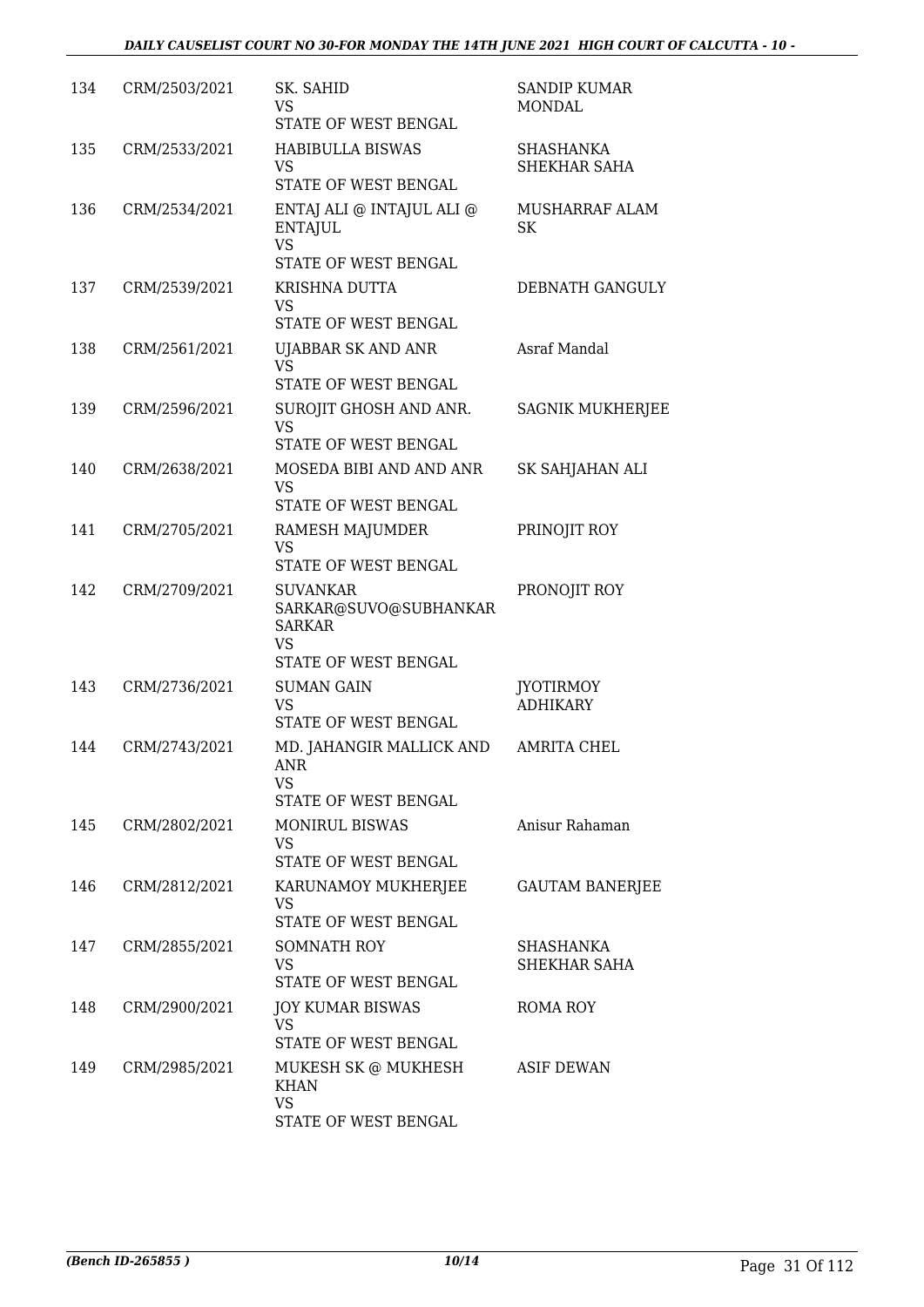| | | | |
|---|---|---|---|
| 134 | CRM/2503/2021 | SK. SAHID<br>VS<br>STATE OF WEST BENGAL | SANDIP KUMAR MONDAL |
| 135 | CRM/2533/2021 | HABIBULLA BISWAS<br>VS<br>STATE OF WEST BENGAL | SHASHANKA SHEKHAR SAHA |
| 136 | CRM/2534/2021 | ENTAJ ALI @ INTAJUL ALI @ ENTAJUL<br>VS<br>STATE OF WEST BENGAL | MUSHARRAF ALAM SK |
| 137 | CRM/2539/2021 | KRISHNA DUTTA<br>VS<br>STATE OF WEST BENGAL | DEBNATH GANGULY |
| 138 | CRM/2561/2021 | UJABBAR SK AND ANR<br>VS<br>STATE OF WEST BENGAL | Asraf Mandal |
| 139 | CRM/2596/2021 | SUROJIT GHOSH AND ANR.<br>VS<br>STATE OF WEST BENGAL | SAGNIK MUKHERJEE |
| 140 | CRM/2638/2021 | MOSEDA BIBI AND AND ANR<br>VS<br>STATE OF WEST BENGAL | SK SAHJAHAN ALI |
| 141 | CRM/2705/2021 | RAMESH MAJUMDER<br>VS<br>STATE OF WEST BENGAL | PRINOJIT ROY |
| 142 | CRM/2709/2021 | SUVANKAR SARKAR@SUVO@SUBHANKAR SARKAR<br>VS<br>STATE OF WEST BENGAL | PRONOJIT ROY |
| 143 | CRM/2736/2021 | SUMAN GAIN<br>VS<br>STATE OF WEST BENGAL | JYOTIRMOY ADHIKARY |
| 144 | CRM/2743/2021 | MD. JAHANGIR MALLICK AND ANR<br>VS<br>STATE OF WEST BENGAL | AMRITA CHEL |
| 145 | CRM/2802/2021 | MONIRUL BISWAS<br>VS<br>STATE OF WEST BENGAL | Anisur Rahaman |
| 146 | CRM/2812/2021 | KARUNAMOY MUKHERJEE<br>VS<br>STATE OF WEST BENGAL | GAUTAM BANERJEE |
| 147 | CRM/2855/2021 | SOMNATH ROY<br>VS<br>STATE OF WEST BENGAL | SHASHANKA SHEKHAR SAHA |
| 148 | CRM/2900/2021 | JOY KUMAR BISWAS<br>VS<br>STATE OF WEST BENGAL | ROMA ROY |
| 149 | CRM/2985/2021 | MUKESH SK @ MUKHESH KHAN<br>VS<br>STATE OF WEST BENGAL | ASIF DEWAN |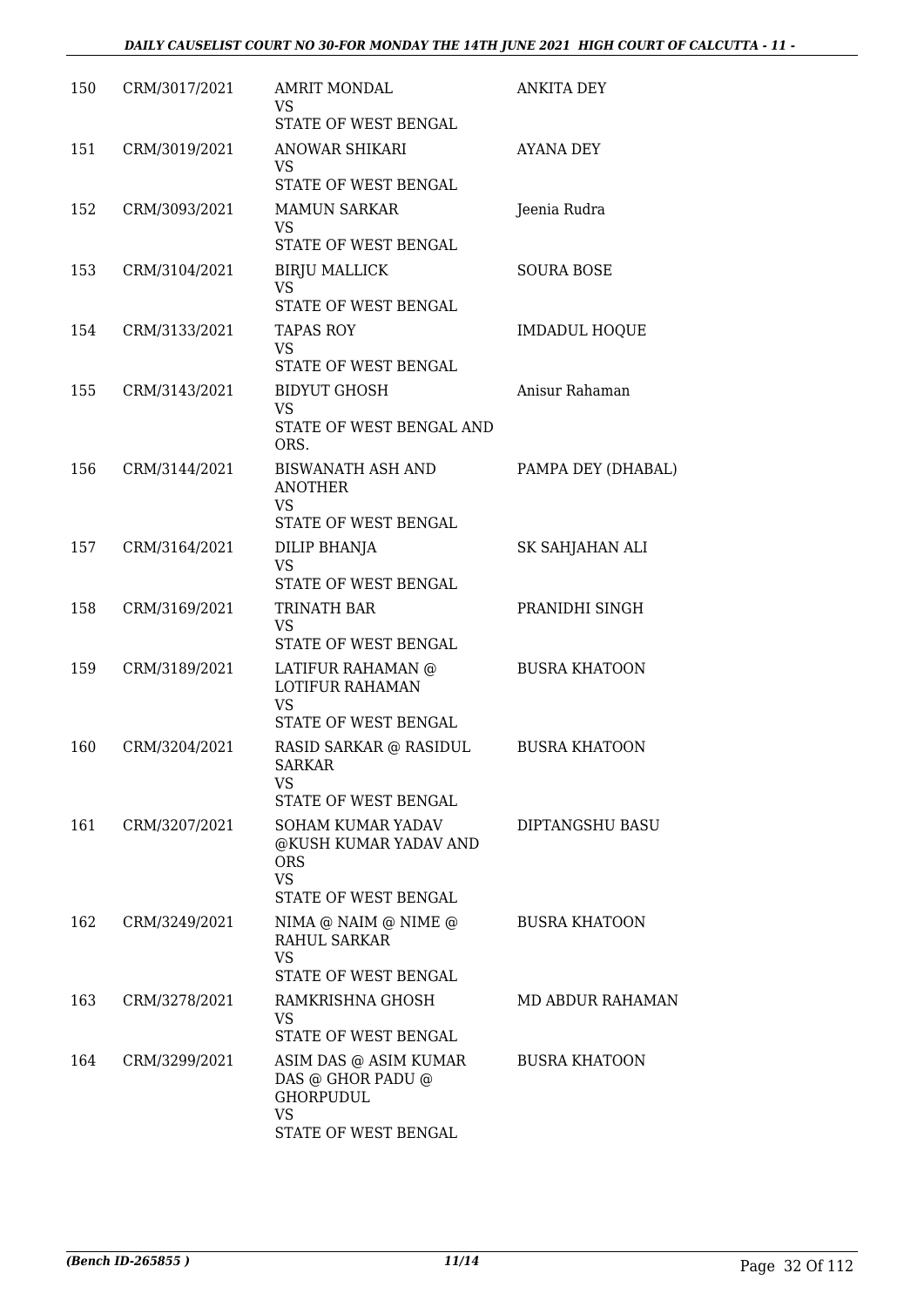| 150 | CRM/3017/2021 | AMRIT MONDAL<br>VS<br>STATE OF WEST BENGAL | ANKITA DEY |
|---|---|---|---|
| 151 | CRM/3019/2021 | ANOWAR SHIKARI<br>VS<br>STATE OF WEST BENGAL | AYANA DEY |
| 152 | CRM/3093/2021 | MAMUN SARKAR<br>VS<br>STATE OF WEST BENGAL | Jeenia Rudra |
| 153 | CRM/3104/2021 | BIRJU MALLICK<br>VS<br>STATE OF WEST BENGAL | SOURA BOSE |
| 154 | CRM/3133/2021 | TAPAS ROY<br>VS<br>STATE OF WEST BENGAL | IMDADUL HOQUE |
| 155 | CRM/3143/2021 | BIDYUT GHOSH<br>VS<br>STATE OF WEST BENGAL AND ORS. | Anisur Rahaman |
| 156 | CRM/3144/2021 | BISWANATH ASH AND ANOTHER<br>VS<br>STATE OF WEST BENGAL | PAMPA DEY (DHABAL) |
| 157 | CRM/3164/2021 | DILIP BHANJA<br>VS<br>STATE OF WEST BENGAL | SK SAHJAHAN ALI |
| 158 | CRM/3169/2021 | TRINATH BAR<br>VS<br>STATE OF WEST BENGAL | PRANIDHI SINGH |
| 159 | CRM/3189/2021 | LATIFUR RAHAMAN @ LOTIFUR RAHAMAN<br>VS<br>STATE OF WEST BENGAL | BUSRA KHATOON |
| 160 | CRM/3204/2021 | RASID SARKAR @ RASIDUL SARKAR<br>VS<br>STATE OF WEST BENGAL | BUSRA KHATOON |
| 161 | CRM/3207/2021 | SOHAM KUMAR YADAV @KUSH KUMAR YADAV AND ORS<br>VS<br>STATE OF WEST BENGAL | DIPTANGSHU BASU |
| 162 | CRM/3249/2021 | NIMA @ NAIM @ NIME @ RAHUL SARKAR<br>VS<br>STATE OF WEST BENGAL | BUSRA KHATOON |
| 163 | CRM/3278/2021 | RAMKRISHNA GHOSH<br>VS<br>STATE OF WEST BENGAL | MD ABDUR RAHAMAN |
| 164 | CRM/3299/2021 | ASIM DAS @ ASIM KUMAR DAS @ GHOR PADU @ GHORPUDUL<br>VS<br>STATE OF WEST BENGAL | BUSRA KHATOON |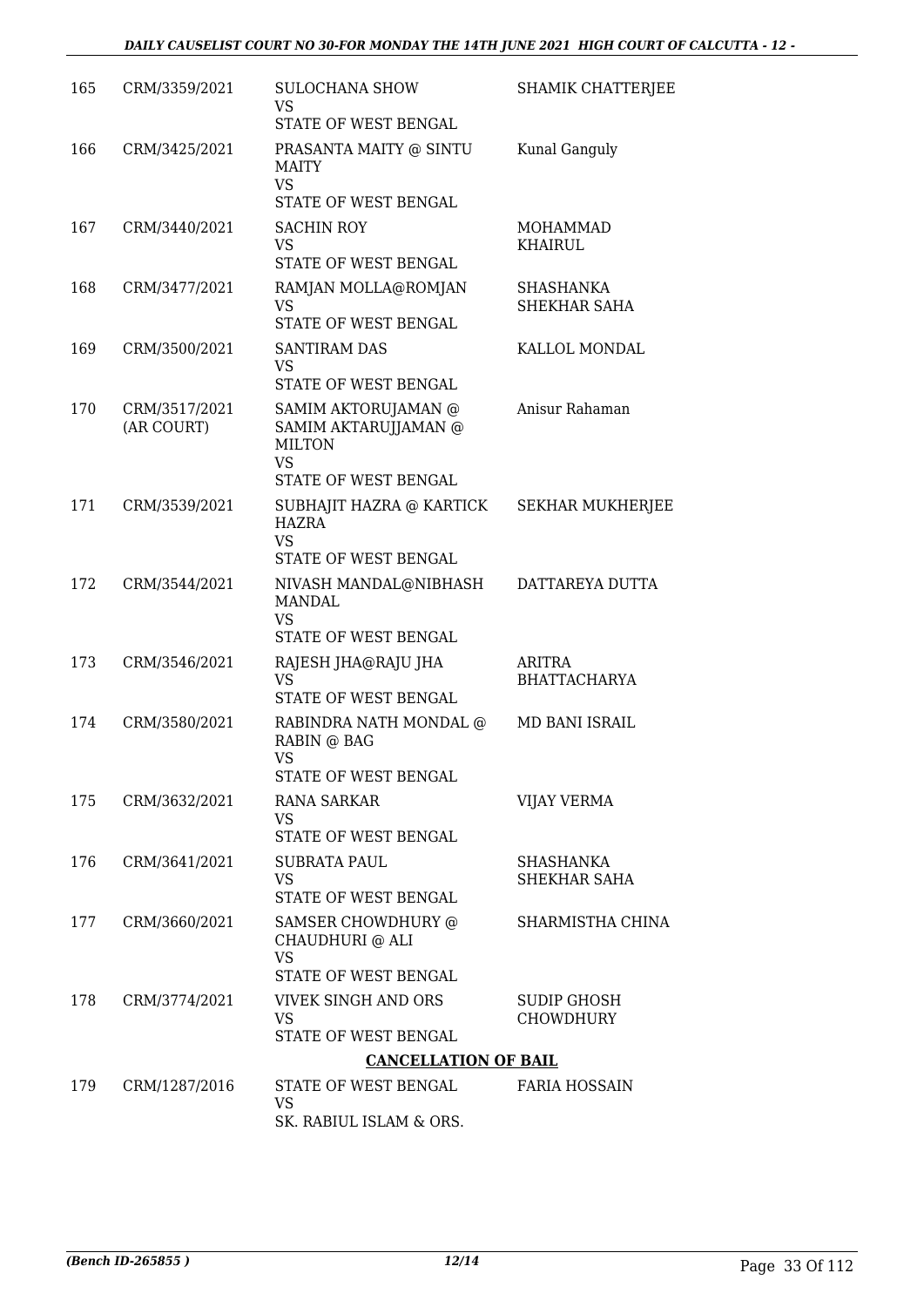| | | | |
|---|---|---|---|
| 165 | CRM/3359/2021 | SULOCHANA SHOW<br>VS<br>STATE OF WEST BENGAL | SHAMIK CHATTERJEE |
| 166 | CRM/3425/2021 | PRASANTA MAITY @ SINTU MAITY<br>VS<br>STATE OF WEST BENGAL | Kunal Ganguly |
| 167 | CRM/3440/2021 | SACHIN ROY<br>VS<br>STATE OF WEST BENGAL | MOHAMMAD KHAIRUL |
| 168 | CRM/3477/2021 | RAMJAN MOLLA@ROMJAN<br>VS<br>STATE OF WEST BENGAL | SHASHANKA SHEKHAR SAHA |
| 169 | CRM/3500/2021 | SANTIRAM DAS<br>VS<br>STATE OF WEST BENGAL | KALLOL MONDAL |
| 170 | CRM/3517/2021 (AR COURT) | SAMIM AKTORUJAMAN @ SAMIM AKTARUJJAMAN @ MILTON<br>VS<br>STATE OF WEST BENGAL | Anisur Rahaman |
| 171 | CRM/3539/2021 | SUBHAJIT HAZRA @ KARTICK HAZRA<br>VS<br>STATE OF WEST BENGAL | SEKHAR MUKHERJEE |
| 172 | CRM/3544/2021 | NIVASH MANDAL@NIBHASH MANDAL<br>VS<br>STATE OF WEST BENGAL | DATTAREYA DUTTA |
| 173 | CRM/3546/2021 | RAJESH JHA@RAJU JHA<br>VS<br>STATE OF WEST BENGAL | ARITRA BHATTACHARYA |
| 174 | CRM/3580/2021 | RABINDRA NATH MONDAL @ RABIN @ BAG<br>VS<br>STATE OF WEST BENGAL | MD BANI ISRAIL |
| 175 | CRM/3632/2021 | RANA SARKAR<br>VS<br>STATE OF WEST BENGAL | VIJAY VERMA |
| 176 | CRM/3641/2021 | SUBRATA PAUL<br>VS<br>STATE OF WEST BENGAL | SHASHANKA SHEKHAR SAHA |
| 177 | CRM/3660/2021 | SAMSER CHOWDHURY @ CHAUDHURI @ ALI<br>VS<br>STATE OF WEST BENGAL | SHARMISTHA CHINA |
| 178 | CRM/3774/2021 | VIVEK SINGH AND ORS<br>VS<br>STATE OF WEST BENGAL | SUDIP GHOSH CHOWDHURY |

**CANCELLATION OF BAIL**

| | | | |
|---|---|---|---|
| 179 | CRM/1287/2016 | STATE OF WEST BENGAL<br>VS<br>SK. RABIUL ISLAM & ORS. | FARIA HOSSAIN |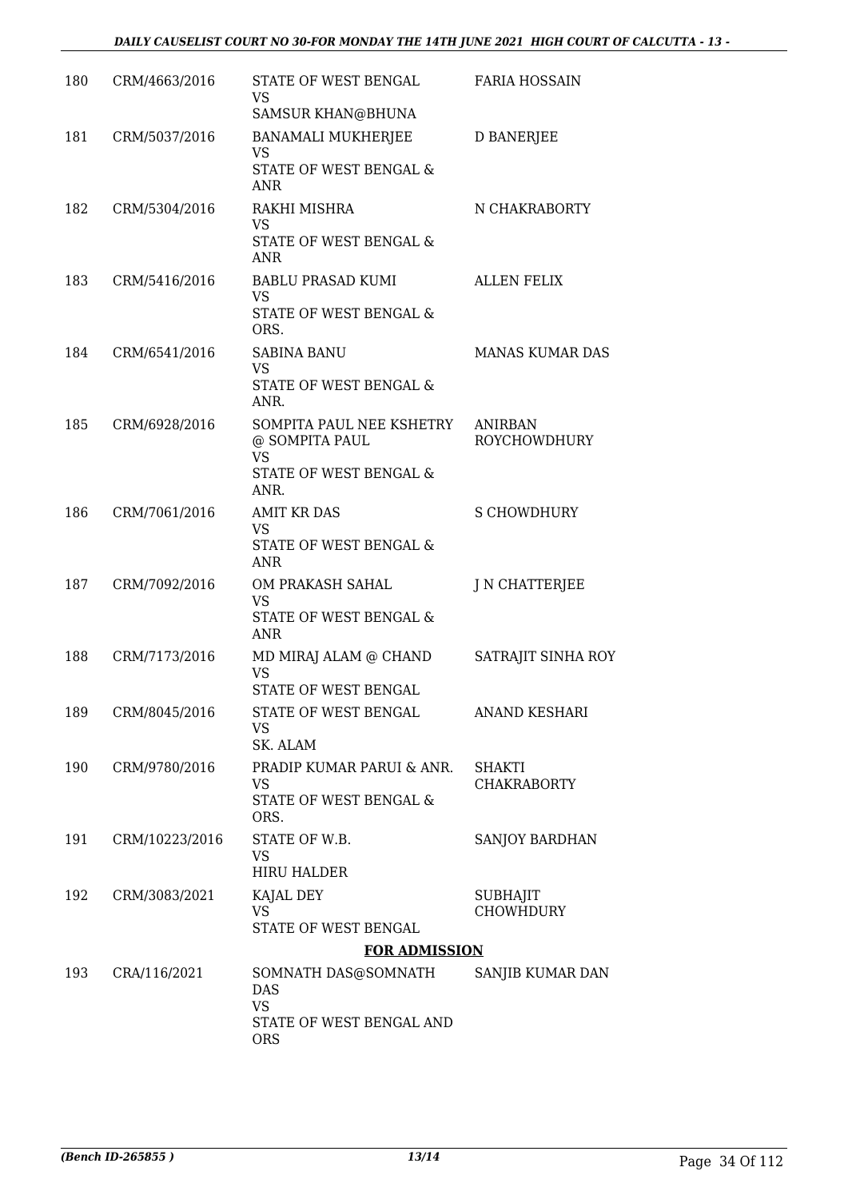| | | | |
|---|---|---|---|
| 180 | CRM/4663/2016 | STATE OF WEST BENGAL<br>VS<br>SAMSUR KHAN@BHUNA | FARIA HOSSAIN |
| 181 | CRM/5037/2016 | BANAMALI MUKHERJEE<br>VS<br>STATE OF WEST BENGAL & ANR | D BANERJEE |
| 182 | CRM/5304/2016 | RAKHI MISHRA<br>VS<br>STATE OF WEST BENGAL & ANR | N CHAKRABORTY |
| 183 | CRM/5416/2016 | BABLU PRASAD KUMI<br>VS<br>STATE OF WEST BENGAL & ORS. | ALLEN FELIX |
| 184 | CRM/6541/2016 | SABINA BANU<br>VS<br>STATE OF WEST BENGAL & ANR. | MANAS KUMAR DAS |
| 185 | CRM/6928/2016 | SOMPITA PAUL NEE KSHETRY @ SOMPITA PAUL<br>VS<br>STATE OF WEST BENGAL & ANR. | ANIRBAN ROYCHOWDHURY |
| 186 | CRM/7061/2016 | AMIT KR DAS<br>VS<br>STATE OF WEST BENGAL & ANR | S CHOWDHURY |
| 187 | CRM/7092/2016 | OM PRAKASH SAHAL<br>VS<br>STATE OF WEST BENGAL & ANR | J N CHATTERJEE |
| 188 | CRM/7173/2016 | MD MIRAJ ALAM @ CHAND<br>VS<br>STATE OF WEST BENGAL | SATRAJIT SINHA ROY |
| 189 | CRM/8045/2016 | STATE OF WEST BENGAL<br>VS<br>SK. ALAM | ANAND KESHARI |
| 190 | CRM/9780/2016 | PRADIP KUMAR PARUI & ANR.<br>VS<br>STATE OF WEST BENGAL & ORS. | SHAKTI CHAKRABORTY |
| 191 | CRM/10223/2016 | STATE OF W.B.<br>VS<br>HIRU HALDER | SANJOY BARDHAN |
| 192 | CRM/3083/2021 | KAJAL DEY<br>VS<br>STATE OF WEST BENGAL | SUBHAJIT CHOWHDURY |

**FOR ADMISSION**

| | | | |
|---|---|---|---|
| 193 | CRA/116/2021 | SOMNATH DAS@SOMNATH DAS<br>VS<br>STATE OF WEST BENGAL AND ORS | SANJIB KUMAR DAN |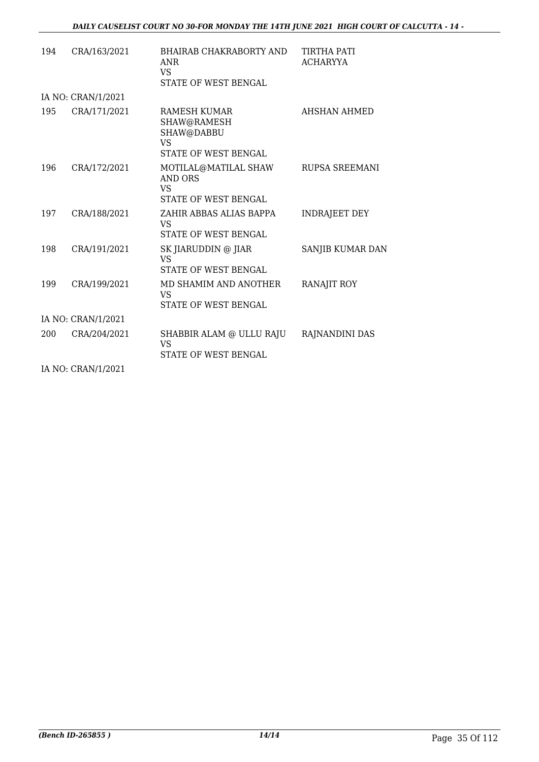| | | | |
|---|---|---|---|
| 194 | CRA/163/2021 | BHAIRAB CHAKRABORTY AND ANR<br>VS<br>STATE OF WEST BENGAL | TIRTHA PATI ACHARYYA |
| IA NO: CRAN/1/2021 | | | |
| 195 | CRA/171/2021 | RAMESH KUMAR SHAW@RAMESH SHAW@DABBU<br>VS<br>STATE OF WEST BENGAL | AHSHAN AHMED |
| 196 | CRA/172/2021 | MOTILAL@MATILAL SHAW AND ORS<br>VS<br>STATE OF WEST BENGAL | RUPSA SREEMANI |
| 197 | CRA/188/2021 | ZAHIR ABBAS ALIAS BAPPA<br>VS<br>STATE OF WEST BENGAL | INDRAJEET DEY |
| 198 | CRA/191/2021 | SK JIARUDDIN @ JIAR<br>VS<br>STATE OF WEST BENGAL | SANJIB KUMAR DAN |
| 199 | CRA/199/2021 | MD SHAMIM AND ANOTHER<br>VS<br>STATE OF WEST BENGAL | RANAJIT ROY |
| IA NO: CRAN/1/2021 | | | |
| 200 | CRA/204/2021 | SHABBIR ALAM @ ULLU RAJU<br>VS<br>STATE OF WEST BENGAL | RAJNANDINI DAS |
| IA NO: CRAN/1/2021 | | | |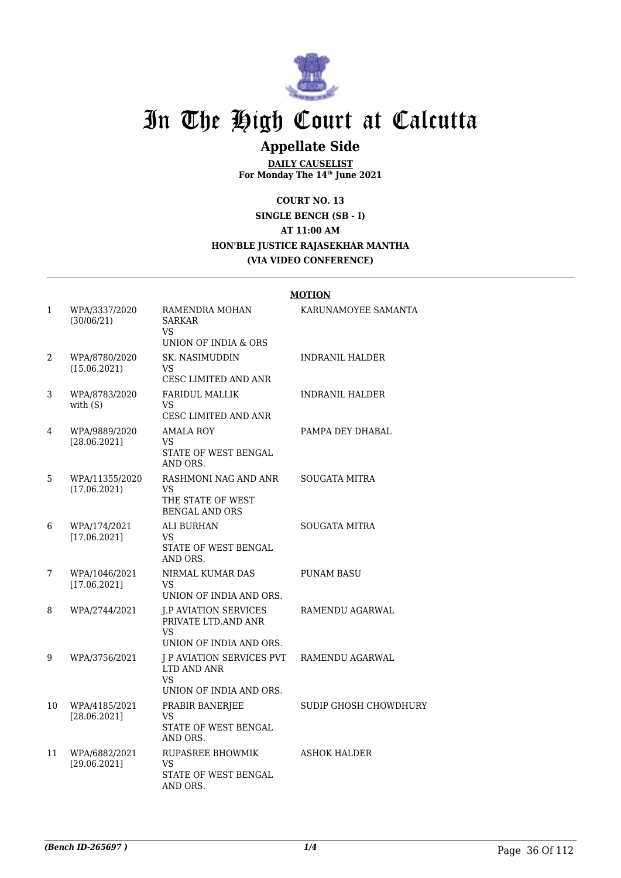# In The High Court at Calcutta

## Appellate Side

**DAILY CAUSELIST**
**For Monday The 14th June 2021**

**COURT NO. 13**
**SINGLE BENCH (SB - I)**
**AT 11:00 AM**
**HON'BLE JUSTICE RAJASEKHAR MANTHA**
**(VIA VIDEO CONFERENCE)**

**MOTION**

| | | | |
|---|---|---|---|
| 1 | WPA/3337/2020 (30/06/21) | RAMENDRA MOHAN SARKAR VS UNION OF INDIA & ORS | KARUNAMOYEE SAMANTA |
| 2 | WPA/8780/2020 (15.06.2021) | SK. NASIMUDDIN VS CESC LIMITED AND ANR | INDRANIL HALDER |
| 3 | WPA/8783/2020 with (S) | FARIDUL MALLIK VS CESC LIMITED AND ANR | INDRANIL HALDER |
| 4 | WPA/9889/2020 [28.06.2021] | AMALA ROY VS STATE OF WEST BENGAL AND ORS. | PAMPA DEY DHABAL |
| 5 | WPA/11355/2020 (17.06.2021) | RASHMONI NAG AND ANR VS THE STATE OF WEST BENGAL AND ORS | SOUGATA MITRA |
| 6 | WPA/174/2021 [17.06.2021] | ALI BURHAN VS STATE OF WEST BENGAL AND ORS. | SOUGATA MITRA |
| 7 | WPA/1046/2021 [17.06.2021] | NIRMAL KUMAR DAS VS UNION OF INDIA AND ORS. | PUNAM BASU |
| 8 | WPA/2744/2021 | J.P AVIATION SERVICES PRIVATE LTD.AND ANR VS UNION OF INDIA AND ORS. | RAMENDU AGARWAL |
| 9 | WPA/3756/2021 | J P AVIATION SERVICES PVT LTD AND ANR VS UNION OF INDIA AND ORS. | RAMENDU AGARWAL |
| 10 | WPA/4185/2021 [28.06.2021] | PRABIR BANERJEE VS STATE OF WEST BENGAL AND ORS. | SUDIP GHOSH CHOWDHURY |
| 11 | WPA/6882/2021 [29.06.2021] | RUPASREE BHOWMIK VS STATE OF WEST BENGAL AND ORS. | ASHOK HALDER |

*(Bench ID-265697 )*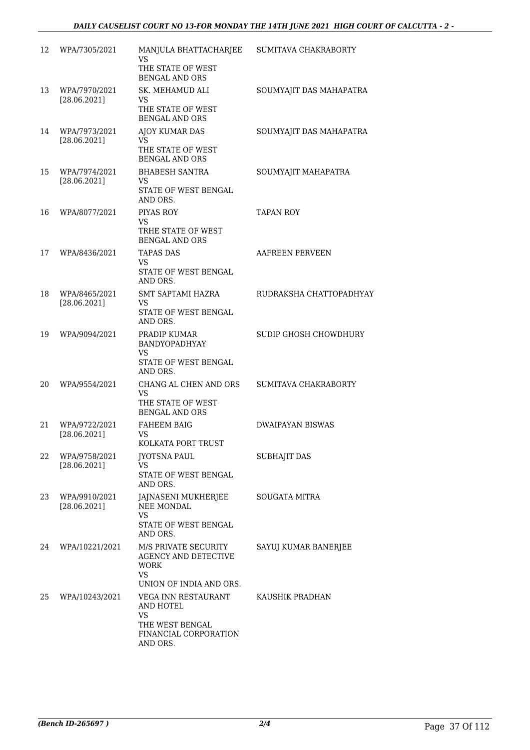| 12 | WPA/7305/2021 | MANJULA BHATTACHARJEE VS THE STATE OF WEST BENGAL AND ORS | SUMITAVA CHAKRABORTY |
|---|---|---|---|
| 13 | WPA/7970/2021 [28.06.2021] | SK. MEHAMUD ALI VS THE STATE OF WEST BENGAL AND ORS | SOUMYAJIT DAS MAHAPATRA |
| 14 | WPA/7973/2021 [28.06.2021] | AJOY KUMAR DAS VS THE STATE OF WEST BENGAL AND ORS | SOUMYAJIT DAS MAHAPATRA |
| 15 | WPA/7974/2021 [28.06.2021] | BHABESH SANTRA VS STATE OF WEST BENGAL AND ORS. | SOUMYAJIT MAHAPATRA |
| 16 | WPA/8077/2021 | PIYAS ROY VS TRHE STATE OF WEST BENGAL AND ORS | TAPAN ROY |
| 17 | WPA/8436/2021 | TAPAS DAS VS STATE OF WEST BENGAL AND ORS. | AAFREEN PERVEEN |
| 18 | WPA/8465/2021 [28.06.2021] | SMT SAPTAMI HAZRA VS STATE OF WEST BENGAL AND ORS. | RUDRAKSHA CHATTOPADHYAY |
| 19 | WPA/9094/2021 | PRADIP KUMAR BANDYOPADHYAY VS STATE OF WEST BENGAL AND ORS. | SUDIP GHOSH CHOWDHURY |
| 20 | WPA/9554/2021 | CHANG AL CHEN AND ORS VS THE STATE OF WEST BENGAL AND ORS | SUMITAVA CHAKRABORTY |
| 21 | WPA/9722/2021 [28.06.2021] | FAHEEM BAIG VS KOLKATA PORT TRUST | DWAIPAYAN BISWAS |
| 22 | WPA/9758/2021 [28.06.2021] | JYOTSNA PAUL VS STATE OF WEST BENGAL AND ORS. | SUBHAJIT DAS |
| 23 | WPA/9910/2021 [28.06.2021] | JAJNASENI MUKHERJEE NEE MONDAL VS STATE OF WEST BENGAL AND ORS. | SOUGATA MITRA |
| 24 | WPA/10221/2021 | M/S PRIVATE SECURITY AGENCY AND DETECTIVE WORK VS UNION OF INDIA AND ORS. | SAYUJ KUMAR BANERJEE |
| 25 | WPA/10243/2021 | VEGA INN RESTAURANT AND HOTEL VS THE WEST BENGAL FINANCIAL CORPORATION AND ORS. | KAUSHIK PRADHAN |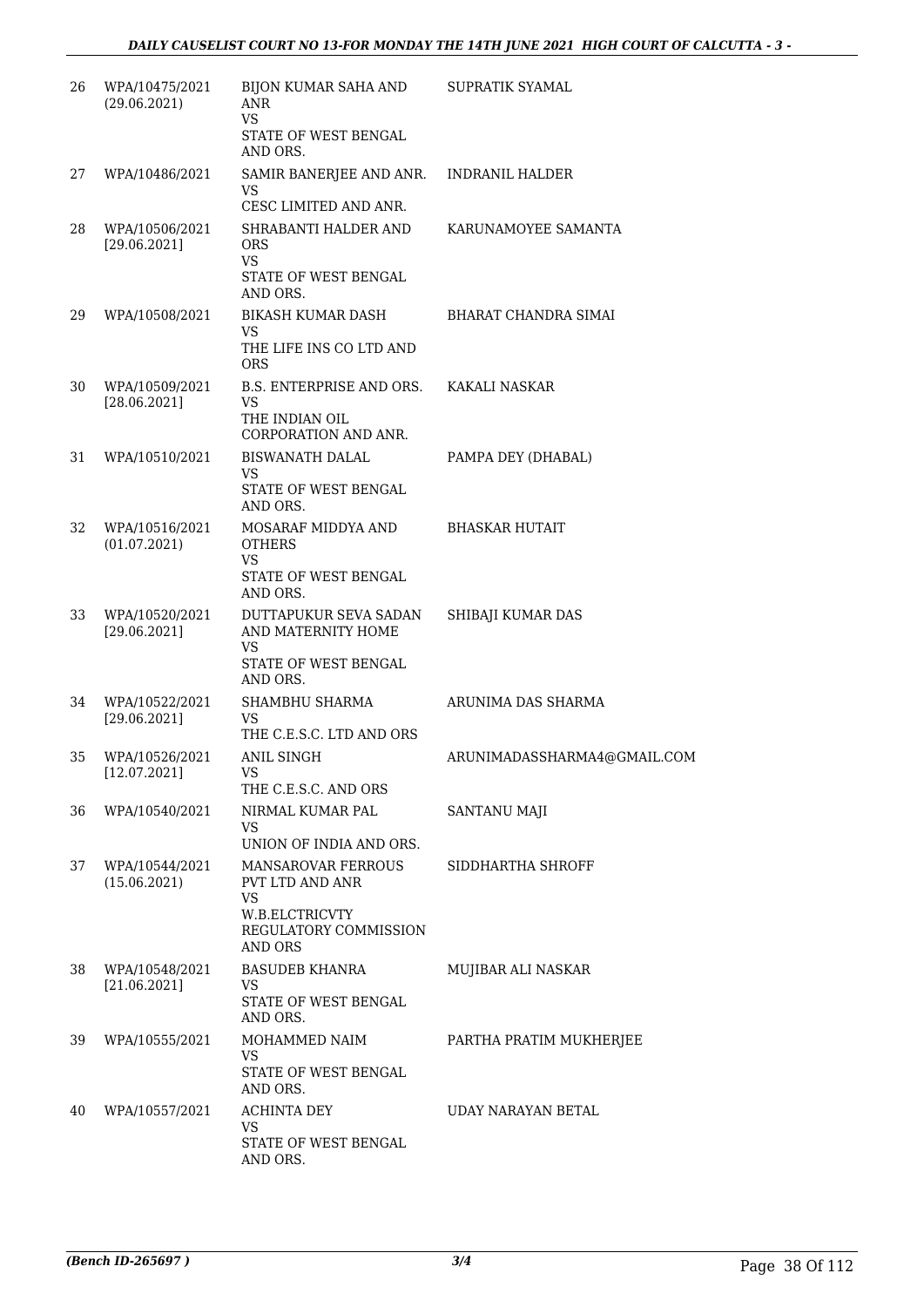| | | | |
|---|---|---|---|
| 26 | WPA/10475/2021 (29.06.2021) | BIJON KUMAR SAHA AND ANR VS STATE OF WEST BENGAL AND ORS. | SUPRATIK SYAMAL |
| 27 | WPA/10486/2021 | SAMIR BANERJEE AND ANR. VS CESC LIMITED AND ANR. | INDRANIL HALDER |
| 28 | WPA/10506/2021 [29.06.2021] | SHRABANTI HALDER AND ORS VS STATE OF WEST BENGAL AND ORS. | KARUNAMOYEE SAMANTA |
| 29 | WPA/10508/2021 | BIKASH KUMAR DASH VS THE LIFE INS CO LTD AND ORS | BHARAT CHANDRA SIMAI |
| 30 | WPA/10509/2021 [28.06.2021] | B.S. ENTERPRISE AND ORS. VS THE INDIAN OIL CORPORATION AND ANR. | KAKALI NASKAR |
| 31 | WPA/10510/2021 | BISWANATH DALAL VS STATE OF WEST BENGAL AND ORS. | PAMPA DEY (DHABAL) |
| 32 | WPA/10516/2021 (01.07.2021) | MOSARAF MIDDYA AND OTHERS VS STATE OF WEST BENGAL AND ORS. | BHASKAR HUTAIT |
| 33 | WPA/10520/2021 [29.06.2021] | DUTTAPUKUR SEVA SADAN AND MATERNITY HOME VS STATE OF WEST BENGAL AND ORS. | SHIBAJI KUMAR DAS |
| 34 | WPA/10522/2021 [29.06.2021] | SHAMBHU SHARMA VS THE C.E.S.C. LTD AND ORS | ARUNIMA DAS SHARMA |
| 35 | WPA/10526/2021 [12.07.2021] | ANIL SINGH VS THE C.E.S.C. AND ORS | ARUNIMADASSHARMA4@GMAIL.COM |
| 36 | WPA/10540/2021 | NIRMAL KUMAR PAL VS UNION OF INDIA AND ORS. | SANTANU MAJI |
| 37 | WPA/10544/2021 (15.06.2021) | MANSAROVAR FERROUS PVT LTD AND ANR VS W.B.ELCTRICVTY REGULATORY COMMISSION AND ORS | SIDDHARTHA SHROFF |
| 38 | WPA/10548/2021 [21.06.2021] | BASUDEB KHANRA VS STATE OF WEST BENGAL AND ORS. | MUJIBAR ALI NASKAR |
| 39 | WPA/10555/2021 | MOHAMMED NAIM VS STATE OF WEST BENGAL AND ORS. | PARTHA PRATIM MUKHERJEE |
| 40 | WPA/10557/2021 | ACHINTA DEY VS STATE OF WEST BENGAL AND ORS. | UDAY NARAYAN BETAL |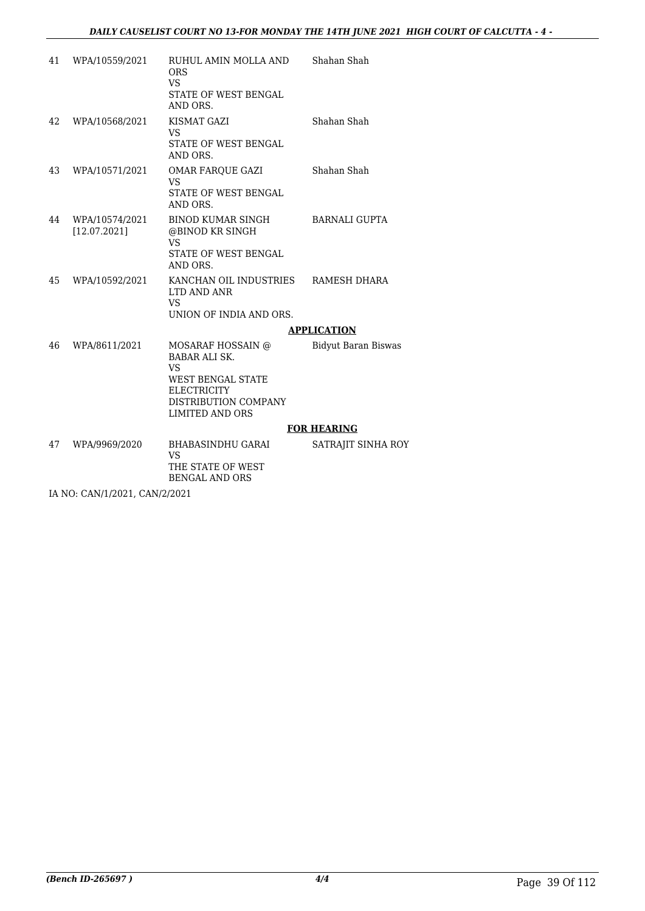| | | | |
|---|---|---|---|
| 41 | WPA/10559/2021 | RUHUL AMIN MOLLA AND ORS<br>VS<br>STATE OF WEST BENGAL AND ORS. | Shahan Shah |
| 42 | WPA/10568/2021 | KISMAT GAZI<br>VS<br>STATE OF WEST BENGAL AND ORS. | Shahan Shah |
| 43 | WPA/10571/2021 | OMAR FARQUE GAZI<br>VS<br>STATE OF WEST BENGAL AND ORS. | Shahan Shah |
| 44 | WPA/10574/2021 [12.07.2021] | BINOD KUMAR SINGH @BINOD KR SINGH<br>VS<br>STATE OF WEST BENGAL AND ORS. | BARNALI GUPTA |
| 45 | WPA/10592/2021 | KANCHAN OIL INDUSTRIES LTD AND ANR<br>VS<br>UNION OF INDIA AND ORS. | RAMESH DHARA |

**APPLICATION**

| | | | |
|---|---|---|---|
| 46 | WPA/8611/2021 | MOSARAF HOSSAIN @ BABAR ALI SK.<br>VS<br>WEST BENGAL STATE ELECTRICITY DISTRIBUTION COMPANY LIMITED AND ORS | Bidyut Baran Biswas |

**FOR HEARING**

| | | | |
|---|---|---|---|
| 47 | WPA/9969/2020 | BHABASINDHU GARAI<br>VS<br>THE STATE OF WEST BENGAL AND ORS | SATRAJIT SINHA ROY |

IA NO: CAN/1/2021, CAN/2/2021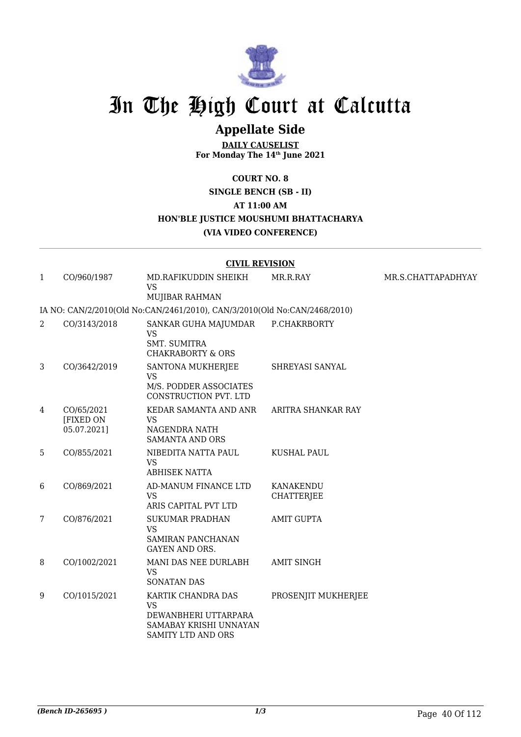# In The High Court at Calcutta

## Appellate Side

**DAILY CAUSELIST**
**For Monday The 14th June 2021**

**COURT NO. 8**
**SINGLE BENCH (SB - II)**
**AT 11:00 AM**
**HON'BLE JUSTICE MOUSHUMI BHATTACHARYA**
**(VIA VIDEO CONFERENCE)**

**CIVIL REVISION**

| | | | | |
|---|---|---|---|---|
| 1 | CO/960/1987 | MD.RAFIKUDDIN SHEIKH VS MUJIBAR RAHMAN | MR.R.RAY | MR.S.CHATTAPADHYAY |
| | IA NO: CAN/2/2010(Old No:CAN/2461/2010), CAN/3/2010(Old No:CAN/2468/2010) | | | |
| 2 | CO/3143/2018 | SANKAR GUHA MAJUMDAR VS SMT. SUMITRA CHAKRABORTY & ORS | P.CHAKRBORTY | |
| 3 | CO/3642/2019 | SANTONA MUKHERJEE VS M/S. PODDER ASSOCIATES CONSTRUCTION PVT. LTD | SHREYASI SANYAL | |
| 4 | CO/65/2021 [FIXED ON 05.07.2021] | KEDAR SAMANTA AND ANR VS NAGENDRA NATH SAMANTA AND ORS | ARITRA SHANKAR RAY | |
| 5 | CO/855/2021 | NIBEDITA NATTA PAUL VS ABHISEK NATTA | KUSHAL PAUL | |
| 6 | CO/869/2021 | AD-MANUM FINANCE LTD VS ARIS CAPITAL PVT LTD | KANAKENDU CHATTERJEE | |
| 7 | CO/876/2021 | SUKUMAR PRADHAN VS SAMIRAN PANCHANAN GAYEN AND ORS. | AMIT GUPTA | |
| 8 | CO/1002/2021 | MANI DAS NEE DURLABH VS SONATAN DAS | AMIT SINGH | |
| 9 | CO/1015/2021 | KARTIK CHANDRA DAS VS DEWANBHERI UTTARPARA SAMABAY KRISHI UNNAYAN SAMITY LTD AND ORS | PROSENJIT MUKHERJEE | |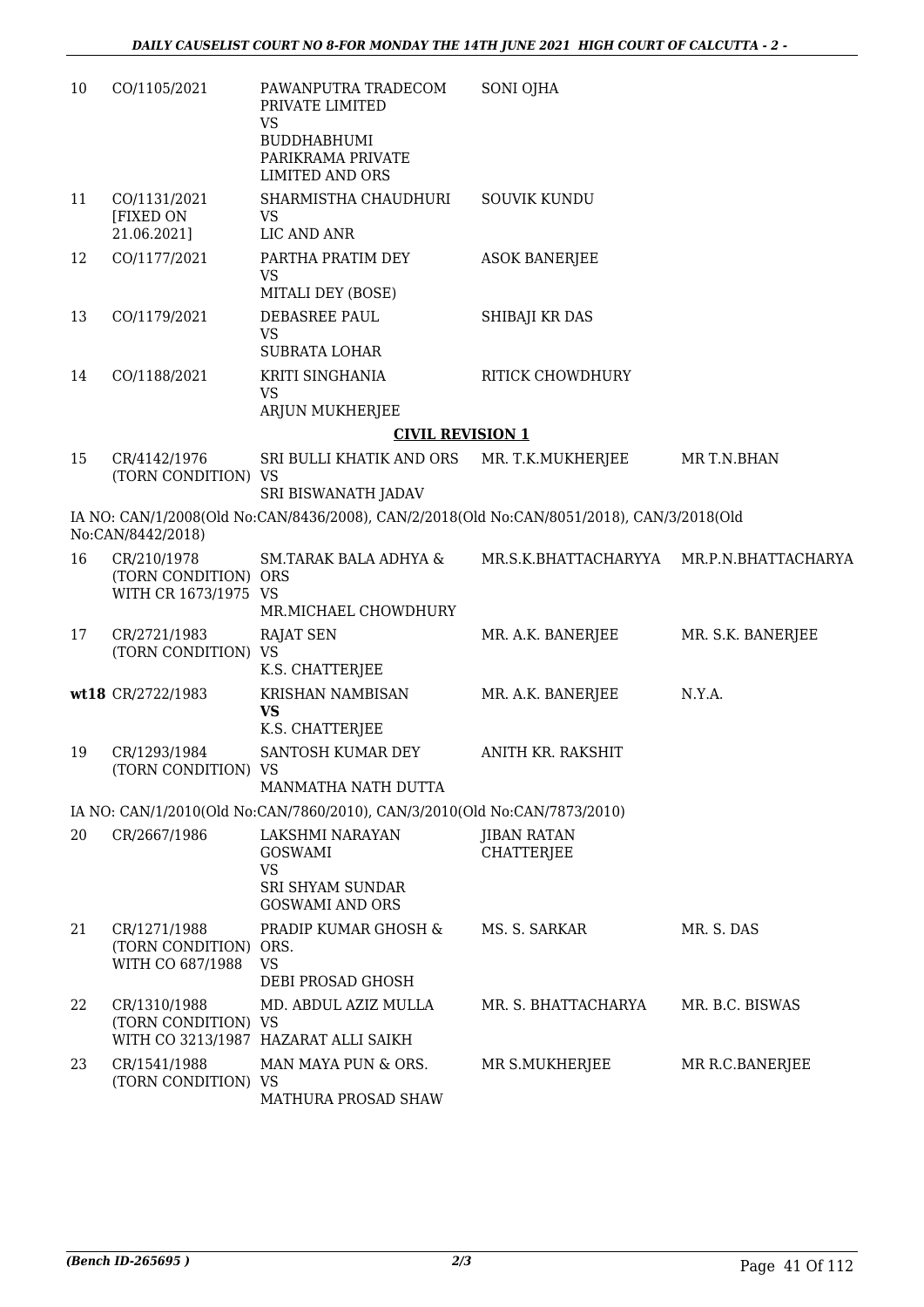| | | | | |
|---|---|---|---|---|
| 10 | CO/1105/2021 | PAWANPUTRA TRADECOM PRIVATE LIMITED VS BUDDHABHUMI PARIKRAMA PRIVATE LIMITED AND ORS | SONI OJHA | |
| 11 | CO/1131/2021 [FIXED ON 21.06.2021] | SHARMISTHA CHAUDHURI VS LIC AND ANR | SOUVIK KUNDU | |
| 12 | CO/1177/2021 | PARTHA PRATIM DEY VS MITALI DEY (BOSE) | ASOK BANERJEE | |
| 13 | CO/1179/2021 | DEBASREE PAUL VS SUBRATA LOHAR | SHIBAJI KR DAS | |
| 14 | CO/1188/2021 | KRITI SINGHANIA VS ARJUN MUKHERJEE | RITICK CHOWDHURY | |

**CIVIL REVISION 1**

| | | | | |
|---|---|---|---|---|
| 15 | CR/4142/1976 (TORN CONDITION) | SRI BULLI KHATIK AND ORS VS SRI BISWANATH JADAV | MR. T.K.MUKHERJEE | MR T.N.BHAN |

IA NO: CAN/1/2008(Old No:CAN/8436/2008), CAN/2/2018(Old No:CAN/8051/2018), CAN/3/2018(Old No:CAN/8442/2018)

| | | | | |
|---|---|---|---|---|
| 16 | CR/210/1978 (TORN CONDITION) WITH CR 1673/1975 | SM.TARAK BALA ADHYA & ORS VS MR.MICHAEL CHOWDHURY | MR.S.K.BHATTACHARYYA | MR.P.N.BHATTACHARYA |
| 17 | CR/2721/1983 (TORN CONDITION) | RAJAT SEN VS K.S. CHATTERJEE | MR. A.K. BANERJEE | MR. S.K. BANERJEE |
| wt18 | CR/2722/1983 | KRISHAN NAMBISAN **VS** K.S. CHATTERJEE | MR. A.K. BANERJEE | N.Y.A. |
| 19 | CR/1293/1984 (TORN CONDITION) | SANTOSH KUMAR DEY VS MANMATHA NATH DUTTA | ANITH KR. RAKSHIT | |

IA NO: CAN/1/2010(Old No:CAN/7860/2010), CAN/3/2010(Old No:CAN/7873/2010)

| | | | | |
|---|---|---|---|---|
| 20 | CR/2667/1986 | LAKSHMI NARAYAN GOSWAMI VS SRI SHYAM SUNDAR GOSWAMI AND ORS | JIBAN RATAN CHATTERJEE | |
| 21 | CR/1271/1988 (TORN CONDITION) WITH CO 687/1988 | PRADIP KUMAR GHOSH & ORS. VS DEBI PROSAD GHOSH | MS. S. SARKAR | MR. S. DAS |
| 22 | CR/1310/1988 (TORN CONDITION) WITH CO 3213/1987 | MD. ABDUL AZIZ MULLA VS HAZARAT ALLI SAIKH | MR. S. BHATTACHARYA | MR. B.C. BISWAS |
| 23 | CR/1541/1988 (TORN CONDITION) | MAN MAYA PUN & ORS. VS MATHURA PROSAD SHAW | MR S.MUKHERJEE | MR R.C.BANERJEE |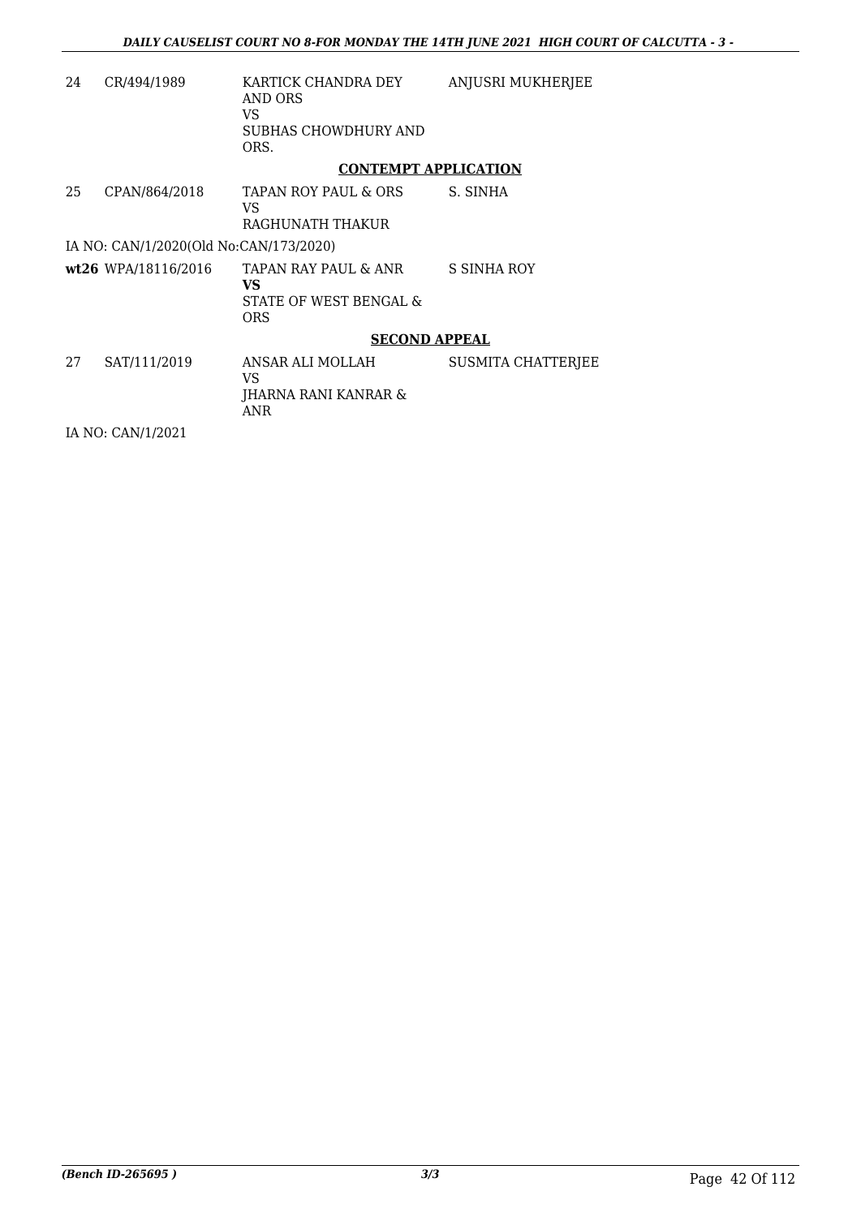| | | | |
|---|---|---|---|
| 24 | CR/494/1989 | KARTICK CHANDRA DEY AND ORS<br>VS<br>SUBHAS CHOWDHURY AND ORS. | ANJUSRI MUKHERJEE |

**CONTEMPT APPLICATION**

| | | | |
|---|---|---|---|
| 25 | CPAN/864/2018 | TAPAN ROY PAUL & ORS<br>VS<br>RAGHUNATH THAKUR | S. SINHA |

IA NO: CAN/1/2020(Old No:CAN/173/2020)

| | | | |
|---|---|---|---|
| **wt26** | WPA/18116/2016 | TAPAN RAY PAUL & ANR<br>**VS**<br>STATE OF WEST BENGAL & ORS | S SINHA ROY |

**SECOND APPEAL**

| | | | |
|---|---|---|---|
| 27 | SAT/111/2019 | ANSAR ALI MOLLAH<br>VS<br>JHARNA RANI KANRAR & ANR | SUSMITA CHATTERJEE |

IA NO: CAN/1/2021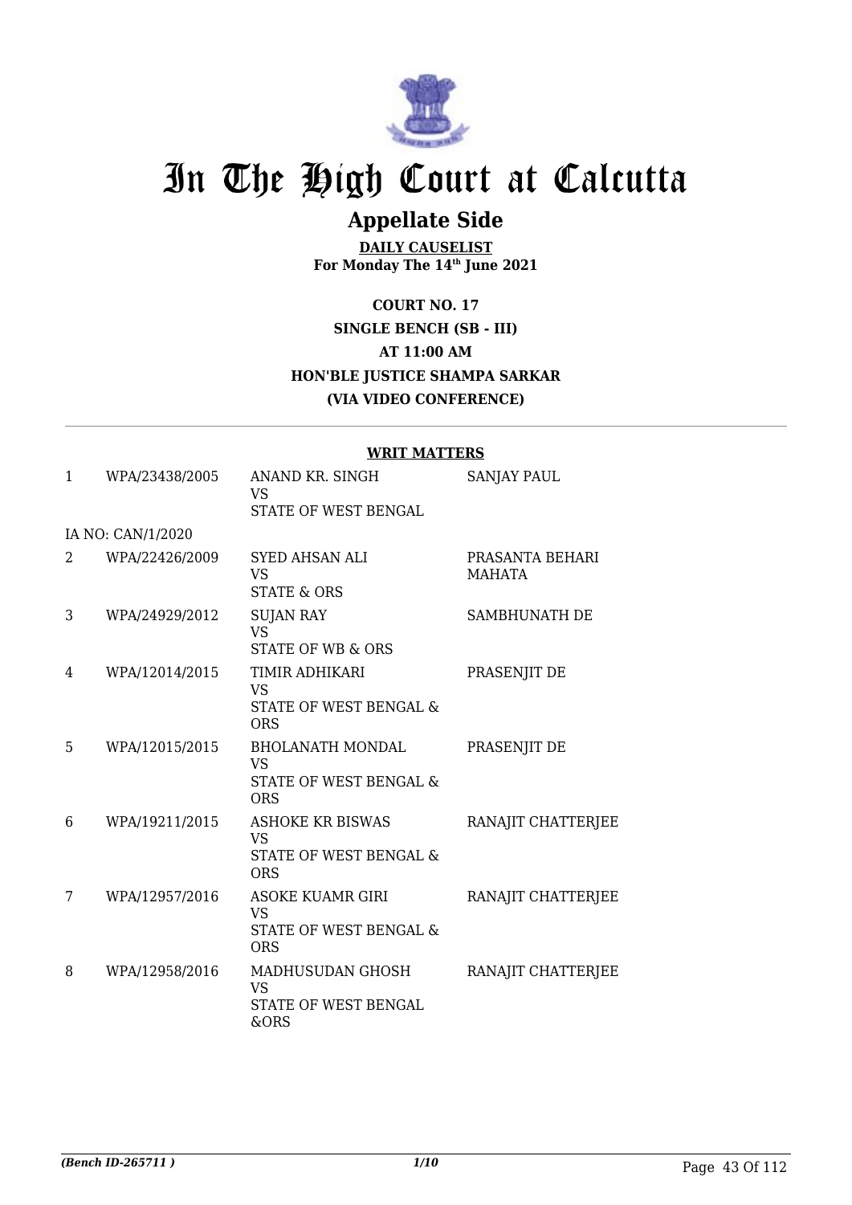# In The High Court at Calcutta

## Appellate Side

**DAILY CAUSELIST**
**For Monday The 14th June 2021**

**COURT NO. 17**
**SINGLE BENCH (SB - III)**
**AT 11:00 AM**
**HON'BLE JUSTICE SHAMPA SARKAR**
**(VIA VIDEO CONFERENCE)**

### WRIT MATTERS

| | | | |
|---|---|---|---|
| 1 | WPA/23438/2005 | ANAND KR. SINGH<br>VS<br>STATE OF WEST BENGAL | SANJAY PAUL |
| | IA NO: CAN/1/2020 | | |
| 2 | WPA/22426/2009 | SYED AHSAN ALI<br>VS<br>STATE & ORS | PRASANTA BEHARI MAHATA |
| 3 | WPA/24929/2012 | SUJAN RAY<br>VS<br>STATE OF WB & ORS | SAMBHUNATH DE |
| 4 | WPA/12014/2015 | TIMIR ADHIKARI<br>VS<br>STATE OF WEST BENGAL & ORS | PRASENJIT DE |
| 5 | WPA/12015/2015 | BHOLANATH MONDAL<br>VS<br>STATE OF WEST BENGAL & ORS | PRASENJIT DE |
| 6 | WPA/19211/2015 | ASHOKE KR BISWAS<br>VS<br>STATE OF WEST BENGAL & ORS | RANAJIT CHATTERJEE |
| 7 | WPA/12957/2016 | ASOKE KUAMR GIRI<br>VS<br>STATE OF WEST BENGAL & ORS | RANAJIT CHATTERJEE |
| 8 | WPA/12958/2016 | MADHUSUDAN GHOSH<br>VS<br>STATE OF WEST BENGAL &ORS | RANAJIT CHATTERJEE |

*(Bench ID-265711 )* 1/10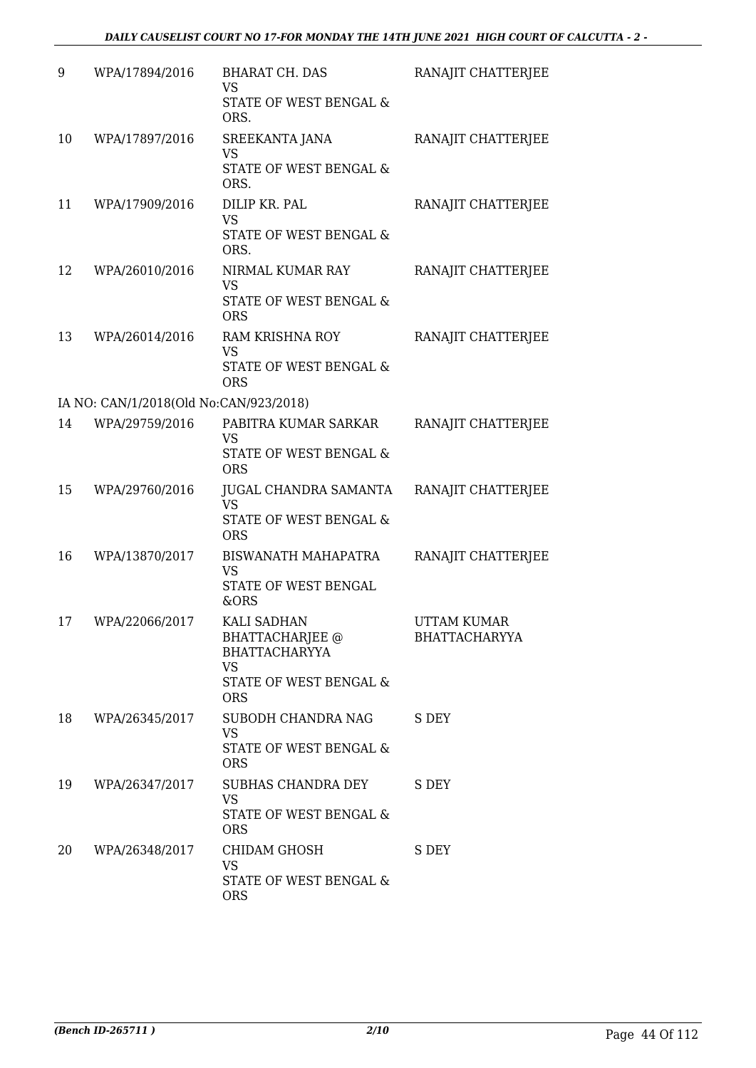| 9 | WPA/17894/2016 | BHARAT CH. DAS<br>VS<br>STATE OF WEST BENGAL & ORS. | RANAJIT CHATTERJEE |
|---|---|---|---|
| 10 | WPA/17897/2016 | SREEKANTA JANA<br>VS<br>STATE OF WEST BENGAL & ORS. | RANAJIT CHATTERJEE |
| 11 | WPA/17909/2016 | DILIP KR. PAL<br>VS<br>STATE OF WEST BENGAL & ORS. | RANAJIT CHATTERJEE |
| 12 | WPA/26010/2016 | NIRMAL KUMAR RAY<br>VS<br>STATE OF WEST BENGAL & ORS | RANAJIT CHATTERJEE |
| 13 | WPA/26014/2016 | RAM KRISHNA ROY<br>VS<br>STATE OF WEST BENGAL & ORS | RANAJIT CHATTERJEE |
| | IA NO: CAN/1/2018(Old No:CAN/923/2018) | | |
| 14 | WPA/29759/2016 | PABITRA KUMAR SARKAR<br>VS<br>STATE OF WEST BENGAL & ORS | RANAJIT CHATTERJEE |
| 15 | WPA/29760/2016 | JUGAL CHANDRA SAMANTA<br>VS<br>STATE OF WEST BENGAL & ORS | RANAJIT CHATTERJEE |
| 16 | WPA/13870/2017 | BISWANATH MAHAPATRA<br>VS<br>STATE OF WEST BENGAL &ORS | RANAJIT CHATTERJEE |
| 17 | WPA/22066/2017 | KALI SADHAN BHATTACHARJEE @ BHATTACHARYYA<br>VS<br>STATE OF WEST BENGAL & ORS | UTTAM KUMAR BHATTACHARYYA |
| 18 | WPA/26345/2017 | SUBODH CHANDRA NAG<br>VS<br>STATE OF WEST BENGAL & ORS | S DEY |
| 19 | WPA/26347/2017 | SUBHAS CHANDRA DEY<br>VS<br>STATE OF WEST BENGAL & ORS | S DEY |
| 20 | WPA/26348/2017 | CHIDAM GHOSH<br>VS<br>STATE OF WEST BENGAL & ORS | S DEY |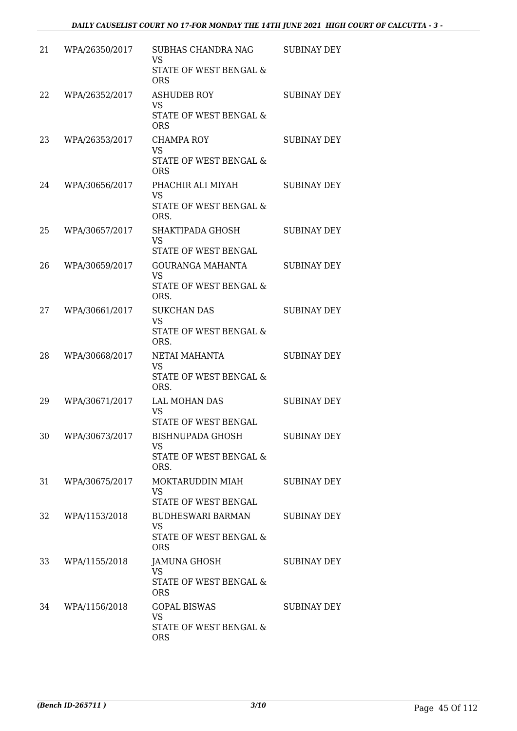| | | | |
|---|---|---|---|
| 21 | WPA/26350/2017 | SUBHAS CHANDRA NAG<br>VS<br>STATE OF WEST BENGAL & ORS | SUBINAY DEY |
| 22 | WPA/26352/2017 | ASHUDEB ROY<br>VS<br>STATE OF WEST BENGAL & ORS | SUBINAY DEY |
| 23 | WPA/26353/2017 | CHAMPA ROY<br>VS<br>STATE OF WEST BENGAL & ORS | SUBINAY DEY |
| 24 | WPA/30656/2017 | PHACHIR ALI MIYAH<br>VS<br>STATE OF WEST BENGAL & ORS. | SUBINAY DEY |
| 25 | WPA/30657/2017 | SHAKTIPADA GHOSH<br>VS<br>STATE OF WEST BENGAL | SUBINAY DEY |
| 26 | WPA/30659/2017 | GOURANGA MAHANTA<br>VS<br>STATE OF WEST BENGAL & ORS. | SUBINAY DEY |
| 27 | WPA/30661/2017 | SUKCHAN DAS<br>VS<br>STATE OF WEST BENGAL & ORS. | SUBINAY DEY |
| 28 | WPA/30668/2017 | NETAI MAHANTA<br>VS<br>STATE OF WEST BENGAL & ORS. | SUBINAY DEY |
| 29 | WPA/30671/2017 | LAL MOHAN DAS<br>VS<br>STATE OF WEST BENGAL | SUBINAY DEY |
| 30 | WPA/30673/2017 | BISHNUPADA GHOSH<br>VS<br>STATE OF WEST BENGAL & ORS. | SUBINAY DEY |
| 31 | WPA/30675/2017 | MOKTARUDDIN MIAH<br>VS<br>STATE OF WEST BENGAL | SUBINAY DEY |
| 32 | WPA/1153/2018 | BUDHESWARI BARMAN<br>VS<br>STATE OF WEST BENGAL & ORS | SUBINAY DEY |
| 33 | WPA/1155/2018 | JAMUNA GHOSH<br>VS<br>STATE OF WEST BENGAL & ORS | SUBINAY DEY |
| 34 | WPA/1156/2018 | GOPAL BISWAS<br>VS<br>STATE OF WEST BENGAL & ORS | SUBINAY DEY |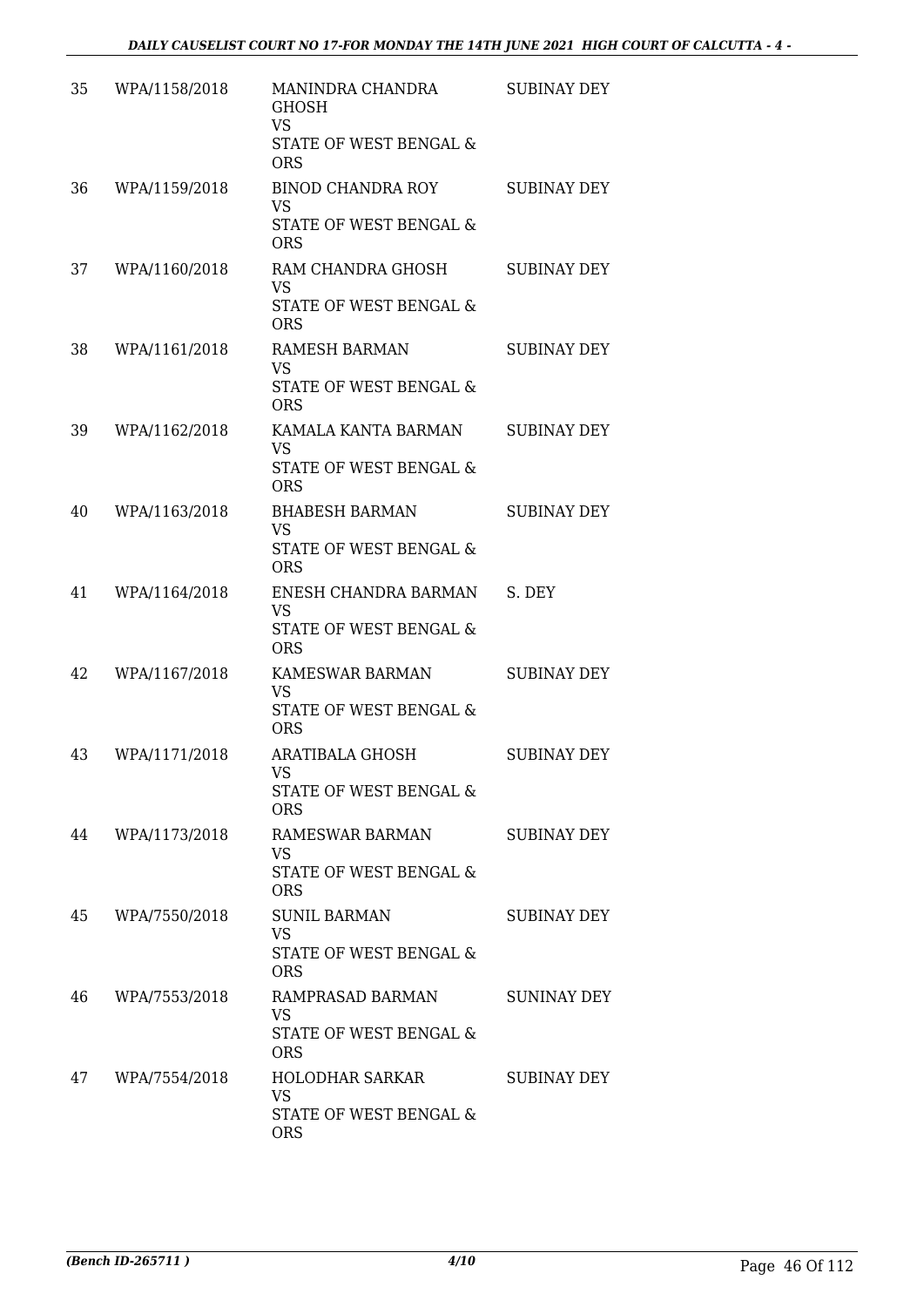| | | | |
|---|---|---|---|
| 35 | WPA/1158/2018 | MANINDRA CHANDRA GHOSH<br>VS<br>STATE OF WEST BENGAL & ORS | SUBINAY DEY |
| 36 | WPA/1159/2018 | BINOD CHANDRA ROY<br>VS<br>STATE OF WEST BENGAL & ORS | SUBINAY DEY |
| 37 | WPA/1160/2018 | RAM CHANDRA GHOSH<br>VS<br>STATE OF WEST BENGAL & ORS | SUBINAY DEY |
| 38 | WPA/1161/2018 | RAMESH BARMAN<br>VS<br>STATE OF WEST BENGAL & ORS | SUBINAY DEY |
| 39 | WPA/1162/2018 | KAMALA KANTA BARMAN<br>VS<br>STATE OF WEST BENGAL & ORS | SUBINAY DEY |
| 40 | WPA/1163/2018 | BHABESH BARMAN<br>VS<br>STATE OF WEST BENGAL & ORS | SUBINAY DEY |
| 41 | WPA/1164/2018 | ENESH CHANDRA BARMAN<br>VS<br>STATE OF WEST BENGAL & ORS | S. DEY |
| 42 | WPA/1167/2018 | KAMESWAR BARMAN<br>VS<br>STATE OF WEST BENGAL & ORS | SUBINAY DEY |
| 43 | WPA/1171/2018 | ARATIBALA GHOSH<br>VS<br>STATE OF WEST BENGAL & ORS | SUBINAY DEY |
| 44 | WPA/1173/2018 | RAMESWAR BARMAN<br>VS<br>STATE OF WEST BENGAL & ORS | SUBINAY DEY |
| 45 | WPA/7550/2018 | SUNIL BARMAN<br>VS<br>STATE OF WEST BENGAL & ORS | SUBINAY DEY |
| 46 | WPA/7553/2018 | RAMPRASAD BARMAN<br>VS<br>STATE OF WEST BENGAL & ORS | SUNINAY DEY |
| 47 | WPA/7554/2018 | HOLODHAR SARKAR<br>VS<br>STATE OF WEST BENGAL & ORS | SUBINAY DEY |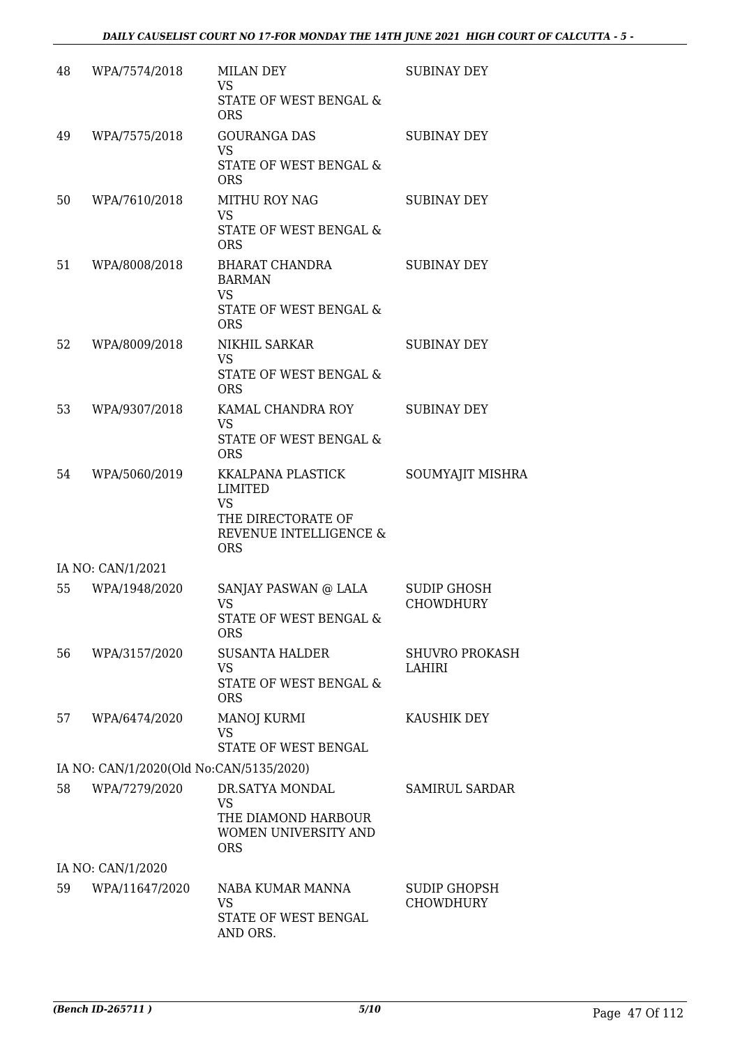| 48 | WPA/7574/2018 | MILAN DEY<br>VS<br>STATE OF WEST BENGAL & ORS | SUBINAY DEY |
|---|---|---|---|
| 49 | WPA/7575/2018 | GOURANGA DAS<br>VS<br>STATE OF WEST BENGAL & ORS | SUBINAY DEY |
| 50 | WPA/7610/2018 | MITHU ROY NAG<br>VS<br>STATE OF WEST BENGAL & ORS | SUBINAY DEY |
| 51 | WPA/8008/2018 | BHARAT CHANDRA BARMAN<br>VS<br>STATE OF WEST BENGAL & ORS | SUBINAY DEY |
| 52 | WPA/8009/2018 | NIKHIL SARKAR<br>VS<br>STATE OF WEST BENGAL & ORS | SUBINAY DEY |
| 53 | WPA/9307/2018 | KAMAL CHANDRA ROY<br>VS<br>STATE OF WEST BENGAL & ORS | SUBINAY DEY |
| 54 | WPA/5060/2019 | KKALPANA PLASTICK LIMITED<br>VS<br>THE DIRECTORATE OF REVENUE INTELLIGENCE & ORS | SOUMYAJIT MISHRA |
| | IA NO: CAN/1/2021 | | |
| 55 | WPA/1948/2020 | SANJAY PASWAN @ LALA<br>VS<br>STATE OF WEST BENGAL & ORS | SUDIP GHOSH CHOWDHURY |
| 56 | WPA/3157/2020 | SUSANTA HALDER<br>VS<br>STATE OF WEST BENGAL & ORS | SHUVRO PROKASH LAHIRI |
| 57 | WPA/6474/2020 | MANOJ KURMI<br>VS<br>STATE OF WEST BENGAL | KAUSHIK DEY |
| | IA NO: CAN/1/2020(Old No:CAN/5135/2020) | | |
| 58 | WPA/7279/2020 | DR.SATYA MONDAL<br>VS<br>THE DIAMOND HARBOUR WOMEN UNIVERSITY AND ORS | SAMIRUL SARDAR |
| | IA NO: CAN/1/2020 | | |
| 59 | WPA/11647/2020 | NABA KUMAR MANNA<br>VS<br>STATE OF WEST BENGAL AND ORS. | SUDIP GHOPSH CHOWDHURY |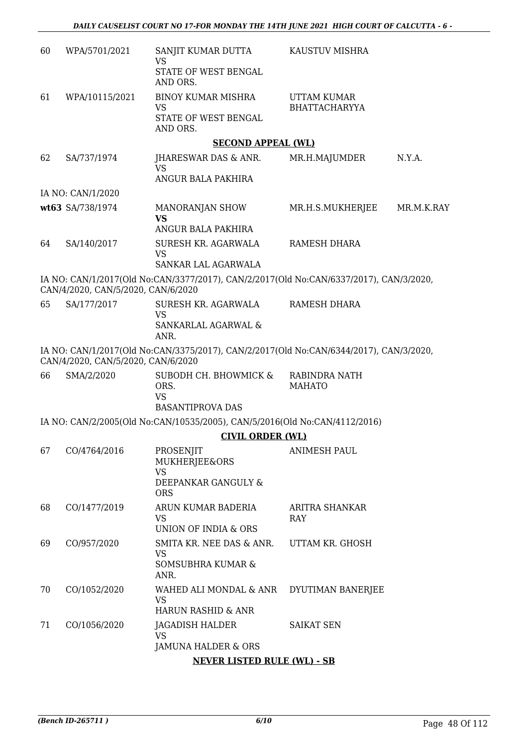| | | | | |
|---|---|---|---|---|
| 60 | WPA/5701/2021 | SANJIT KUMAR DUTTA<br>VS<br>STATE OF WEST BENGAL AND ORS. | KAUSTUV MISHRA | |
| 61 | WPA/10115/2021 | BINOY KUMAR MISHRA<br>VS<br>STATE OF WEST BENGAL AND ORS. | UTTAM KUMAR BHATTACHARYYA | |

**SECOND APPEAL (WL)**

| | | | | |
|---|---|---|---|---|
| 62 | SA/737/1974 | JHARESWAR DAS & ANR.<br>VS<br>ANGUR BALA PAKHIRA | MR.H.MAJUMDER | N.Y.A. |
| | IA NO: CAN/1/2020 | | | |
| wt63 | SA/738/1974 | MANORANJAN SHOW<br>**VS**<br>ANGUR BALA PAKHIRA | MR.H.S.MUKHERJEE | MR.M.K.RAY |
| 64 | SA/140/2017 | SURESH KR. AGARWALA<br>VS<br>SANKAR LAL AGARWALA | RAMESH DHARA | |

IA NO: CAN/1/2017(Old No:CAN/3377/2017), CAN/2/2017(Old No:CAN/6337/2017), CAN/3/2020, CAN/4/2020, CAN/5/2020, CAN/6/2020

| | | | | |
|---|---|---|---|---|
| 65 | SA/177/2017 | SURESH KR. AGARWALA<br>VS<br>SANKARLAL AGARWAL & ANR. | RAMESH DHARA | |

IA NO: CAN/1/2017(Old No:CAN/3375/2017), CAN/2/2017(Old No:CAN/6344/2017), CAN/3/2020, CAN/4/2020, CAN/5/2020, CAN/6/2020

| | | | | |
|---|---|---|---|---|
| 66 | SMA/2/2020 | SUBODH CH. BHOWMICK & ORS.<br>VS<br>BASANTIPROVA DAS | RABINDRA NATH MAHATO | |

IA NO: CAN/2/2005(Old No:CAN/10535/2005), CAN/5/2016(Old No:CAN/4112/2016)

**CIVIL ORDER (WL)**

| | | | | |
|---|---|---|---|---|
| 67 | CO/4764/2016 | PROSENJIT MUKHERJEE&ORS<br>VS<br>DEEPANKAR GANGULY & ORS | ANIMESH PAUL | |
| 68 | CO/1477/2019 | ARUN KUMAR BADERIA<br>VS<br>UNION OF INDIA & ORS | ARITRA SHANKAR RAY | |
| 69 | CO/957/2020 | SMITA KR. NEE DAS & ANR.<br>VS<br>SOMSUBHRA KUMAR & ANR. | UTTAM KR. GHOSH | |
| 70 | CO/1052/2020 | WAHED ALI MONDAL & ANR<br>VS<br>HARUN RASHID & ANR | DYUTIMAN BANERJEE | |
| 71 | CO/1056/2020 | JAGADISH HALDER<br>VS<br>JAMUNA HALDER & ORS | SAIKAT SEN | |

**NEVER LISTED RULE (WL) - SB**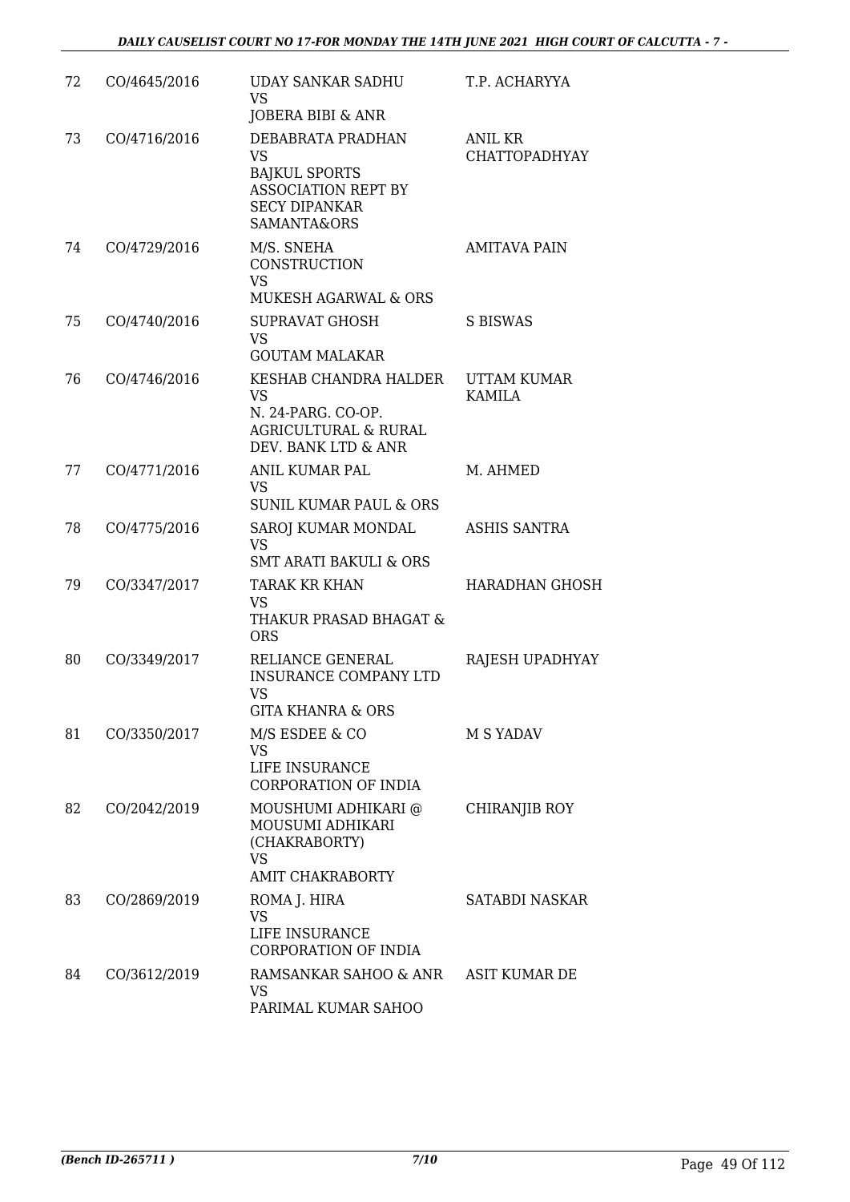| 72 | CO/4645/2016 | UDAY SANKAR SADHU<br>VS<br>JOBERA BIBI & ANR | T.P. ACHARYYA |
|---|---|---|---|
| 73 | CO/4716/2016 | DEBABRATA PRADHAN<br>VS<br>BAJKUL SPORTS ASSOCIATION REPT BY SECY DIPANKAR SAMANTA&ORS | ANIL KR CHATTOPADHYAY |
| 74 | CO/4729/2016 | M/S. SNEHA CONSTRUCTION<br>VS<br>MUKESH AGARWAL & ORS | AMITAVA PAIN |
| 75 | CO/4740/2016 | SUPRAVAT GHOSH<br>VS<br>GOUTAM MALAKAR | S BISWAS |
| 76 | CO/4746/2016 | KESHAB CHANDRA HALDER<br>VS<br>N. 24-PARG. CO-OP. AGRICULTURAL & RURAL DEV. BANK LTD & ANR | UTTAM KUMAR KAMILA |
| 77 | CO/4771/2016 | ANIL KUMAR PAL<br>VS<br>SUNIL KUMAR PAUL & ORS | M. AHMED |
| 78 | CO/4775/2016 | SAROJ KUMAR MONDAL<br>VS<br>SMT ARATI BAKULI & ORS | ASHIS SANTRA |
| 79 | CO/3347/2017 | TARAK KR KHAN<br>VS<br>THAKUR PRASAD BHAGAT & ORS | HARADHAN GHOSH |
| 80 | CO/3349/2017 | RELIANCE GENERAL INSURANCE COMPANY LTD<br>VS<br>GITA KHANRA & ORS | RAJESH UPADHYAY |
| 81 | CO/3350/2017 | M/S ESDEE & CO<br>VS<br>LIFE INSURANCE CORPORATION OF INDIA | M S YADAV |
| 82 | CO/2042/2019 | MOUSHUMI ADHIKARI @ MOUSUMI ADHIKARI (CHAKRABORTY)<br>VS<br>AMIT CHAKRABORTY | CHIRANJIB ROY |
| 83 | CO/2869/2019 | ROMA J. HIRA<br>VS<br>LIFE INSURANCE CORPORATION OF INDIA | SATABDI NASKAR |
| 84 | CO/3612/2019 | RAMSANKAR SAHOO & ANR<br>VS<br>PARIMAL KUMAR SAHOO | ASIT KUMAR DE |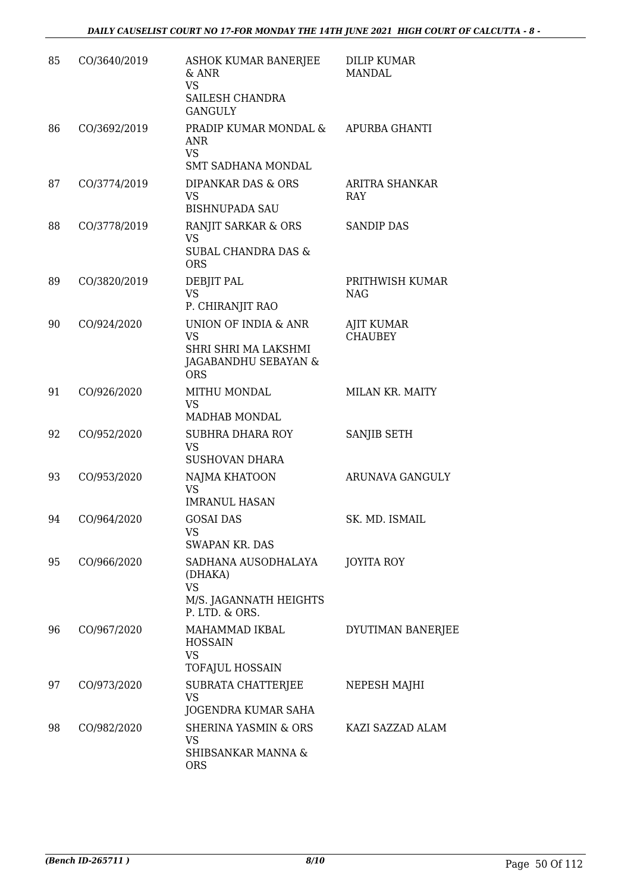| | | | |
|---|---|---|---|
| 85 | CO/3640/2019 | ASHOK KUMAR BANERJEE & ANR<br>VS<br>SAILESH CHANDRA GANGULY | DILIP KUMAR MANDAL |
| 86 | CO/3692/2019 | PRADIP KUMAR MONDAL & ANR<br>VS<br>SMT SADHANA MONDAL | APURBA GHANTI |
| 87 | CO/3774/2019 | DIPANKAR DAS & ORS<br>VS<br>BISHNUPADA SAU | ARITRA SHANKAR RAY |
| 88 | CO/3778/2019 | RANJIT SARKAR & ORS<br>VS<br>SUBAL CHANDRA DAS & ORS | SANDIP DAS |
| 89 | CO/3820/2019 | DEBJIT PAL<br>VS<br>P. CHIRANJIT RAO | PRITHWISH KUMAR NAG |
| 90 | CO/924/2020 | UNION OF INDIA & ANR<br>VS<br>SHRI SHRI MA LAKSHMI JAGABANDHU SEBAYAN & ORS | AJIT KUMAR CHAUBEY |
| 91 | CO/926/2020 | MITHU MONDAL<br>VS<br>MADHAB MONDAL | MILAN KR. MAITY |
| 92 | CO/952/2020 | SUBHRA DHARA ROY<br>VS<br>SUSHOVAN DHARA | SANJIB SETH |
| 93 | CO/953/2020 | NAJMA KHATOON<br>VS<br>IMRANUL HASAN | ARUNAVA GANGULY |
| 94 | CO/964/2020 | GOSAI DAS<br>VS<br>SWAPAN KR. DAS | SK. MD. ISMAIL |
| 95 | CO/966/2020 | SADHANA AUSODHALAYA (DHAKA)<br>VS<br>M/S. JAGANNATH HEIGHTS P. LTD. & ORS. | JOYITA ROY |
| 96 | CO/967/2020 | MAHAMMAD IKBAL HOSSAIN<br>VS<br>TOFAJUL HOSSAIN | DYUTIMAN BANERJEE |
| 97 | CO/973/2020 | SUBRATA CHATTERJEE<br>VS<br>JOGENDRA KUMAR SAHA | NEPESH MAJHI |
| 98 | CO/982/2020 | SHERINA YASMIN & ORS<br>VS<br>SHIBSANKAR MANNA & ORS | KAZI SAZZAD ALAM |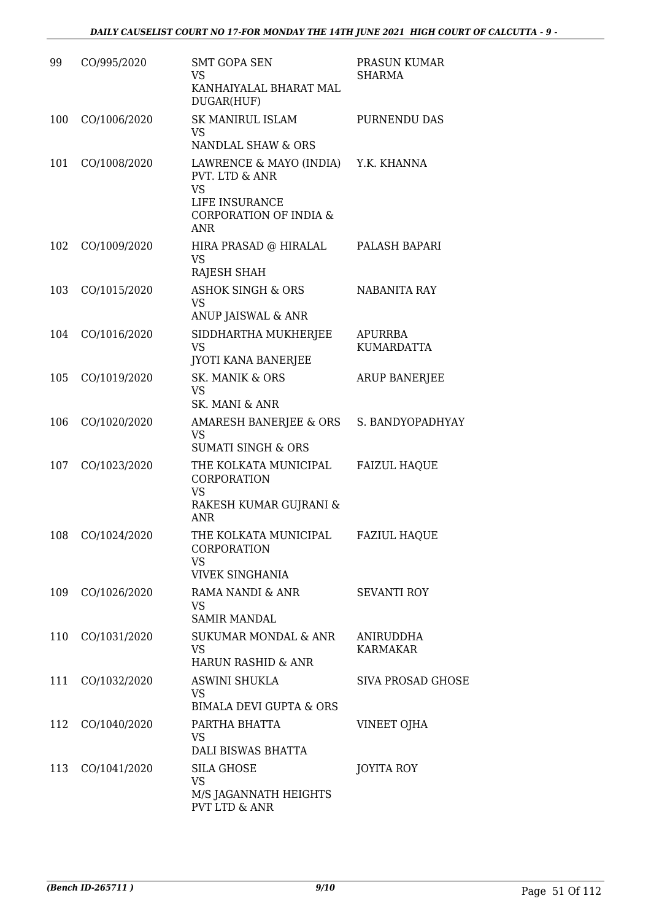| | | | |
|---|---|---|---|
| 99 | CO/995/2020 | SMT GOPA SEN<br>VS<br>KANHAIYALAL BHARAT MAL DUGAR(HUF) | PRASUN KUMAR SHARMA |
| 100 | CO/1006/2020 | SK MANIRUL ISLAM<br>VS<br>NANDLAL SHAW & ORS | PURNENDU DAS |
| 101 | CO/1008/2020 | LAWRENCE & MAYO (INDIA) PVT. LTD & ANR<br>VS<br>LIFE INSURANCE CORPORATION OF INDIA & ANR | Y.K. KHANNA |
| 102 | CO/1009/2020 | HIRA PRASAD @ HIRALAL<br>VS<br>RAJESH SHAH | PALASH BAPARI |
| 103 | CO/1015/2020 | ASHOK SINGH & ORS<br>VS<br>ANUP JAISWAL & ANR | NABANITA RAY |
| 104 | CO/1016/2020 | SIDDHARTHA MUKHERJEE<br>VS<br>JYOTI KANA BANERJEE | APURRBA KUMARDATTA |
| 105 | CO/1019/2020 | SK. MANIK & ORS<br>VS<br>SK. MANI & ANR | ARUP BANERJEE |
| 106 | CO/1020/2020 | AMARESH BANERJEE & ORS<br>VS<br>SUMATI SINGH & ORS | S. BANDYOPADHYAY |
| 107 | CO/1023/2020 | THE KOLKATA MUNICIPAL CORPORATION<br>VS<br>RAKESH KUMAR GUJRANI & ANR | FAIZUL HAQUE |
| 108 | CO/1024/2020 | THE KOLKATA MUNICIPAL CORPORATION<br>VS<br>VIVEK SINGHANIA | FAZIUL HAQUE |
| 109 | CO/1026/2020 | RAMA NANDI & ANR<br>VS<br>SAMIR MANDAL | SEVANTI ROY |
| 110 | CO/1031/2020 | SUKUMAR MONDAL & ANR<br>VS<br>HARUN RASHID & ANR | ANIRUDDHA KARMAKAR |
| 111 | CO/1032/2020 | ASWINI SHUKLA<br>VS<br>BIMALA DEVI GUPTA & ORS | SIVA PROSAD GHOSE |
| 112 | CO/1040/2020 | PARTHA BHATTA<br>VS<br>DALI BISWAS BHATTA | VINEET OJHA |
| 113 | CO/1041/2020 | SILA GHOSE<br>VS<br>M/S JAGANNATH HEIGHTS PVT LTD & ANR | JOYITA ROY |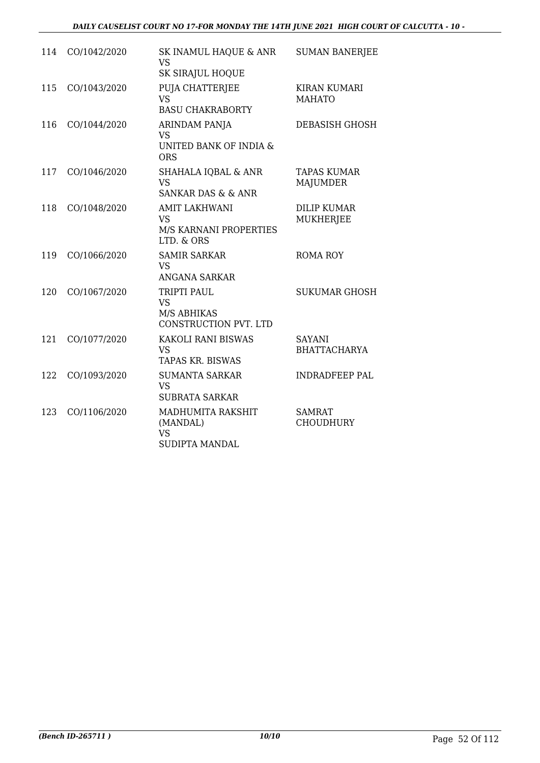| 114 | CO/1042/2020 | SK INAMUL HAQUE & ANR<br>VS<br>SK SIRAJUL HOQUE | SUMAN BANERJEE |
|---|---|---|---|
| 115 | CO/1043/2020 | PUJA CHATTERJEE<br>VS<br>BASU CHAKRABORTY | KIRAN KUMARI MAHATO |
| 116 | CO/1044/2020 | ARINDAM PANJA<br>VS<br>UNITED BANK OF INDIA & ORS | DEBASISH GHOSH |
| 117 | CO/1046/2020 | SHAHALA IQBAL & ANR<br>VS<br>SANKAR DAS & & ANR | TAPAS KUMAR MAJUMDER |
| 118 | CO/1048/2020 | AMIT LAKHWANI<br>VS<br>M/S KARNANI PROPERTIES LTD. & ORS | DILIP KUMAR MUKHERJEE |
| 119 | CO/1066/2020 | SAMIR SARKAR<br>VS<br>ANGANA SARKAR | ROMA ROY |
| 120 | CO/1067/2020 | TRIPTI PAUL<br>VS<br>M/S ABHIKAS CONSTRUCTION PVT. LTD | SUKUMAR GHOSH |
| 121 | CO/1077/2020 | KAKOLI RANI BISWAS<br>VS<br>TAPAS KR. BISWAS | SAYANI BHATTACHARYA |
| 122 | CO/1093/2020 | SUMANTA SARKAR<br>VS<br>SUBRATA SARKAR | INDRADFEEP PAL |
| 123 | CO/1106/2020 | MADHUMITA RAKSHIT (MANDAL)<br>VS<br>SUDIPTA MANDAL | SAMRAT CHOUDHURY |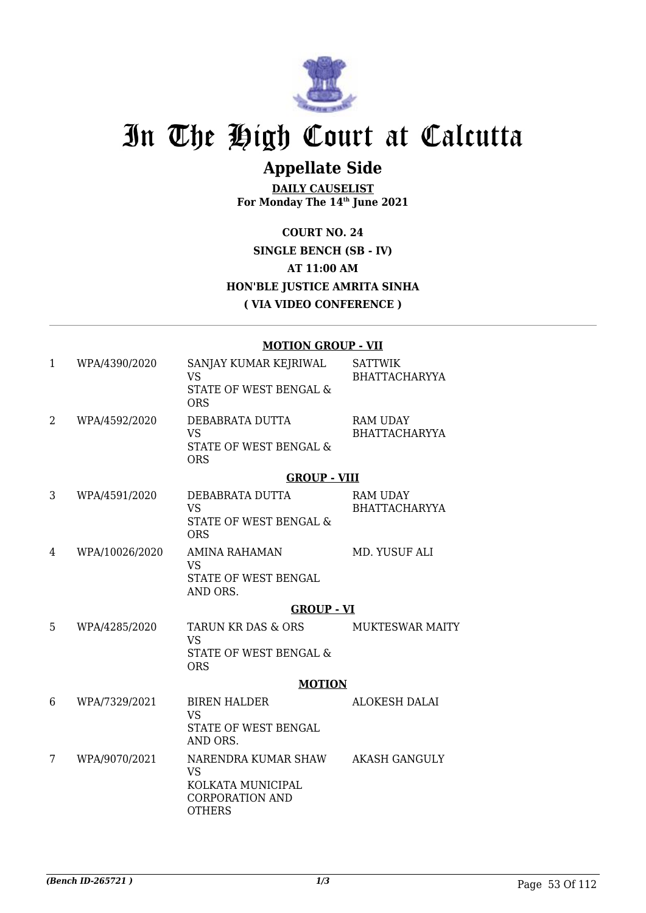# In The High Court at Calcutta

## Appellate Side

**DAILY CAUSELIST**
**For Monday The 14th June 2021**

**COURT NO. 24**
**SINGLE BENCH (SB - IV)**
**AT 11:00 AM**
**HON'BLE JUSTICE AMRITA SINHA**
**( VIA VIDEO CONFERENCE )**

**MOTION GROUP - VII**

| | | | |
|---|---|---|---|
| 1 | WPA/4390/2020 | SANJAY KUMAR KEJRIWAL VS STATE OF WEST BENGAL & ORS | SATTWIK BHATTACHARYYA |
| 2 | WPA/4592/2020 | DEBABRATA DUTTA VS STATE OF WEST BENGAL & ORS | RAM UDAY BHATTACHARYYA |

**GROUP - VIII**

| | | | |
|---|---|---|---|
| 3 | WPA/4591/2020 | DEBABRATA DUTTA VS STATE OF WEST BENGAL & ORS | RAM UDAY BHATTACHARYYA |
| 4 | WPA/10026/2020 | AMINA RAHAMAN VS STATE OF WEST BENGAL AND ORS. | MD. YUSUF ALI |

**GROUP - VI**

| | | | |
|---|---|---|---|
| 5 | WPA/4285/2020 | TARUN KR DAS & ORS VS STATE OF WEST BENGAL & ORS | MUKTESWAR MAITY |

**MOTION**

| | | | |
|---|---|---|---|
| 6 | WPA/7329/2021 | BIREN HALDER VS STATE OF WEST BENGAL AND ORS. | ALOKESH DALAI |
| 7 | WPA/9070/2021 | NARENDRA KUMAR SHAW VS KOLKATA MUNICIPAL CORPORATION AND OTHERS | AKASH GANGULY |

*(Bench ID-265721 )*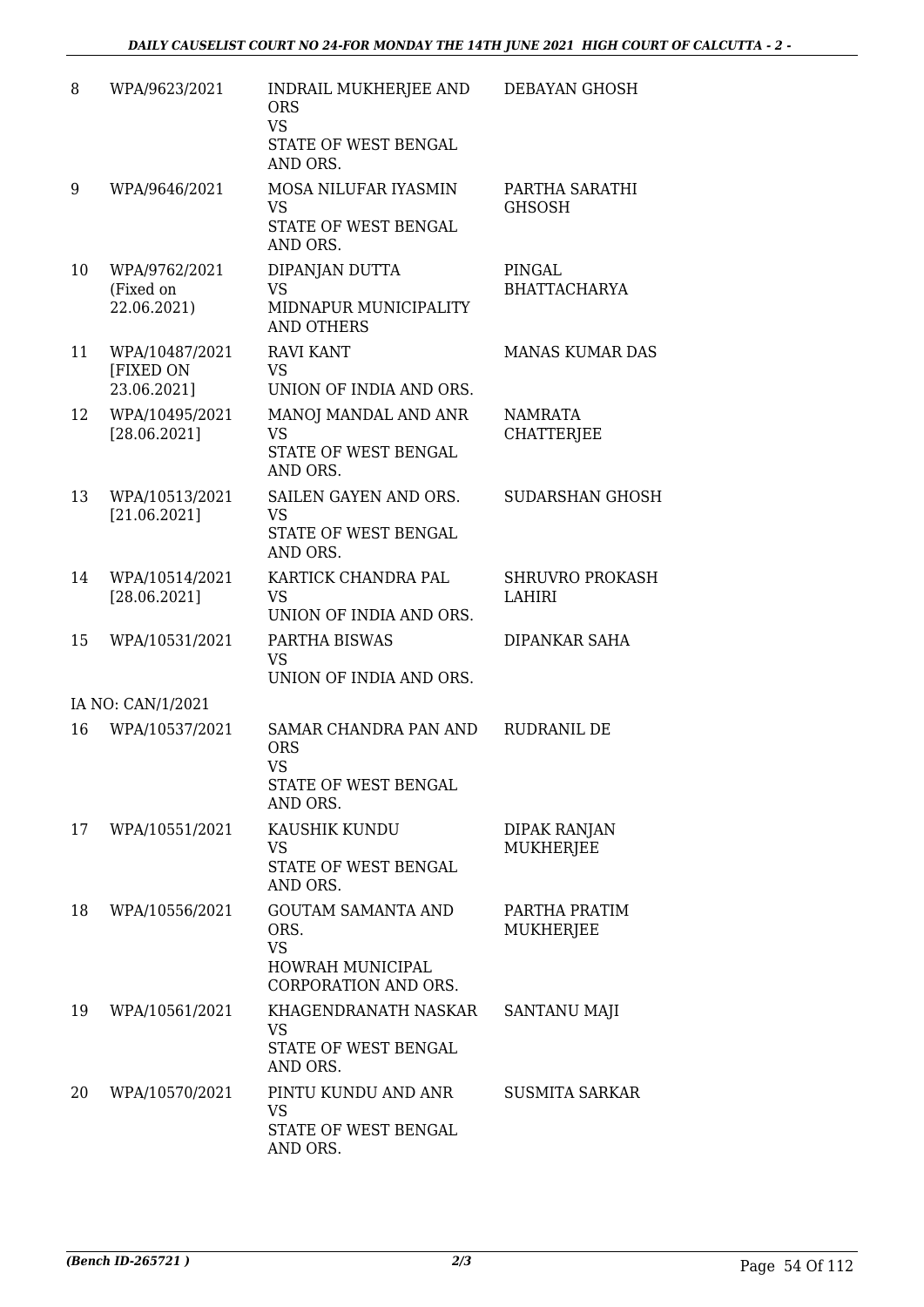| | | | |
|---|---|---|---|
| 8 | WPA/9623/2021 | INDRAIL MUKHERJEE AND ORS<br>VS<br>STATE OF WEST BENGAL AND ORS. | DEBAYAN GHOSH |
| 9 | WPA/9646/2021 | MOSA NILUFAR IYASMIN<br>VS<br>STATE OF WEST BENGAL AND ORS. | PARTHA SARATHI GHSOSH |
| 10 | WPA/9762/2021 (Fixed on 22.06.2021) | DIPANJAN DUTTA<br>VS<br>MIDNAPUR MUNICIPALITY AND OTHERS | PINGAL BHATTACHARYA |
| 11 | WPA/10487/2021 [FIXED ON 23.06.2021] | RAVI KANT<br>VS<br>UNION OF INDIA AND ORS. | MANAS KUMAR DAS |
| 12 | WPA/10495/2021 [28.06.2021] | MANOJ MANDAL AND ANR<br>VS<br>STATE OF WEST BENGAL AND ORS. | NAMRATA CHATTERJEE |
| 13 | WPA/10513/2021 [21.06.2021] | SAILEN GAYEN AND ORS.<br>VS<br>STATE OF WEST BENGAL AND ORS. | SUDARSHAN GHOSH |
| 14 | WPA/10514/2021 [28.06.2021] | KARTICK CHANDRA PAL<br>VS<br>UNION OF INDIA AND ORS. | SHRUVRO PROKASH LAHIRI |
| 15 | WPA/10531/2021 | PARTHA BISWAS<br>VS<br>UNION OF INDIA AND ORS. | DIPANKAR SAHA |
| | IA NO: CAN/1/2021 | | |
| 16 | WPA/10537/2021 | SAMAR CHANDRA PAN AND ORS<br>VS<br>STATE OF WEST BENGAL AND ORS. | RUDRANIL DE |
| 17 | WPA/10551/2021 | KAUSHIK KUNDU<br>VS<br>STATE OF WEST BENGAL AND ORS. | DIPAK RANJAN MUKHERJEE |
| 18 | WPA/10556/2021 | GOUTAM SAMANTA AND ORS.<br>VS<br>HOWRAH MUNICIPAL CORPORATION AND ORS. | PARTHA PRATIM MUKHERJEE |
| 19 | WPA/10561/2021 | KHAGENDRANATH NASKAR<br>VS<br>STATE OF WEST BENGAL AND ORS. | SANTANU MAJI |
| 20 | WPA/10570/2021 | PINTU KUNDU AND ANR<br>VS<br>STATE OF WEST BENGAL AND ORS. | SUSMITA SARKAR |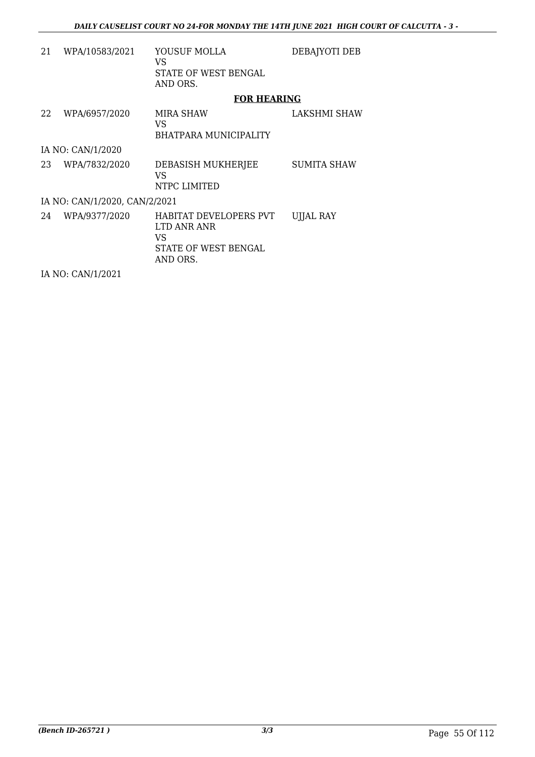| | | | |
|---|---|---|---|
| 21 | WPA/10583/2021 | YOUSUF MOLLA<br>VS<br>STATE OF WEST BENGAL<br>AND ORS. | DEBAJYOTI DEB |

**FOR HEARING**

| | | | |
|---|---|---|---|
| 22 | WPA/6957/2020 | MIRA SHAW<br>VS<br>BHATPARA MUNICIPALITY | LAKSHMI SHAW |

IA NO: CAN/1/2020

| | | | |
|---|---|---|---|
| 23 | WPA/7832/2020 | DEBASISH MUKHERJEE<br>VS<br>NTPC LIMITED | SUMITA SHAW |

IA NO: CAN/1/2020, CAN/2/2021

| | | | |
|---|---|---|---|
| 24 | WPA/9377/2020 | HABITAT DEVELOPERS PVT LTD ANR ANR<br>VS<br>STATE OF WEST BENGAL<br>AND ORS. | UJJAL RAY |

IA NO: CAN/1/2021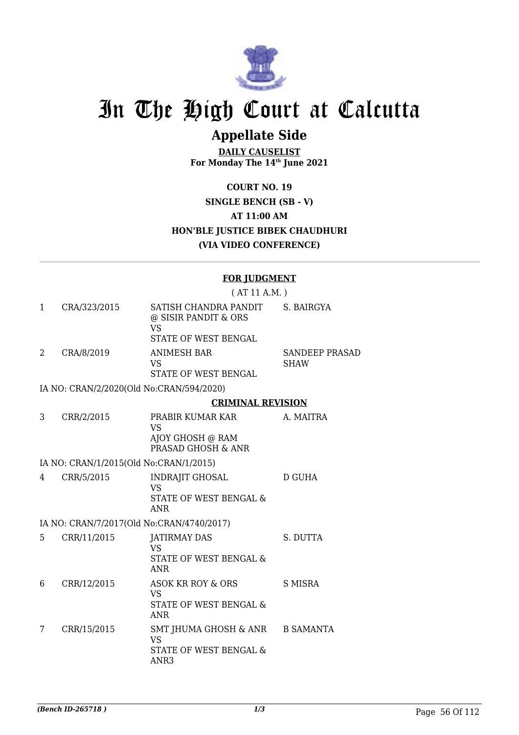# In The High Court at Calcutta

## Appellate Side

**DAILY CAUSELIST**
**For Monday The 14th June 2021**

**COURT NO. 19**
**SINGLE BENCH (SB - V)**
**AT 11:00 AM**
**HON'BLE JUSTICE BIBEK CHAUDHURI**
**(VIA VIDEO CONFERENCE)**

---

**FOR JUDGMENT**

( AT 11 A.M. )

| | | | |
|---|---|---|---|
| 1 | CRA/323/2015 | SATISH CHANDRA PANDIT @ SISIR PANDIT & ORS<br>VS<br>STATE OF WEST BENGAL | S. BAIRGYA |
| 2 | CRA/8/2019 | ANIMESH BAR<br>VS<br>STATE OF WEST BENGAL | SANDEEP PRASAD SHAW |

IA NO: CRAN/2/2020(Old No:CRAN/594/2020)

**CRIMINAL REVISION**

| | | | |
|---|---|---|---|
| 3 | CRR/2/2015 | PRABIR KUMAR KAR<br>VS<br>AJOY GHOSH @ RAM PRASAD GHOSH & ANR | A. MAITRA |

IA NO: CRAN/1/2015(Old No:CRAN/1/2015)

| | | | |
|---|---|---|---|
| 4 | CRR/5/2015 | INDRAJIT GHOSAL<br>VS<br>STATE OF WEST BENGAL & ANR | D GUHA |

IA NO: CRAN/7/2017(Old No:CRAN/4740/2017)

| | | | |
|---|---|---|---|
| 5 | CRR/11/2015 | JATIRMAY DAS<br>VS<br>STATE OF WEST BENGAL & ANR | S. DUTTA |
| 6 | CRR/12/2015 | ASOK KR ROY & ORS<br>VS<br>STATE OF WEST BENGAL & ANR | S MISRA |
| 7 | CRR/15/2015 | SMT JHUMA GHOSH & ANR<br>VS<br>STATE OF WEST BENGAL & ANR3 | B SAMANTA |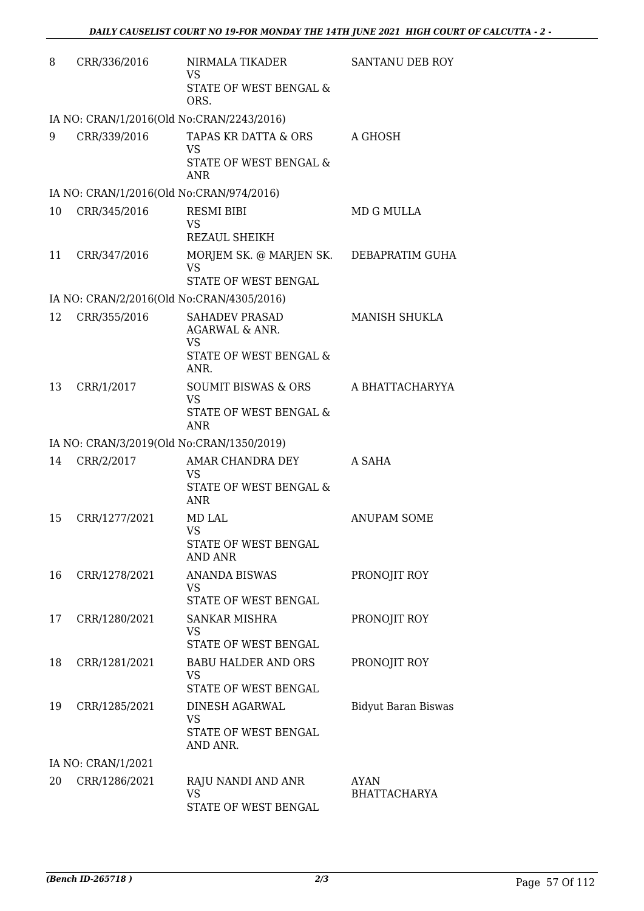| 8 | CRR/336/2016 | NIRMALA TIKADER<br>VS<br>STATE OF WEST BENGAL & ORS. | SANTANU DEB ROY |
|---|---|---|---|
| IA NO: CRAN/1/2016(Old No:CRAN/2243/2016) | | | |
| 9 | CRR/339/2016 | TAPAS KR DATTA & ORS<br>VS<br>STATE OF WEST BENGAL & ANR | A GHOSH |
| IA NO: CRAN/1/2016(Old No:CRAN/974/2016) | | | |
| 10 | CRR/345/2016 | RESMI BIBI<br>VS<br>REZAUL SHEIKH | MD G MULLA |
| 11 | CRR/347/2016 | MORJEM SK. @ MARJEN SK.<br>VS<br>STATE OF WEST BENGAL | DEBAPRATIM GUHA |
| IA NO: CRAN/2/2016(Old No:CRAN/4305/2016) | | | |
| 12 | CRR/355/2016 | SAHADEV PRASAD AGARWAL & ANR.<br>VS<br>STATE OF WEST BENGAL & ANR. | MANISH SHUKLA |
| 13 | CRR/1/2017 | SOUMIT BISWAS & ORS<br>VS<br>STATE OF WEST BENGAL & ANR | A BHATTACHARYYA |
| IA NO: CRAN/3/2019(Old No:CRAN/1350/2019) | | | |
| 14 | CRR/2/2017 | AMAR CHANDRA DEY<br>VS<br>STATE OF WEST BENGAL & ANR | A SAHA |
| 15 | CRR/1277/2021 | MD LAL<br>VS<br>STATE OF WEST BENGAL AND ANR | ANUPAM SOME |
| 16 | CRR/1278/2021 | ANANDA BISWAS<br>VS<br>STATE OF WEST BENGAL | PRONOJIT ROY |
| 17 | CRR/1280/2021 | SANKAR MISHRA<br>VS<br>STATE OF WEST BENGAL | PRONOJIT ROY |
| 18 | CRR/1281/2021 | BABU HALDER AND ORS<br>VS<br>STATE OF WEST BENGAL | PRONOJIT ROY |
| 19 | CRR/1285/2021 | DINESH AGARWAL<br>VS<br>STATE OF WEST BENGAL AND ANR. | Bidyut Baran Biswas |
| IA NO: CRAN/1/2021 | | | |
| 20 | CRR/1286/2021 | RAJU NANDI AND ANR<br>VS<br>STATE OF WEST BENGAL | AYAN BHATTACHARYA |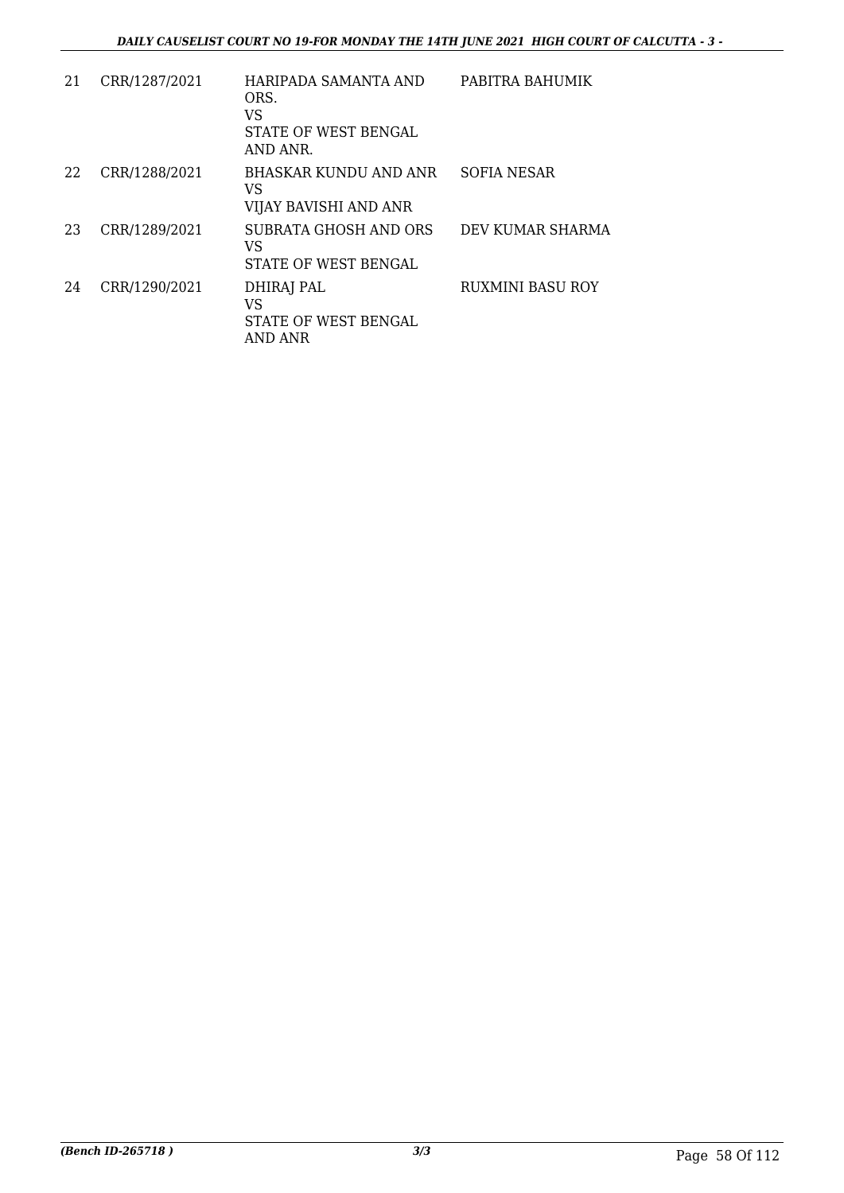| 21 | CRR/1287/2021 | HARIPADA SAMANTA AND ORS.<br>VS<br>STATE OF WEST BENGAL AND ANR. | PABITRA BAHUMIK |
|---|---|---|---|
| 22 | CRR/1288/2021 | BHASKAR KUNDU AND ANR<br>VS<br>VIJAY BAVISHI AND ANR | SOFIA NESAR |
| 23 | CRR/1289/2021 | SUBRATA GHOSH AND ORS<br>VS<br>STATE OF WEST BENGAL | DEV KUMAR SHARMA |
| 24 | CRR/1290/2021 | DHIRAJ PAL<br>VS<br>STATE OF WEST BENGAL AND ANR | RUXMINI BASU ROY |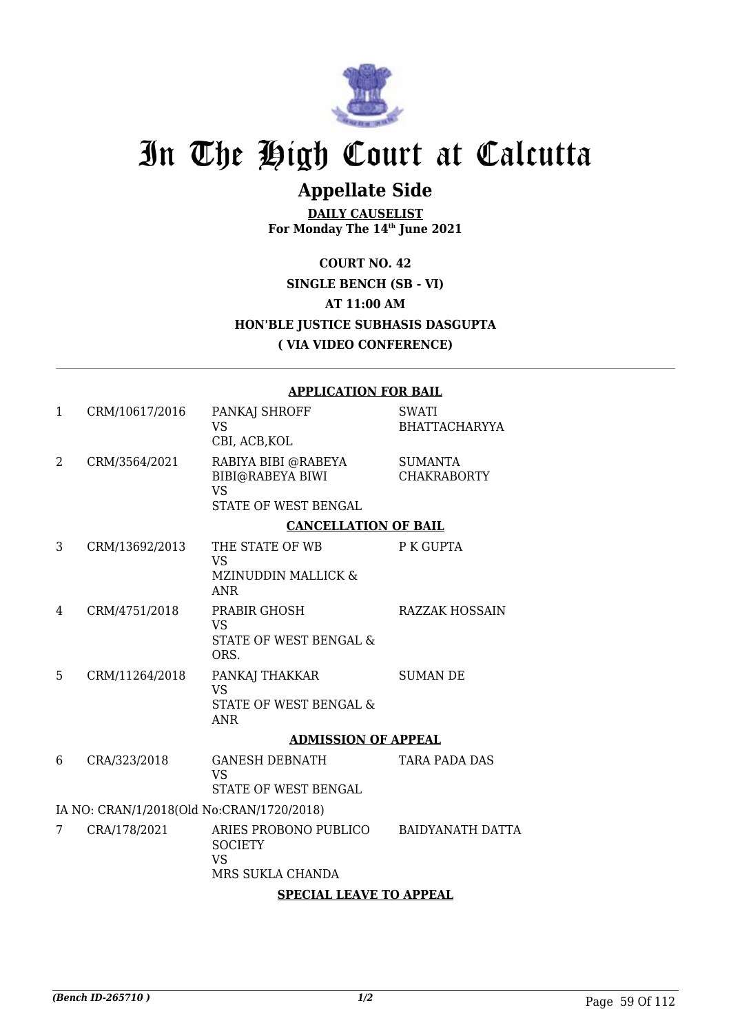# In The High Court at Calcutta

## Appellate Side

**DAILY CAUSELIST**
**For Monday The 14th June 2021**

**COURT NO. 42**
**SINGLE BENCH (SB - VI)**
**AT 11:00 AM**
**HON'BLE JUSTICE SUBHASIS DASGUPTA**
**( VIA VIDEO CONFERENCE)**

### APPLICATION FOR BAIL

| | | | |
|---|---|---|---|
| 1 | CRM/10617/2016 | PANKAJ SHROFF<br>VS<br>CBI, ACB,KOL | SWATI BHATTACHARYYA |
| 2 | CRM/3564/2021 | RABIYA BIBI @RABEYA BIBI@RABEYA BIWI<br>VS<br>STATE OF WEST BENGAL | SUMANTA CHAKRABORTY |

### CANCELLATION OF BAIL

| | | | |
|---|---|---|---|
| 3 | CRM/13692/2013 | THE STATE OF WB<br>VS<br>MZINUDDIN MALLICK & ANR | P K GUPTA |
| 4 | CRM/4751/2018 | PRABIR GHOSH<br>VS<br>STATE OF WEST BENGAL & ORS. | RAZZAK HOSSAIN |
| 5 | CRM/11264/2018 | PANKAJ THAKKAR<br>VS<br>STATE OF WEST BENGAL & ANR | SUMAN DE |

### ADMISSION OF APPEAL

| | | | |
|---|---|---|---|
| 6 | CRA/323/2018 | GANESH DEBNATH<br>VS<br>STATE OF WEST BENGAL | TARA PADA DAS |

IA NO: CRAN/1/2018(Old No:CRAN/1720/2018)

| | | | |
|---|---|---|---|
| 7 | CRA/178/2021 | ARIES PROBONO PUBLICO SOCIETY<br>VS<br>MRS SUKLA CHANDA | BAIDYANATH DATTA |

### SPECIAL LEAVE TO APPEAL

(Bench ID-265710 )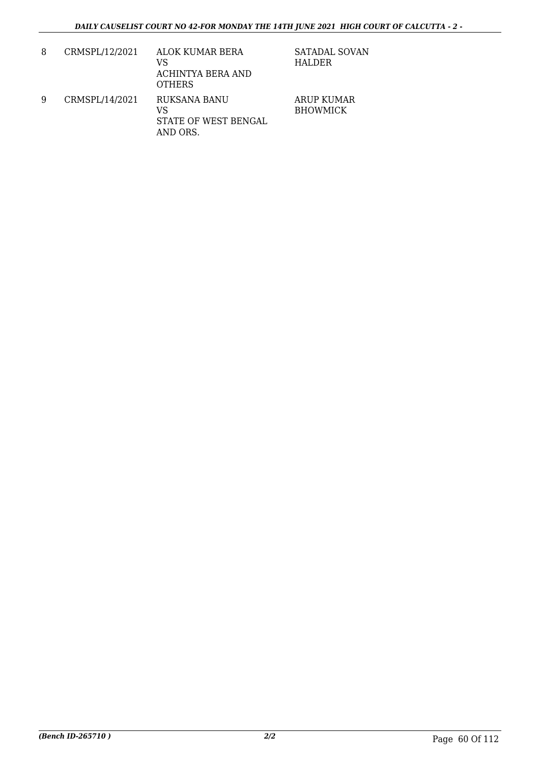| 8 | CRMSPL/12/2021 | ALOK KUMAR BERA<br>VS<br>ACHINTYA BERA AND OTHERS | SATADAL SOVAN HALDER |
|---|---|---|---|
| 9 | CRMSPL/14/2021 | RUKSANA BANU<br>VS<br>STATE OF WEST BENGAL AND ORS. | ARUP KUMAR BHOWMICK |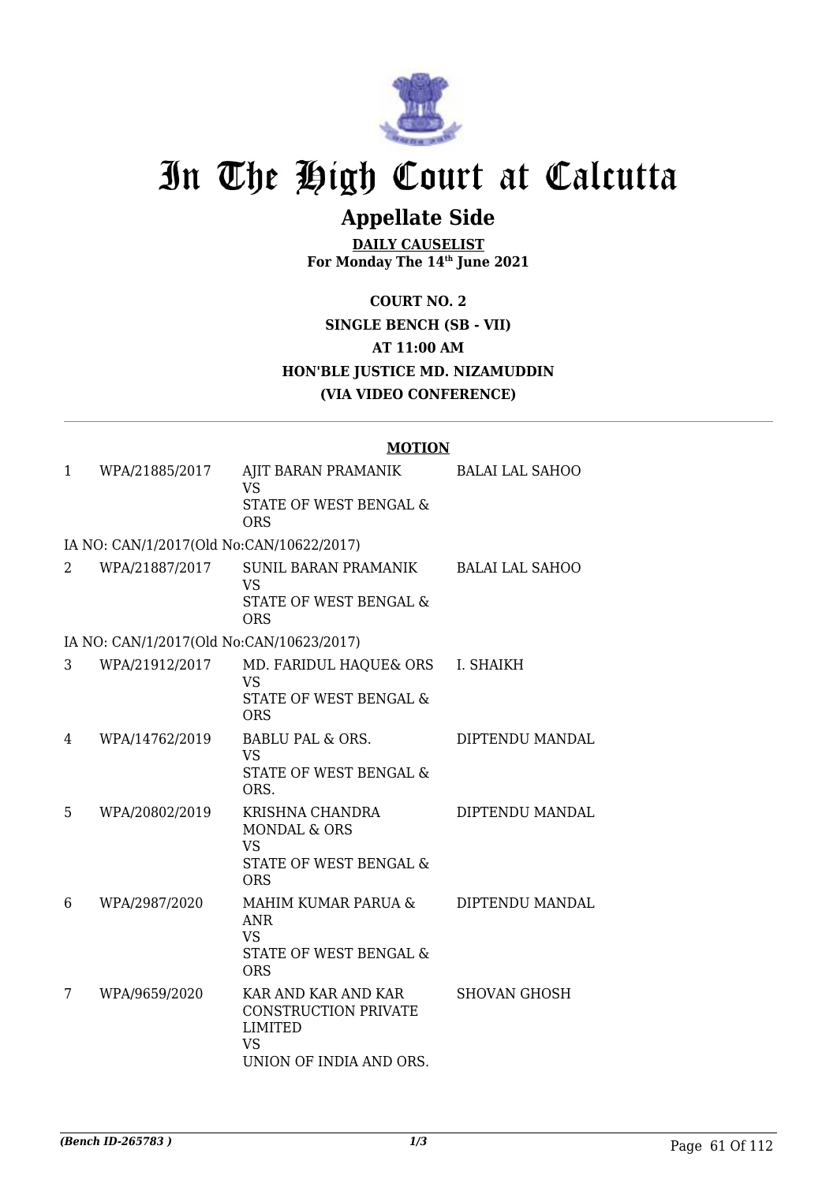# In The High Court at Calcutta

## Appellate Side

**DAILY CAUSELIST**
**For Monday The 14th June 2021**

**COURT NO. 2**
**SINGLE BENCH (SB - VII)**
**AT 11:00 AM**
**HON'BLE JUSTICE MD. NIZAMUDDIN**
**(VIA VIDEO CONFERENCE)**

**MOTION**

| | | | |
|---|---|---|---|
| 1 | WPA/21885/2017 | AJIT BARAN PRAMANIK VS STATE OF WEST BENGAL & ORS | BALAI LAL SAHOO |
| | IA NO: CAN/1/2017(Old No:CAN/10622/2017) | | |
| 2 | WPA/21887/2017 | SUNIL BARAN PRAMANIK VS STATE OF WEST BENGAL & ORS | BALAI LAL SAHOO |
| | IA NO: CAN/1/2017(Old No:CAN/10623/2017) | | |
| 3 | WPA/21912/2017 | MD. FARIDUL HAQUE& ORS VS STATE OF WEST BENGAL & ORS | I. SHAIKH |
| 4 | WPA/14762/2019 | BABLU PAL & ORS. VS STATE OF WEST BENGAL & ORS. | DIPTENDU MANDAL |
| 5 | WPA/20802/2019 | KRISHNA CHANDRA MONDAL & ORS VS STATE OF WEST BENGAL & ORS | DIPTENDU MANDAL |
| 6 | WPA/2987/2020 | MAHIM KUMAR PARUA & ANR VS STATE OF WEST BENGAL & ORS | DIPTENDU MANDAL |
| 7 | WPA/9659/2020 | KAR AND KAR AND KAR CONSTRUCTION PRIVATE LIMITED VS UNION OF INDIA AND ORS. | SHOVAN GHOSH |

*(Bench ID-265783 )*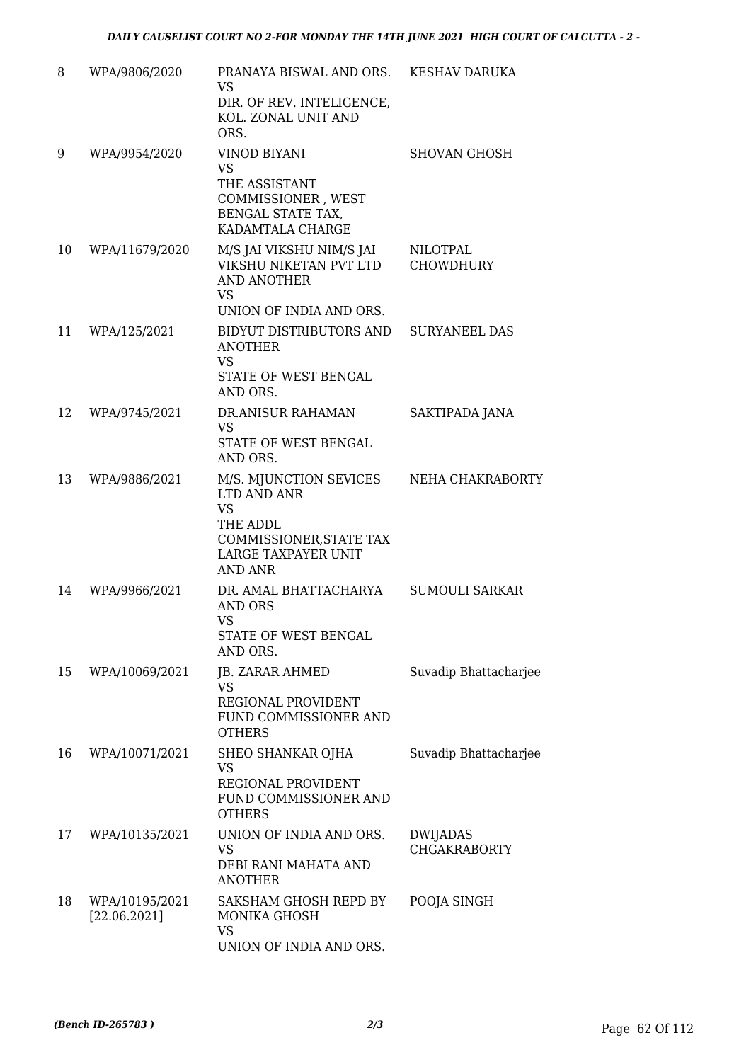| 8 | WPA/9806/2020 | PRANAYA BISWAL AND ORS.<br>VS<br>DIR. OF REV. INTELIGENCE, KOL. ZONAL UNIT AND ORS. | KESHAV DARUKA |
|---|---|---|---|
| 9 | WPA/9954/2020 | VINOD BIYANI<br>VS<br>THE ASSISTANT COMMISSIONER , WEST BENGAL STATE TAX, KADAMTALA CHARGE | SHOVAN GHOSH |
| 10 | WPA/11679/2020 | M/S JAI VIKSHU NIM/S JAI VIKSHU NIKETAN PVT LTD AND ANOTHER<br>VS<br>UNION OF INDIA AND ORS. | NILOTPAL CHOWDHURY |
| 11 | WPA/125/2021 | BIDYUT DISTRIBUTORS AND ANOTHER<br>VS<br>STATE OF WEST BENGAL AND ORS. | SURYANEEL DAS |
| 12 | WPA/9745/2021 | DR.ANISUR RAHAMAN<br>VS<br>STATE OF WEST BENGAL AND ORS. | SAKTIPADA JANA |
| 13 | WPA/9886/2021 | M/S. MJUNCTION SEVICES LTD AND ANR<br>VS<br>THE ADDL COMMISSIONER,STATE TAX LARGE TAXPAYER UNIT AND ANR | NEHA CHAKRABORTY |
| 14 | WPA/9966/2021 | DR. AMAL BHATTACHARYA AND ORS<br>VS<br>STATE OF WEST BENGAL AND ORS. | SUMOULI SARKAR |
| 15 | WPA/10069/2021 | JB. ZARAR AHMED<br>VS<br>REGIONAL PROVIDENT FUND COMMISSIONER AND OTHERS | Suvadip Bhattacharjee |
| 16 | WPA/10071/2021 | SHEO SHANKAR OJHA<br>VS<br>REGIONAL PROVIDENT FUND COMMISSIONER AND OTHERS | Suvadip Bhattacharjee |
| 17 | WPA/10135/2021 | UNION OF INDIA AND ORS.<br>VS<br>DEBI RANI MAHATA AND ANOTHER | DWIJADAS CHGAKRABORTY |
| 18 | WPA/10195/2021<br>[22.06.2021] | SAKSHAM GHOSH REPD BY MONIKA GHOSH<br>VS<br>UNION OF INDIA AND ORS. | POOJA SINGH |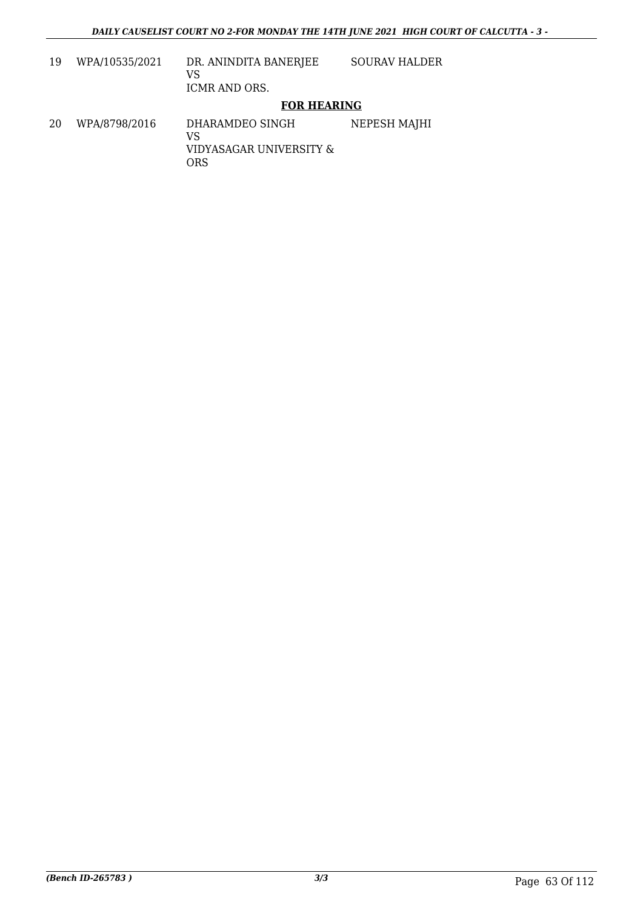| | | | |
|---|---|---|---|
| 19 | WPA/10535/2021 | DR. ANINDITA BANERJEE<br>VS<br>ICMR AND ORS. | SOURAV HALDER |

**FOR HEARING**

| | | | |
|---|---|---|---|
| 20 | WPA/8798/2016 | DHARAMDEO SINGH<br>VS<br>VIDYASAGAR UNIVERSITY & ORS | NEPESH MAJHI |

*(Bench ID-265783 )*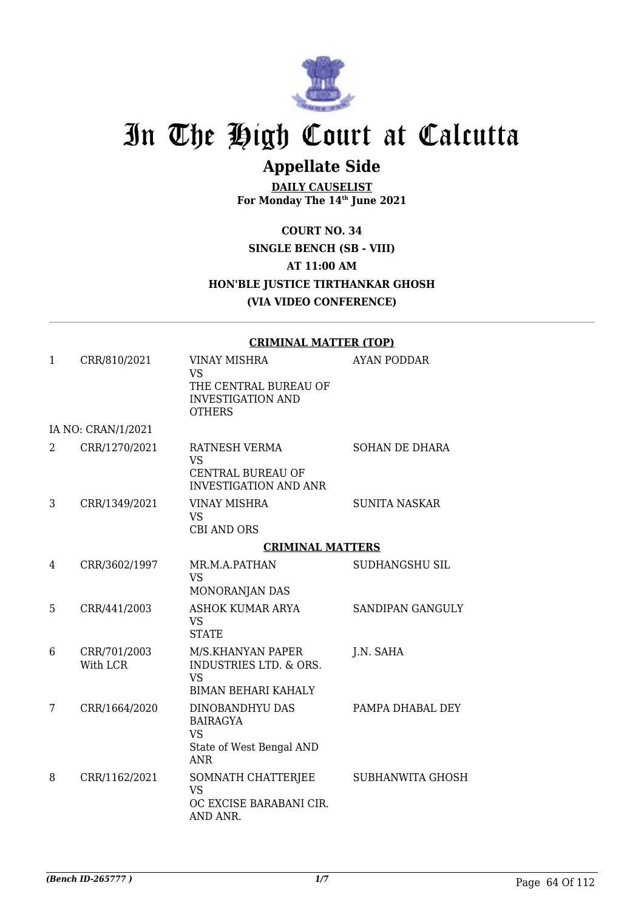# In The High Court at Calcutta

## Appellate Side

**DAILY CAUSELIST**
**For Monday The 14th June 2021**

**COURT NO. 34**
**SINGLE BENCH (SB - VIII)**
**AT 11:00 AM**
**HON'BLE JUSTICE TIRTHANKAR GHOSH**
**(VIA VIDEO CONFERENCE)**

---

### CRIMINAL MATTER (TOP)

| | | | |
|---|---|---|---|
| 1 | CRR/810/2021 | VINAY MISHRA<br>VS<br>THE CENTRAL BUREAU OF INVESTIGATION AND OTHERS | AYAN PODDAR |
| | IA NO: CRAN/1/2021 | | |
| 2 | CRR/1270/2021 | RATNESH VERMA<br>VS<br>CENTRAL BUREAU OF INVESTIGATION AND ANR | SOHAN DE DHARA |
| 3 | CRR/1349/2021 | VINAY MISHRA<br>VS<br>CBI AND ORS | SUNITA NASKAR |

### CRIMINAL MATTERS

| | | | |
|---|---|---|---|
| 4 | CRR/3602/1997 | MR.M.A.PATHAN<br>VS<br>MONORANJAN DAS | SUDHANGSHU SIL |
| 5 | CRR/441/2003 | ASHOK KUMAR ARYA<br>VS<br>STATE | SANDIPAN GANGULY |
| 6 | CRR/701/2003<br>With LCR | M/S.KHANYAN PAPER INDUSTRIES LTD. & ORS.<br>VS<br>BIMAN BEHARI KAHALY | J.N. SAHA |
| 7 | CRR/1664/2020 | DINOBANDHYU DAS BAIRAGYA<br>VS<br>State of West Bengal AND ANR | PAMPA DHABAL DEY |
| 8 | CRR/1162/2021 | SOMNATH CHATTERJEE<br>VS<br>OC EXCISE BARABANI CIR. AND ANR. | SUBHANWITA GHOSH |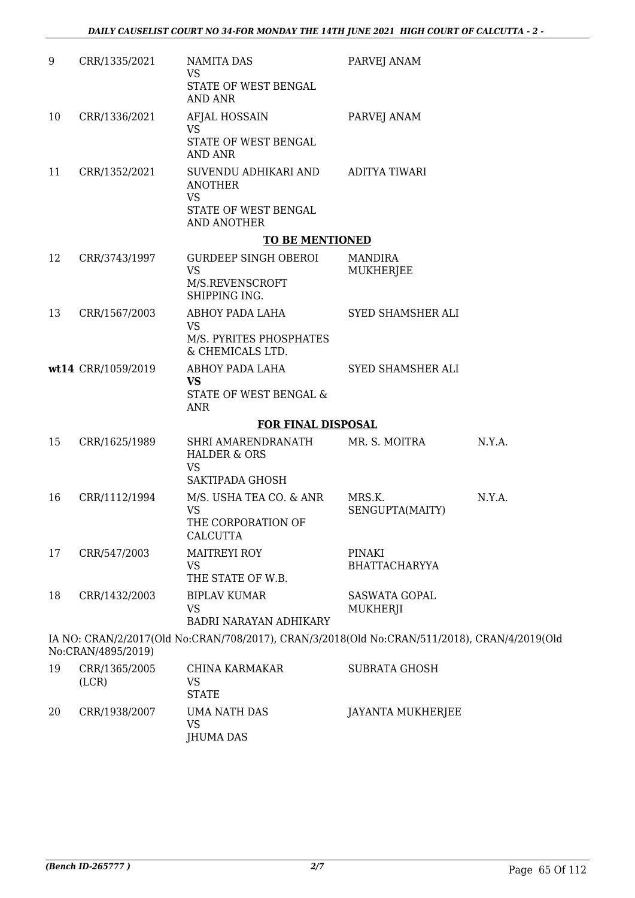| 9 | CRR/1335/2021 | NAMITA DAS<br>VS<br>STATE OF WEST BENGAL AND ANR | PARVEJ ANAM | |
|---|---|---|---|---|
| 10 | CRR/1336/2021 | AFJAL HOSSAIN<br>VS<br>STATE OF WEST BENGAL AND ANR | PARVEJ ANAM | |
| 11 | CRR/1352/2021 | SUVENDU ADHIKARI AND ANOTHER<br>VS<br>STATE OF WEST BENGAL AND ANOTHER | ADITYA TIWARI | |
| | | **TO BE MENTIONED** | | |
| 12 | CRR/3743/1997 | GURDEEP SINGH OBEROI<br>VS<br>M/S.REVENSCROFT SHIPPING ING. | MANDIRA MUKHERJEE | |
| 13 | CRR/1567/2003 | ABHOY PADA LAHA<br>VS<br>M/S. PYRITES PHOSPHATES & CHEMICALS LTD. | SYED SHAMSHER ALI | |
| **wt14** | CRR/1059/2019 | ABHOY PADA LAHA<br>**VS**<br>STATE OF WEST BENGAL & ANR | SYED SHAMSHER ALI | |
| | | **FOR FINAL DISPOSAL** | | |
| 15 | CRR/1625/1989 | SHRI AMARENDRANATH HALDER & ORS<br>VS<br>SAKTIPADA GHOSH | MR. S. MOITRA | N.Y.A. |
| 16 | CRR/1112/1994 | M/S. USHA TEA CO. & ANR<br>VS<br>THE CORPORATION OF CALCUTTA | MRS.K. SENGUPTA(MAITY) | N.Y.A. |
| 17 | CRR/547/2003 | MAITREYI ROY<br>VS<br>THE STATE OF W.B. | PINAKI BHATTACHARYYA | |
| 18 | CRR/1432/2003 | BIPLAV KUMAR<br>VS<br>BADRI NARAYAN ADHIKARY | SASWATA GOPAL MUKHERJI | |

IA NO: CRAN/2/2017(Old No:CRAN/708/2017), CRAN/3/2018(Old No:CRAN/511/2018), CRAN/4/2019(Old No:CRAN/4895/2019)

| 19 | CRR/1365/2005 (LCR) | CHINA KARMAKAR<br>VS<br>STATE | SUBRATA GHOSH |
|---|---|---|---|
| 20 | CRR/1938/2007 | UMA NATH DAS<br>VS<br>JHUMA DAS | JAYANTA MUKHERJEE |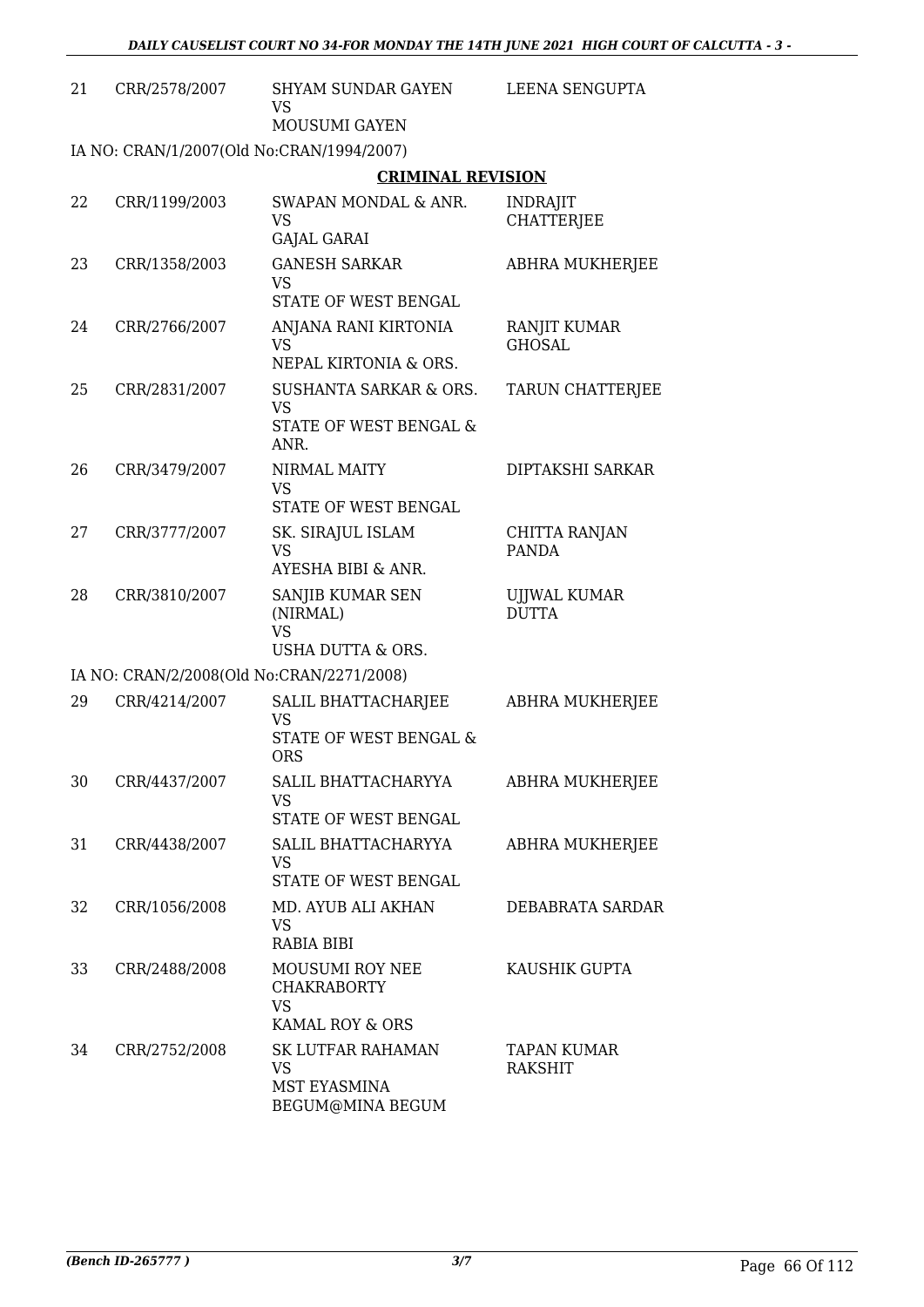| | | | |
|---|---|---|---|
| 21 | CRR/2578/2007 | SHYAM SUNDAR GAYEN<br>VS<br>MOUSUMI GAYEN | LEENA SENGUPTA |

IA NO: CRAN/1/2007(Old No:CRAN/1994/2007)

**CRIMINAL REVISION**

| | | | |
|---|---|---|---|
| 22 | CRR/1199/2003 | SWAPAN MONDAL & ANR.<br>VS<br>GAJAL GARAI | INDRAJIT CHATTERJEE |
| 23 | CRR/1358/2003 | GANESH SARKAR<br>VS<br>STATE OF WEST BENGAL | ABHRA MUKHERJEE |
| 24 | CRR/2766/2007 | ANJANA RANI KIRTONIA<br>VS<br>NEPAL KIRTONIA & ORS. | RANJIT KUMAR GHOSAL |
| 25 | CRR/2831/2007 | SUSHANTA SARKAR & ORS.<br>VS<br>STATE OF WEST BENGAL & ANR. | TARUN CHATTERJEE |
| 26 | CRR/3479/2007 | NIRMAL MAITY<br>VS<br>STATE OF WEST BENGAL | DIPTAKSHI SARKAR |
| 27 | CRR/3777/2007 | SK. SIRAJUL ISLAM<br>VS<br>AYESHA BIBI & ANR. | CHITTA RANJAN PANDA |
| 28 | CRR/3810/2007 | SANJIB KUMAR SEN (NIRMAL)<br>VS<br>USHA DUTTA & ORS. | UJJWAL KUMAR DUTTA |

IA NO: CRAN/2/2008(Old No:CRAN/2271/2008)

| | | | |
|---|---|---|---|
| 29 | CRR/4214/2007 | SALIL BHATTACHARJEE<br>VS<br>STATE OF WEST BENGAL & ORS | ABHRA MUKHERJEE |
| 30 | CRR/4437/2007 | SALIL BHATTACHARYYA<br>VS<br>STATE OF WEST BENGAL | ABHRA MUKHERJEE |
| 31 | CRR/4438/2007 | SALIL BHATTACHARYYA<br>VS<br>STATE OF WEST BENGAL | ABHRA MUKHERJEE |
| 32 | CRR/1056/2008 | MD. AYUB ALI AKHAN<br>VS<br>RABIA BIBI | DEBABRATA SARDAR |
| 33 | CRR/2488/2008 | MOUSUMI ROY NEE CHAKRABORTY<br>VS<br>KAMAL ROY & ORS | KAUSHIK GUPTA |
| 34 | CRR/2752/2008 | SK LUTFAR RAHAMAN<br>VS<br>MST EYASMINA BEGUM@MINA BEGUM | TAPAN KUMAR RAKSHIT |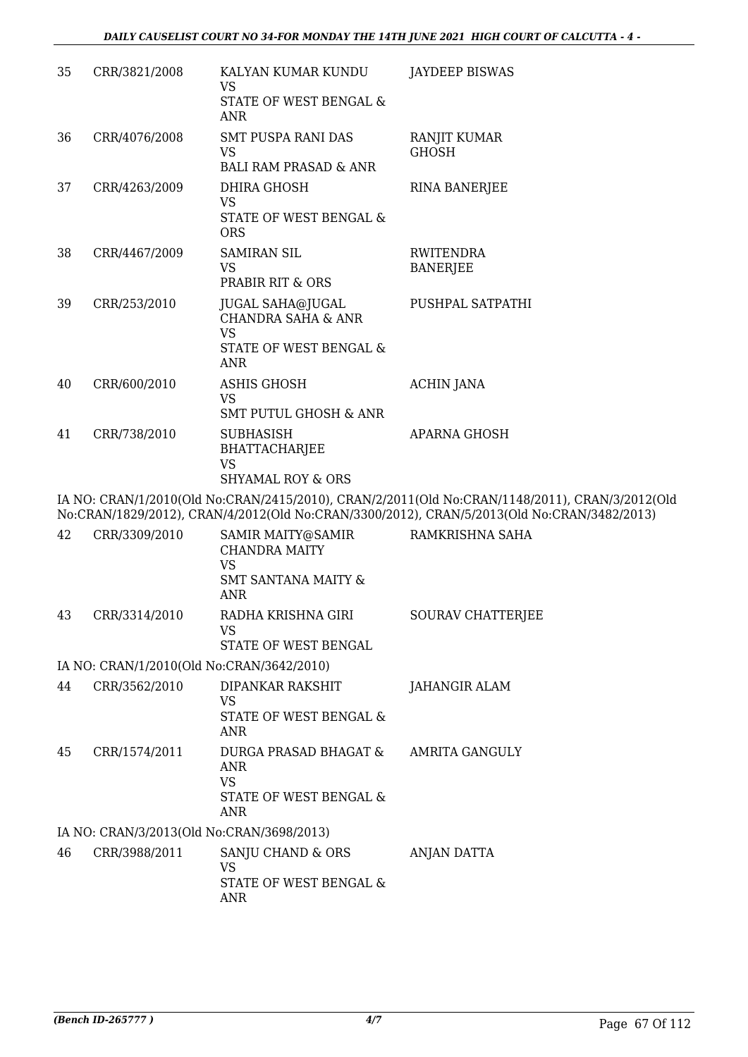| 35 | CRR/3821/2008 | KALYAN KUMAR KUNDU<br>VS<br>STATE OF WEST BENGAL & ANR | JAYDEEP BISWAS |
|---|---|---|---|
| 36 | CRR/4076/2008 | SMT PUSPA RANI DAS<br>VS<br>BALI RAM PRASAD & ANR | RANJIT KUMAR GHOSH |
| 37 | CRR/4263/2009 | DHIRA GHOSH<br>VS<br>STATE OF WEST BENGAL & ORS | RINA BANERJEE |
| 38 | CRR/4467/2009 | SAMIRAN SIL<br>VS<br>PRABIR RIT & ORS | RWITENDRA BANERJEE |
| 39 | CRR/253/2010 | JUGAL SAHA@JUGAL CHANDRA SAHA & ANR<br>VS<br>STATE OF WEST BENGAL & ANR | PUSHPAL SATPATHI |
| 40 | CRR/600/2010 | ASHIS GHOSH<br>VS<br>SMT PUTUL GHOSH & ANR | ACHIN JANA |
| 41 | CRR/738/2010 | SUBHASISH BHATTACHARJEE<br>VS<br>SHYAMAL ROY & ORS | APARNA GHOSH |

IA NO: CRAN/1/2010(Old No:CRAN/2415/2010), CRAN/2/2011(Old No:CRAN/1148/2011), CRAN/3/2012(Old No:CRAN/1829/2012), CRAN/4/2012(Old No:CRAN/3300/2012), CRAN/5/2013(Old No:CRAN/3482/2013)

| 42 | CRR/3309/2010 | SAMIR MAITY@SAMIR CHANDRA MAITY<br>VS<br>SMT SANTANA MAITY & ANR | RAMKRISHNA SAHA |
|---|---|---|---|
| 43 | CRR/3314/2010 | RADHA KRISHNA GIRI<br>VS<br>STATE OF WEST BENGAL | SOURAV CHATTERJEE |

IA NO: CRAN/1/2010(Old No:CRAN/3642/2010)

| 44 | CRR/3562/2010 | DIPANKAR RAKSHIT<br>VS<br>STATE OF WEST BENGAL & ANR | JAHANGIR ALAM |
|---|---|---|---|
| 45 | CRR/1574/2011 | DURGA PRASAD BHAGAT & ANR<br>VS<br>STATE OF WEST BENGAL & ANR | AMRITA GANGULY |

IA NO: CRAN/3/2013(Old No:CRAN/3698/2013)

| 46 | CRR/3988/2011 | SANJU CHAND & ORS<br>VS<br>STATE OF WEST BENGAL & ANR | ANJAN DATTA |
|---|---|---|---|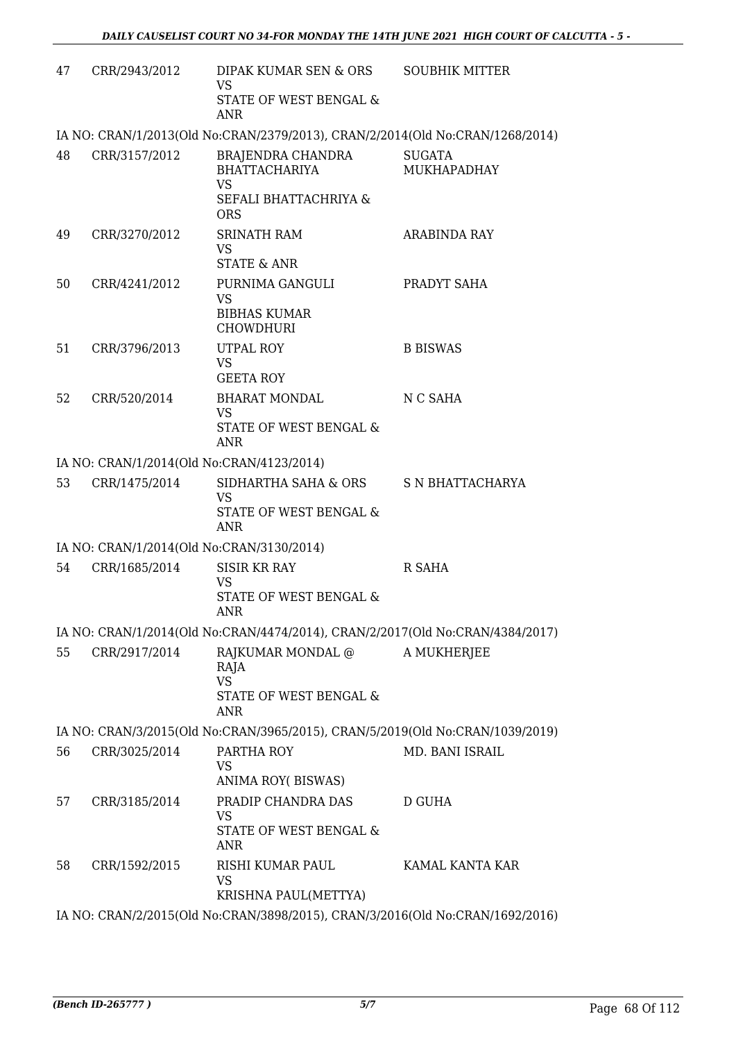| | | | |
|---|---|---|---|
| 47 | CRR/2943/2012 | DIPAK KUMAR SEN & ORS<br>VS<br>STATE OF WEST BENGAL & ANR | SOUBHIK MITTER |

IA NO: CRAN/1/2013(Old No:CRAN/2379/2013), CRAN/2/2014(Old No:CRAN/1268/2014)

| | | | |
|---|---|---|---|
| 48 | CRR/3157/2012 | BRAJENDRA CHANDRA BHATTACHARIYA<br>VS<br>SEFALI BHATTACHRIYA & ORS | SUGATA MUKHAPADHAY |
| 49 | CRR/3270/2012 | SRINATH RAM<br>VS<br>STATE & ANR | ARABINDA RAY |
| 50 | CRR/4241/2012 | PURNIMA GANGULI<br>VS<br>BIBHAS KUMAR CHOWDHURI | PRADYT SAHA |
| 51 | CRR/3796/2013 | UTPAL ROY<br>VS<br>GEETA ROY | B BISWAS |
| 52 | CRR/520/2014 | BHARAT MONDAL<br>VS<br>STATE OF WEST BENGAL & ANR | N C SAHA |

IA NO: CRAN/1/2014(Old No:CRAN/4123/2014)

| | | | |
|---|---|---|---|
| 53 | CRR/1475/2014 | SIDHARTHA SAHA & ORS<br>VS<br>STATE OF WEST BENGAL & ANR | S N BHATTACHARYA |

IA NO: CRAN/1/2014(Old No:CRAN/3130/2014)

| | | | |
|---|---|---|---|
| 54 | CRR/1685/2014 | SISIR KR RAY<br>VS<br>STATE OF WEST BENGAL & ANR | R SAHA |

IA NO: CRAN/1/2014(Old No:CRAN/4474/2014), CRAN/2/2017(Old No:CRAN/4384/2017)

| | | | |
|---|---|---|---|
| 55 | CRR/2917/2014 | RAJKUMAR MONDAL @ RAJA<br>VS<br>STATE OF WEST BENGAL & ANR | A MUKHERJEE |

IA NO: CRAN/3/2015(Old No:CRAN/3965/2015), CRAN/5/2019(Old No:CRAN/1039/2019)

| | | | |
|---|---|---|---|
| 56 | CRR/3025/2014 | PARTHA ROY<br>VS<br>ANIMA ROY( BISWAS) | MD. BANI ISRAIL |
| 57 | CRR/3185/2014 | PRADIP CHANDRA DAS<br>VS<br>STATE OF WEST BENGAL & ANR | D GUHA |
| 58 | CRR/1592/2015 | RISHI KUMAR PAUL<br>VS<br>KRISHNA PAUL(METTYA) | KAMAL KANTA KAR |

IA NO: CRAN/2/2015(Old No:CRAN/3898/2015), CRAN/3/2016(Old No:CRAN/1692/2016)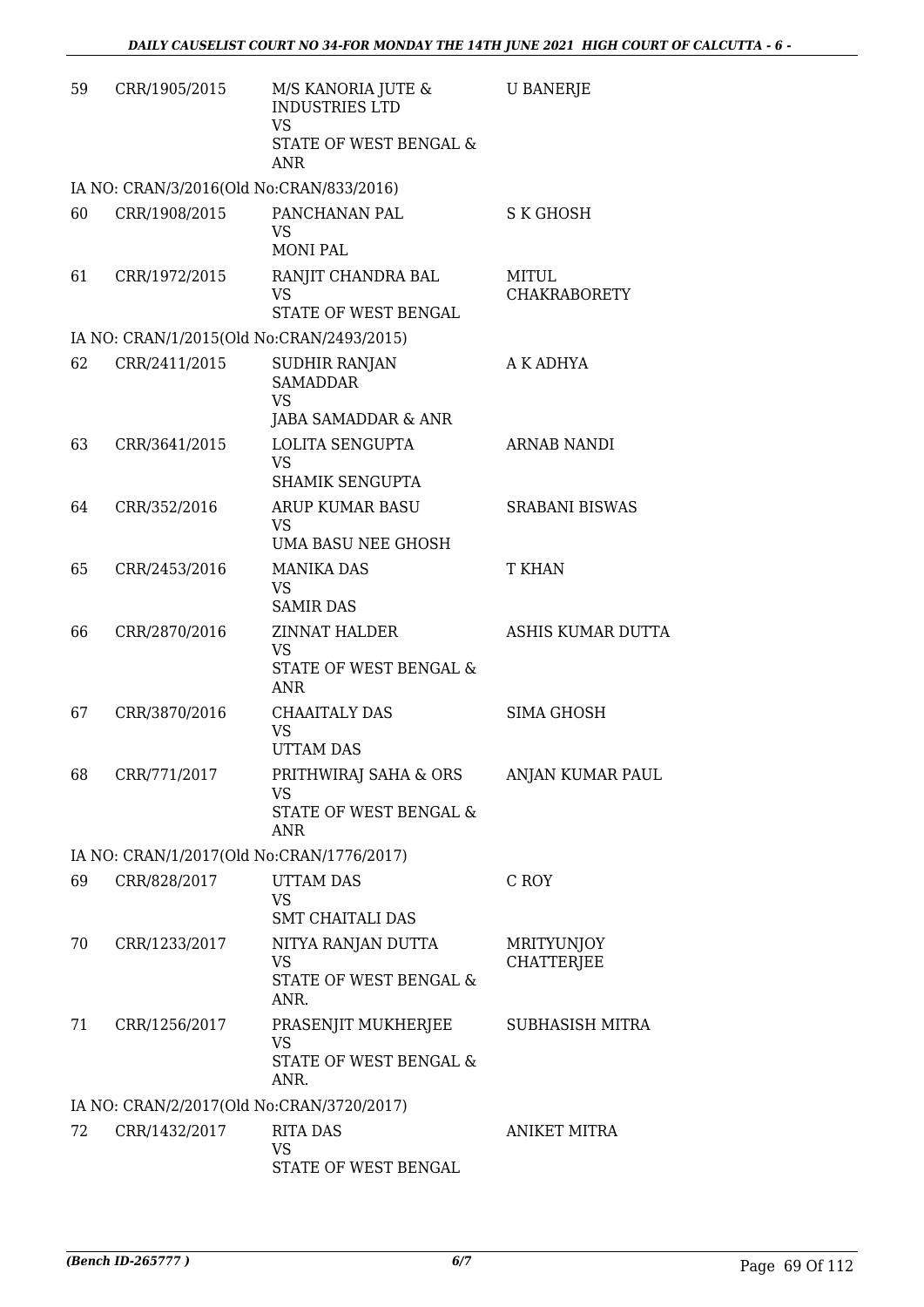| | | | |
|---|---|---|---|
| 59 | CRR/1905/2015 | M/S KANORIA JUTE & INDUSTRIES LTD<br>VS<br>STATE OF WEST BENGAL & ANR | U BANERJE |
| IA NO: CRAN/3/2016(Old No:CRAN/833/2016) | | | |
| 60 | CRR/1908/2015 | PANCHANAN PAL<br>VS<br>MONI PAL | S K GHOSH |
| 61 | CRR/1972/2015 | RANJIT CHANDRA BAL<br>VS<br>STATE OF WEST BENGAL | MITUL CHAKRABORETY |
| IA NO: CRAN/1/2015(Old No:CRAN/2493/2015) | | | |
| 62 | CRR/2411/2015 | SUDHIR RANJAN SAMADDAR<br>VS<br>JABA SAMADDAR & ANR | A K ADHYA |
| 63 | CRR/3641/2015 | LOLITA SENGUPTA<br>VS<br>SHAMIK SENGUPTA | ARNAB NANDI |
| 64 | CRR/352/2016 | ARUP KUMAR BASU<br>VS<br>UMA BASU NEE GHOSH | SRABANI BISWAS |
| 65 | CRR/2453/2016 | MANIKA DAS<br>VS<br>SAMIR DAS | T KHAN |
| 66 | CRR/2870/2016 | ZINNAT HALDER<br>VS<br>STATE OF WEST BENGAL & ANR | ASHIS KUMAR DUTTA |
| 67 | CRR/3870/2016 | CHAAITALY DAS<br>VS<br>UTTAM DAS | SIMA GHOSH |
| 68 | CRR/771/2017 | PRITHWIRAJ SAHA & ORS<br>VS<br>STATE OF WEST BENGAL & ANR | ANJAN KUMAR PAUL |
| IA NO: CRAN/1/2017(Old No:CRAN/1776/2017) | | | |
| 69 | CRR/828/2017 | UTTAM DAS<br>VS<br>SMT CHAITALI DAS | C ROY |
| 70 | CRR/1233/2017 | NITYA RANJAN DUTTA<br>VS<br>STATE OF WEST BENGAL & ANR. | MRITYUNJOY CHATTERJEE |
| 71 | CRR/1256/2017 | PRASENJIT MUKHERJEE<br>VS<br>STATE OF WEST BENGAL & ANR. | SUBHASISH MITRA |
| IA NO: CRAN/2/2017(Old No:CRAN/3720/2017) | | | |
| 72 | CRR/1432/2017 | RITA DAS<br>VS<br>STATE OF WEST BENGAL | ANIKET MITRA |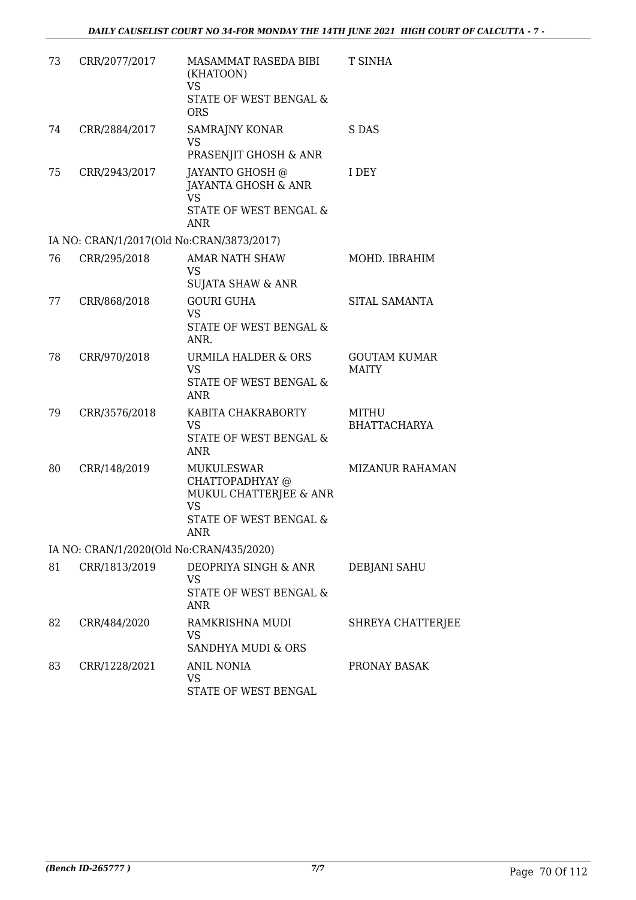| | | | |
|---|---|---|---|
| 73 | CRR/2077/2017 | MASAMMAT RASEDA BIBI (KHATOON)<br>VS<br>STATE OF WEST BENGAL & ORS | T SINHA |
| 74 | CRR/2884/2017 | SAMRAJNY KONAR<br>VS<br>PRASENJIT GHOSH & ANR | S DAS |
| 75 | CRR/2943/2017 | JAYANTO GHOSH @ JAYANTA GHOSH & ANR<br>VS<br>STATE OF WEST BENGAL & ANR | I DEY |
| | IA NO: CRAN/1/2017(Old No:CRAN/3873/2017) | | |
| 76 | CRR/295/2018 | AMAR NATH SHAW<br>VS<br>SUJATA SHAW & ANR | MOHD. IBRAHIM |
| 77 | CRR/868/2018 | GOURI GUHA<br>VS<br>STATE OF WEST BENGAL & ANR. | SITAL SAMANTA |
| 78 | CRR/970/2018 | URMILA HALDER & ORS<br>VS<br>STATE OF WEST BENGAL & ANR | GOUTAM KUMAR MAITY |
| 79 | CRR/3576/2018 | KABITA CHAKRABORTY<br>VS<br>STATE OF WEST BENGAL & ANR | MITHU BHATTACHARYA |
| 80 | CRR/148/2019 | MUKULESWAR CHATTOPADHYAY @ MUKUL CHATTERJEE & ANR<br>VS<br>STATE OF WEST BENGAL & ANR | MIZANUR RAHAMAN |
| | IA NO: CRAN/1/2020(Old No:CRAN/435/2020) | | |
| 81 | CRR/1813/2019 | DEOPRIYA SINGH & ANR<br>VS<br>STATE OF WEST BENGAL & ANR | DEBJANI SAHU |
| 82 | CRR/484/2020 | RAMKRISHNA MUDI<br>VS<br>SANDHYA MUDI & ORS | SHREYA CHATTERJEE |
| 83 | CRR/1228/2021 | ANIL NONIA<br>VS<br>STATE OF WEST BENGAL | PRONAY BASAK |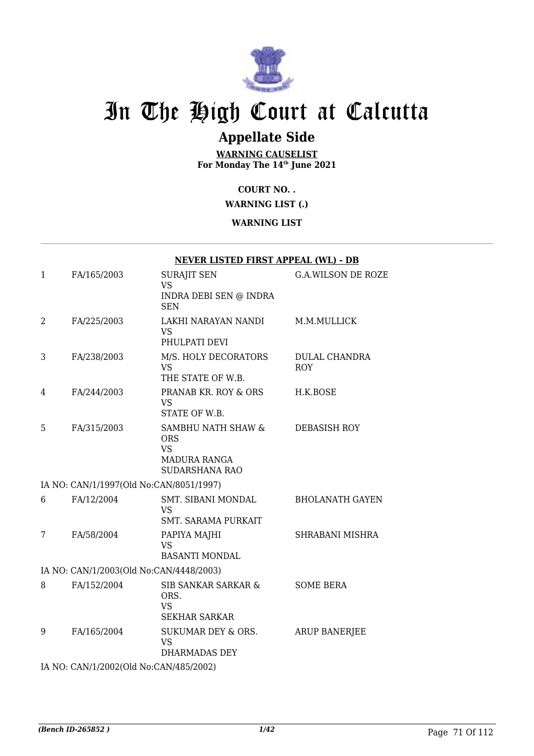# In The High Court at Calcutta

## Appellate Side

**WARNING CAUSELIST**
**For Monday The 14th June 2021**

**COURT NO. .**

**WARNING LIST (.)**

**WARNING LIST**

**NEVER LISTED FIRST APPEAL (WL) - DB**

| | | | |
|---|---|---|---|
| 1 | FA/165/2003 | SURAJIT SEN<br>VS<br>INDRA DEBI SEN @ INDRA SEN | G.A.WILSON DE ROZE |
| 2 | FA/225/2003 | LAKHI NARAYAN NANDI<br>VS<br>PHULPATI DEVI | M.M.MULLICK |
| 3 | FA/238/2003 | M/S. HOLY DECORATORS<br>VS<br>THE STATE OF W.B. | DULAL CHANDRA ROY |
| 4 | FA/244/2003 | PRANAB KR. ROY & ORS<br>VS<br>STATE OF W.B. | H.K.BOSE |
| 5 | FA/315/2003 | SAMBHU NATH SHAW & ORS<br>VS<br>MADURA RANGA SUDARSHANA RAO | DEBASISH ROY |
| | IA NO: CAN/1/1997(Old No:CAN/8051/1997) | | |
| 6 | FA/12/2004 | SMT. SIBANI MONDAL<br>VS<br>SMT. SARAMA PURKAIT | BHOLANATH GAYEN |
| 7 | FA/58/2004 | PAPIYA MAJHI<br>VS<br>BASANTI MONDAL | SHRABANI MISHRA |
| | IA NO: CAN/1/2003(Old No:CAN/4448/2003) | | |
| 8 | FA/152/2004 | SIB SANKAR SARKAR & ORS.<br>VS<br>SEKHAR SARKAR | SOME BERA |
| 9 | FA/165/2004 | SUKUMAR DEY & ORS.<br>VS<br>DHARMADAS DEY | ARUP BANERJEE |
| | IA NO: CAN/1/2002(Old No:CAN/485/2002) | | |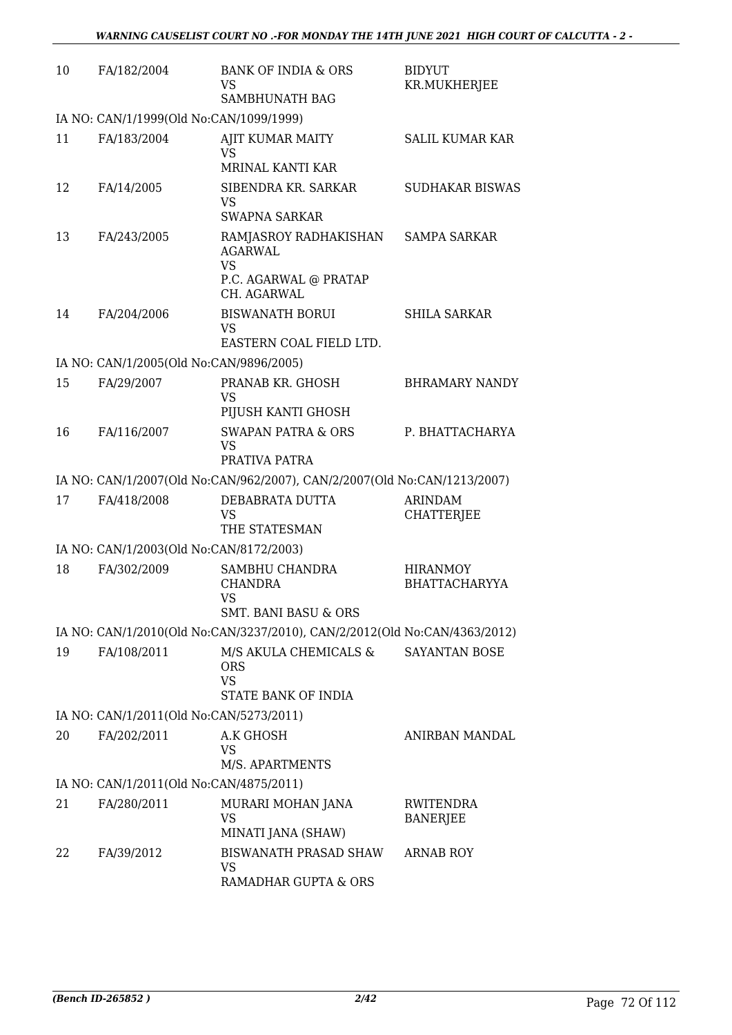| 10 | FA/182/2004 | BANK OF INDIA & ORS<br>VS<br>SAMBHUNATH BAG | BIDYUT KR.MUKHERJEE |
|---|---|---|---|
| IA NO: CAN/1/1999(Old No:CAN/1099/1999) | | | |
| 11 | FA/183/2004 | AJIT KUMAR MAITY<br>VS<br>MRINAL KANTI KAR | SALIL KUMAR KAR |
| 12 | FA/14/2005 | SIBENDRA KR. SARKAR<br>VS<br>SWAPNA SARKAR | SUDHAKAR BISWAS |
| 13 | FA/243/2005 | RAMJASROY RADHAKISHAN AGARWAL<br>VS<br>P.C. AGARWAL @ PRATAP CH. AGARWAL | SAMPA SARKAR |
| 14 | FA/204/2006 | BISWANATH BORUI<br>VS<br>EASTERN COAL FIELD LTD. | SHILA SARKAR |
| IA NO: CAN/1/2005(Old No:CAN/9896/2005) | | | |
| 15 | FA/29/2007 | PRANAB KR. GHOSH<br>VS<br>PIJUSH KANTI GHOSH | BHRAMARY NANDY |
| 16 | FA/116/2007 | SWAPAN PATRA & ORS<br>VS<br>PRATIVA PATRA | P. BHATTACHARYA |
| IA NO: CAN/1/2007(Old No:CAN/962/2007), CAN/2/2007(Old No:CAN/1213/2007) | | | |
| 17 | FA/418/2008 | DEBABRATA DUTTA<br>VS<br>THE STATESMAN | ARINDAM CHATTERJEE |
| IA NO: CAN/1/2003(Old No:CAN/8172/2003) | | | |
| 18 | FA/302/2009 | SAMBHU CHANDRA CHANDRA<br>VS<br>SMT. BANI BASU & ORS | HIRANMOY BHATTACHARYYA |
| IA NO: CAN/1/2010(Old No:CAN/3237/2010), CAN/2/2012(Old No:CAN/4363/2012) | | | |
| 19 | FA/108/2011 | M/S AKULA CHEMICALS & ORS<br>VS<br>STATE BANK OF INDIA | SAYANTAN BOSE |
| IA NO: CAN/1/2011(Old No:CAN/5273/2011) | | | |
| 20 | FA/202/2011 | A.K GHOSH<br>VS<br>M/S. APARTMENTS | ANIRBAN MANDAL |
| IA NO: CAN/1/2011(Old No:CAN/4875/2011) | | | |
| 21 | FA/280/2011 | MURARI MOHAN JANA<br>VS<br>MINATI JANA (SHAW) | RWITENDRA BANERJEE |
| 22 | FA/39/2012 | BISWANATH PRASAD SHAW<br>VS<br>RAMADHAR GUPTA & ORS | ARNAB ROY |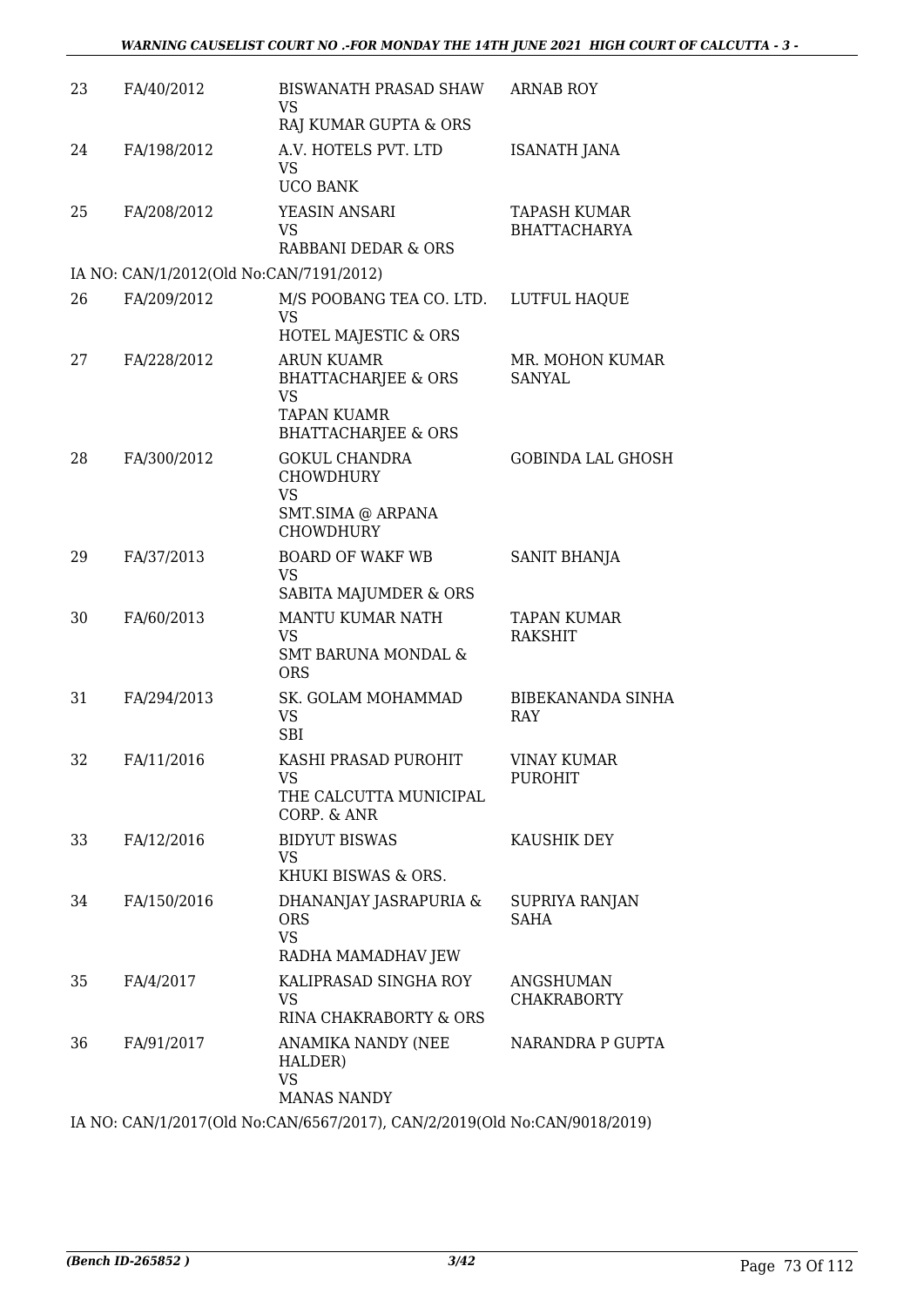| | | | |
|---|---|---|---|
| 23 | FA/40/2012 | BISWANATH PRASAD SHAW<br>VS<br>RAJ KUMAR GUPTA & ORS | ARNAB ROY |
| 24 | FA/198/2012 | A.V. HOTELS PVT. LTD<br>VS<br>UCO BANK | ISANATH JANA |
| 25 | FA/208/2012 | YEASIN ANSARI<br>VS<br>RABBANI DEDAR & ORS | TAPASH KUMAR BHATTACHARYA |
| | IA NO: CAN/1/2012(Old No:CAN/7191/2012) | | |
| 26 | FA/209/2012 | M/S POOBANG TEA CO. LTD.<br>VS<br>HOTEL MAJESTIC & ORS | LUTFUL HAQUE |
| 27 | FA/228/2012 | ARUN KUAMR BHATTACHARJEE & ORS<br>VS<br>TAPAN KUAMR BHATTACHARJEE & ORS | MR. MOHON KUMAR SANYAL |
| 28 | FA/300/2012 | GOKUL CHANDRA CHOWDHURY<br>VS<br>SMT.SIMA @ ARPANA CHOWDHURY | GOBINDA LAL GHOSH |
| 29 | FA/37/2013 | BOARD OF WAKF WB<br>VS<br>SABITA MAJUMDER & ORS | SANIT BHANJA |
| 30 | FA/60/2013 | MANTU KUMAR NATH<br>VS<br>SMT BARUNA MONDAL & ORS | TAPAN KUMAR RAKSHIT |
| 31 | FA/294/2013 | SK. GOLAM MOHAMMAD<br>VS<br>SBI | BIBEKANANDA SINHA RAY |
| 32 | FA/11/2016 | KASHI PRASAD PUROHIT<br>VS<br>THE CALCUTTA MUNICIPAL CORP. & ANR | VINAY KUMAR PUROHIT |
| 33 | FA/12/2016 | BIDYUT BISWAS<br>VS<br>KHUKI BISWAS & ORS. | KAUSHIK DEY |
| 34 | FA/150/2016 | DHANANJAY JASRAPURIA & ORS<br>VS<br>RADHA MAMADHAV JEW | SUPRIYA RANJAN SAHA |
| 35 | FA/4/2017 | KALIPRASAD SINGHA ROY<br>VS<br>RINA CHAKRABORTY & ORS | ANGSHUMAN CHAKRABORTY |
| 36 | FA/91/2017 | ANAMIKA NANDY (NEE HALDER)<br>VS<br>MANAS NANDY | NARANDRA P GUPTA |

IA NO: CAN/1/2017(Old No:CAN/6567/2017), CAN/2/2019(Old No:CAN/9018/2019)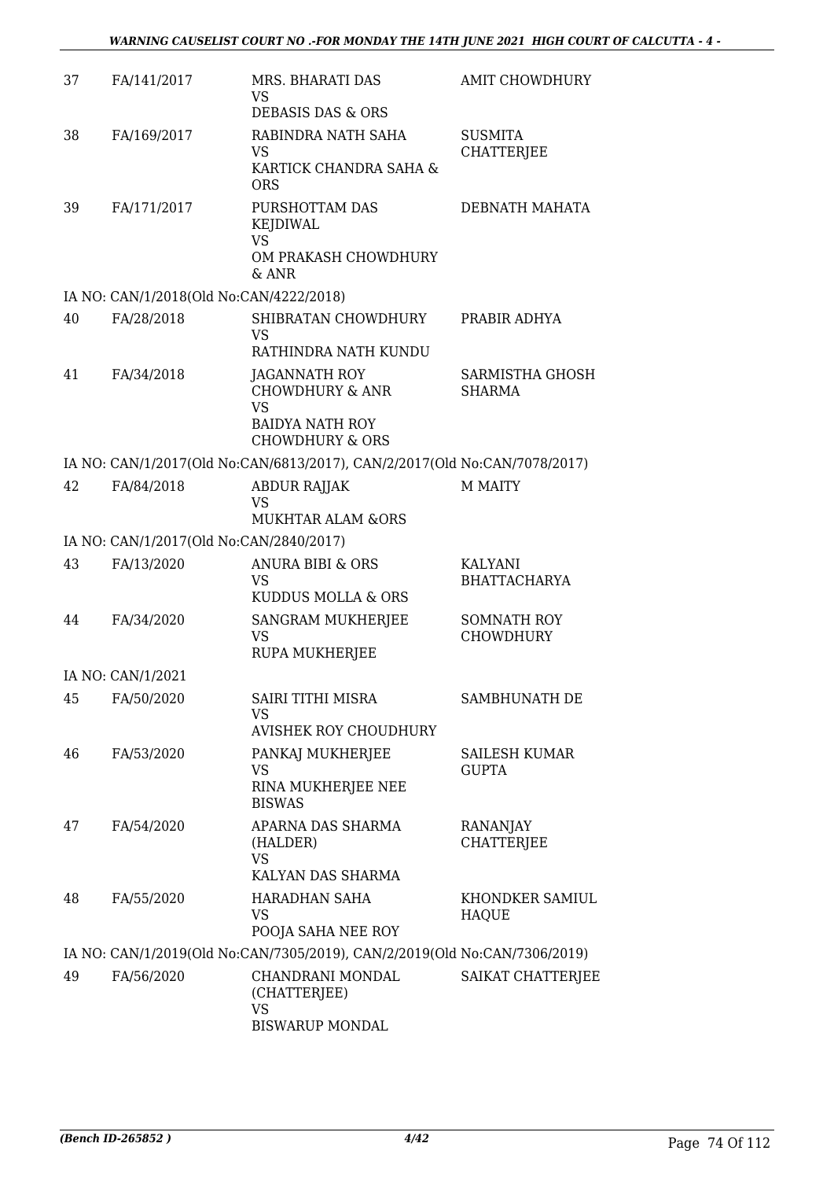| | | | |
|---|---|---|---|
| 37 | FA/141/2017 | MRS. BHARATI DAS<br>VS<br>DEBASIS DAS & ORS | AMIT CHOWDHURY |
| 38 | FA/169/2017 | RABINDRA NATH SAHA<br>VS<br>KARTICK CHANDRA SAHA & ORS | SUSMITA CHATTERJEE |
| 39 | FA/171/2017 | PURSHOTTAM DAS KEJDIWAL<br>VS<br>OM PRAKASH CHOWDHURY & ANR | DEBNATH MAHATA |
| | IA NO: CAN/1/2018(Old No:CAN/4222/2018) | | |
| 40 | FA/28/2018 | SHIBRATAN CHOWDHURY<br>VS<br>RATHINDRA NATH KUNDU | PRABIR ADHYA |
| 41 | FA/34/2018 | JAGANNATH ROY CHOWDHURY & ANR<br>VS<br>BAIDYA NATH ROY CHOWDHURY & ORS | SARMISTHA GHOSH SHARMA |
| | IA NO: CAN/1/2017(Old No:CAN/6813/2017), CAN/2/2017(Old No:CAN/7078/2017) | | |
| 42 | FA/84/2018 | ABDUR RAJJAK<br>VS<br>MUKHTAR ALAM &ORS | M MAITY |
| | IA NO: CAN/1/2017(Old No:CAN/2840/2017) | | |
| 43 | FA/13/2020 | ANURA BIBI & ORS<br>VS<br>KUDDUS MOLLA & ORS | KALYANI BHATTACHARYA |
| 44 | FA/34/2020 | SANGRAM MUKHERJEE<br>VS<br>RUPA MUKHERJEE | SOMNATH ROY CHOWDHURY |
| | IA NO: CAN/1/2021 | | |
| 45 | FA/50/2020 | SAIRI TITHI MISRA<br>VS<br>AVISHEK ROY CHOUDHURY | SAMBHUNATH DE |
| 46 | FA/53/2020 | PANKAJ MUKHERJEE<br>VS<br>RINA MUKHERJEE NEE BISWAS | SAILESH KUMAR GUPTA |
| 47 | FA/54/2020 | APARNA DAS SHARMA (HALDER)<br>VS<br>KALYAN DAS SHARMA | RANANJAY CHATTERJEE |
| 48 | FA/55/2020 | HARADHAN SAHA<br>VS<br>POOJA SAHA NEE ROY | KHONDKER SAMIUL HAQUE |
| | IA NO: CAN/1/2019(Old No:CAN/7305/2019), CAN/2/2019(Old No:CAN/7306/2019) | | |
| 49 | FA/56/2020 | CHANDRANI MONDAL (CHATTERJEE)<br>VS<br>BISWARUP MONDAL | SAIKAT CHATTERJEE |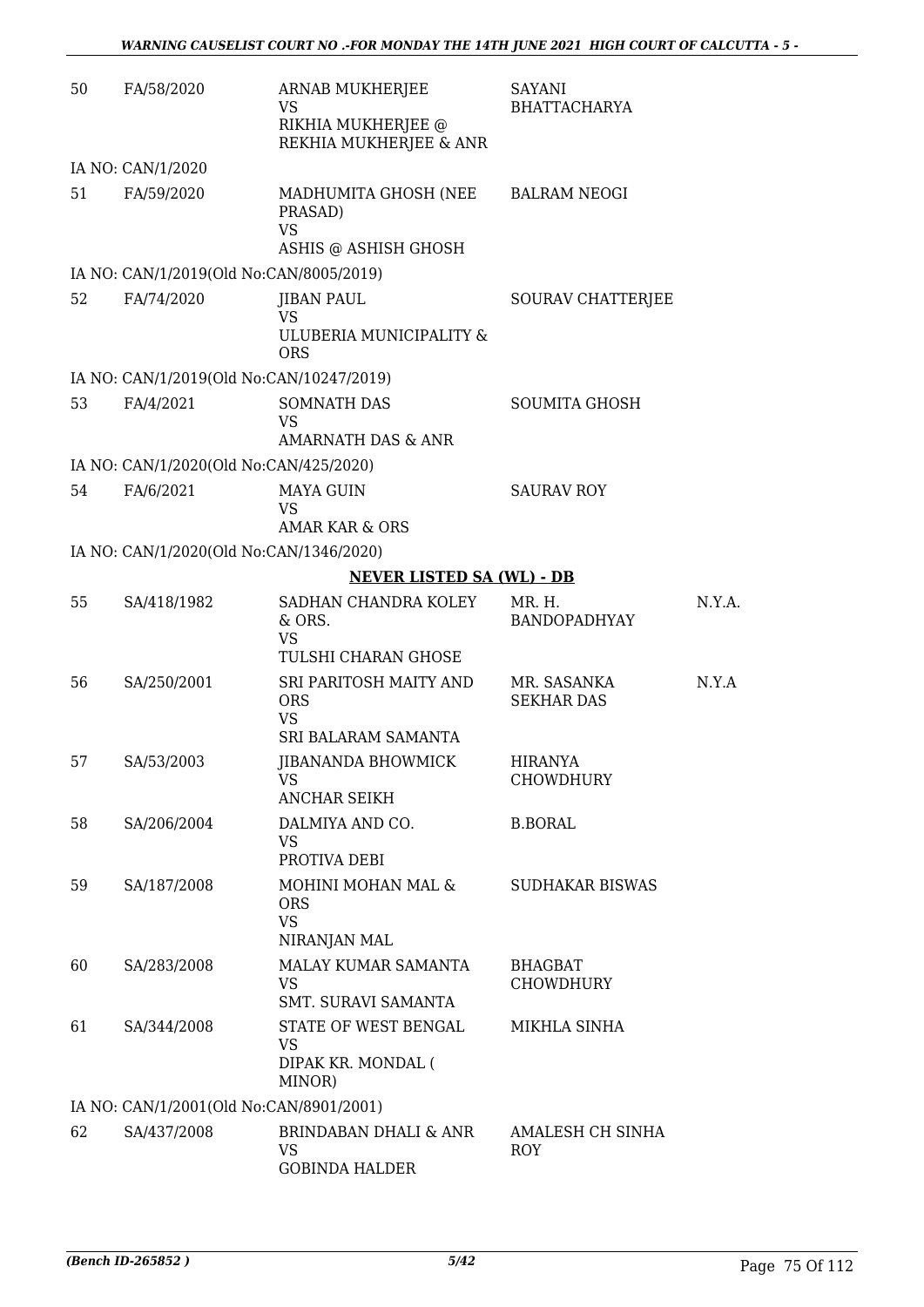| | | | | |
|---|---|---|---|---|
| 50 | FA/58/2020 | ARNAB MUKHERJEE<br>VS<br>RIKHIA MUKHERJEE @ REKHIA MUKHERJEE & ANR | SAYANI BHATTACHARYA | |
| IA NO: CAN/1/2020 | | | | |
| 51 | FA/59/2020 | MADHUMITA GHOSH (NEE PRASAD)<br>VS<br>ASHIS @ ASHISH GHOSH | BALRAM NEOGI | |
| IA NO: CAN/1/2019(Old No:CAN/8005/2019) | | | | |
| 52 | FA/74/2020 | JIBAN PAUL<br>VS<br>ULUBERIA MUNICIPALITY & ORS | SOURAV CHATTERJEE | |
| IA NO: CAN/1/2019(Old No:CAN/10247/2019) | | | | |
| 53 | FA/4/2021 | SOMNATH DAS<br>VS<br>AMARNATH DAS & ANR | SOUMITA GHOSH | |
| IA NO: CAN/1/2020(Old No:CAN/425/2020) | | | | |
| 54 | FA/6/2021 | MAYA GUIN<br>VS<br>AMAR KAR & ORS | SAURAV ROY | |
| IA NO: CAN/1/2020(Old No:CAN/1346/2020) | | | | |

**NEVER LISTED SA (WL) - DB**

| | | | | |
|---|---|---|---|---|
| 55 | SA/418/1982 | SADHAN CHANDRA KOLEY & ORS.<br>VS<br>TULSHI CHARAN GHOSE | MR. H. BANDOPADHYAY | N.Y.A. |
| 56 | SA/250/2001 | SRI PARITOSH MAITY AND ORS<br>VS<br>SRI BALARAM SAMANTA | MR. SASANKA SEKHAR DAS | N.Y.A |
| 57 | SA/53/2003 | JIBANANDA BHOWMICK<br>VS<br>ANCHAR SEIKH | HIRANYA CHOWDHURY | |
| 58 | SA/206/2004 | DALMIYA AND CO.<br>VS<br>PROTIVA DEBI | B.BORAL | |
| 59 | SA/187/2008 | MOHINI MOHAN MAL & ORS<br>VS<br>NIRANJAN MAL | SUDHAKAR BISWAS | |
| 60 | SA/283/2008 | MALAY KUMAR SAMANTA<br>VS<br>SMT. SURAVI SAMANTA | BHAGBAT CHOWDHURY | |
| 61 | SA/344/2008 | STATE OF WEST BENGAL<br>VS<br>DIPAK KR. MONDAL ( MINOR) | MIKHLA SINHA | |
| IA NO: CAN/1/2001(Old No:CAN/8901/2001) | | | | |
| 62 | SA/437/2008 | BRINDABAN DHALI & ANR<br>VS<br>GOBINDA HALDER | AMALESH CH SINHA ROY | |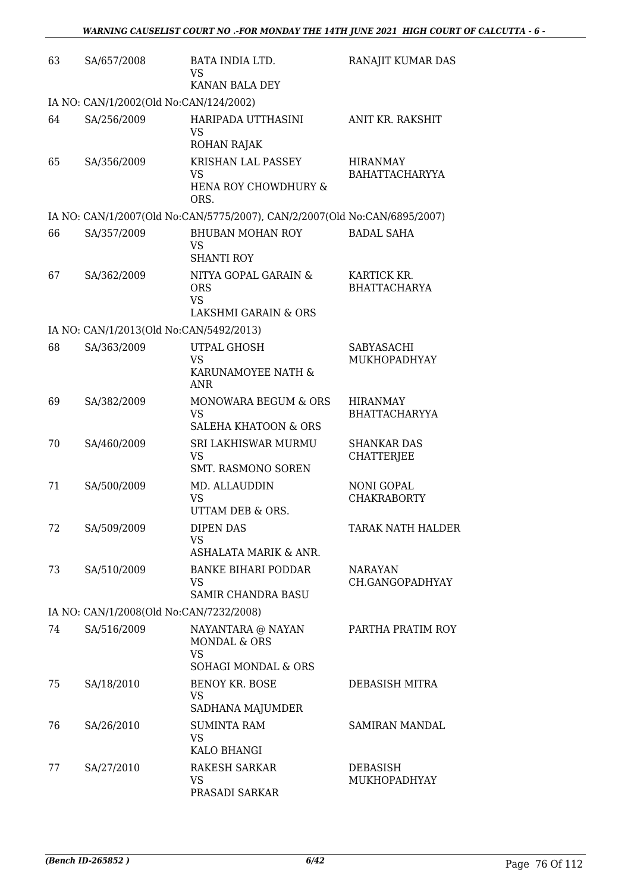| | | | |
|---|---|---|---|
| 63 | SA/657/2008 | BATA INDIA LTD.<br>VS<br>KANAN BALA DEY | RANAJIT KUMAR DAS |
| IA NO: CAN/1/2002(Old No:CAN/124/2002) | | | |
| 64 | SA/256/2009 | HARIPADA UTTHASINI<br>VS<br>ROHAN RAJAK | ANIT KR. RAKSHIT |
| 65 | SA/356/2009 | KRISHAN LAL PASSEY<br>VS<br>HENA ROY CHOWDHURY & ORS. | HIRANMAY BAHATTACHARYYA |
| IA NO: CAN/1/2007(Old No:CAN/5775/2007), CAN/2/2007(Old No:CAN/6895/2007) | | | |
| 66 | SA/357/2009 | BHUBAN MOHAN ROY<br>VS<br>SHANTI ROY | BADAL SAHA |
| 67 | SA/362/2009 | NITYA GOPAL GARAIN & ORS<br>VS<br>LAKSHMI GARAIN & ORS | KARTICK KR. BHATTACHARYA |
| IA NO: CAN/1/2013(Old No:CAN/5492/2013) | | | |
| 68 | SA/363/2009 | UTPAL GHOSH<br>VS<br>KARUNAMOYEE NATH & ANR | SABYASACHI MUKHOPADHYAY |
| 69 | SA/382/2009 | MONOWARA BEGUM & ORS<br>VS<br>SALEHA KHATOON & ORS | HIRANMAY BHATTACHARYYA |
| 70 | SA/460/2009 | SRI LAKHISWAR MURMU<br>VS<br>SMT. RASMONO SOREN | SHANKAR DAS CHATTERJEE |
| 71 | SA/500/2009 | MD. ALLAUDDIN<br>VS<br>UTTAM DEB & ORS. | NONI GOPAL CHAKRABORTY |
| 72 | SA/509/2009 | DIPEN DAS<br>VS<br>ASHALATA MARIK & ANR. | TARAK NATH HALDER |
| 73 | SA/510/2009 | BANKE BIHARI PODDAR<br>VS<br>SAMIR CHANDRA BASU | NARAYAN CH.GANGOPADHYAY |
| IA NO: CAN/1/2008(Old No:CAN/7232/2008) | | | |
| 74 | SA/516/2009 | NAYANTARA @ NAYAN MONDAL & ORS<br>VS<br>SOHAGI MONDAL & ORS | PARTHA PRATIM ROY |
| 75 | SA/18/2010 | BENOY KR. BOSE<br>VS<br>SADHANA MAJUMDER | DEBASISH MITRA |
| 76 | SA/26/2010 | SUMINTA RAM<br>VS<br>KALO BHANGI | SAMIRAN MANDAL |
| 77 | SA/27/2010 | RAKESH SARKAR<br>VS<br>PRASADI SARKAR | DEBASISH MUKHOPADHYAY |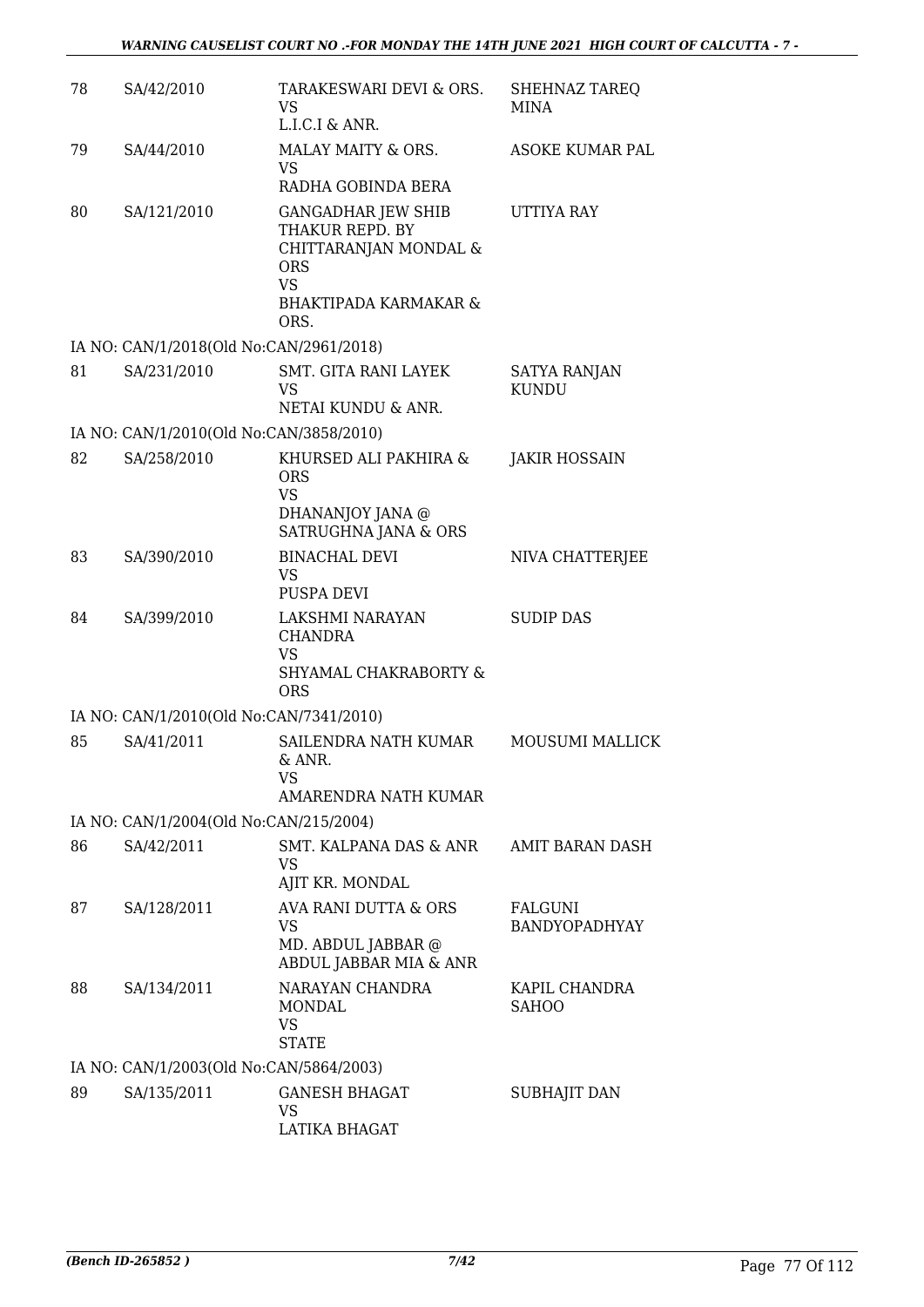| | | | |
|---|---|---|---|
| 78 | SA/42/2010 | TARAKESWARI DEVI & ORS.<br>VS<br>L.I.C.I & ANR. | SHEHNAZ TAREQ MINA |
| 79 | SA/44/2010 | MALAY MAITY & ORS.<br>VS<br>RADHA GOBINDA BERA | ASOKE KUMAR PAL |
| 80 | SA/121/2010 | GANGADHAR JEW SHIB THAKUR REPD. BY CHITTARANJAN MONDAL & ORS<br>VS<br>BHAKTIPADA KARMAKAR & ORS. | UTTIYA RAY |
| | IA NO: CAN/1/2018(Old No:CAN/2961/2018) | | |
| 81 | SA/231/2010 | SMT. GITA RANI LAYEK<br>VS<br>NETAI KUNDU & ANR. | SATYA RANJAN KUNDU |
| | IA NO: CAN/1/2010(Old No:CAN/3858/2010) | | |
| 82 | SA/258/2010 | KHURSED ALI PAKHIRA & ORS<br>VS<br>DHANANJOY JANA @ SATRUGHNA JANA & ORS | JAKIR HOSSAIN |
| 83 | SA/390/2010 | BINACHAL DEVI<br>VS<br>PUSPA DEVI | NIVA CHATTERJEE |
| 84 | SA/399/2010 | LAKSHMI NARAYAN CHANDRA<br>VS<br>SHYAMAL CHAKRABORTY & ORS | SUDIP DAS |
| | IA NO: CAN/1/2010(Old No:CAN/7341/2010) | | |
| 85 | SA/41/2011 | SAILENDRA NATH KUMAR & ANR.<br>VS<br>AMARENDRA NATH KUMAR | MOUSUMI MALLICK |
| | IA NO: CAN/1/2004(Old No:CAN/215/2004) | | |
| 86 | SA/42/2011 | SMT. KALPANA DAS & ANR<br>VS<br>AJIT KR. MONDAL | AMIT BARAN DASH |
| 87 | SA/128/2011 | AVA RANI DUTTA & ORS<br>VS<br>MD. ABDUL JABBAR @ ABDUL JABBAR MIA & ANR | FALGUNI BANDYOPADHYAY |
| 88 | SA/134/2011 | NARAYAN CHANDRA MONDAL<br>VS<br>STATE | KAPIL CHANDRA SAHOO |
| | IA NO: CAN/1/2003(Old No:CAN/5864/2003) | | |
| 89 | SA/135/2011 | GANESH BHAGAT<br>VS<br>LATIKA BHAGAT | SUBHAJIT DAN |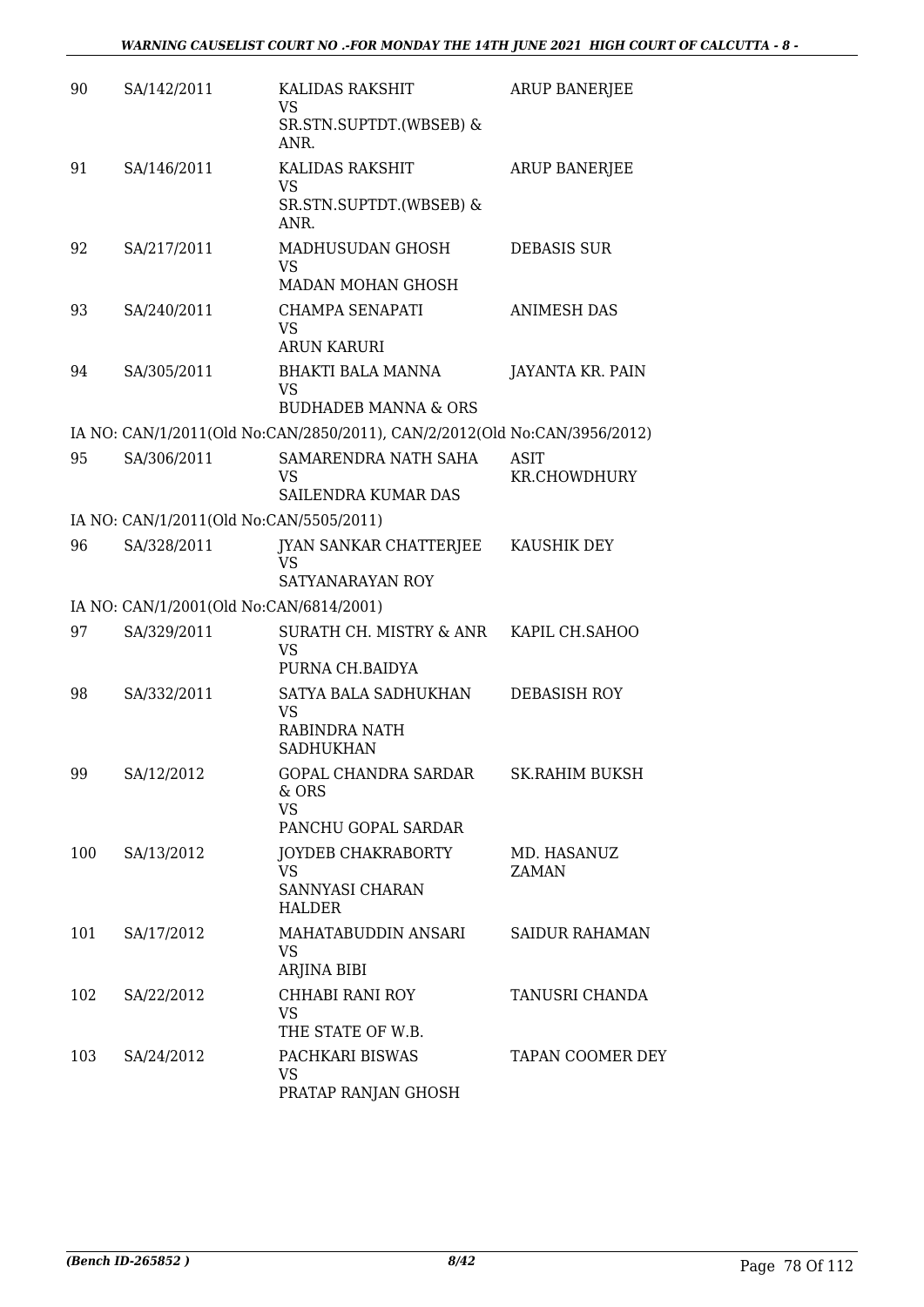| | | | |
|---|---|---|---|
| 90 | SA/142/2011 | KALIDAS RAKSHIT<br>VS<br>SR.STN.SUPTDT.(WBSEB) & ANR. | ARUP BANERJEE |
| 91 | SA/146/2011 | KALIDAS RAKSHIT<br>VS<br>SR.STN.SUPTDT.(WBSEB) & ANR. | ARUP BANERJEE |
| 92 | SA/217/2011 | MADHUSUDAN GHOSH<br>VS<br>MADAN MOHAN GHOSH | DEBASIS SUR |
| 93 | SA/240/2011 | CHAMPA SENAPATI<br>VS<br>ARUN KARURI | ANIMESH DAS |
| 94 | SA/305/2011 | BHAKTI BALA MANNA<br>VS<br>BUDHADEB MANNA & ORS | JAYANTA KR. PAIN |

IA NO: CAN/1/2011(Old No:CAN/2850/2011), CAN/2/2012(Old No:CAN/3956/2012)

| | | | |
|---|---|---|---|
| 95 | SA/306/2011 | SAMARENDRA NATH SAHA<br>VS<br>SAILENDRA KUMAR DAS | ASIT KR.CHOWDHURY |

IA NO: CAN/1/2011(Old No:CAN/5505/2011)

| | | | |
|---|---|---|---|
| 96 | SA/328/2011 | JYAN SANKAR CHATTERJEE<br>VS<br>SATYANARAYAN ROY | KAUSHIK DEY |

IA NO: CAN/1/2001(Old No:CAN/6814/2001)

| | | | |
|---|---|---|---|
| 97 | SA/329/2011 | SURATH CH. MISTRY & ANR<br>VS<br>PURNA CH.BAIDYA | KAPIL CH.SAHOO |
| 98 | SA/332/2011 | SATYA BALA SADHUKHAN<br>VS<br>RABINDRA NATH SADHUKHAN | DEBASISH ROY |
| 99 | SA/12/2012 | GOPAL CHANDRA SARDAR & ORS<br>VS<br>PANCHU GOPAL SARDAR | SK.RAHIM BUKSH |
| 100 | SA/13/2012 | JOYDEB CHAKRABORTY<br>VS<br>SANNYASI CHARAN HALDER | MD. HASANUZ ZAMAN |
| 101 | SA/17/2012 | MAHATABUDDIN ANSARI<br>VS<br>ARJINA BIBI | SAIDUR RAHAMAN |
| 102 | SA/22/2012 | CHHABI RANI ROY<br>VS<br>THE STATE OF W.B. | TANUSRI CHANDA |
| 103 | SA/24/2012 | PACHKARI BISWAS<br>VS<br>PRATAP RANJAN GHOSH | TAPAN COOMER DEY |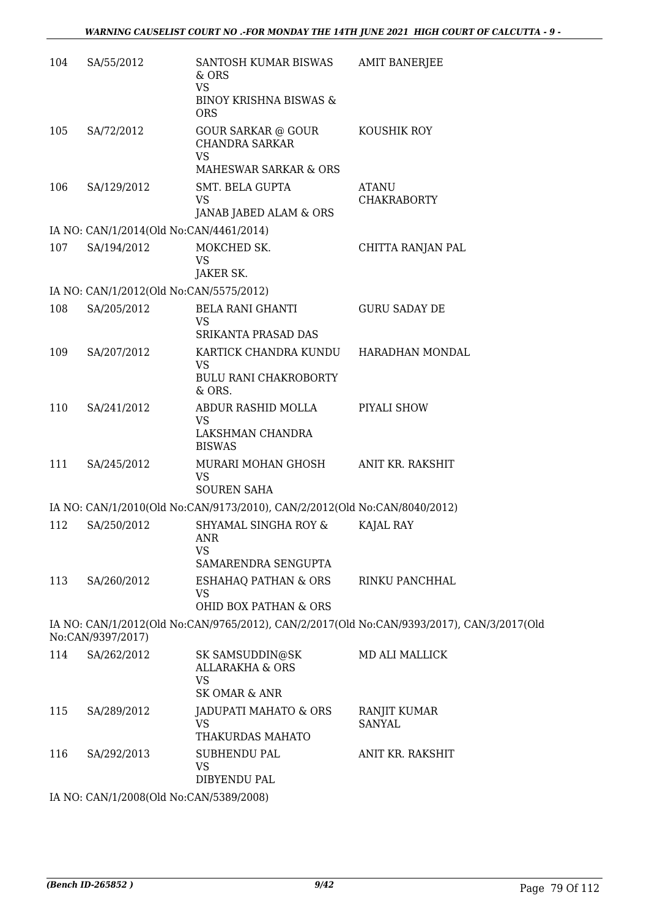| | | | |
|---|---|---|---|
| 104 | SA/55/2012 | SANTOSH KUMAR BISWAS & ORS<br>VS<br>BINOY KRISHNA BISWAS & ORS | AMIT BANERJEE |
| 105 | SA/72/2012 | GOUR SARKAR @ GOUR CHANDRA SARKAR<br>VS<br>MAHESWAR SARKAR & ORS | KOUSHIK ROY |
| 106 | SA/129/2012 | SMT. BELA GUPTA<br>VS<br>JANAB JABED ALAM & ORS | ATANU CHAKRABORTY |

IA NO: CAN/1/2014(Old No:CAN/4461/2014)

| | | | |
|---|---|---|---|
| 107 | SA/194/2012 | MOKCHED SK.<br>VS<br>JAKER SK. | CHITTA RANJAN PAL |

IA NO: CAN/1/2012(Old No:CAN/5575/2012)

| | | | |
|---|---|---|---|
| 108 | SA/205/2012 | BELA RANI GHANTI<br>VS<br>SRIKANTA PRASAD DAS | GURU SADAY DE |
| 109 | SA/207/2012 | KARTICK CHANDRA KUNDU<br>VS<br>BULU RANI CHAKROBORTY & ORS. | HARADHAN MONDAL |
| 110 | SA/241/2012 | ABDUR RASHID MOLLA<br>VS<br>LAKSHMAN CHANDRA BISWAS | PIYALI SHOW |
| 111 | SA/245/2012 | MURARI MOHAN GHOSH<br>VS<br>SOUREN SAHA | ANIT KR. RAKSHIT |

IA NO: CAN/1/2010(Old No:CAN/9173/2010), CAN/2/2012(Old No:CAN/8040/2012)

| | | | |
|---|---|---|---|
| 112 | SA/250/2012 | SHYAMAL SINGHA ROY & ANR<br>VS<br>SAMARENDRA SENGUPTA | KAJAL RAY |
| 113 | SA/260/2012 | ESHAHAQ PATHAN & ORS<br>VS<br>OHID BOX PATHAN & ORS | RINKU PANCHHAL |

IA NO: CAN/1/2012(Old No:CAN/9765/2012), CAN/2/2017(Old No:CAN/9393/2017), CAN/3/2017(Old No:CAN/9397/2017)

| | | | |
|---|---|---|---|
| 114 | SA/262/2012 | SK SAMSUDDIN@SK ALLARAKHA & ORS<br>VS<br>SK OMAR & ANR | MD ALI MALLICK |
| 115 | SA/289/2012 | JADUPATI MAHATO & ORS<br>VS<br>THAKURDAS MAHATO | RANJIT KUMAR SANYAL |
| 116 | SA/292/2013 | SUBHENDU PAL<br>VS<br>DIBYENDU PAL | ANIT KR. RAKSHIT |

IA NO: CAN/1/2008(Old No:CAN/5389/2008)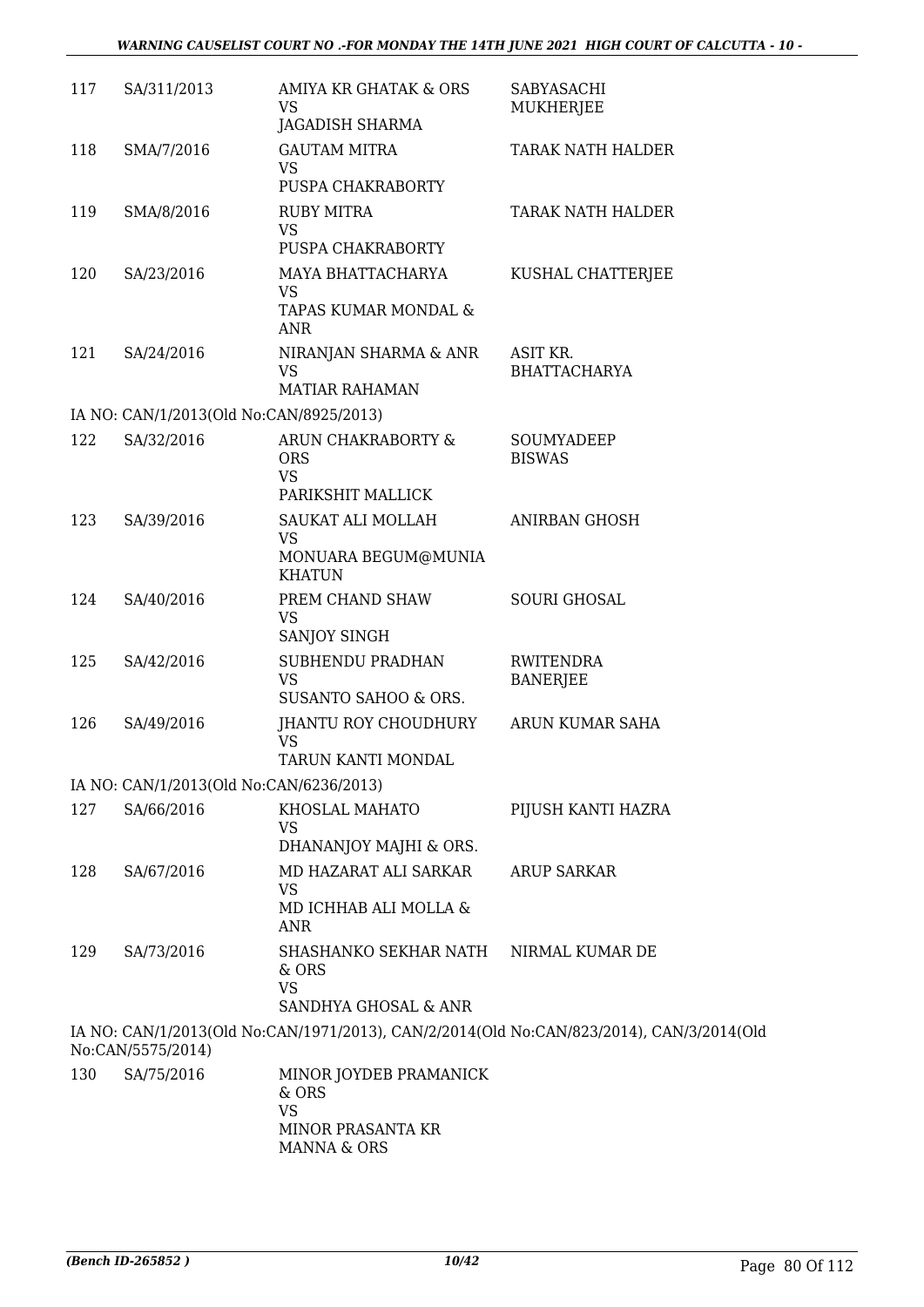| | | | |
|---|---|---|---|
| 117 | SA/311/2013 | AMIYA KR GHATAK & ORS<br>VS<br>JAGADISH SHARMA | SABYASACHI MUKHERJEE |
| 118 | SMA/7/2016 | GAUTAM MITRA<br>VS<br>PUSPA CHAKRABORTY | TARAK NATH HALDER |
| 119 | SMA/8/2016 | RUBY MITRA<br>VS<br>PUSPA CHAKRABORTY | TARAK NATH HALDER |
| 120 | SA/23/2016 | MAYA BHATTACHARYA<br>VS<br>TAPAS KUMAR MONDAL & ANR | KUSHAL CHATTERJEE |
| 121 | SA/24/2016 | NIRANJAN SHARMA & ANR<br>VS<br>MATIAR RAHAMAN | ASIT KR. BHATTACHARYA |

IA NO: CAN/1/2013(Old No:CAN/8925/2013)

| | | | |
|---|---|---|---|
| 122 | SA/32/2016 | ARUN CHAKRABORTY & ORS<br>VS<br>PARIKSHIT MALLICK | SOUMYADEEP BISWAS |
| 123 | SA/39/2016 | SAUKAT ALI MOLLAH<br>VS<br>MONUARA BEGUM@MUNIA KHATUN | ANIRBAN GHOSH |
| 124 | SA/40/2016 | PREM CHAND SHAW<br>VS<br>SANJOY SINGH | SOURI GHOSAL |
| 125 | SA/42/2016 | SUBHENDU PRADHAN<br>VS<br>SUSANTO SAHOO & ORS. | RWITENDRA BANERJEE |
| 126 | SA/49/2016 | JHANTU ROY CHOUDHURY<br>VS<br>TARUN KANTI MONDAL | ARUN KUMAR SAHA |

IA NO: CAN/1/2013(Old No:CAN/6236/2013)

| | | | |
|---|---|---|---|
| 127 | SA/66/2016 | KHOSLAL MAHATO<br>VS<br>DHANANJOY MAJHI & ORS. | PIJUSH KANTI HAZRA |
| 128 | SA/67/2016 | MD HAZARAT ALI SARKAR<br>VS<br>MD ICHHAB ALI MOLLA & ANR | ARUP SARKAR |
| 129 | SA/73/2016 | SHASHANKO SEKHAR NATH & ORS<br>VS<br>SANDHYA GHOSAL & ANR | NIRMAL KUMAR DE |

IA NO: CAN/1/2013(Old No:CAN/1971/2013), CAN/2/2014(Old No:CAN/823/2014), CAN/3/2014(Old No:CAN/5575/2014)

| | | | |
|---|---|---|---|
| 130 | SA/75/2016 | MINOR JOYDEB PRAMANICK & ORS<br>VS<br>MINOR PRASANTA KR MANNA & ORS | |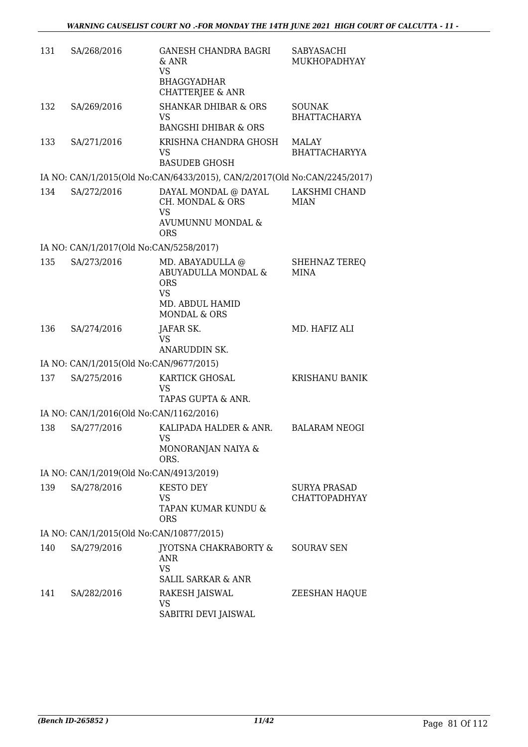| | | | |
|---|---|---|---|
| 131 | SA/268/2016 | GANESH CHANDRA BAGRI & ANR<br>VS<br>BHAGGYADHAR CHATTERJEE & ANR | SABYASACHI MUKHOPADHYAY |
| 132 | SA/269/2016 | SHANKAR DHIBAR & ORS<br>VS<br>BANGSHI DHIBAR & ORS | SOUNAK BHATTACHARYA |
| 133 | SA/271/2016 | KRISHNA CHANDRA GHOSH<br>VS<br>BASUDEB GHOSH | MALAY BHATTACHARYYA |
| | IA NO: CAN/1/2015(Old No:CAN/6433/2015), CAN/2/2017(Old No:CAN/2245/2017) | | |
| 134 | SA/272/2016 | DAYAL MONDAL @ DAYAL CH. MONDAL & ORS<br>VS<br>AVUMUNNU MONDAL & ORS | LAKSHMI CHAND MIAN |
| | IA NO: CAN/1/2017(Old No:CAN/5258/2017) | | |
| 135 | SA/273/2016 | MD. ABAYADULLA @ ABUYADULLA MONDAL & ORS<br>VS<br>MD. ABDUL HAMID MONDAL & ORS | SHEHNAZ TEREQ MINA |
| 136 | SA/274/2016 | JAFAR SK.<br>VS<br>ANARUDDIN SK. | MD. HAFIZ ALI |
| | IA NO: CAN/1/2015(Old No:CAN/9677/2015) | | |
| 137 | SA/275/2016 | KARTICK GHOSAL<br>VS<br>TAPAS GUPTA & ANR. | KRISHANU BANIK |
| | IA NO: CAN/1/2016(Old No:CAN/1162/2016) | | |
| 138 | SA/277/2016 | KALIPADA HALDER & ANR.<br>VS<br>MONORANJAN NAIYA & ORS. | BALARAM NEOGI |
| | IA NO: CAN/1/2019(Old No:CAN/4913/2019) | | |
| 139 | SA/278/2016 | KESTO DEY<br>VS<br>TAPAN KUMAR KUNDU & ORS | SURYA PRASAD CHATTOPADHYAY |
| | IA NO: CAN/1/2015(Old No:CAN/10877/2015) | | |
| 140 | SA/279/2016 | JYOTSNA CHAKRABORTY & ANR<br>VS<br>SALIL SARKAR & ANR | SOURAV SEN |
| 141 | SA/282/2016 | RAKESH JAISWAL<br>VS<br>SABITRI DEVI JAISWAL | ZEESHAN HAQUE |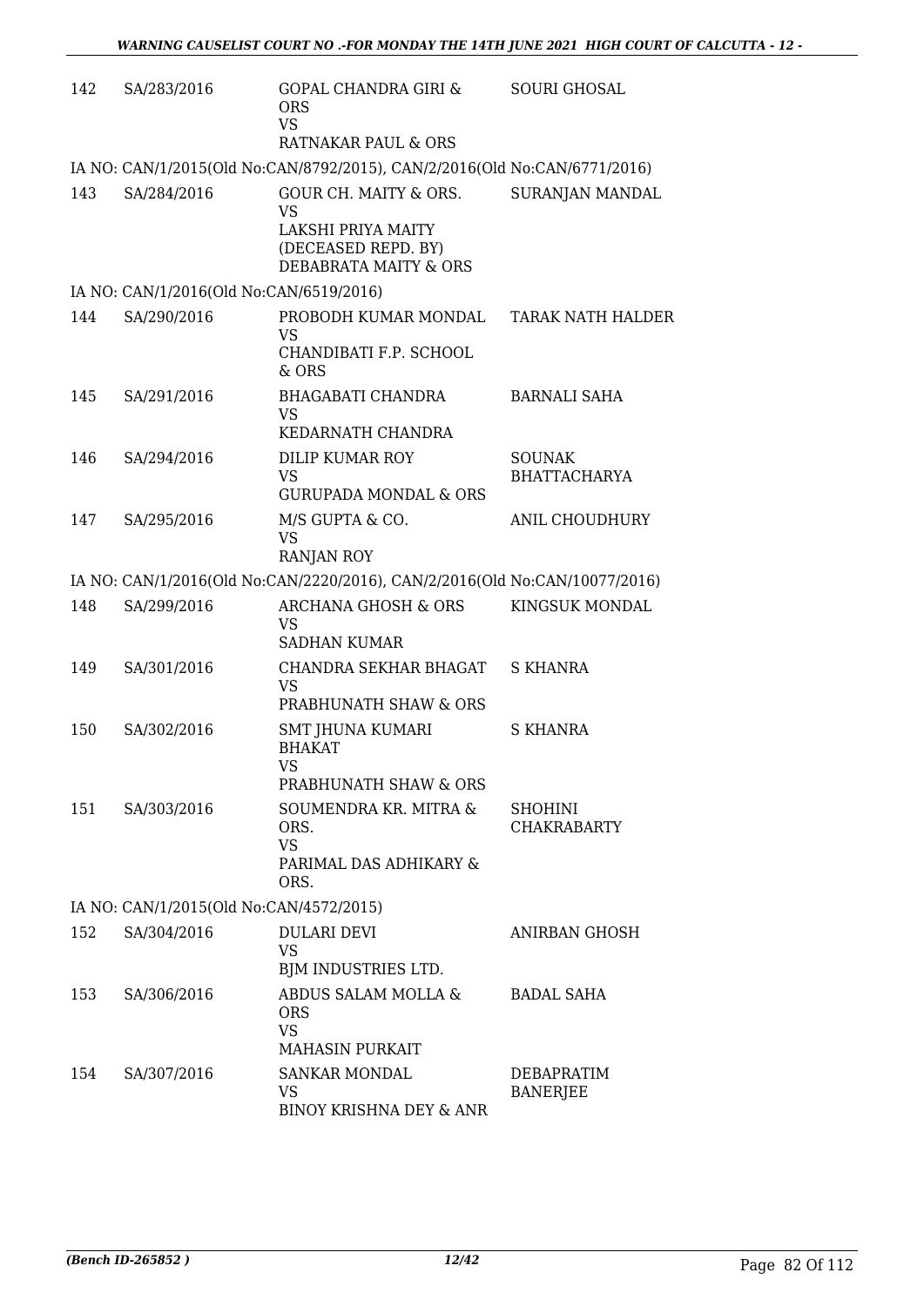| | | | |
|---|---|---|---|
| 142 | SA/283/2016 | GOPAL CHANDRA GIRI & ORS<br>VS<br>RATNAKAR PAUL & ORS | SOURI GHOSAL |
| IA NO: CAN/1/2015(Old No:CAN/8792/2015), CAN/2/2016(Old No:CAN/6771/2016) | | | |
| 143 | SA/284/2016 | GOUR CH. MAITY & ORS.<br>VS<br>LAKSHI PRIYA MAITY (DECEASED REPD. BY) DEBABRATA MAITY & ORS | SURANJAN MANDAL |
| IA NO: CAN/1/2016(Old No:CAN/6519/2016) | | | |
| 144 | SA/290/2016 | PROBODH KUMAR MONDAL<br>VS<br>CHANDIBATI F.P. SCHOOL & ORS | TARAK NATH HALDER |
| 145 | SA/291/2016 | BHAGABATI CHANDRA<br>VS<br>KEDARNATH CHANDRA | BARNALI SAHA |
| 146 | SA/294/2016 | DILIP KUMAR ROY<br>VS<br>GURUPADA MONDAL & ORS | SOUNAK BHATTACHARYA |
| 147 | SA/295/2016 | M/S GUPTA & CO.<br>VS<br>RANJAN ROY | ANIL CHOUDHURY |
| IA NO: CAN/1/2016(Old No:CAN/2220/2016), CAN/2/2016(Old No:CAN/10077/2016) | | | |
| 148 | SA/299/2016 | ARCHANA GHOSH & ORS<br>VS<br>SADHAN KUMAR | KINGSUK MONDAL |
| 149 | SA/301/2016 | CHANDRA SEKHAR BHAGAT<br>VS<br>PRABHUNATH SHAW & ORS | S KHANRA |
| 150 | SA/302/2016 | SMT JHUNA KUMARI BHAKAT<br>VS<br>PRABHUNATH SHAW & ORS | S KHANRA |
| 151 | SA/303/2016 | SOUMENDRA KR. MITRA & ORS.<br>VS<br>PARIMAL DAS ADHIKARY & ORS. | SHOHINI CHAKRABARTY |
| IA NO: CAN/1/2015(Old No:CAN/4572/2015) | | | |
| 152 | SA/304/2016 | DULARI DEVI<br>VS<br>BJM INDUSTRIES LTD. | ANIRBAN GHOSH |
| 153 | SA/306/2016 | ABDUS SALAM MOLLA & ORS<br>VS<br>MAHASIN PURKAIT | BADAL SAHA |
| 154 | SA/307/2016 | SANKAR MONDAL<br>VS<br>BINOY KRISHNA DEY & ANR | DEBAPRATIM BANERJEE |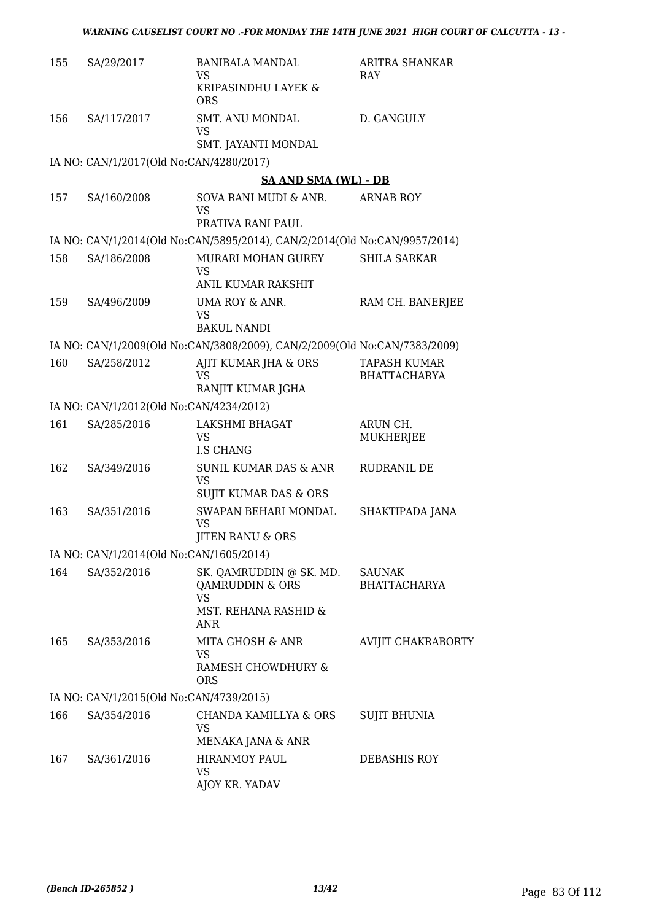| | | | |
|---|---|---|---|
| 155 | SA/29/2017 | BANIBALA MANDAL<br>VS<br>KRIPASINDHU LAYEK & ORS | ARITRA SHANKAR RAY |
| 156 | SA/117/2017 | SMT. ANU MONDAL<br>VS<br>SMT. JAYANTI MONDAL | D. GANGULY |

IA NO: CAN/1/2017(Old No:CAN/4280/2017)

**SA AND SMA (WL) - DB**

| | | | |
|---|---|---|---|
| 157 | SA/160/2008 | SOVA RANI MUDI & ANR.<br>VS<br>PRATIVA RANI PAUL | ARNAB ROY |

IA NO: CAN/1/2014(Old No:CAN/5895/2014), CAN/2/2014(Old No:CAN/9957/2014)

| | | | |
|---|---|---|---|
| 158 | SA/186/2008 | MURARI MOHAN GUREY<br>VS<br>ANIL KUMAR RAKSHIT | SHILA SARKAR |
| 159 | SA/496/2009 | UMA ROY & ANR.<br>VS<br>BAKUL NANDI | RAM CH. BANERJEE |

IA NO: CAN/1/2009(Old No:CAN/3808/2009), CAN/2/2009(Old No:CAN/7383/2009)

| | | | |
|---|---|---|---|
| 160 | SA/258/2012 | AJIT KUMAR JHA & ORS<br>VS<br>RANJIT KUMAR JGHA | TAPASH KUMAR BHATTACHARYA |

IA NO: CAN/1/2012(Old No:CAN/4234/2012)

| | | | |
|---|---|---|---|
| 161 | SA/285/2016 | LAKSHMI BHAGAT<br>VS<br>I.S CHANG | ARUN CH. MUKHERJEE |
| 162 | SA/349/2016 | SUNIL KUMAR DAS & ANR<br>VS<br>SUJIT KUMAR DAS & ORS | RUDRANIL DE |
| 163 | SA/351/2016 | SWAPAN BEHARI MONDAL<br>VS<br>JITEN RANU & ORS | SHAKTIPADA JANA |

IA NO: CAN/1/2014(Old No:CAN/1605/2014)

| | | | |
|---|---|---|---|
| 164 | SA/352/2016 | SK. QAMRUDDIN @ SK. MD. QAMRUDDIN & ORS<br>VS<br>MST. REHANA RASHID & ANR | SAUNAK BHATTACHARYA |
| 165 | SA/353/2016 | MITA GHOSH & ANR<br>VS<br>RAMESH CHOWDHURY & ORS | AVIJIT CHAKRABORTY |

IA NO: CAN/1/2015(Old No:CAN/4739/2015)

| | | | |
|---|---|---|---|
| 166 | SA/354/2016 | CHANDA KAMILLYA & ORS<br>VS<br>MENAKA JANA & ANR | SUJIT BHUNIA |
| 167 | SA/361/2016 | HIRANMOY PAUL<br>VS<br>AJOY KR. YADAV | DEBASHIS ROY |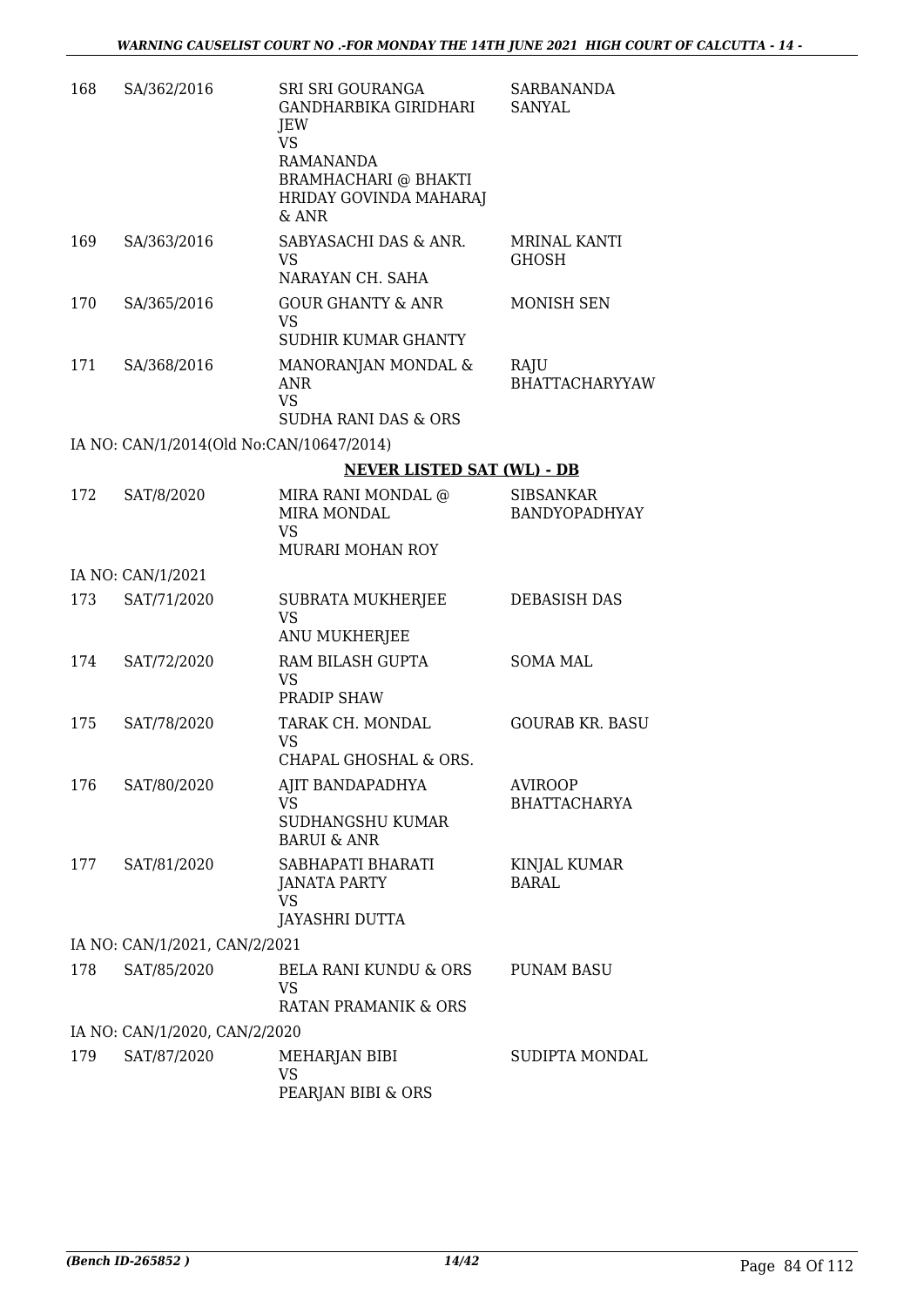| | | | |
|---|---|---|---|
| 168 | SA/362/2016 | SRI SRI GOURANGA GANDHARBIKA GIRIDHARI JEW<br>VS<br>RAMANANDA BRAMHACHARI @ BHAKTI HRIDAY GOVINDA MAHARAJ & ANR | SARBANANDA SANYAL |
| 169 | SA/363/2016 | SABYASACHI DAS & ANR.<br>VS<br>NARAYAN CH. SAHA | MRINAL KANTI GHOSH |
| 170 | SA/365/2016 | GOUR GHANTY & ANR<br>VS<br>SUDHIR KUMAR GHANTY | MONISH SEN |
| 171 | SA/368/2016 | MANORANJAN MONDAL & ANR<br>VS<br>SUDHA RANI DAS & ORS | RAJU BHATTACHARYYAW |

IA NO: CAN/1/2014(Old No:CAN/10647/2014)

**NEVER LISTED SAT (WL) - DB**

| | | | |
|---|---|---|---|
| 172 | SAT/8/2020 | MIRA RANI MONDAL @ MIRA MONDAL<br>VS<br>MURARI MOHAN ROY | SIBSANKAR BANDYOPADHYAY |

IA NO: CAN/1/2021

| | | | |
|---|---|---|---|
| 173 | SAT/71/2020 | SUBRATA MUKHERJEE<br>VS<br>ANU MUKHERJEE | DEBASISH DAS |
| 174 | SAT/72/2020 | RAM BILASH GUPTA<br>VS<br>PRADIP SHAW | SOMA MAL |
| 175 | SAT/78/2020 | TARAK CH. MONDAL<br>VS<br>CHAPAL GHOSHAL & ORS. | GOURAB KR. BASU |
| 176 | SAT/80/2020 | AJIT BANDAPADHYA<br>VS<br>SUDHANGSHU KUMAR BARUI & ANR | AVIROOP BHATTACHARYA |
| 177 | SAT/81/2020 | SABHAPATI BHARATI JANATA PARTY<br>VS<br>JAYASHRI DUTTA | KINJAL KUMAR BARAL |

IA NO: CAN/1/2021, CAN/2/2021

| | | | |
|---|---|---|---|
| 178 | SAT/85/2020 | BELA RANI KUNDU & ORS<br>VS<br>RATAN PRAMANIK & ORS | PUNAM BASU |

IA NO: CAN/1/2020, CAN/2/2020

| | | | |
|---|---|---|---|
| 179 | SAT/87/2020 | MEHARJAN BIBI<br>VS<br>PEARJAN BIBI & ORS | SUDIPTA MONDAL |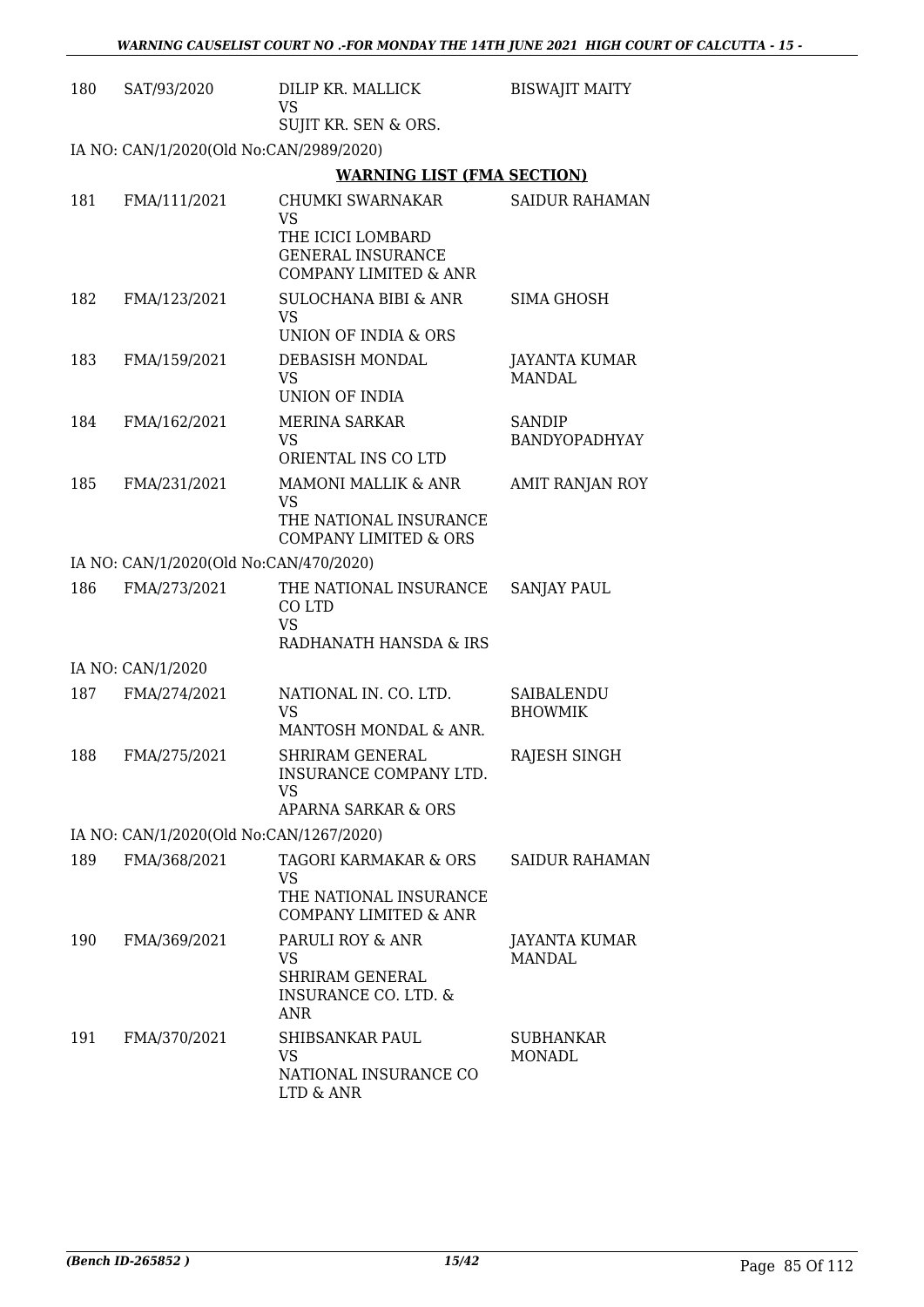| | | | |
|---|---|---|---|
| 180 | SAT/93/2020 | DILIP KR. MALLICK<br>VS<br>SUJIT KR. SEN & ORS. | BISWAJIT MAITY |

IA NO: CAN/1/2020(Old No:CAN/2989/2020)

**WARNING LIST (FMA SECTION)**

| | | | |
|---|---|---|---|
| 181 | FMA/111/2021 | CHUMKI SWARNAKAR<br>VS<br>THE ICICI LOMBARD GENERAL INSURANCE COMPANY LIMITED & ANR | SAIDUR RAHAMAN |
| 182 | FMA/123/2021 | SULOCHANA BIBI & ANR<br>VS<br>UNION OF INDIA & ORS | SIMA GHOSH |
| 183 | FMA/159/2021 | DEBASISH MONDAL<br>VS<br>UNION OF INDIA | JAYANTA KUMAR MANDAL |
| 184 | FMA/162/2021 | MERINA SARKAR<br>VS<br>ORIENTAL INS CO LTD | SANDIP BANDYOPADHYAY |
| 185 | FMA/231/2021 | MAMONI MALLIK & ANR<br>VS<br>THE NATIONAL INSURANCE COMPANY LIMITED & ORS | AMIT RANJAN ROY |

IA NO: CAN/1/2020(Old No:CAN/470/2020)

| | | | |
|---|---|---|---|
| 186 | FMA/273/2021 | THE NATIONAL INSURANCE CO LTD<br>VS<br>RADHANATH HANSDA & IRS | SANJAY PAUL |

IA NO: CAN/1/2020

| | | | |
|---|---|---|---|
| 187 | FMA/274/2021 | NATIONAL IN. CO. LTD.<br>VS<br>MANTOSH MONDAL & ANR. | SAIBALENDU BHOWMIK |
| 188 | FMA/275/2021 | SHRIRAM GENERAL INSURANCE COMPANY LTD.<br>VS<br>APARNA SARKAR & ORS | RAJESH SINGH |

IA NO: CAN/1/2020(Old No:CAN/1267/2020)

| | | | |
|---|---|---|---|
| 189 | FMA/368/2021 | TAGORI KARMAKAR & ORS<br>VS<br>THE NATIONAL INSURANCE COMPANY LIMITED & ANR | SAIDUR RAHAMAN |
| 190 | FMA/369/2021 | PARULI ROY & ANR<br>VS<br>SHRIRAM GENERAL INSURANCE CO. LTD. & ANR | JAYANTA KUMAR MANDAL |
| 191 | FMA/370/2021 | SHIBSANKAR PAUL<br>VS<br>NATIONAL INSURANCE CO LTD & ANR | SUBHANKAR MONADL |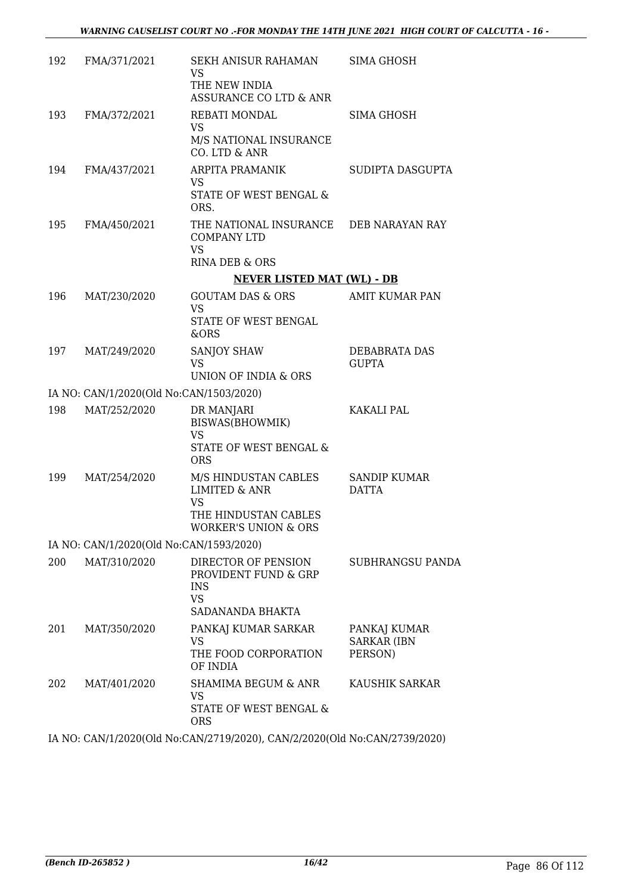| | | | |
|---|---|---|---|
| 192 | FMA/371/2021 | SEKH ANISUR RAHAMAN<br>VS<br>THE NEW INDIA ASSURANCE CO LTD & ANR | SIMA GHOSH |
| 193 | FMA/372/2021 | REBATI MONDAL<br>VS<br>M/S NATIONAL INSURANCE CO. LTD & ANR | SIMA GHOSH |
| 194 | FMA/437/2021 | ARPITA PRAMANIK<br>VS<br>STATE OF WEST BENGAL & ORS. | SUDIPTA DASGUPTA |
| 195 | FMA/450/2021 | THE NATIONAL INSURANCE COMPANY LTD<br>VS<br>RINA DEB & ORS | DEB NARAYAN RAY |

**NEVER LISTED MAT (WL) - DB**

| | | | |
|---|---|---|---|
| 196 | MAT/230/2020 | GOUTAM DAS & ORS<br>VS<br>STATE OF WEST BENGAL &ORS | AMIT KUMAR PAN |
| 197 | MAT/249/2020 | SANJOY SHAW<br>VS<br>UNION OF INDIA & ORS | DEBABRATA DAS GUPTA |

IA NO: CAN/1/2020(Old No:CAN/1503/2020)

| | | | |
|---|---|---|---|
| 198 | MAT/252/2020 | DR MANJARI BISWAS(BHOWMIK)<br>VS<br>STATE OF WEST BENGAL & ORS | KAKALI PAL |
| 199 | MAT/254/2020 | M/S HINDUSTAN CABLES LIMITED & ANR<br>VS<br>THE HINDUSTAN CABLES WORKER'S UNION & ORS | SANDIP KUMAR DATTA |

IA NO: CAN/1/2020(Old No:CAN/1593/2020)

| | | | |
|---|---|---|---|
| 200 | MAT/310/2020 | DIRECTOR OF PENSION PROVIDENT FUND & GRP INS<br>VS<br>SADANANDA BHAKTA | SUBHRANGSU PANDA |
| 201 | MAT/350/2020 | PANKAJ KUMAR SARKAR<br>VS<br>THE FOOD CORPORATION OF INDIA | PANKAJ KUMAR SARKAR (IBN PERSON) |
| 202 | MAT/401/2020 | SHAMIMA BEGUM & ANR<br>VS<br>STATE OF WEST BENGAL & ORS | KAUSHIK SARKAR |

IA NO: CAN/1/2020(Old No:CAN/2719/2020), CAN/2/2020(Old No:CAN/2739/2020)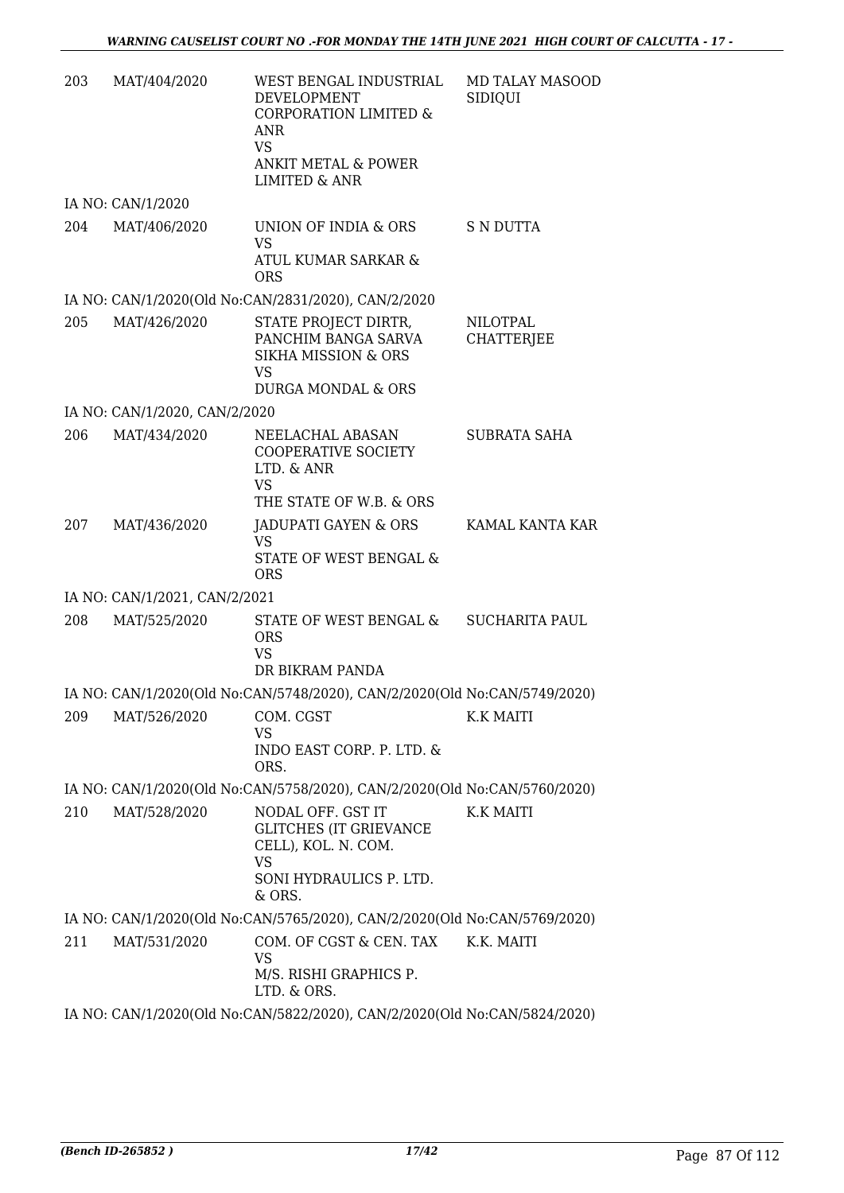| | | | |
|---|---|---|---|
| 203 | MAT/404/2020 | WEST BENGAL INDUSTRIAL DEVELOPMENT CORPORATION LIMITED & ANR<br>VS<br>ANKIT METAL & POWER LIMITED & ANR | MD TALAY MASOOD SIDIQUI |

IA NO: CAN/1/2020

| | | | |
|---|---|---|---|
| 204 | MAT/406/2020 | UNION OF INDIA & ORS<br>VS<br>ATUL KUMAR SARKAR & ORS | S N DUTTA |

IA NO: CAN/1/2020(Old No:CAN/2831/2020), CAN/2/2020

| | | | |
|---|---|---|---|
| 205 | MAT/426/2020 | STATE PROJECT DIRTR, PANCHIM BANGA SARVA SIKHA MISSION & ORS<br>VS<br>DURGA MONDAL & ORS | NILOTPAL CHATTERJEE |

IA NO: CAN/1/2020, CAN/2/2020

| | | | |
|---|---|---|---|
| 206 | MAT/434/2020 | NEELACHAL ABASAN COOPERATIVE SOCIETY LTD. & ANR<br>VS<br>THE STATE OF W.B. & ORS | SUBRATA SAHA |
| 207 | MAT/436/2020 | JADUPATI GAYEN & ORS<br>VS<br>STATE OF WEST BENGAL & ORS | KAMAL KANTA KAR |

IA NO: CAN/1/2021, CAN/2/2021

| | | | |
|---|---|---|---|
| 208 | MAT/525/2020 | STATE OF WEST BENGAL & ORS<br>VS<br>DR BIKRAM PANDA | SUCHARITA PAUL |

IA NO: CAN/1/2020(Old No:CAN/5748/2020), CAN/2/2020(Old No:CAN/5749/2020)

| | | | |
|---|---|---|---|
| 209 | MAT/526/2020 | COM. CGST<br>VS<br>INDO EAST CORP. P. LTD. & ORS. | K.K MAITI |

IA NO: CAN/1/2020(Old No:CAN/5758/2020), CAN/2/2020(Old No:CAN/5760/2020)

| | | | |
|---|---|---|---|
| 210 | MAT/528/2020 | NODAL OFF. GST IT GLITCHES (IT GRIEVANCE CELL), KOL. N. COM.<br>VS<br>SONI HYDRAULICS P. LTD. & ORS. | K.K MAITI |

IA NO: CAN/1/2020(Old No:CAN/5765/2020), CAN/2/2020(Old No:CAN/5769/2020)

| | | | |
|---|---|---|---|
| 211 | MAT/531/2020 | COM. OF CGST & CEN. TAX<br>VS<br>M/S. RISHI GRAPHICS P. LTD. & ORS. | K.K. MAITI |

IA NO: CAN/1/2020(Old No:CAN/5822/2020), CAN/2/2020(Old No:CAN/5824/2020)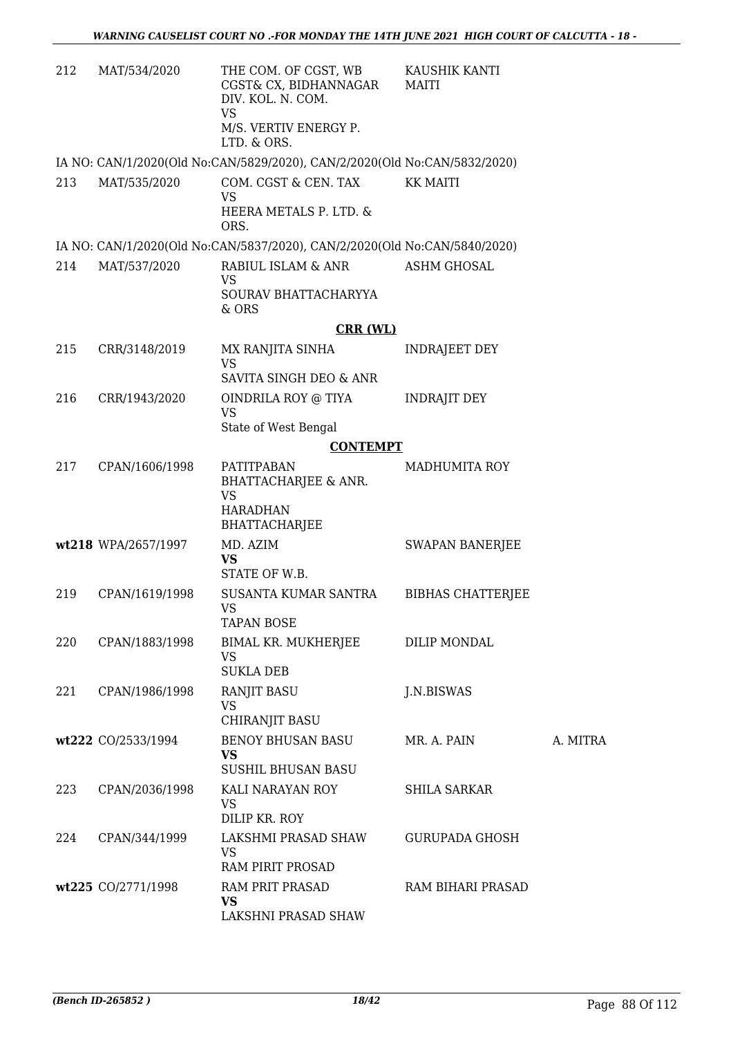| | | | | |
|---|---|---|---|---|
| 212 | MAT/534/2020 | THE COM. OF CGST, WB CGST& CX, BIDHANNAGAR DIV. KOL. N. COM.<br>VS<br>M/S. VERTIV ENERGY P. LTD. & ORS. | KAUSHIK KANTI MAITI | |

IA NO: CAN/1/2020(Old No:CAN/5829/2020), CAN/2/2020(Old No:CAN/5832/2020)

| | | | | |
|---|---|---|---|---|
| 213 | MAT/535/2020 | COM. CGST & CEN. TAX<br>VS<br>HEERA METALS P. LTD. & ORS. | KK MAITI | |

IA NO: CAN/1/2020(Old No:CAN/5837/2020), CAN/2/2020(Old No:CAN/5840/2020)

| | | | | |
|---|---|---|---|---|
| 214 | MAT/537/2020 | RABIUL ISLAM & ANR<br>VS<br>SOURAV BHATTACHARYYA & ORS | ASHM GHOSAL | |

**CRR (WL)**

| | | | | |
|---|---|---|---|---|
| 215 | CRR/3148/2019 | MX RANJITA SINHA<br>VS<br>SAVITA SINGH DEO & ANR | INDRAJEET DEY | |
| 216 | CRR/1943/2020 | OINDRILA ROY @ TIYA<br>VS<br>State of West Bengal | INDRAJIT DEY | |

**CONTEMPT**

| | | | | |
|---|---|---|---|---|
| 217 | CPAN/1606/1998 | PATITPABAN BHATTACHARJEE & ANR.<br>VS<br>HARADHAN BHATTACHARJEE | MADHUMITA ROY | |
| wt218 | WPA/2657/1997 | MD. AZIM<br>**VS**<br>STATE OF W.B. | SWAPAN BANERJEE | |
| 219 | CPAN/1619/1998 | SUSANTA KUMAR SANTRA<br>VS<br>TAPAN BOSE | BIBHAS CHATTERJEE | |
| 220 | CPAN/1883/1998 | BIMAL KR. MUKHERJEE<br>VS<br>SUKLA DEB | DILIP MONDAL | |
| 221 | CPAN/1986/1998 | RANJIT BASU<br>VS<br>CHIRANJIT BASU | J.N.BISWAS | |
| wt222 | CO/2533/1994 | BENOY BHUSAN BASU<br>**VS**<br>SUSHIL BHUSAN BASU | MR. A. PAIN | A. MITRA |
| 223 | CPAN/2036/1998 | KALI NARAYAN ROY<br>VS<br>DILIP KR. ROY | SHILA SARKAR | |
| 224 | CPAN/344/1999 | LAKSHMI PRASAD SHAW<br>VS<br>RAM PIRIT PROSAD | GURUPADA GHOSH | |
| wt225 | CO/2771/1998 | RAM PRIT PRASAD<br>**VS**<br>LAKSHNI PRASAD SHAW | RAM BIHARI PRASAD | |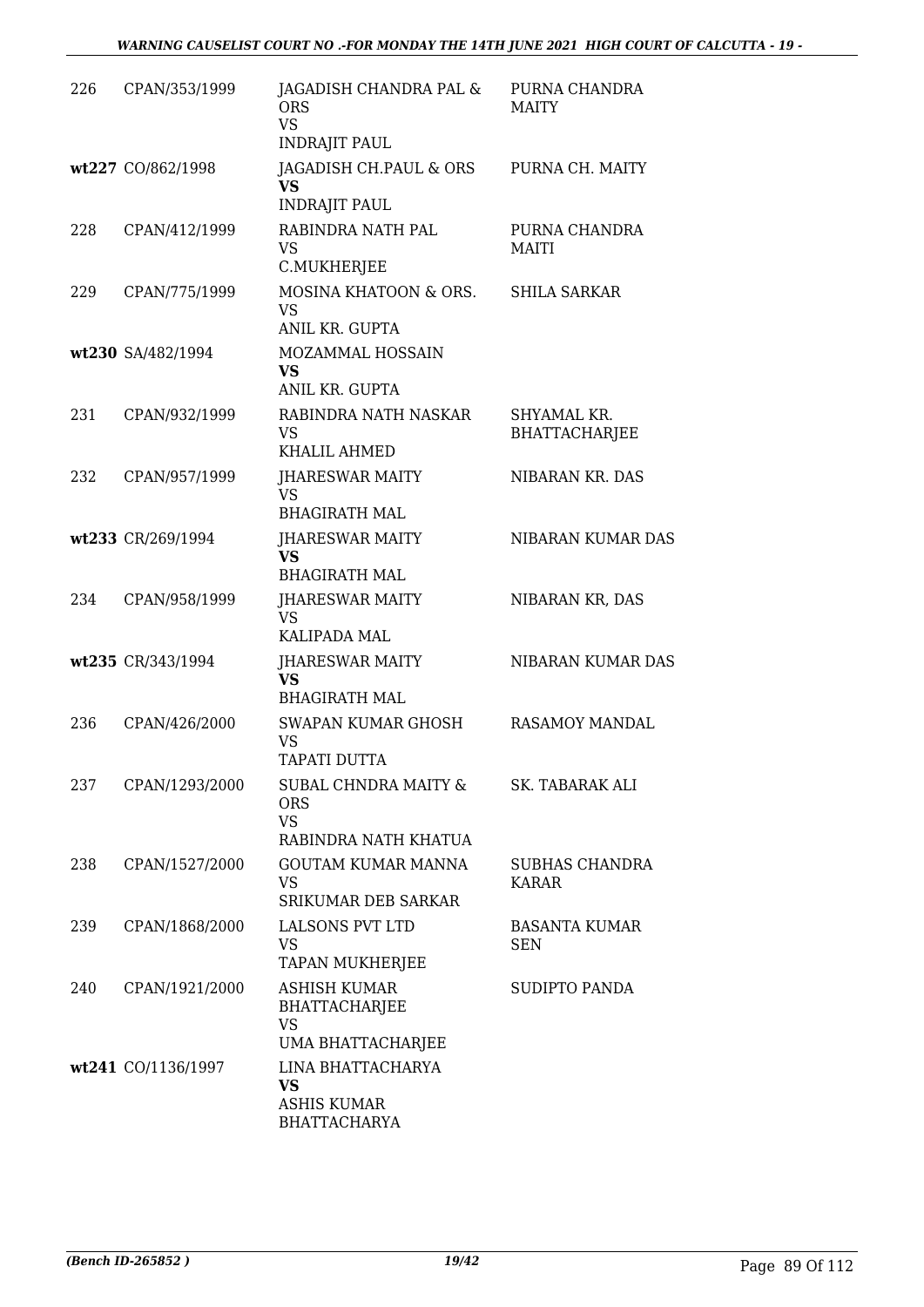| | | | |
|---|---|---|---|
| 226 | CPAN/353/1999 | JAGADISH CHANDRA PAL & ORS<br>VS<br>INDRAJIT PAUL | PURNA CHANDRA MAITY |
| wt227 | CO/862/1998 | JAGADISH CH.PAUL & ORS<br>**VS**<br>INDRAJIT PAUL | PURNA CH. MAITY |
| 228 | CPAN/412/1999 | RABINDRA NATH PAL<br>VS<br>C.MUKHERJEE | PURNA CHANDRA MAITI |
| 229 | CPAN/775/1999 | MOSINA KHATOON & ORS.<br>VS<br>ANIL KR. GUPTA | SHILA SARKAR |
| wt230 | SA/482/1994 | MOZAMMAL HOSSAIN<br>**VS**<br>ANIL KR. GUPTA | |
| 231 | CPAN/932/1999 | RABINDRA NATH NASKAR<br>VS<br>KHALIL AHMED | SHYAMAL KR. BHATTACHARJEE |
| 232 | CPAN/957/1999 | JHARESWAR MAITY<br>VS<br>BHAGIRATH MAL | NIBARAN KR. DAS |
| wt233 | CR/269/1994 | JHARESWAR MAITY<br>**VS**<br>BHAGIRATH MAL | NIBARAN KUMAR DAS |
| 234 | CPAN/958/1999 | JHARESWAR MAITY<br>VS<br>KALIPADA MAL | NIBARAN KR, DAS |
| wt235 | CR/343/1994 | JHARESWAR MAITY<br>**VS**<br>BHAGIRATH MAL | NIBARAN KUMAR DAS |
| 236 | CPAN/426/2000 | SWAPAN KUMAR GHOSH<br>VS<br>TAPATI DUTTA | RASAMOY MANDAL |
| 237 | CPAN/1293/2000 | SUBAL CHNDRA MAITY & ORS<br>VS<br>RABINDRA NATH KHATUA | SK. TABARAK ALI |
| 238 | CPAN/1527/2000 | GOUTAM KUMAR MANNA<br>VS<br>SRIKUMAR DEB SARKAR | SUBHAS CHANDRA KARAR |
| 239 | CPAN/1868/2000 | LALSONS PVT LTD<br>VS<br>TAPAN MUKHERJEE | BASANTA KUMAR SEN |
| 240 | CPAN/1921/2000 | ASHISH KUMAR BHATTACHARJEE<br>VS<br>UMA BHATTACHARJEE | SUDIPTO PANDA |
| wt241 | CO/1136/1997 | LINA BHATTACHARYA<br>**VS**<br>ASHIS KUMAR BHATTACHARYA | |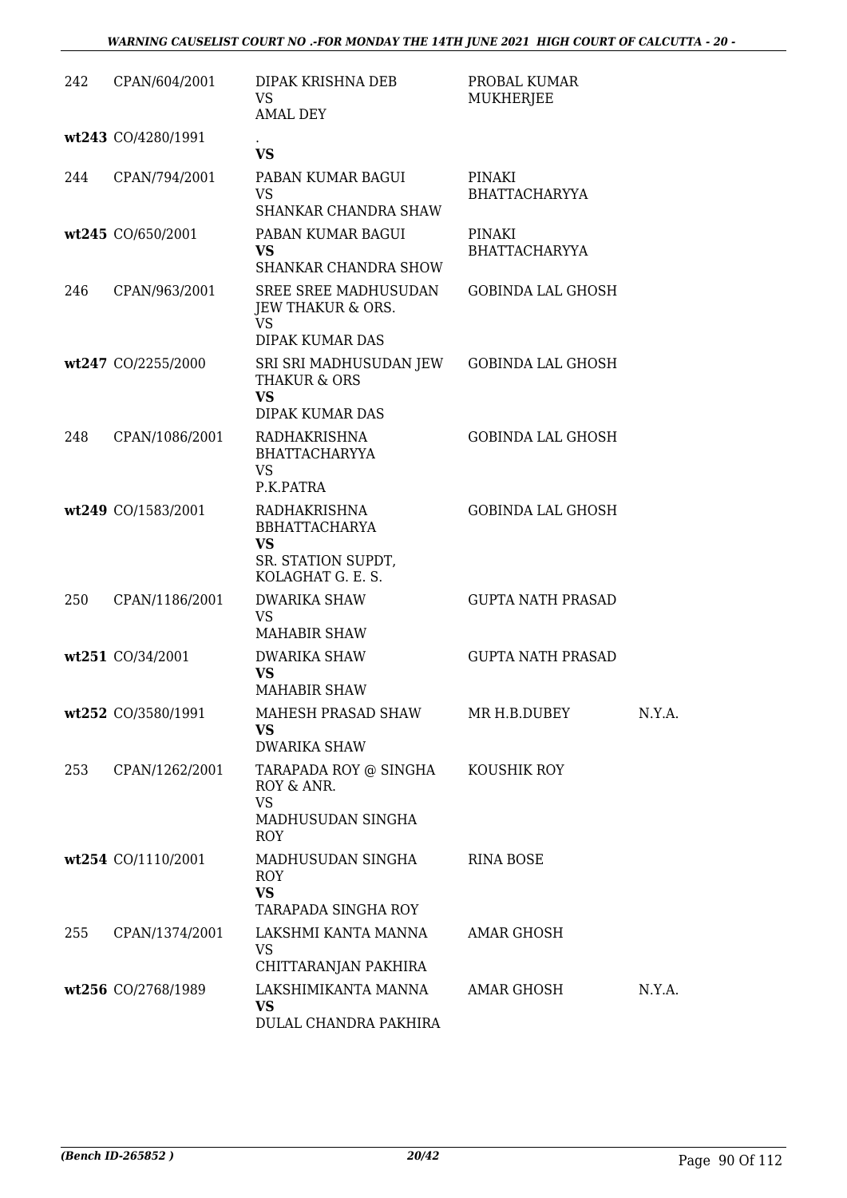| | | | | |
|---|---|---|---|---|
| 242 | CPAN/604/2001 | DIPAK KRISHNA DEB<br>VS<br>AMAL DEY | PROBAL KUMAR MUKHERJEE | |
| wt243 | CO/4280/1991 | .<br>**VS** | | |
| 244 | CPAN/794/2001 | PABAN KUMAR BAGUI<br>VS<br>SHANKAR CHANDRA SHAW | PINAKI BHATTACHARYYA | |
| wt245 | CO/650/2001 | PABAN KUMAR BAGUI<br>**VS**<br>SHANKAR CHANDRA SHOW | PINAKI BHATTACHARYYA | |
| 246 | CPAN/963/2001 | SREE SREE MADHUSUDAN JEW THAKUR & ORS.<br>VS<br>DIPAK KUMAR DAS | GOBINDA LAL GHOSH | |
| wt247 | CO/2255/2000 | SRI SRI MADHUSUDAN JEW THAKUR & ORS<br>**VS**<br>DIPAK KUMAR DAS | GOBINDA LAL GHOSH | |
| 248 | CPAN/1086/2001 | RADHAKRISHNA BHATTACHARYYA<br>VS<br>P.K.PATRA | GOBINDA LAL GHOSH | |
| wt249 | CO/1583/2001 | RADHAKRISHNA BBHATTACHARYA<br>**VS**<br>SR. STATION SUPDT, KOLAGHAT G. E. S. | GOBINDA LAL GHOSH | |
| 250 | CPAN/1186/2001 | DWARIKA SHAW<br>VS<br>MAHABIR SHAW | GUPTA NATH PRASAD | |
| wt251 | CO/34/2001 | DWARIKA SHAW<br>**VS**<br>MAHABIR SHAW | GUPTA NATH PRASAD | |
| wt252 | CO/3580/1991 | MAHESH PRASAD SHAW<br>**VS**<br>DWARIKA SHAW | MR H.B.DUBEY | N.Y.A. |
| 253 | CPAN/1262/2001 | TARAPADA ROY @ SINGHA ROY & ANR.<br>VS<br>MADHUSUDAN SINGHA ROY | KOUSHIK ROY | |
| wt254 | CO/1110/2001 | MADHUSUDAN SINGHA ROY<br>**VS**<br>TARAPADA SINGHA ROY | RINA BOSE | |
| 255 | CPAN/1374/2001 | LAKSHMI KANTA MANNA<br>VS<br>CHITTARANJAN PAKHIRA | AMAR GHOSH | |
| wt256 | CO/2768/1989 | LAKSHIMIKANTA MANNA<br>**VS**<br>DULAL CHANDRA PAKHIRA | AMAR GHOSH | N.Y.A. |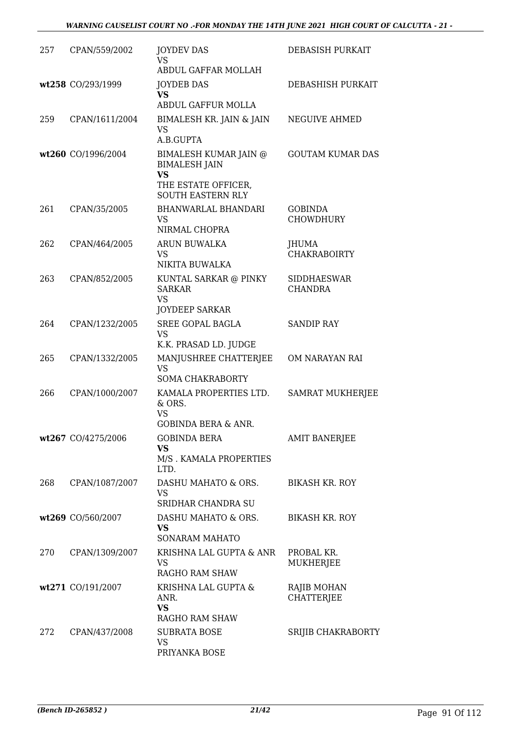| | | | |
|---|---|---|---|
| 257 | CPAN/559/2002 | JOYDEV DAS<br>VS<br>ABDUL GAFFAR MOLLAH | DEBASISH PURKAIT |
| wt258 | CO/293/1999 | JOYDEB DAS<br>**VS**<br>ABDUL GAFFUR MOLLA | DEBASHISH PURKAIT |
| 259 | CPAN/1611/2004 | BIMALESH KR. JAIN & JAIN<br>VS<br>A.B.GUPTA | NEGUIVE AHMED |
| wt260 | CO/1996/2004 | BIMALESH KUMAR JAIN @ BIMALESH JAIN<br>**VS**<br>THE ESTATE OFFICER, SOUTH EASTERN RLY | GOUTAM KUMAR DAS |
| 261 | CPAN/35/2005 | BHANWARLAL BHANDARI<br>VS<br>NIRMAL CHOPRA | GOBINDA CHOWDHURY |
| 262 | CPAN/464/2005 | ARUN BUWALKA<br>VS<br>NIKITA BUWALKA | JHUMA CHAKRABOIRTY |
| 263 | CPAN/852/2005 | KUNTAL SARKAR @ PINKY SARKAR<br>VS<br>JOYDEEP SARKAR | SIDDHAESWAR CHANDRA |
| 264 | CPAN/1232/2005 | SREE GOPAL BAGLA<br>VS<br>K.K. PRASAD LD. JUDGE | SANDIP RAY |
| 265 | CPAN/1332/2005 | MANJUSHREE CHATTERJEE<br>VS<br>SOMA CHAKRABORTY | OM NARAYAN RAI |
| 266 | CPAN/1000/2007 | KAMALA PROPERTIES LTD. & ORS.<br>VS<br>GOBINDA BERA & ANR. | SAMRAT MUKHERJEE |
| wt267 | CO/4275/2006 | GOBINDA BERA<br>**VS**<br>M/S . KAMALA PROPERTIES LTD. | AMIT BANERJEE |
| 268 | CPAN/1087/2007 | DASHU MAHATO & ORS.<br>VS<br>SRIDHAR CHANDRA SU | BIKASH KR. ROY |
| wt269 | CO/560/2007 | DASHU MAHATO & ORS.<br>**VS**<br>SONARAM MAHATO | BIKASH KR. ROY |
| 270 | CPAN/1309/2007 | KRISHNA LAL GUPTA & ANR<br>VS<br>RAGHO RAM SHAW | PROBAL KR. MUKHERJEE |
| wt271 | CO/191/2007 | KRISHNA LAL GUPTA & ANR.<br>**VS**<br>RAGHO RAM SHAW | RAJIB MOHAN CHATTERJEE |
| 272 | CPAN/437/2008 | SUBRATA BOSE<br>VS<br>PRIYANKA BOSE | SRIJIB CHAKRABORTY |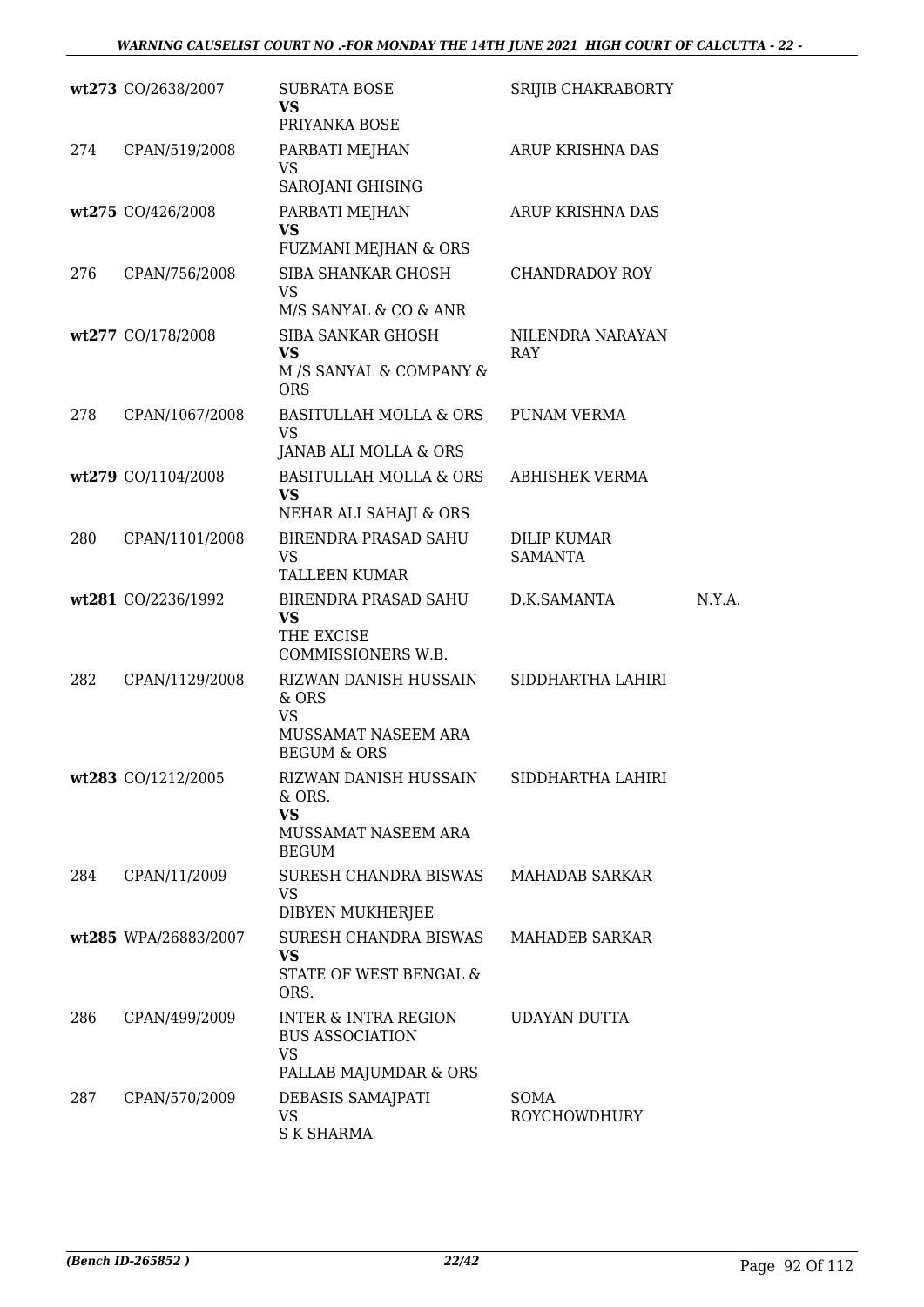| | | | | |
|---|---|---|---|---|
| wt273 | CO/2638/2007 | SUBRATA BOSE<br>**VS**<br>PRIYANKA BOSE | SRIJIB CHAKRABORTY | |
| 274 | CPAN/519/2008 | PARBATI MEJHAN<br>VS<br>SAROJANI GHISING | ARUP KRISHNA DAS | |
| wt275 | CO/426/2008 | PARBATI MEJHAN<br>**VS**<br>FUZMANI MEJHAN & ORS | ARUP KRISHNA DAS | |
| 276 | CPAN/756/2008 | SIBA SHANKAR GHOSH<br>VS<br>M/S SANYAL & CO & ANR | CHANDRADOY ROY | |
| wt277 | CO/178/2008 | SIBA SANKAR GHOSH<br>**VS**<br>M /S SANYAL & COMPANY & ORS | NILENDRA NARAYAN RAY | |
| 278 | CPAN/1067/2008 | BASITULLAH MOLLA & ORS<br>VS<br>JANAB ALI MOLLA & ORS | PUNAM VERMA | |
| wt279 | CO/1104/2008 | BASITULLAH MOLLA & ORS<br>**VS**<br>NEHAR ALI SAHAJI & ORS | ABHISHEK VERMA | |
| 280 | CPAN/1101/2008 | BIRENDRA PRASAD SAHU<br>VS<br>TALLEEN KUMAR | DILIP KUMAR SAMANTA | |
| wt281 | CO/2236/1992 | BIRENDRA PRASAD SAHU<br>**VS**<br>THE EXCISE COMMISSIONERS W.B. | D.K.SAMANTA | N.Y.A. |
| 282 | CPAN/1129/2008 | RIZWAN DANISH HUSSAIN & ORS<br>VS<br>MUSSAMAT NASEEM ARA BEGUM & ORS | SIDDHARTHA LAHIRI | |
| wt283 | CO/1212/2005 | RIZWAN DANISH HUSSAIN & ORS.<br>**VS**<br>MUSSAMAT NASEEM ARA BEGUM | SIDDHARTHA LAHIRI | |
| 284 | CPAN/11/2009 | SURESH CHANDRA BISWAS<br>VS<br>DIBYEN MUKHERJEE | MAHADAB SARKAR | |
| wt285 | WPA/26883/2007 | SURESH CHANDRA BISWAS<br>**VS**<br>STATE OF WEST BENGAL & ORS. | MAHADEB SARKAR | |
| 286 | CPAN/499/2009 | INTER & INTRA REGION BUS ASSOCIATION<br>VS<br>PALLAB MAJUMDAR & ORS | UDAYAN DUTTA | |
| 287 | CPAN/570/2009 | DEBASIS SAMAJPATI<br>VS<br>S K SHARMA | SOMA ROYCHOWDHURY | |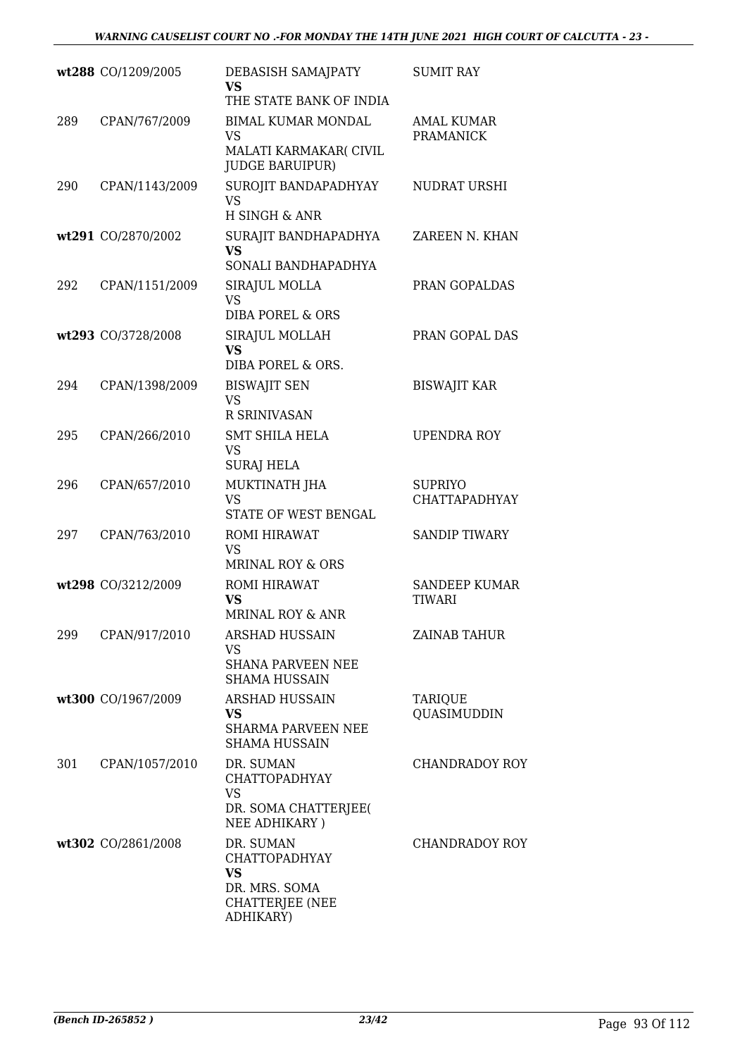| | | | |
|---|---|---|---|
| wt288 | CO/1209/2005 | DEBASISH SAMAJPATY<br>**VS**<br>THE STATE BANK OF INDIA | SUMIT RAY |
| 289 | CPAN/767/2009 | BIMAL KUMAR MONDAL<br>VS<br>MALATI KARMAKAR( CIVIL JUDGE BARUIPUR) | AMAL KUMAR PRAMANICK |
| 290 | CPAN/1143/2009 | SUROJIT BANDAPADHYAY<br>VS<br>H SINGH & ANR | NUDRAT URSHI |
| wt291 | CO/2870/2002 | SURAJIT BANDHAPADHYA<br>**VS**<br>SONALI BANDHAPADHYA | ZAREEN N. KHAN |
| 292 | CPAN/1151/2009 | SIRAJUL MOLLA<br>VS<br>DIBA POREL & ORS | PRAN GOPALDAS |
| wt293 | CO/3728/2008 | SIRAJUL MOLLAH<br>**VS**<br>DIBA POREL & ORS. | PRAN GOPAL DAS |
| 294 | CPAN/1398/2009 | BISWAJIT SEN<br>VS<br>R SRINIVASAN | BISWAJIT KAR |
| 295 | CPAN/266/2010 | SMT SHILA HELA<br>VS<br>SURAJ HELA | UPENDRA ROY |
| 296 | CPAN/657/2010 | MUKTINATH JHA<br>VS<br>STATE OF WEST BENGAL | SUPRIYO CHATTAPADHYAY |
| 297 | CPAN/763/2010 | ROMI HIRAWAT<br>VS<br>MRINAL ROY & ORS | SANDIP TIWARY |
| wt298 | CO/3212/2009 | ROMI HIRAWAT<br>**VS**<br>MRINAL ROY & ANR | SANDEEP KUMAR TIWARI |
| 299 | CPAN/917/2010 | ARSHAD HUSSAIN<br>VS<br>SHANA PARVEEN NEE SHAMA HUSSAIN | ZAINAB TAHUR |
| wt300 | CO/1967/2009 | ARSHAD HUSSAIN<br>**VS**<br>SHARMA PARVEEN NEE SHAMA HUSSAIN | TARIQUE QUASIMUDDIN |
| 301 | CPAN/1057/2010 | DR. SUMAN CHATTOPADHYAY<br>VS<br>DR. SOMA CHATTERJEE( NEE ADHIKARY ) | CHANDRADOY ROY |
| wt302 | CO/2861/2008 | DR. SUMAN CHATTOPADHYAY<br>**VS**<br>DR. MRS. SOMA CHATTERJEE (NEE ADHIKARY) | CHANDRADOY ROY |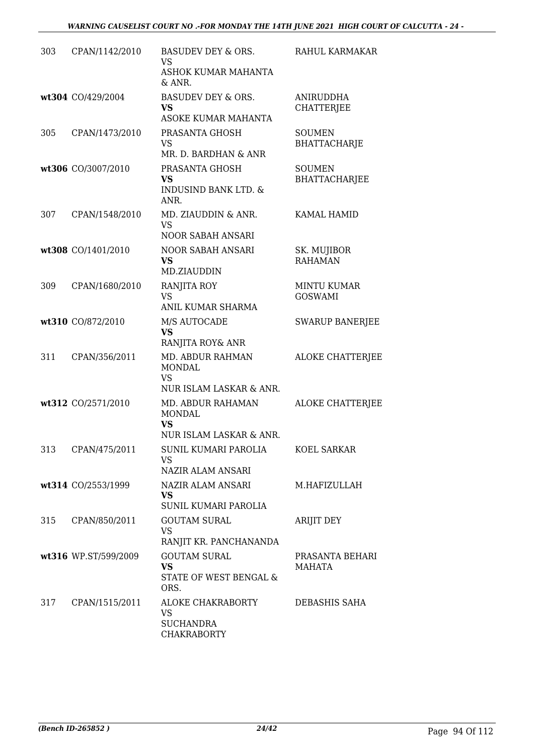| | | | |
|---|---|---|---|
| 303 | CPAN/1142/2010 | BASUDEV DEY & ORS.<br>VS<br>ASHOK KUMAR MAHANTA & ANR. | RAHUL KARMAKAR |
| wt304 | CO/429/2004 | BASUDEV DEY & ORS.<br>**VS**<br>ASOKE KUMAR MAHANTA | ANIRUDDHA CHATTERJEE |
| 305 | CPAN/1473/2010 | PRASANTA GHOSH<br>VS<br>MR. D. BARDHAN & ANR | SOUMEN BHATTACHARJE |
| wt306 | CO/3007/2010 | PRASANTA GHOSH<br>**VS**<br>INDUSIND BANK LTD. & ANR. | SOUMEN BHATTACHARJEE |
| 307 | CPAN/1548/2010 | MD. ZIAUDDIN & ANR.<br>VS<br>NOOR SABAH ANSARI | KAMAL HAMID |
| wt308 | CO/1401/2010 | NOOR SABAH ANSARI<br>**VS**<br>MD.ZIAUDDIN | SK. MUJIBOR RAHAMAN |
| 309 | CPAN/1680/2010 | RANJITA ROY<br>VS<br>ANIL KUMAR SHARMA | MINTU KUMAR GOSWAMI |
| wt310 | CO/872/2010 | M/S AUTOCADE<br>**VS**<br>RANJITA ROY& ANR | SWARUP BANERJEE |
| 311 | CPAN/356/2011 | MD. ABDUR RAHMAN MONDAL<br>VS<br>NUR ISLAM LASKAR & ANR. | ALOKE CHATTERJEE |
| wt312 | CO/2571/2010 | MD. ABDUR RAHAMAN MONDAL<br>**VS**<br>NUR ISLAM LASKAR & ANR. | ALOKE CHATTERJEE |
| 313 | CPAN/475/2011 | SUNIL KUMARI PAROLIA<br>VS<br>NAZIR ALAM ANSARI | KOEL SARKAR |
| wt314 | CO/2553/1999 | NAZIR ALAM ANSARI<br>**VS**<br>SUNIL KUMARI PAROLIA | M.HAFIZULLAH |
| 315 | CPAN/850/2011 | GOUTAM SURAL<br>VS<br>RANJIT KR. PANCHANANDA | ARIJIT DEY |
| wt316 | WP.ST/599/2009 | GOUTAM SURAL<br>**VS**<br>STATE OF WEST BENGAL & ORS. | PRASANTA BEHARI MAHATA |
| 317 | CPAN/1515/2011 | ALOKE CHAKRABORTY<br>VS<br>SUCHANDRA CHAKRABORTY | DEBASHIS SAHA |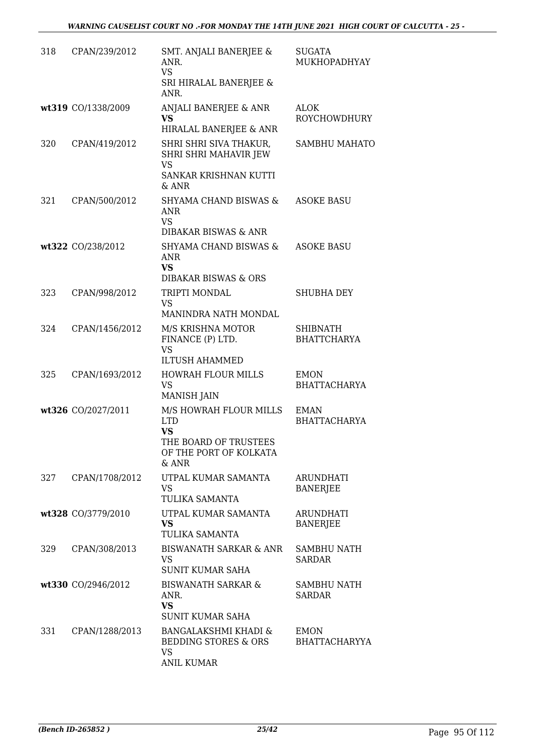| | | | |
|---|---|---|---|
| 318 | CPAN/239/2012 | SMT. ANJALI BANERJEE & ANR.<br>VS<br>SRI HIRALAL BANERJEE & ANR. | SUGATA MUKHOPADHYAY |
| wt319 | CO/1338/2009 | ANJALI BANERJEE & ANR<br>**VS**<br>HIRALAL BANERJEE & ANR | ALOK ROYCHOWDHURY |
| 320 | CPAN/419/2012 | SHRI SHRI SIVA THAKUR, SHRI SHRI MAHAVIR JEW<br>VS<br>SANKAR KRISHNAN KUTTI & ANR | SAMBHU MAHATO |
| 321 | CPAN/500/2012 | SHYAMA CHAND BISWAS & ANR<br>VS<br>DIBAKAR BISWAS & ANR | ASOKE BASU |
| wt322 | CO/238/2012 | SHYAMA CHAND BISWAS & ANR<br>**VS**<br>DIBAKAR BISWAS & ORS | ASOKE BASU |
| 323 | CPAN/998/2012 | TRIPTI MONDAL<br>VS<br>MANINDRA NATH MONDAL | SHUBHA DEY |
| 324 | CPAN/1456/2012 | M/S KRISHNA MOTOR FINANCE (P) LTD.<br>VS<br>ILTUSH AHAMMED | SHIBNATH BHATTCHARYA |
| 325 | CPAN/1693/2012 | HOWRAH FLOUR MILLS<br>VS<br>MANISH JAIN | EMON BHATTACHARYA |
| wt326 | CO/2027/2011 | M/S HOWRAH FLOUR MILLS LTD<br>**VS**<br>THE BOARD OF TRUSTEES OF THE PORT OF KOLKATA & ANR | EMAN BHATTACHARYA |
| 327 | CPAN/1708/2012 | UTPAL KUMAR SAMANTA<br>VS<br>TULIKA SAMANTA | ARUNDHATI BANERJEE |
| wt328 | CO/3779/2010 | UTPAL KUMAR SAMANTA<br>**VS**<br>TULIKA SAMANTA | ARUNDHATI BANERJEE |
| 329 | CPAN/308/2013 | BISWANATH SARKAR & ANR<br>VS<br>SUNIT KUMAR SAHA | SAMBHU NATH SARDAR |
| wt330 | CO/2946/2012 | BISWANATH SARKAR & ANR.<br>**VS**<br>SUNIT KUMAR SAHA | SAMBHU NATH SARDAR |
| 331 | CPAN/1288/2013 | BANGALAKSHMI KHADI & BEDDING STORES & ORS<br>VS<br>ANIL KUMAR | EMON BHATTACHARYYA |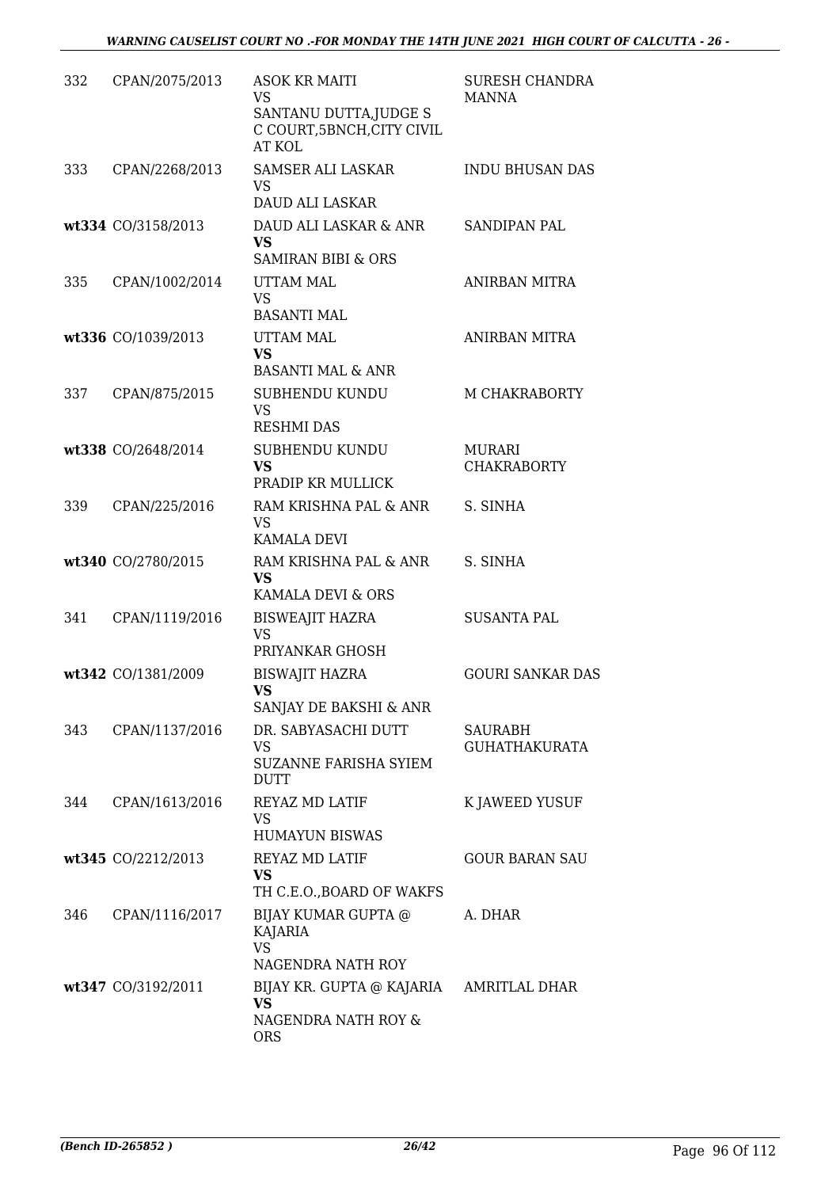| | | | |
|---|---|---|---|
| 332 | CPAN/2075/2013 | ASOK KR MAITI<br>VS<br>SANTANU DUTTA,JUDGE S C COURT,5BNCH,CITY CIVIL AT KOL | SURESH CHANDRA MANNA |
| 333 | CPAN/2268/2013 | SAMSER ALI LASKAR<br>VS<br>DAUD ALI LASKAR | INDU BHUSAN DAS |
| wt334 | CO/3158/2013 | DAUD ALI LASKAR & ANR<br>**VS**<br>SAMIRAN BIBI & ORS | SANDIPAN PAL |
| 335 | CPAN/1002/2014 | UTTAM MAL<br>VS<br>BASANTI MAL | ANIRBAN MITRA |
| wt336 | CO/1039/2013 | UTTAM MAL<br>**VS**<br>BASANTI MAL & ANR | ANIRBAN MITRA |
| 337 | CPAN/875/2015 | SUBHENDU KUNDU<br>VS<br>RESHMI DAS | M CHAKRABORTY |
| wt338 | CO/2648/2014 | SUBHENDU KUNDU<br>**VS**<br>PRADIP KR MULLICK | MURARI CHAKRABORTY |
| 339 | CPAN/225/2016 | RAM KRISHNA PAL & ANR<br>VS<br>KAMALA DEVI | S. SINHA |
| wt340 | CO/2780/2015 | RAM KRISHNA PAL & ANR<br>**VS**<br>KAMALA DEVI & ORS | S. SINHA |
| 341 | CPAN/1119/2016 | BISWEAJIT HAZRA<br>VS<br>PRIYANKAR GHOSH | SUSANTA PAL |
| wt342 | CO/1381/2009 | BISWAJIT HAZRA<br>**VS**<br>SANJAY DE BAKSHI & ANR | GOURI SANKAR DAS |
| 343 | CPAN/1137/2016 | DR. SABYASACHI DUTT<br>VS<br>SUZANNE FARISHA SYIEM DUTT | SAURABH GUHATHAKURATA |
| 344 | CPAN/1613/2016 | REYAZ MD LATIF<br>VS<br>HUMAYUN BISWAS | K JAWEED YUSUF |
| wt345 | CO/2212/2013 | REYAZ MD LATIF<br>**VS**<br>TH C.E.O.,BOARD OF WAKFS | GOUR BARAN SAU |
| 346 | CPAN/1116/2017 | BIJAY KUMAR GUPTA @ KAJARIA<br>VS<br>NAGENDRA NATH ROY | A. DHAR |
| wt347 | CO/3192/2011 | BIJAY KR. GUPTA @ KAJARIA<br>**VS**<br>NAGENDRA NATH ROY & ORS | AMRITLAL DHAR |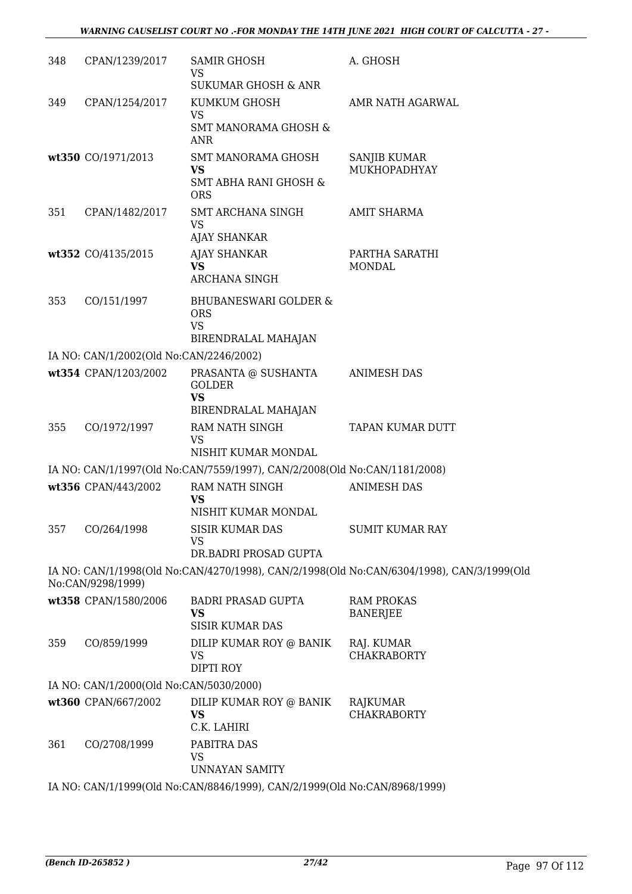| | | | |
|---|---|---|---|
| 348 | CPAN/1239/2017 | SAMIR GHOSH<br>VS<br>SUKUMAR GHOSH & ANR | A. GHOSH |
| 349 | CPAN/1254/2017 | KUMKUM GHOSH<br>VS<br>SMT MANORAMA GHOSH & ANR | AMR NATH AGARWAL |
| wt350 | CO/1971/2013 | SMT MANORAMA GHOSH<br>**VS**<br>SMT ABHA RANI GHOSH & ORS | SANJIB KUMAR MUKHOPADHYAY |
| 351 | CPAN/1482/2017 | SMT ARCHANA SINGH<br>VS<br>AJAY SHANKAR | AMIT SHARMA |
| wt352 | CO/4135/2015 | AJAY SHANKAR<br>**VS**<br>ARCHANA SINGH | PARTHA SARATHI MONDAL |
| 353 | CO/151/1997 | BHUBANESWARI GOLDER & ORS<br>VS<br>BIRENDRALAL MAHAJAN | |

IA NO: CAN/1/2002(Old No:CAN/2246/2002)

| | | | |
|---|---|---|---|
| wt354 | CPAN/1203/2002 | PRASANTA @ SUSHANTA GOLDER<br>**VS**<br>BIRENDRALAL MAHAJAN | ANIMESH DAS |
| 355 | CO/1972/1997 | RAM NATH SINGH<br>VS<br>NISHIT KUMAR MONDAL | TAPAN KUMAR DUTT |

IA NO: CAN/1/1997(Old No:CAN/7559/1997), CAN/2/2008(Old No:CAN/1181/2008)

| | | | |
|---|---|---|---|
| wt356 | CPAN/443/2002 | RAM NATH SINGH<br>**VS**<br>NISHIT KUMAR MONDAL | ANIMESH DAS |
| 357 | CO/264/1998 | SISIR KUMAR DAS<br>VS<br>DR.BADRI PROSAD GUPTA | SUMIT KUMAR RAY |

IA NO: CAN/1/1998(Old No:CAN/4270/1998), CAN/2/1998(Old No:CAN/6304/1998), CAN/3/1999(Old No:CAN/9298/1999)

| | | | |
|---|---|---|---|
| wt358 | CPAN/1580/2006 | BADRI PRASAD GUPTA<br>**VS**<br>SISIR KUMAR DAS | RAM PROKAS BANERJEE |
| 359 | CO/859/1999 | DILIP KUMAR ROY @ BANIK<br>VS<br>DIPTI ROY | RAJ. KUMAR CHAKRABORTY |

IA NO: CAN/1/2000(Old No:CAN/5030/2000)

| | | | |
|---|---|---|---|
| wt360 | CPAN/667/2002 | DILIP KUMAR ROY @ BANIK<br>**VS**<br>C.K. LAHIRI | RAJKUMAR CHAKRABORTY |
| 361 | CO/2708/1999 | PABITRA DAS<br>VS<br>UNNAYAN SAMITY | |

IA NO: CAN/1/1999(Old No:CAN/8846/1999), CAN/2/1999(Old No:CAN/8968/1999)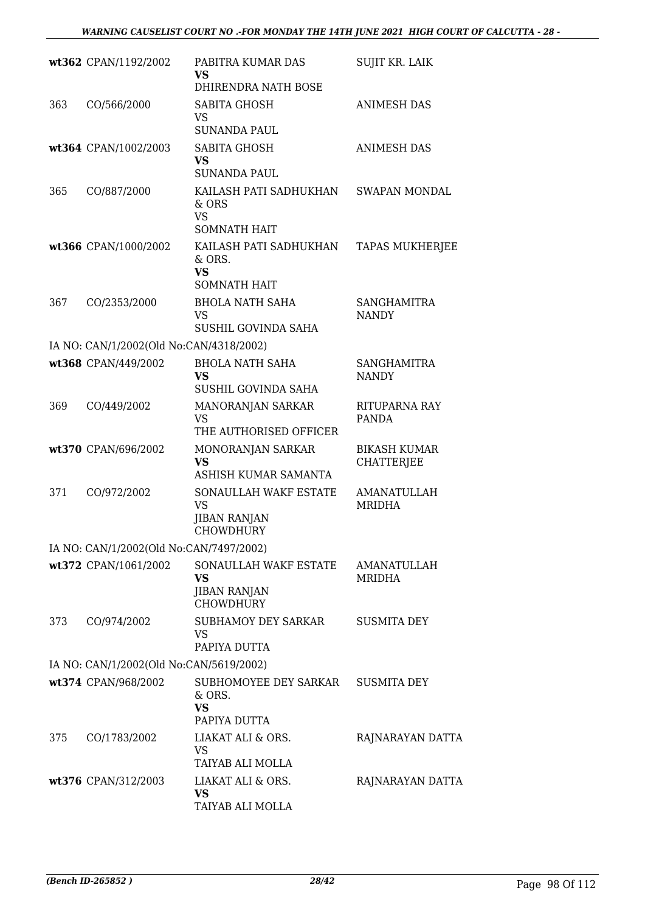| | | | |
|---|---|---|---|
| wt362 | CPAN/1192/2002 | PABITRA KUMAR DAS<br>**VS**<br>DHIRENDRA NATH BOSE | SUJIT KR. LAIK |
| 363 | CO/566/2000 | SABITA GHOSH<br>VS<br>SUNANDA PAUL | ANIMESH DAS |
| wt364 | CPAN/1002/2003 | SABITA GHOSH<br>**VS**<br>SUNANDA PAUL | ANIMESH DAS |
| 365 | CO/887/2000 | KAILASH PATI SADHUKHAN & ORS<br>VS<br>SOMNATH HAIT | SWAPAN MONDAL |
| wt366 | CPAN/1000/2002 | KAILASH PATI SADHUKHAN & ORS.<br>**VS**<br>SOMNATH HAIT | TAPAS MUKHERJEE |
| 367 | CO/2353/2000 | BHOLA NATH SAHA<br>VS<br>SUSHIL GOVINDA SAHA | SANGHAMITRA NANDY |
| IA NO: CAN/1/2002(Old No:CAN/4318/2002) | | | |
| wt368 | CPAN/449/2002 | BHOLA NATH SAHA<br>**VS**<br>SUSHIL GOVINDA SAHA | SANGHAMITRA NANDY |
| 369 | CO/449/2002 | MANORANJAN SARKAR<br>VS<br>THE AUTHORISED OFFICER | RITUPARNA RAY PANDA |
| wt370 | CPAN/696/2002 | MONORANJAN SARKAR<br>**VS**<br>ASHISH KUMAR SAMANTA | BIKASH KUMAR CHATTERJEE |
| 371 | CO/972/2002 | SONAULLAH WAKF ESTATE<br>VS<br>JIBAN RANJAN CHOWDHURY | AMANATULLAH MRIDHA |
| IA NO: CAN/1/2002(Old No:CAN/7497/2002) | | | |
| wt372 | CPAN/1061/2002 | SONAULLAH WAKF ESTATE<br>**VS**<br>JIBAN RANJAN CHOWDHURY | AMANATULLAH MRIDHA |
| 373 | CO/974/2002 | SUBHAMOY DEY SARKAR<br>VS<br>PAPIYA DUTTA | SUSMITA DEY |
| IA NO: CAN/1/2002(Old No:CAN/5619/2002) | | | |
| wt374 | CPAN/968/2002 | SUBHOMOYEE DEY SARKAR & ORS.<br>**VS**<br>PAPIYA DUTTA | SUSMITA DEY |
| 375 | CO/1783/2002 | LIAKAT ALI & ORS.<br>VS<br>TAIYAB ALI MOLLA | RAJNARAYAN DATTA |
| wt376 | CPAN/312/2003 | LIAKAT ALI & ORS.<br>**VS**<br>TAIYAB ALI MOLLA | RAJNARAYAN DATTA |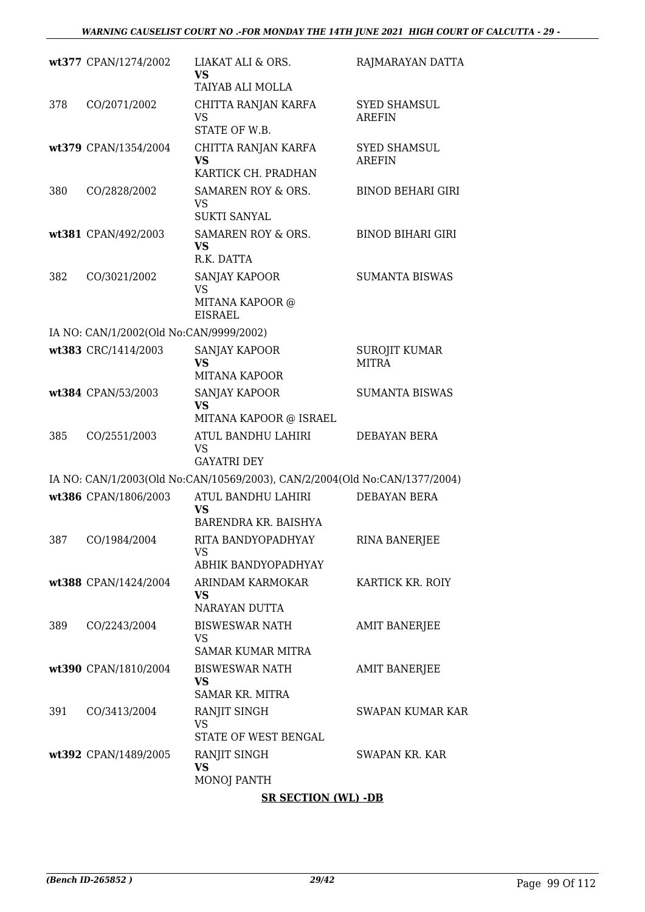| | | | |
|---|---|---|---|
| wt377 | CPAN/1274/2002 | LIAKAT ALI & ORS.<br>**VS**<br>TAIYAB ALI MOLLA | RAJMARAYAN DATTA |
| 378 | CO/2071/2002 | CHITTA RANJAN KARFA<br>VS<br>STATE OF W.B. | SYED SHAMSUL AREFIN |
| wt379 | CPAN/1354/2004 | CHITTA RANJAN KARFA<br>**VS**<br>KARTICK CH. PRADHAN | SYED SHAMSUL AREFIN |
| 380 | CO/2828/2002 | SAMAREN ROY & ORS.<br>VS<br>SUKTI SANYAL | BINOD BEHARI GIRI |
| wt381 | CPAN/492/2003 | SAMAREN ROY & ORS.<br>**VS**<br>R.K. DATTA | BINOD BIHARI GIRI |
| 382 | CO/3021/2002 | SANJAY KAPOOR<br>VS<br>MITANA KAPOOR @ EISRAEL | SUMANTA BISWAS |
| IA NO: CAN/1/2002(Old No:CAN/9999/2002) | | | |
| wt383 | CRC/1414/2003 | SANJAY KAPOOR<br>**VS**<br>MITANA KAPOOR | SUROJIT KUMAR MITRA |
| wt384 | CPAN/53/2003 | SANJAY KAPOOR<br>**VS**<br>MITANA KAPOOR @ ISRAEL | SUMANTA BISWAS |
| 385 | CO/2551/2003 | ATUL BANDHU LAHIRI<br>VS<br>GAYATRI DEY | DEBAYAN BERA |
| IA NO: CAN/1/2003(Old No:CAN/10569/2003), CAN/2/2004(Old No:CAN/1377/2004) | | | |
| wt386 | CPAN/1806/2003 | ATUL BANDHU LAHIRI<br>**VS**<br>BARENDRA KR. BAISHYA | DEBAYAN BERA |
| 387 | CO/1984/2004 | RITA BANDYOPADHYAY<br>VS<br>ABHIK BANDYOPADHYAY | RINA BANERJEE |
| wt388 | CPAN/1424/2004 | ARINDAM KARMOKAR<br>**VS**<br>NARAYAN DUTTA | KARTICK KR. ROIY |
| 389 | CO/2243/2004 | BISWESWAR NATH<br>VS<br>SAMAR KUMAR MITRA | AMIT BANERJEE |
| wt390 | CPAN/1810/2004 | BISWESWAR NATH<br>**VS**<br>SAMAR KR. MITRA | AMIT BANERJEE |
| 391 | CO/3413/2004 | RANJIT SINGH<br>VS<br>STATE OF WEST BENGAL | SWAPAN KUMAR KAR |
| wt392 | CPAN/1489/2005 | RANJIT SINGH<br>**VS**<br>MONOJ PANTH | SWAPAN KR. KAR |

**SR SECTION (WL) -DB**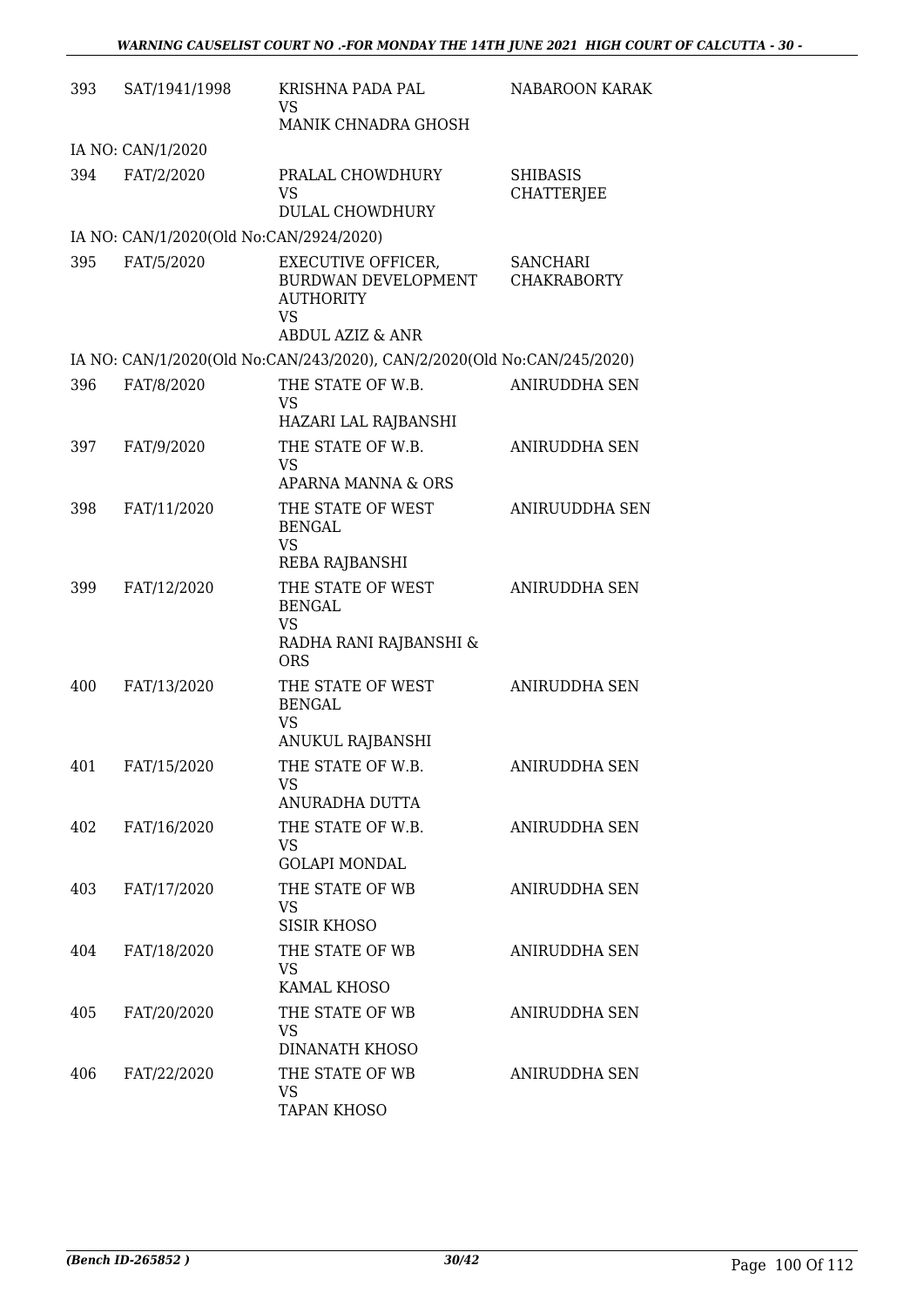| | | | |
|---|---|---|---|
| 393 | SAT/1941/1998 | KRISHNA PADA PAL<br>VS<br>MANIK CHNADRA GHOSH | NABAROON KARAK |
| IA NO: CAN/1/2020 | | | |
| 394 | FAT/2/2020 | PRALAL CHOWDHURY<br>VS<br>DULAL CHOWDHURY | SHIBASIS CHATTERJEE |
| IA NO: CAN/1/2020(Old No:CAN/2924/2020) | | | |
| 395 | FAT/5/2020 | EXECUTIVE OFFICER, BURDWAN DEVELOPMENT AUTHORITY<br>VS<br>ABDUL AZIZ & ANR | SANCHARI CHAKRABORTY |
| IA NO: CAN/1/2020(Old No:CAN/243/2020), CAN/2/2020(Old No:CAN/245/2020) | | | |
| 396 | FAT/8/2020 | THE STATE OF W.B.<br>VS<br>HAZARI LAL RAJBANSHI | ANIRUDDHA SEN |
| 397 | FAT/9/2020 | THE STATE OF W.B.<br>VS<br>APARNA MANNA & ORS | ANIRUDDHA SEN |
| 398 | FAT/11/2020 | THE STATE OF WEST BENGAL<br>VS<br>REBA RAJBANSHI | ANIRUUDDHA SEN |
| 399 | FAT/12/2020 | THE STATE OF WEST BENGAL<br>VS<br>RADHA RANI RAJBANSHI & ORS | ANIRUDDHA SEN |
| 400 | FAT/13/2020 | THE STATE OF WEST BENGAL<br>VS<br>ANUKUL RAJBANSHI | ANIRUDDHA SEN |
| 401 | FAT/15/2020 | THE STATE OF W.B.<br>VS<br>ANURADHA DUTTA | ANIRUDDHA SEN |
| 402 | FAT/16/2020 | THE STATE OF W.B.<br>VS<br>GOLAPI MONDAL | ANIRUDDHA SEN |
| 403 | FAT/17/2020 | THE STATE OF WB<br>VS<br>SISIR KHOSO | ANIRUDDHA SEN |
| 404 | FAT/18/2020 | THE STATE OF WB<br>VS<br>KAMAL KHOSO | ANIRUDDHA SEN |
| 405 | FAT/20/2020 | THE STATE OF WB<br>VS<br>DINANATH KHOSO | ANIRUDDHA SEN |
| 406 | FAT/22/2020 | THE STATE OF WB<br>VS<br>TAPAN KHOSO | ANIRUDDHA SEN |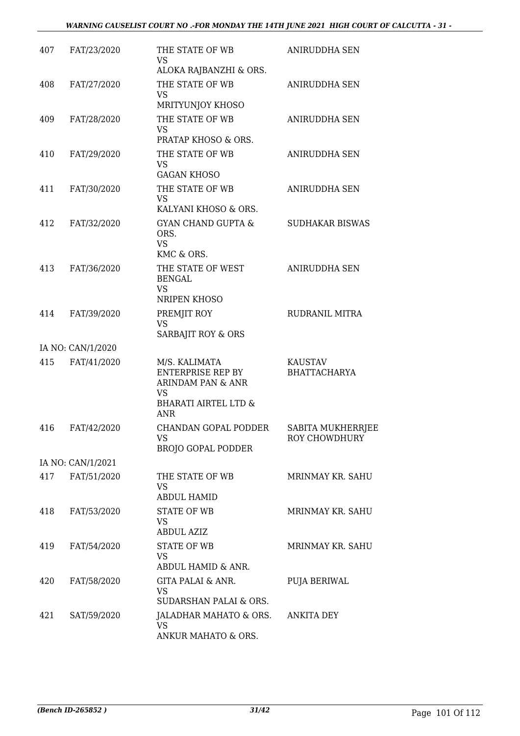| | | | |
|---|---|---|---|
| 407 | FAT/23/2020 | THE STATE OF WB<br>VS<br>ALOKA RAJBANZHI & ORS. | ANIRUDDHA SEN |
| 408 | FAT/27/2020 | THE STATE OF WB<br>VS<br>MRITYUNJOY KHOSO | ANIRUDDHA SEN |
| 409 | FAT/28/2020 | THE STATE OF WB<br>VS<br>PRATAP KHOSO & ORS. | ANIRUDDHA SEN |
| 410 | FAT/29/2020 | THE STATE OF WB<br>VS<br>GAGAN KHOSO | ANIRUDDHA SEN |
| 411 | FAT/30/2020 | THE STATE OF WB<br>VS<br>KALYANI KHOSO & ORS. | ANIRUDDHA SEN |
| 412 | FAT/32/2020 | GYAN CHAND GUPTA & ORS.<br>VS<br>KMC & ORS. | SUDHAKAR BISWAS |
| 413 | FAT/36/2020 | THE STATE OF WEST BENGAL<br>VS<br>NRIPEN KHOSO | ANIRUDDHA SEN |
| 414 | FAT/39/2020 | PREMJIT ROY<br>VS<br>SARBAJIT ROY & ORS | RUDRANIL MITRA |
| | IA NO: CAN/1/2020 | | |
| 415 | FAT/41/2020 | M/S. KALIMATA ENTERPRISE REP BY ARINDAM PAN & ANR<br>VS<br>BHARATI AIRTEL LTD & ANR | KAUSTAV BHATTACHARYA |
| 416 | FAT/42/2020 | CHANDAN GOPAL PODDER<br>VS<br>BROJO GOPAL PODDER | SABITA MUKHERRJEE ROY CHOWDHURY |
| | IA NO: CAN/1/2021 | | |
| 417 | FAT/51/2020 | THE STATE OF WB<br>VS<br>ABDUL HAMID | MRINMAY KR. SAHU |
| 418 | FAT/53/2020 | STATE OF WB<br>VS<br>ABDUL AZIZ | MRINMAY KR. SAHU |
| 419 | FAT/54/2020 | STATE OF WB<br>VS<br>ABDUL HAMID & ANR. | MRINMAY KR. SAHU |
| 420 | FAT/58/2020 | GITA PALAI & ANR.<br>VS<br>SUDARSHAN PALAI & ORS. | PUJA BERIWAL |
| 421 | SAT/59/2020 | JALADHAR MAHATO & ORS.<br>VS<br>ANKUR MAHATO & ORS. | ANKITA DEY |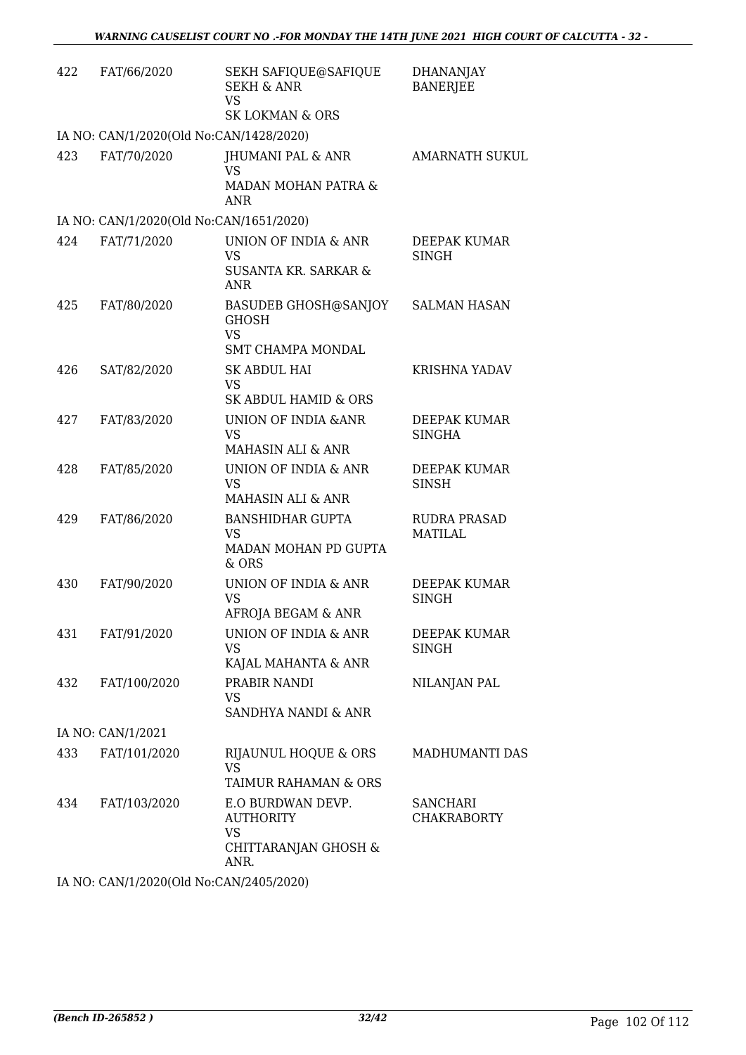| | | | |
|---|---|---|---|
| 422 | FAT/66/2020 | SEKH SAFIQUE@SAFIQUE SEKH & ANR<br>VS<br>SK LOKMAN & ORS | DHANANJAY BANERJEE |
| IA NO: CAN/1/2020(Old No:CAN/1428/2020) | | | |
| 423 | FAT/70/2020 | JHUMANI PAL & ANR<br>VS<br>MADAN MOHAN PATRA & ANR | AMARNATH SUKUL |
| IA NO: CAN/1/2020(Old No:CAN/1651/2020) | | | |
| 424 | FAT/71/2020 | UNION OF INDIA & ANR<br>VS<br>SUSANTA KR. SARKAR & ANR | DEEPAK KUMAR SINGH |
| 425 | FAT/80/2020 | BASUDEB GHOSH@SANJOY GHOSH<br>VS<br>SMT CHAMPA MONDAL | SALMAN HASAN |
| 426 | SAT/82/2020 | SK ABDUL HAI<br>VS<br>SK ABDUL HAMID & ORS | KRISHNA YADAV |
| 427 | FAT/83/2020 | UNION OF INDIA &ANR<br>VS<br>MAHASIN ALI & ANR | DEEPAK KUMAR SINGHA |
| 428 | FAT/85/2020 | UNION OF INDIA & ANR<br>VS<br>MAHASIN ALI & ANR | DEEPAK KUMAR SINSH |
| 429 | FAT/86/2020 | BANSHIDHAR GUPTA<br>VS<br>MADAN MOHAN PD GUPTA & ORS | RUDRA PRASAD MATILAL |
| 430 | FAT/90/2020 | UNION OF INDIA & ANR<br>VS<br>AFROJA BEGAM & ANR | DEEPAK KUMAR SINGH |
| 431 | FAT/91/2020 | UNION OF INDIA & ANR<br>VS<br>KAJAL MAHANTA & ANR | DEEPAK KUMAR SINGH |
| 432 | FAT/100/2020 | PRABIR NANDI<br>VS<br>SANDHYA NANDI & ANR | NILANJAN PAL |
| IA NO: CAN/1/2021 | | | |
| 433 | FAT/101/2020 | RIJAUNUL HOQUE & ORS<br>VS<br>TAIMUR RAHAMAN & ORS | MADHUMANTI DAS |
| 434 | FAT/103/2020 | E.O BURDWAN DEVP. AUTHORITY<br>VS<br>CHITTARANJAN GHOSH & ANR. | SANCHARI CHAKRABORTY |
| IA NO: CAN/1/2020(Old No:CAN/2405/2020) | | | |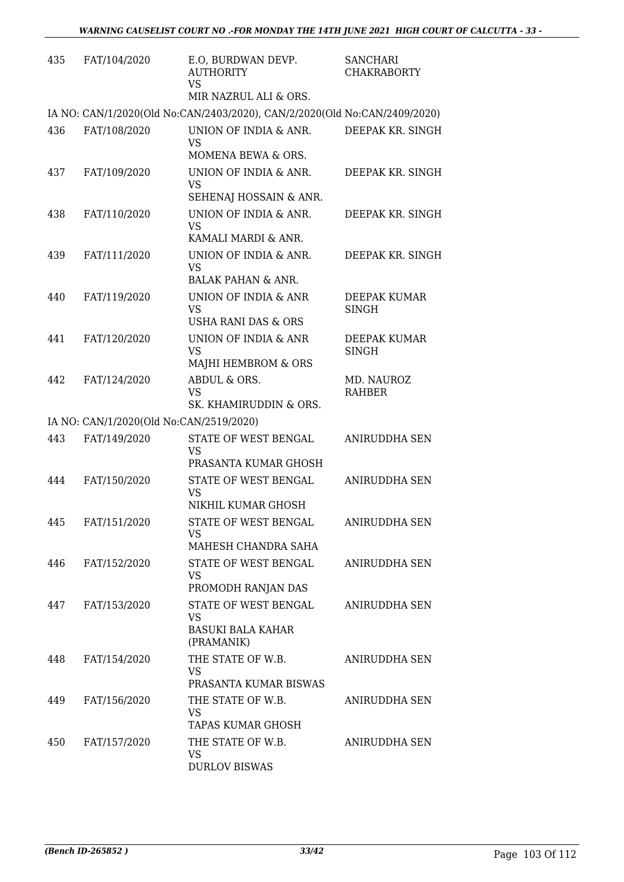| | | | |
|---|---|---|---|
| 435 | FAT/104/2020 | E.O, BURDWAN DEVP. AUTHORITY<br>VS<br>MIR NAZRUL ALI & ORS. | SANCHARI CHAKRABORTY |

IA NO: CAN/1/2020(Old No:CAN/2403/2020), CAN/2/2020(Old No:CAN/2409/2020)

| | | | |
|---|---|---|---|
| 436 | FAT/108/2020 | UNION OF INDIA & ANR.<br>VS<br>MOMENA BEWA & ORS. | DEEPAK KR. SINGH |
| 437 | FAT/109/2020 | UNION OF INDIA & ANR.<br>VS<br>SEHENAJ HOSSAIN & ANR. | DEEPAK KR. SINGH |
| 438 | FAT/110/2020 | UNION OF INDIA & ANR.<br>VS<br>KAMALI MARDI & ANR. | DEEPAK KR. SINGH |
| 439 | FAT/111/2020 | UNION OF INDIA & ANR.<br>VS<br>BALAK PAHAN & ANR. | DEEPAK KR. SINGH |
| 440 | FAT/119/2020 | UNION OF INDIA & ANR<br>VS<br>USHA RANI DAS & ORS | DEEPAK KUMAR SINGH |
| 441 | FAT/120/2020 | UNION OF INDIA & ANR<br>VS<br>MAJHI HEMBROM & ORS | DEEPAK KUMAR SINGH |
| 442 | FAT/124/2020 | ABDUL & ORS.<br>VS<br>SK. KHAMIRUDDIN & ORS. | MD. NAUROZ RAHBER |

IA NO: CAN/1/2020(Old No:CAN/2519/2020)

| | | | |
|---|---|---|---|
| 443 | FAT/149/2020 | STATE OF WEST BENGAL<br>VS<br>PRASANTA KUMAR GHOSH | ANIRUDDHA SEN |
| 444 | FAT/150/2020 | STATE OF WEST BENGAL<br>VS<br>NIKHIL KUMAR GHOSH | ANIRUDDHA SEN |
| 445 | FAT/151/2020 | STATE OF WEST BENGAL<br>VS<br>MAHESH CHANDRA SAHA | ANIRUDDHA SEN |
| 446 | FAT/152/2020 | STATE OF WEST BENGAL<br>VS<br>PROMODH RANJAN DAS | ANIRUDDHA SEN |
| 447 | FAT/153/2020 | STATE OF WEST BENGAL<br>VS<br>BASUKI BALA KAHAR (PRAMANIK) | ANIRUDDHA SEN |
| 448 | FAT/154/2020 | THE STATE OF W.B.<br>VS<br>PRASANTA KUMAR BISWAS | ANIRUDDHA SEN |
| 449 | FAT/156/2020 | THE STATE OF W.B.<br>VS<br>TAPAS KUMAR GHOSH | ANIRUDDHA SEN |
| 450 | FAT/157/2020 | THE STATE OF W.B.<br>VS<br>DURLOV BISWAS | ANIRUDDHA SEN |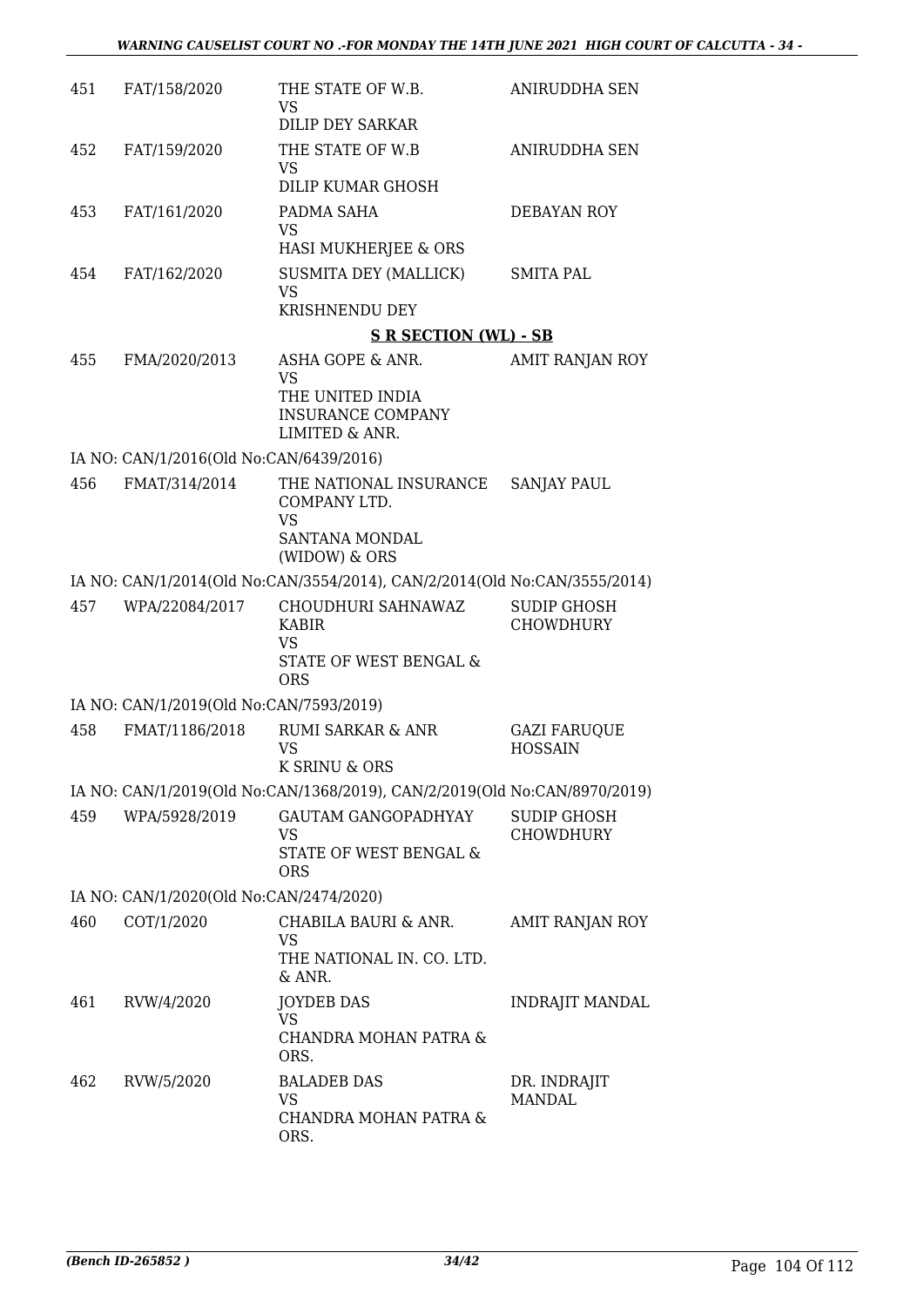| | | | |
|---|---|---|---|
| 451 | FAT/158/2020 | THE STATE OF W.B.<br>VS<br>DILIP DEY SARKAR | ANIRUDDHA SEN |
| 452 | FAT/159/2020 | THE STATE OF W.B<br>VS<br>DILIP KUMAR GHOSH | ANIRUDDHA SEN |
| 453 | FAT/161/2020 | PADMA SAHA<br>VS<br>HASI MUKHERJEE & ORS | DEBAYAN ROY |
| 454 | FAT/162/2020 | SUSMITA DEY (MALLICK)<br>VS<br>KRISHNENDU DEY | SMITA PAL |

**S R SECTION (WL) - SB**

| | | | |
|---|---|---|---|
| 455 | FMA/2020/2013 | ASHA GOPE & ANR.<br>VS<br>THE UNITED INDIA INSURANCE COMPANY LIMITED & ANR. | AMIT RANJAN ROY |

IA NO: CAN/1/2016(Old No:CAN/6439/2016)

| | | | |
|---|---|---|---|
| 456 | FMAT/314/2014 | THE NATIONAL INSURANCE COMPANY LTD.<br>VS<br>SANTANA MONDAL (WIDOW) & ORS | SANJAY PAUL |

IA NO: CAN/1/2014(Old No:CAN/3554/2014), CAN/2/2014(Old No:CAN/3555/2014)

| | | | |
|---|---|---|---|
| 457 | WPA/22084/2017 | CHOUDHURI SAHNAWAZ KABIR<br>VS<br>STATE OF WEST BENGAL & ORS | SUDIP GHOSH CHOWDHURY |

IA NO: CAN/1/2019(Old No:CAN/7593/2019)

| | | | |
|---|---|---|---|
| 458 | FMAT/1186/2018 | RUMI SARKAR & ANR<br>VS<br>K SRINU & ORS | GAZI FARUQUE HOSSAIN |

IA NO: CAN/1/2019(Old No:CAN/1368/2019), CAN/2/2019(Old No:CAN/8970/2019)

| | | | |
|---|---|---|---|
| 459 | WPA/5928/2019 | GAUTAM GANGOPADHYAY<br>VS<br>STATE OF WEST BENGAL & ORS | SUDIP GHOSH CHOWDHURY |

IA NO: CAN/1/2020(Old No:CAN/2474/2020)

| | | | |
|---|---|---|---|
| 460 | COT/1/2020 | CHABILA BAURI & ANR.<br>VS<br>THE NATIONAL IN. CO. LTD. & ANR. | AMIT RANJAN ROY |
| 461 | RVW/4/2020 | JOYDEB DAS<br>VS<br>CHANDRA MOHAN PATRA & ORS. | INDRAJIT MANDAL |
| 462 | RVW/5/2020 | BALADEB DAS<br>VS<br>CHANDRA MOHAN PATRA & ORS. | DR. INDRAJIT MANDAL |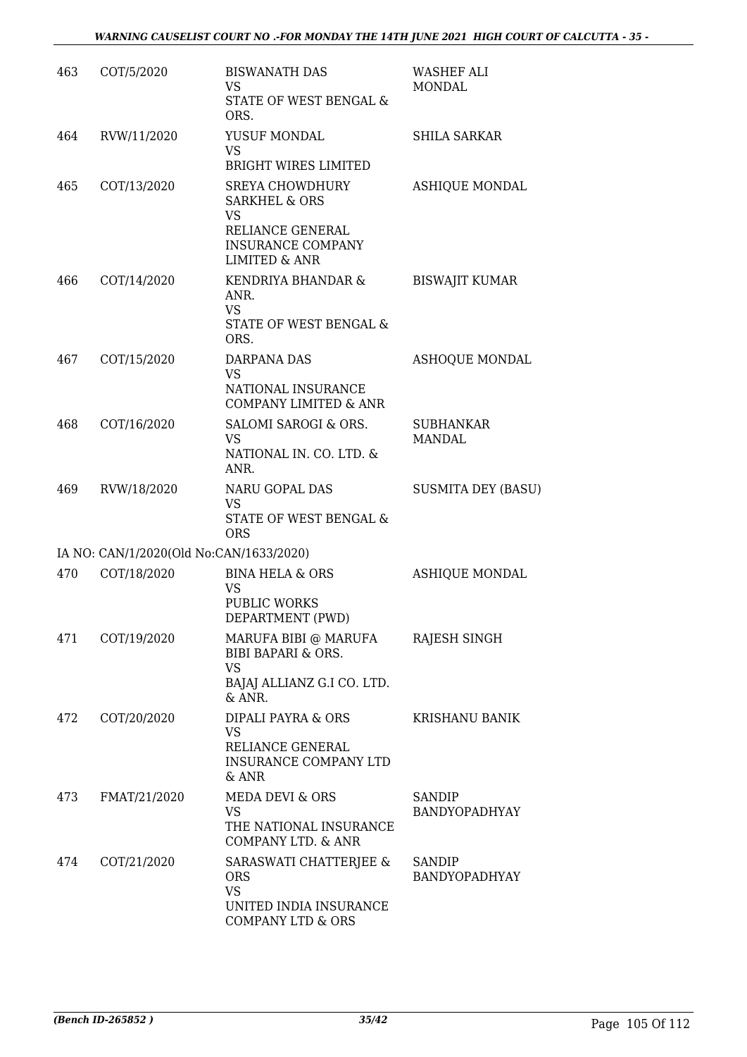| 463 | COT/5/2020 | BISWANATH DAS<br>VS<br>STATE OF WEST BENGAL & ORS. | WASHEF ALI MONDAL |
|---|---|---|---|
| 464 | RVW/11/2020 | YUSUF MONDAL<br>VS<br>BRIGHT WIRES LIMITED | SHILA SARKAR |
| 465 | COT/13/2020 | SREYA CHOWDHURY SARKHEL & ORS<br>VS<br>RELIANCE GENERAL INSURANCE COMPANY LIMITED & ANR | ASHIQUE MONDAL |
| 466 | COT/14/2020 | KENDRIYA BHANDAR & ANR.<br>VS<br>STATE OF WEST BENGAL & ORS. | BISWAJIT KUMAR |
| 467 | COT/15/2020 | DARPANA DAS<br>VS<br>NATIONAL INSURANCE COMPANY LIMITED & ANR | ASHOQUE MONDAL |
| 468 | COT/16/2020 | SALOMI SAROGI & ORS.<br>VS<br>NATIONAL IN. CO. LTD. & ANR. | SUBHANKAR MANDAL |
| 469 | RVW/18/2020 | NARU GOPAL DAS<br>VS<br>STATE OF WEST BENGAL & ORS | SUSMITA DEY (BASU) |
| | IA NO: CAN/1/2020(Old No:CAN/1633/2020) | | |
| 470 | COT/18/2020 | BINA HELA & ORS<br>VS<br>PUBLIC WORKS DEPARTMENT (PWD) | ASHIQUE MONDAL |
| 471 | COT/19/2020 | MARUFA BIBI @ MARUFA BIBI BAPARI & ORS.<br>VS<br>BAJAJ ALLIANZ G.I CO. LTD. & ANR. | RAJESH SINGH |
| 472 | COT/20/2020 | DIPALI PAYRA & ORS<br>VS<br>RELIANCE GENERAL INSURANCE COMPANY LTD & ANR | KRISHANU BANIK |
| 473 | FMAT/21/2020 | MEDA DEVI & ORS<br>VS<br>THE NATIONAL INSURANCE COMPANY LTD. & ANR | SANDIP BANDYOPADHYAY |
| 474 | COT/21/2020 | SARASWATI CHATTERJEE & ORS<br>VS<br>UNITED INDIA INSURANCE COMPANY LTD & ORS | SANDIP BANDYOPADHYAY |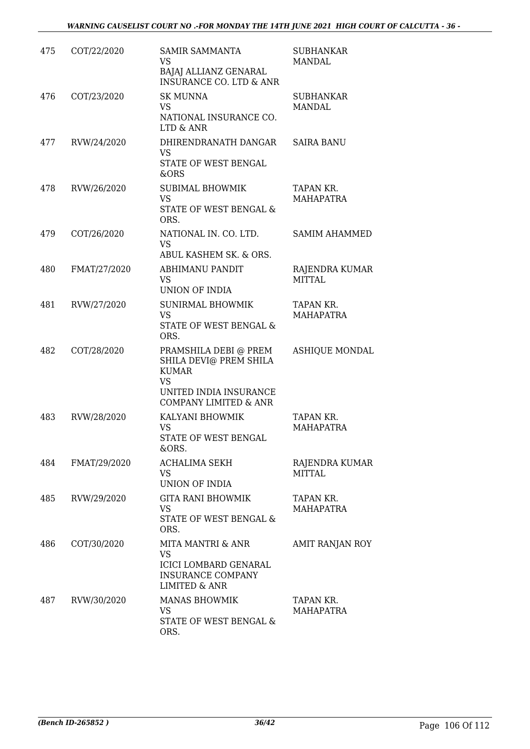| | | | |
|---|---|---|---|
| 475 | COT/22/2020 | SAMIR SAMMANTA<br>VS<br>BAJAJ ALLIANZ GENARAL INSURANCE CO. LTD & ANR | SUBHANKAR MANDAL |
| 476 | COT/23/2020 | SK MUNNA<br>VS<br>NATIONAL INSURANCE CO. LTD & ANR | SUBHANKAR MANDAL |
| 477 | RVW/24/2020 | DHIRENDRANATH DANGAR<br>VS<br>STATE OF WEST BENGAL &ORS | SAIRA BANU |
| 478 | RVW/26/2020 | SUBIMAL BHOWMIK<br>VS<br>STATE OF WEST BENGAL & ORS. | TAPAN KR. MAHAPATRA |
| 479 | COT/26/2020 | NATIONAL IN. CO. LTD.<br>VS<br>ABUL KASHEM SK. & ORS. | SAMIM AHAMMED |
| 480 | FMAT/27/2020 | ABHIMANU PANDIT<br>VS<br>UNION OF INDIA | RAJENDRA KUMAR MITTAL |
| 481 | RVW/27/2020 | SUNIRMAL BHOWMIK<br>VS<br>STATE OF WEST BENGAL & ORS. | TAPAN KR. MAHAPATRA |
| 482 | COT/28/2020 | PRAMSHILA DEBI @ PREM SHILA DEVI@ PREM SHILA KUMAR<br>VS<br>UNITED INDIA INSURANCE COMPANY LIMITED & ANR | ASHIQUE MONDAL |
| 483 | RVW/28/2020 | KALYANI BHOWMIK<br>VS<br>STATE OF WEST BENGAL &ORS. | TAPAN KR. MAHAPATRA |
| 484 | FMAT/29/2020 | ACHALIMA SEKH<br>VS<br>UNION OF INDIA | RAJENDRA KUMAR MITTAL |
| 485 | RVW/29/2020 | GITA RANI BHOWMIK<br>VS<br>STATE OF WEST BENGAL & ORS. | TAPAN KR. MAHAPATRA |
| 486 | COT/30/2020 | MITA MANTRI & ANR<br>VS<br>ICICI LOMBARD GENARAL INSURANCE COMPANY LIMITED & ANR | AMIT RANJAN ROY |
| 487 | RVW/30/2020 | MANAS BHOWMIK<br>VS<br>STATE OF WEST BENGAL & ORS. | TAPAN KR. MAHAPATRA |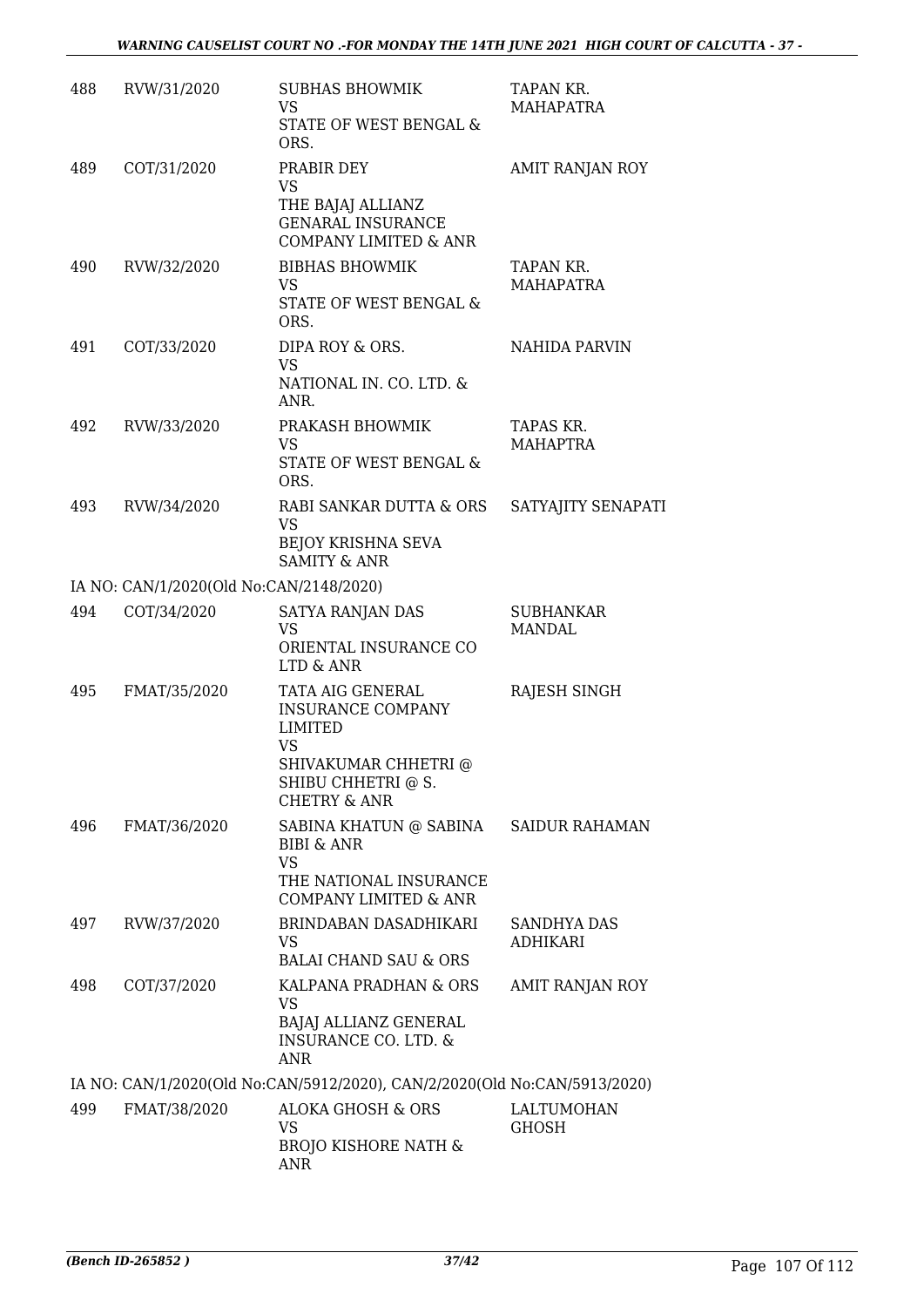| 488 | RVW/31/2020 | SUBHAS BHOWMIK<br>VS<br>STATE OF WEST BENGAL & ORS. | TAPAN KR. MAHAPATRA |
|---|---|---|---|
| 489 | COT/31/2020 | PRABIR DEY<br>VS<br>THE BAJAJ ALLIANZ GENARAL INSURANCE COMPANY LIMITED & ANR | AMIT RANJAN ROY |
| 490 | RVW/32/2020 | BIBHAS BHOWMIK<br>VS<br>STATE OF WEST BENGAL & ORS. | TAPAN KR. MAHAPATRA |
| 491 | COT/33/2020 | DIPA ROY & ORS.<br>VS<br>NATIONAL IN. CO. LTD. & ANR. | NAHIDA PARVIN |
| 492 | RVW/33/2020 | PRAKASH BHOWMIK<br>VS<br>STATE OF WEST BENGAL & ORS. | TAPAS KR. MAHAPTRA |
| 493 | RVW/34/2020 | RABI SANKAR DUTTA & ORS<br>VS<br>BEJOY KRISHNA SEVA SAMITY & ANR | SATYAJITY SENAPATI |
| IA NO: CAN/1/2020(Old No:CAN/2148/2020) | | | |
| 494 | COT/34/2020 | SATYA RANJAN DAS<br>VS<br>ORIENTAL INSURANCE CO LTD & ANR | SUBHANKAR MANDAL |
| 495 | FMAT/35/2020 | TATA AIG GENERAL INSURANCE COMPANY LIMITED<br>VS<br>SHIVAKUMAR CHHETRI @ SHIBU CHHETRI @ S. CHETRY & ANR | RAJESH SINGH |
| 496 | FMAT/36/2020 | SABINA KHATUN @ SABINA BIBI & ANR<br>VS<br>THE NATIONAL INSURANCE COMPANY LIMITED & ANR | SAIDUR RAHAMAN |
| 497 | RVW/37/2020 | BRINDABAN DASADHIKARI<br>VS<br>BALAI CHAND SAU & ORS | SANDHYA DAS ADHIKARI |
| 498 | COT/37/2020 | KALPANA PRADHAN & ORS<br>VS<br>BAJAJ ALLIANZ GENERAL INSURANCE CO. LTD. & ANR | AMIT RANJAN ROY |
| IA NO: CAN/1/2020(Old No:CAN/5912/2020), CAN/2/2020(Old No:CAN/5913/2020) | | | |
| 499 | FMAT/38/2020 | ALOKA GHOSH & ORS<br>VS<br>BROJO KISHORE NATH & ANR | LALTUMOHAN GHOSH |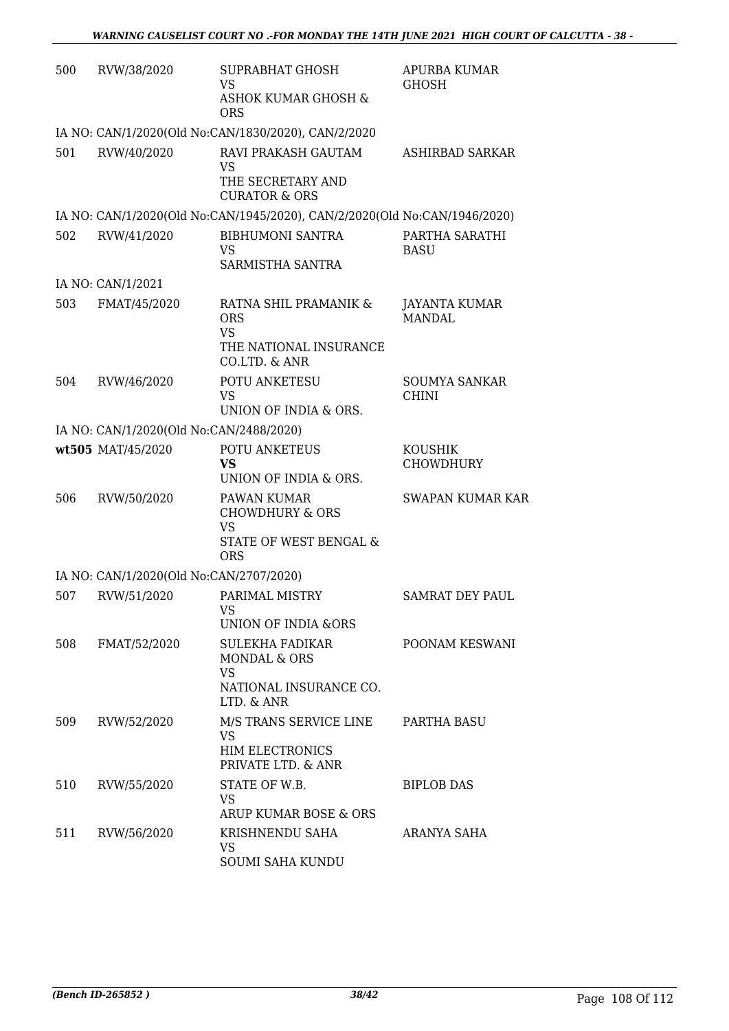| | | | |
|---|---|---|---|
| 500 | RVW/38/2020 | SUPRABHAT GHOSH<br>VS<br>ASHOK KUMAR GHOSH & ORS | APURBA KUMAR GHOSH |
| IA NO: CAN/1/2020(Old No:CAN/1830/2020), CAN/2/2020 | | | |
| 501 | RVW/40/2020 | RAVI PRAKASH GAUTAM<br>VS<br>THE SECRETARY AND CURATOR & ORS | ASHIRBAD SARKAR |
| IA NO: CAN/1/2020(Old No:CAN/1945/2020), CAN/2/2020(Old No:CAN/1946/2020) | | | |
| 502 | RVW/41/2020 | BIBHUMONI SANTRA<br>VS<br>SARMISTHA SANTRA | PARTHA SARATHI BASU |
| IA NO: CAN/1/2021 | | | |
| 503 | FMAT/45/2020 | RATNA SHIL PRAMANIK & ORS<br>VS<br>THE NATIONAL INSURANCE CO.LTD. & ANR | JAYANTA KUMAR MANDAL |
| 504 | RVW/46/2020 | POTU ANKETESU<br>VS<br>UNION OF INDIA & ORS. | SOUMYA SANKAR CHINI |
| IA NO: CAN/1/2020(Old No:CAN/2488/2020) | | | |
| **wt505** | MAT/45/2020 | POTU ANKETEUS<br>**VS**<br>UNION OF INDIA & ORS. | KOUSHIK CHOWDHURY |
| 506 | RVW/50/2020 | PAWAN KUMAR CHOWDHURY & ORS<br>VS<br>STATE OF WEST BENGAL & ORS | SWAPAN KUMAR KAR |
| IA NO: CAN/1/2020(Old No:CAN/2707/2020) | | | |
| 507 | RVW/51/2020 | PARIMAL MISTRY<br>VS<br>UNION OF INDIA &ORS | SAMRAT DEY PAUL |
| 508 | FMAT/52/2020 | SULEKHA FADIKAR MONDAL & ORS<br>VS<br>NATIONAL INSURANCE CO. LTD. & ANR | POONAM KESWANI |
| 509 | RVW/52/2020 | M/S TRANS SERVICE LINE<br>VS<br>HIM ELECTRONICS PRIVATE LTD. & ANR | PARTHA BASU |
| 510 | RVW/55/2020 | STATE OF W.B.<br>VS<br>ARUP KUMAR BOSE & ORS | BIPLOB DAS |
| 511 | RVW/56/2020 | KRISHNENDU SAHA<br>VS<br>SOUMI SAHA KUNDU | ARANYA SAHA |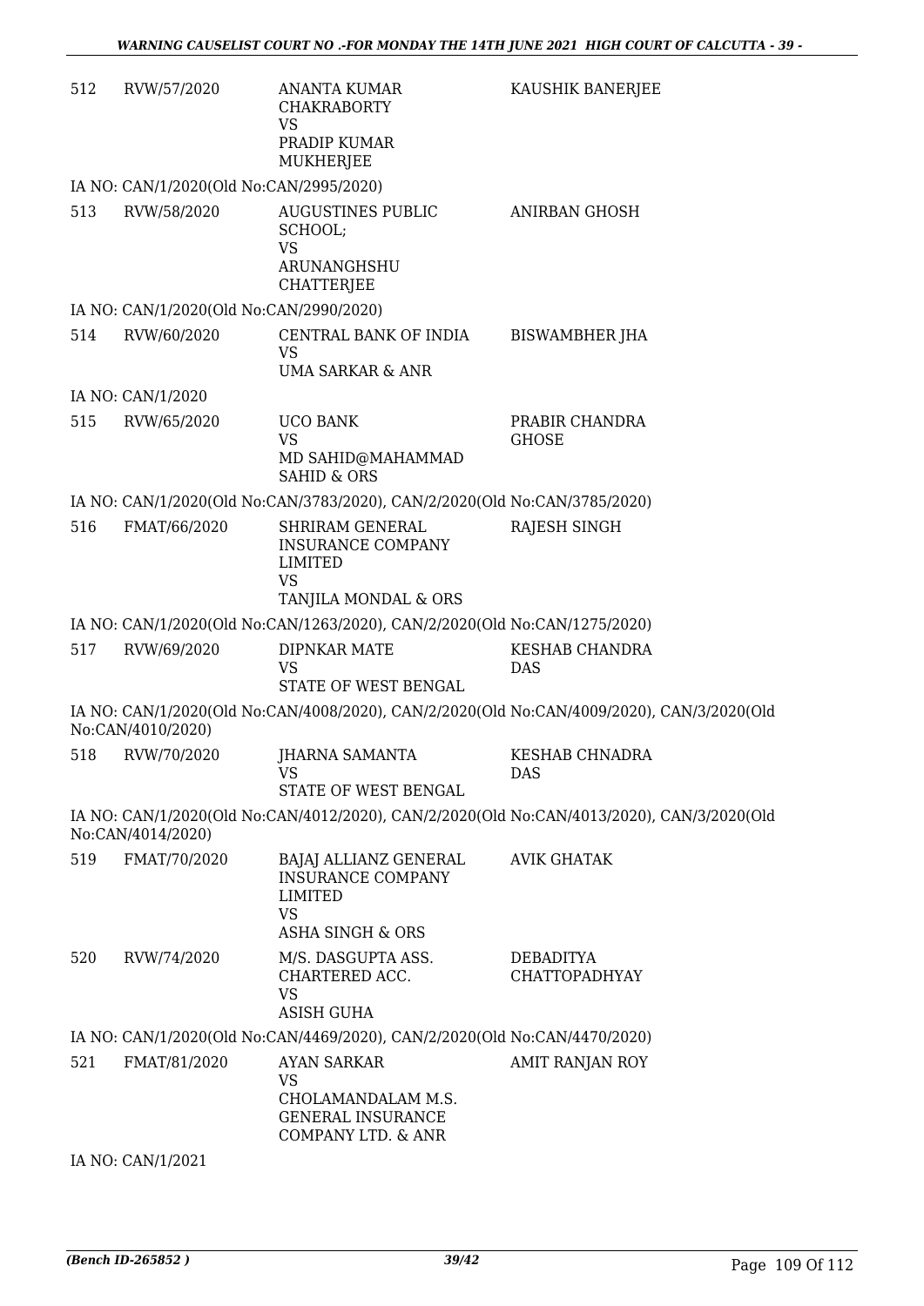| | | | |
|---|---|---|---|
| 512 | RVW/57/2020 | ANANTA KUMAR CHAKRABORTY<br>VS<br>PRADIP KUMAR MUKHERJEE | KAUSHIK BANERJEE |

IA NO: CAN/1/2020(Old No:CAN/2995/2020)

| | | | |
|---|---|---|---|
| 513 | RVW/58/2020 | AUGUSTINES PUBLIC SCHOOL;<br>VS<br>ARUNANGHSHU CHATTERJEE | ANIRBAN GHOSH |

IA NO: CAN/1/2020(Old No:CAN/2990/2020)

| | | | |
|---|---|---|---|
| 514 | RVW/60/2020 | CENTRAL BANK OF INDIA<br>VS<br>UMA SARKAR & ANR | BISWAMBHER JHA |

IA NO: CAN/1/2020

| | | | |
|---|---|---|---|
| 515 | RVW/65/2020 | UCO BANK<br>VS<br>MD SAHID@MAHAMMAD SAHID & ORS | PRABIR CHANDRA GHOSE |

IA NO: CAN/1/2020(Old No:CAN/3783/2020), CAN/2/2020(Old No:CAN/3785/2020)

| | | | |
|---|---|---|---|
| 516 | FMAT/66/2020 | SHRIRAM GENERAL INSURANCE COMPANY LIMITED<br>VS<br>TANJILA MONDAL & ORS | RAJESH SINGH |

IA NO: CAN/1/2020(Old No:CAN/1263/2020), CAN/2/2020(Old No:CAN/1275/2020)

| | | | |
|---|---|---|---|
| 517 | RVW/69/2020 | DIPNKAR MATE<br>VS<br>STATE OF WEST BENGAL | KESHAB CHANDRA DAS |

IA NO: CAN/1/2020(Old No:CAN/4008/2020), CAN/2/2020(Old No:CAN/4009/2020), CAN/3/2020(Old No:CAN/4010/2020)

| | | | |
|---|---|---|---|
| 518 | RVW/70/2020 | JHARNA SAMANTA<br>VS<br>STATE OF WEST BENGAL | KESHAB CHNADRA DAS |

IA NO: CAN/1/2020(Old No:CAN/4012/2020), CAN/2/2020(Old No:CAN/4013/2020), CAN/3/2020(Old No:CAN/4014/2020)

| | | | |
|---|---|---|---|
| 519 | FMAT/70/2020 | BAJAJ ALLIANZ GENERAL INSURANCE COMPANY LIMITED<br>VS<br>ASHA SINGH & ORS | AVIK GHATAK |
| 520 | RVW/74/2020 | M/S. DASGUPTA ASS. CHARTERED ACC.<br>VS<br>ASISH GUHA | DEBADITYA CHATTOPADHYAY |

IA NO: CAN/1/2020(Old No:CAN/4469/2020), CAN/2/2020(Old No:CAN/4470/2020)

| | | | |
|---|---|---|---|
| 521 | FMAT/81/2020 | AYAN SARKAR<br>VS<br>CHOLAMANDALAM M.S. GENERAL INSURANCE COMPANY LTD. & ANR | AMIT RANJAN ROY |

IA NO: CAN/1/2021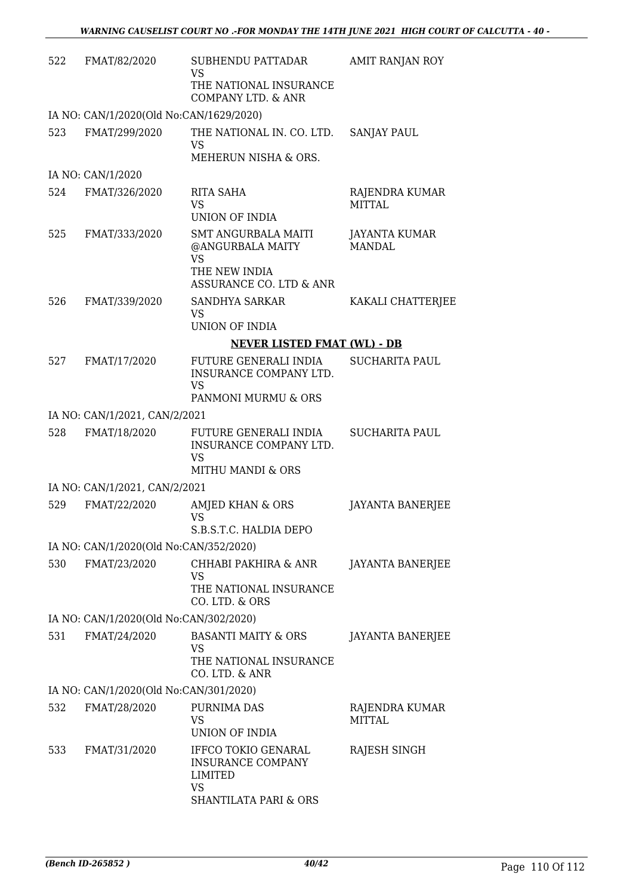| | | | |
|---|---|---|---|
| 522 | FMAT/82/2020 | SUBHENDU PATTADAR<br>VS<br>THE NATIONAL INSURANCE COMPANY LTD. & ANR | AMIT RANJAN ROY |

IA NO: CAN/1/2020(Old No:CAN/1629/2020)

| | | | |
|---|---|---|---|
| 523 | FMAT/299/2020 | THE NATIONAL IN. CO. LTD.<br>VS<br>MEHERUN NISHA & ORS. | SANJAY PAUL |

IA NO: CAN/1/2020

| | | | |
|---|---|---|---|
| 524 | FMAT/326/2020 | RITA SAHA<br>VS<br>UNION OF INDIA | RAJENDRA KUMAR MITTAL |
| 525 | FMAT/333/2020 | SMT ANGURBALA MAITI @ANGURBALA MAITY<br>VS<br>THE NEW INDIA ASSURANCE CO. LTD & ANR | JAYANTA KUMAR MANDAL |
| 526 | FMAT/339/2020 | SANDHYA SARKAR<br>VS<br>UNION OF INDIA | KAKALI CHATTERJEE |

**NEVER LISTED FMAT (WL) - DB**

| | | | |
|---|---|---|---|
| 527 | FMAT/17/2020 | FUTURE GENERALI INDIA INSURANCE COMPANY LTD.<br>VS<br>PANMONI MURMU & ORS | SUCHARITA PAUL |

IA NO: CAN/1/2021, CAN/2/2021

| | | | |
|---|---|---|---|
| 528 | FMAT/18/2020 | FUTURE GENERALI INDIA INSURANCE COMPANY LTD.<br>VS<br>MITHU MANDI & ORS | SUCHARITA PAUL |

IA NO: CAN/1/2021, CAN/2/2021

| | | | |
|---|---|---|---|
| 529 | FMAT/22/2020 | AMJED KHAN & ORS<br>VS<br>S.B.S.T.C. HALDIA DEPO | JAYANTA BANERJEE |

IA NO: CAN/1/2020(Old No:CAN/352/2020)

| | | | |
|---|---|---|---|
| 530 | FMAT/23/2020 | CHHABI PAKHIRA & ANR<br>VS<br>THE NATIONAL INSURANCE CO. LTD. & ORS | JAYANTA BANERJEE |

IA NO: CAN/1/2020(Old No:CAN/302/2020)

| | | | |
|---|---|---|---|
| 531 | FMAT/24/2020 | BASANTI MAITY & ORS<br>VS<br>THE NATIONAL INSURANCE CO. LTD. & ANR | JAYANTA BANERJEE |

IA NO: CAN/1/2020(Old No:CAN/301/2020)

| | | | |
|---|---|---|---|
| 532 | FMAT/28/2020 | PURNIMA DAS<br>VS<br>UNION OF INDIA | RAJENDRA KUMAR MITTAL |
| 533 | FMAT/31/2020 | IFFCO TOKIO GENARAL INSURANCE COMPANY LIMITED<br>VS<br>SHANTILATA PARI & ORS | RAJESH SINGH |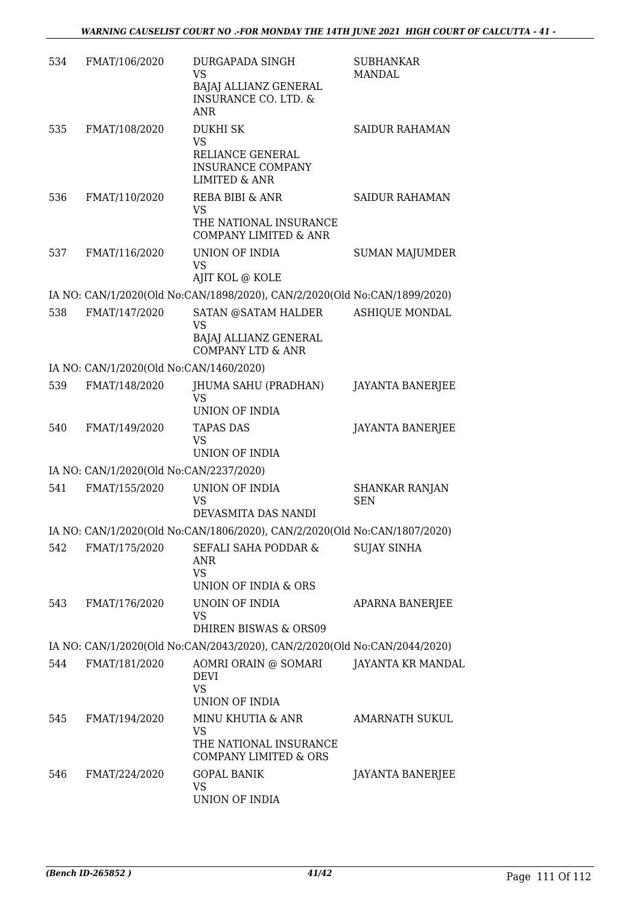| | | | |
|---|---|---|---|
| 534 | FMAT/106/2020 | DURGAPADA SINGH<br>VS<br>BAJAJ ALLIANZ GENERAL INSURANCE CO. LTD. & ANR | SUBHANKAR MANDAL |
| 535 | FMAT/108/2020 | DUKHI SK<br>VS<br>RELIANCE GENERAL INSURANCE COMPANY LIMITED & ANR | SAIDUR RAHAMAN |
| 536 | FMAT/110/2020 | REBA BIBI & ANR<br>VS<br>THE NATIONAL INSURANCE COMPANY LIMITED & ANR | SAIDUR RAHAMAN |
| 537 | FMAT/116/2020 | UNION OF INDIA<br>VS<br>AJIT KOL @ KOLE | SUMAN MAJUMDER |
| | IA NO: CAN/1/2020(Old No:CAN/1898/2020), CAN/2/2020(Old No:CAN/1899/2020) | | |
| 538 | FMAT/147/2020 | SATAN @SATAM HALDER<br>VS<br>BAJAJ ALLIANZ GENERAL COMPANY LTD & ANR | ASHIQUE MONDAL |
| | IA NO: CAN/1/2020(Old No:CAN/1460/2020) | | |
| 539 | FMAT/148/2020 | JHUMA SAHU (PRADHAN)<br>VS<br>UNION OF INDIA | JAYANTA BANERJEE |
| 540 | FMAT/149/2020 | TAPAS DAS<br>VS<br>UNION OF INDIA | JAYANTA BANERJEE |
| | IA NO: CAN/1/2020(Old No:CAN/2237/2020) | | |
| 541 | FMAT/155/2020 | UNION OF INDIA<br>VS<br>DEVASMITA DAS NANDI | SHANKAR RANJAN SEN |
| | IA NO: CAN/1/2020(Old No:CAN/1806/2020), CAN/2/2020(Old No:CAN/1807/2020) | | |
| 542 | FMAT/175/2020 | SEFALI SAHA PODDAR & ANR<br>VS<br>UNION OF INDIA & ORS | SUJAY SINHA |
| 543 | FMAT/176/2020 | UNOIN OF INDIA<br>VS<br>DHIREN BISWAS & ORS09 | APARNA BANERJEE |
| | IA NO: CAN/1/2020(Old No:CAN/2043/2020), CAN/2/2020(Old No:CAN/2044/2020) | | |
| 544 | FMAT/181/2020 | AOMRI ORAIN @ SOMARI DEVI<br>VS<br>UNION OF INDIA | JAYANTA KR MANDAL |
| 545 | FMAT/194/2020 | MINU KHUTIA & ANR<br>VS<br>THE NATIONAL INSURANCE COMPANY LIMITED & ORS | AMARNATH SUKUL |
| 546 | FMAT/224/2020 | GOPAL BANIK<br>VS<br>UNION OF INDIA | JAYANTA BANERJEE |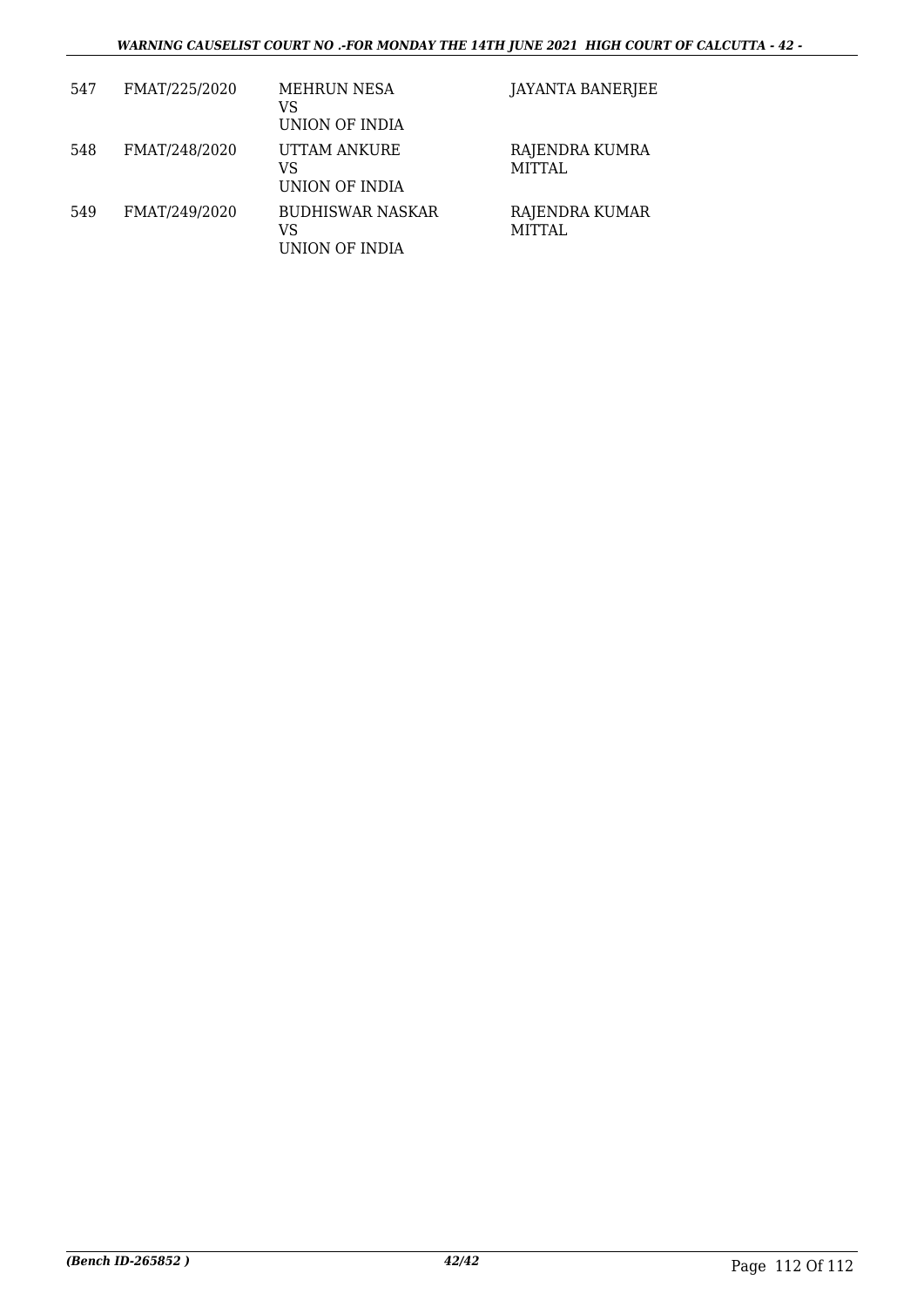| | | | |
|---|---|---|---|
| 547 | FMAT/225/2020 | MEHRUN NESA<br>VS<br>UNION OF INDIA | JAYANTA BANERJEE |
| 548 | FMAT/248/2020 | UTTAM ANKURE<br>VS<br>UNION OF INDIA | RAJENDRA KUMRA<br>MITTAL |
| 549 | FMAT/249/2020 | BUDHISWAR NASKAR<br>VS<br>UNION OF INDIA | RAJENDRA KUMAR<br>MITTAL |